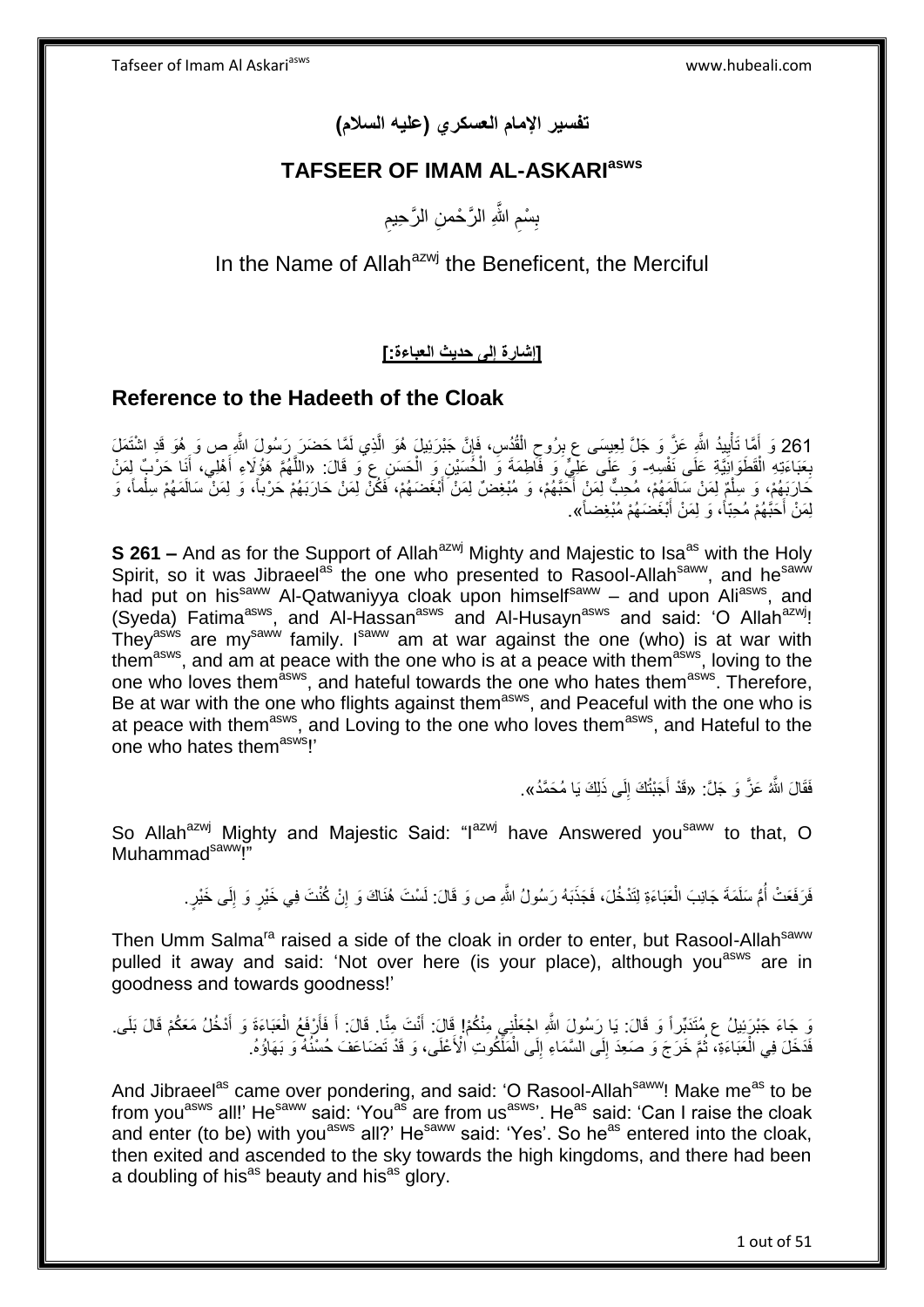# تفسير الإمام العسكري (عليه السلام)

## TAFSEER OF IMAM AL-ASKARI[asws]

بِسْمِ اللَّهِ الرَّحْمنِ الرَّحِيمِ

In the Name of Allah[azwj] the Beneficent, the Merciful

### [إشارة إلى حديث العباءة:]

## Reference to the Hadeeth of the Cloak

261 وَ أَمَّا تَأْيِيدُ اللَّهِ عَزَّ وَ جَلَّ لِعِيسَى ع بِرُوحِ الْقُدُسِ، فَإِنَّ جَبْرَئِيلَ هُوَ الَّذِي لَمَّا حَضَرَ رَسُولَ اللَّهِ ص وَ هُوَ قَدِ اشْتَمَلَ بِعَبَاءَتِهِ الْقَطَوَانِيَّةِ عَلَى نَفْسِهِ- وَ عَلَى عَلِيٍّ وَ فَاطِمَةَ وَ الْحَسَنِ وَ الْحُسَيْنِ ع وَ قَالَ: «اللَّهُمَّ هَؤُلَاءِ أَهْلِي، أَنَا حَرْبٌ لِمَنْ حَارَبَهُمْ، وَ سِلْمٌ لِمَنْ سَالَمَهُمْ، مُحِبٌّ لِمَنْ أَحَبَّهُمْ، وَ مُبْغِضٌ لِمَنْ أَبْغَضَهُمْ، فَكُنْ لِمَنْ حَارَبَهُمْ حَرْباً، وَ لِمَنْ سَالَمَهُمْ سِلْماً، وَ لِمَنْ أَحَبَّهُمْ مُحِبّاً، وَ لِمَنْ أَبْغَضَهُمْ مُبْغِضاً».

**S 261 –** And as for the Support of Allah[azwj] Mighty and Majestic to Isa[as] with the Holy Spirit, so it was Jibraeel[as] the one who presented to Rasool-Allah[saww], and he[saww] had put on his[saww] Al-Qatwaniyya cloak upon himself[saww] – and upon Ali[asws], and (Syeda) Fatima[asws], and Al-Hassan[asws] and Al-Husayn[asws] and said: 'O Allah[azwj]! They[asws] are my[saww] family. I[saww] am at war against the one (who) is at war with them[asws], and am at peace with the one who is at a peace with them[asws], loving to the one who loves them[asws], and hateful towards the one who hates them[asws]. Therefore, Be at war with the one who flights against them[asws], and Peaceful with the one who is at peace with them[asws], and Loving to the one who loves them[asws], and Hateful to the one who hates them[asws]!'

فَقَالَ اللَّهُ عَزَّ وَ جَلَّ: «قَدْ أَجَبْتُكَ إِلَى ذَلِكَ يَا مُحَمَّدُ».

So Allah[azwj] Mighty and Majestic Said: "I[azwj] have Answered you[saww] to that, O Muhammad[saww]!"

فَرَفَعَتْ أُمُّ سَلَمَةَ جَانِبَ الْعَبَاءَةِ لِتَدْخُلَ، فَجَذَبَهُ رَسُولُ اللَّهِ ص وَ قَالَ: لَسْتِ هُنَاكِ وَ إِنْ كُنْتِ فِي خَيْرٍ وَ إِلَى خَيْرٍ.

Then Umm Salma[ra] raised a side of the cloak in order to enter, but Rasool-Allah[saww] pulled it away and said: 'Not over here (is your place), although you[asws] are in goodness and towards goodness!'

وَ جَاءَ جَبْرَئِيلُ ع مُتَدَبِّراً وَ قَالَ: يَا رَسُولَ اللَّهِ اجْعَلْنِي مِنْكُمْ! قَالَ: أَنْتَ مِنَّا. قَالَ: أَ فَأَرْفَعُ الْعَبَاءَةَ وَ أَدْخُلُ مَعَكُمْ قَالَ بَلَى. فَدَخَلَ فِي الْعَبَاءَةِ، ثُمَّ خَرَجَ وَ صَعِدَ إِلَى السَّمَاءِ إِلَى الْمَلَكُوتِ الْأَعْلَى، وَ قَدْ تَضَاعَفَ حُسْنُهُ وَ بَهَاؤُهُ.

And Jibraeel[as] came over pondering, and said: 'O Rasool-Allah[saww]! Make me[as] to be from you[asws] all!' He[saww] said: 'You[as] are from us[asws]'. He[as] said: 'Can I raise the cloak and enter (to be) with you[asws] all?' He[saww] said: 'Yes'. So he[as] entered into the cloak, then exited and ascended to the sky towards the high kingdoms, and there had been a doubling of his[as] beauty and his[as] glory.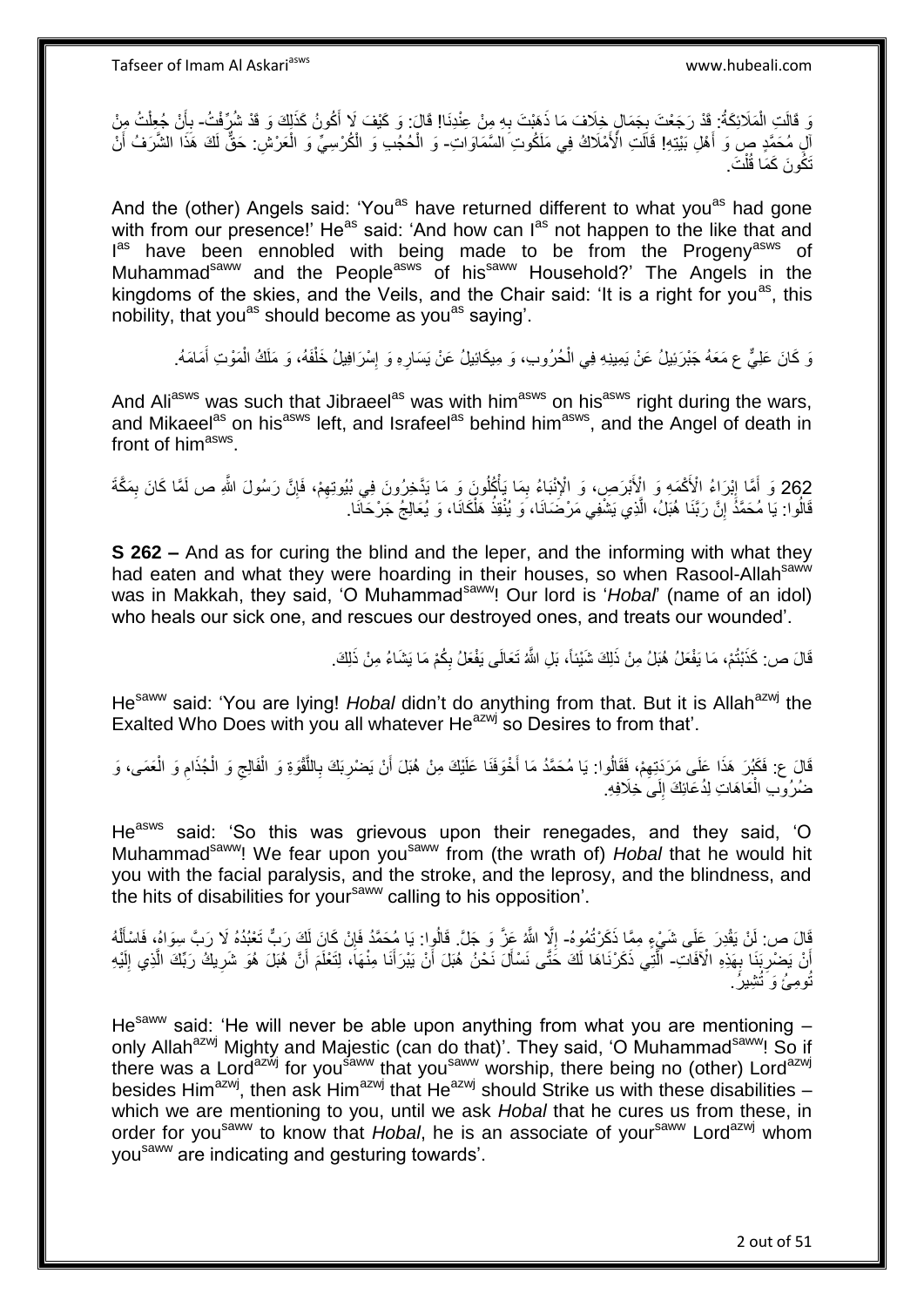وَ قَالَتِ الْمَلَائِكَةُ: قَدْ رَجَعْتَ بِجَمَالٍ خِلَافَ مَا ذَهَبْتَ بِهِ مِنْ عِنْدِنَا! قَالَ: وَ كَيْفَ لَا أَكُونُ كَذَلِكَ وَ قَدْ شُرِّفْتُ- بِأَنْ جُعِلْتُ مِنْ آلِ مُحَمَّدٍ ص وَ أَهْلِ بَيْتِهِ! قَالَتِ الْأَمْلَاكُ فِي مَلَكُوتِ السَّمَاوَاتِ- وَ الْحُجُبِ وَ الْكُرْسِيِّ وَ الْعَرْشِ: حَقٌّ لَكَ هَذَا الشَّرَفُ أَنْ تَكُونَ كَمَا قُلْتَ.

And the (other) Angels said: 'You[as] have returned different to what you[as] had gone with from our presence!' He[as] said: 'And how can I[as] not happen to the like that and I[as] have been ennobled with being made to be from the Progeny[asws] of Muhammad[saww] and the People[asws] of his[saww] Household?' The Angels in the kingdoms of the skies, and the Veils, and the Chair said: 'It is a right for you[as], this nobility, that you[as] should become as you[as] saying'.

وَ كَانَ عَلِيٌّ ع مَعَهُ جَبْرَئِيلُ عَنْ يَمِينِهِ فِي الْحُرُوبِ، وَ مِيكَائِيلُ عَنْ يَسَارِهِ وَ إِسْرَافِيلُ خَلْفَهُ، وَ مَلَكُ الْمَوْتِ أَمَامَهُ.

And Ali[asws] was such that Jibraeel[as] was with him[asws] on his[asws] right during the wars, and Mikaeel[as] on his[asws] left, and Israfeel[as] behind him[asws], and the Angel of death in front of him[asws].

262 وَ أَمَّا إِبْرَاءُ الْأَكْمَهِ وَ الْأَبْرَصِ، وَ الْإِنْبَاءُ بِمَا يَأْكُلُونَ وَ مَا يَدَّخِرُونَ فِي بُيُوتِهِمْ، فَإِنَّ رَسُولَ اللَّهِ ص لَمَّا كَانَ بِمَكَّةَ قَالُوا: يَا مُحَمَّدُ إِنَّ رَبَّنَا هُبَلُ، الَّذِي يَشْفِي مَرْضَانَا، وَ يُنْقِذُ هَلْكَانَا، وَ يُعَالِجُ جَرْحَانَا.

**S 262 –** And as for curing the blind and the leper, and the informing with what they had eaten and what they were hoarding in their houses, so when Rasool-Allah[saww] was in Makkah, they said, 'O Muhammad[saww]! Our lord is '*Hobal*' (name of an idol) who heals our sick one, and rescues our destroyed ones, and treats our wounded'.

قَالَ ص: كَذَبْتُمْ، مَا يَفْعَلُ هُبَلُ مِنْ ذَلِكَ شَيْئاً، بَلِ اللَّهُ تَعَالَى يَفْعَلُ بِكُمْ مَا يَشَاءُ مِنْ ذَلِكَ.

He[saww] said: 'You are lying! *Hobal* didn't do anything from that. But it is Allah[azwj] the Exalted Who Does with you all whatever He[azwj] so Desires to from that'.

قَالَ ع: فَكَبُرَ هَذَا عَلَى مَرَدَتِهِمْ، فَقَالُوا: يَا مُحَمَّدُ مَا أَخْوَفَنَا عَلَيْكَ مِنْ هُبَلَ أَنْ يَضْرِبَكَ بِاللَّقْوَةِ وَ الْفَالِجِ وَ الْجُذَامِ وَ الْعَمَى، وَ ضُرُوبِ الْعَاهَاتِ لِدُعَائِكَ إِلَى خِلَافِهِ.

He[asws] said: 'So this was grievous upon their renegades, and they said, 'O Muhammad[saww]! We fear upon you[saww] from (the wrath of) *Hobal* that he would hit you with the facial paralysis, and the stroke, and the leprosy, and the blindness, and the hits of disabilities for your[saww] calling to his opposition'.

قَالَ ص: لَنْ يَقْدِرَ عَلَى شَيْءٍ مِمَّا ذَكَرْتُمُوهُ- إِلَّا اللَّهُ عَزَّ وَ جَلَّ. قَالُوا: يَا مُحَمَّدُ فَإِنْ كَانَ لَكَ رَبٌّ تَعْبُدُهُ لَا رَبَّ سِوَاهُ، فَاسْأَلْهُ أَنْ يَضْرِبَنَا بِهَذِهِ الْآفَاتِ- الَّتِي ذَكَرْنَاهَا لَكَ حَتَّى نَسْأَلَ نَحْنُ هُبَلَ أَنْ يُبْرِئَنَا مِنْهَا، لِتَعْلَمَ أَنَّ هُبَلَ هُوَ شَرِيكُ رَبِّكَ الَّذِي إِلَيْهِ تُومِئُ وَ تُشِيرُ.

He[saww] said: 'He will never be able upon anything from what you are mentioning – only Allah[azwj] Mighty and Majestic (can do that)'. They said, 'O Muhammad[saww]! So if there was a Lord[azwj] for you[saww] that you[saww] worship, there being no (other) Lord[azwj] besides Him[azwj], then ask Him[azwj] that He[azwj] should Strike us with these disabilities – which we are mentioning to you, until we ask *Hobal* that he cures us from these, in order for you[saww] to know that *Hobal*, he is an associate of your[saww] Lord[azwj] whom you[saww] are indicating and gesturing towards'.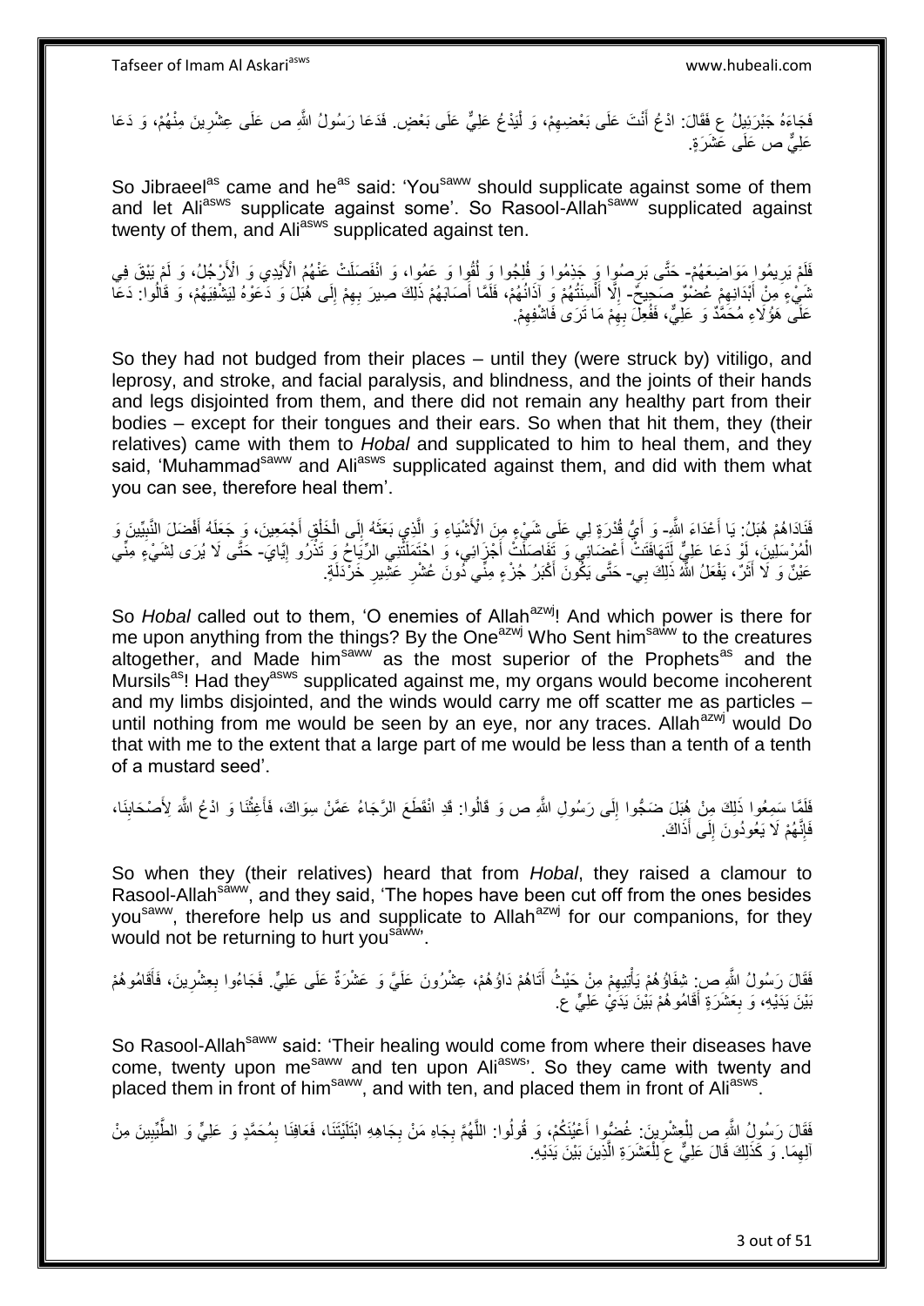فَجَاءَهُ جَبْرَئِيلُ ع فَقَالَ: ادْعُ أَنْتَ عَلَى بَعْضِهِمْ، وَ لْيَدْعُ عَلِيٌّ عَلَى بَعْضٍ. فَدَعَا رَسُولُ اللَّهِ ص عَلَى عِشْرِينَ مِنْهُمْ، وَ دَعَا عَلِيٌّ ص عَلَى عَشَرَةٍ.

So Jibraeel[as] came and he[as] said: 'You[saww] should supplicate against some of them and let Ali[asws] supplicate against some'. So Rasool-Allah[saww] supplicated against twenty of them, and Ali[asws] supplicated against ten.

فَلَمْ يَرِيمُوا مَوَاضِعَهُمْ- حَتَّى بَرِصُوا وَ جَذِمُوا وَ فُلِجُوا وَ لُقُوا وَ عَمُوا، وَ انْفَصَلَتْ عَنْهُمُ الْأَيْدِي وَ الْأَرْجُلُ، وَ لَمْ يَبْقَ فِي شَيْءٍ مِنْ أَبْدَانِهِمْ عُضْوٌ صَحِيحٌ- إِلَّا أَلْسِنَتُهُمْ وَ آذَانُهُمْ، فَلَمَّا أَصَابَهُمْ ذَلِكَ صِيرَ بِهِمْ إِلَى هُبَلَ وَ دَعَوْهُ لِيَشْفِيَهُمْ، وَ قَالُوا: دَعَا عَلَى هَؤُلَاءِ مُحَمَّدٌ وَ عَلِيٌّ، فَفُعِلَ بِهِمْ مَا تَرَى فَاشْفِهِمْ.

So they had not budged from their places – until they (were struck by) vitiligo, and leprosy, and stroke, and facial paralysis, and blindness, and the joints of their hands and legs disjointed from them, and there did not remain any healthy part from their bodies – except for their tongues and their ears. So when that hit them, they (their relatives) came with them to *Hobal* and supplicated to him to heal them, and they said, 'Muhammad[saww] and Ali[asws] supplicated against them, and did with them what you can see, therefore heal them'.

فَنَادَاهُمْ هُبَلُ: يَا أَعْدَاءَ اللَّهِ- وَ أَيُّ قُدْرَةٍ لِي عَلَى شَيْءٍ مِنَ الْأَشْيَاءِ وَ الَّذِي بَعَثَهُ إِلَى الْخَلْقِ أَجْمَعِينَ، وَ جَعَلَهُ أَفْضَلَ النَّبِيِّينَ وَ الْمُرْسَلِينَ، لَوْ دَعَا عَلَيَّ لَتَهَافَتَتْ أَعْضَائِي وَ تَفَاصَلَتْ أَجْزَائِي، وَ احْتَمَلَتْنِي الرِّيَاحُ وَ تَذْرُو إِيَّايَ- حَتَّى لَا يُرَى لِشَيْءٍ مِنِّي عَيْنٌ وَ لَا أَثَرٌ، يَفْعَلُ اللَّهُ ذَلِكَ بِي- حَتَّى يَكُونَ أَكْبَرُ جُزْءٍ مِنِّي دُونَ عُشْرِ عَشِيرِ خَرْدَلَةٍ.

So *Hobal* called out to them, 'O enemies of Allah[azwj]! And which power is there for me upon anything from the things? By the One[azwj] Who Sent him[saww] to the creatures altogether, and Made him[saww] as the most superior of the Prophets[as] and the Mursils[as]! Had they[asws] supplicated against me, my organs would become incoherent and my limbs disjointed, and the winds would carry me off scatter me as particles – until nothing from me would be seen by an eye, nor any traces. Allah[azwj] would Do that with me to the extent that a large part of me would be less than a tenth of a tenth of a mustard seed'.

فَلَمَّا سَمِعُوا ذَلِكَ مِنْ هُبَلَ ضَجُّوا إِلَى رَسُولِ اللَّهِ ص وَ قَالُوا: قَدِ انْقَطَعَ الرَّجَاءُ عَمَّنْ سِوَاكَ، فَأَغِثْنَا وَ ادْعُ اللَّهَ لِأَصْحَابِنَا، فَإِنَّهُمْ لَا يَعُودُونَ إِلَى أَذَاكَ.

So when they (their relatives) heard that from *Hobal*, they raised a clamour to Rasool-Allah[saww], and they said, 'The hopes have been cut off from the ones besides you[saww], therefore help us and supplicate to Allah[azwj] for our companions, for they would not be returning to hurt you[saww]'.

فَقَالَ رَسُولُ اللَّهِ ص: شِفَاؤُهُمْ يَأْتِيهِمْ مِنْ حَيْثُ أَتَاهُمْ دَاؤُهُمْ، عِشْرُونَ عَلَيَّ وَ عَشَرَةٌ عَلَى عَلِيٍّ. فَجَاءُوا بِعِشْرِينَ، فَأَقَامُوهُمْ بَيْنَ يَدَيْهِ، وَ بِعَشَرَةٍ أَقَامُوهُمْ بَيْنَ يَدَيْ عَلِيٍّ ع.

So Rasool-Allah[saww] said: 'Their healing would come from where their diseases have come, twenty upon me[saww] and ten upon Ali[asws]'. So they came with twenty and placed them in front of him[saww], and with ten, and placed them in front of Ali[asws].

فَقَالَ رَسُولُ اللَّهِ ص لِلْعِشْرِينَ: غُضُّوا أَعْيُنَكُمْ، وَ قُولُوا: اللَّهُمَّ بِجَاهِ مَنْ بِجَاهِهِ ابْتَلَيْتَنَا، فَعَافِنَا بِمُحَمَّدٍ وَ عَلِيٍّ وَ الطَّيِّبِينَ مِنْ آلِهِمَا. وَ كَذَلِكَ قَالَ عَلِيٌّ ع لِلْعَشَرَةِ الَّذِينَ بَيْنَ يَدَيْهِ.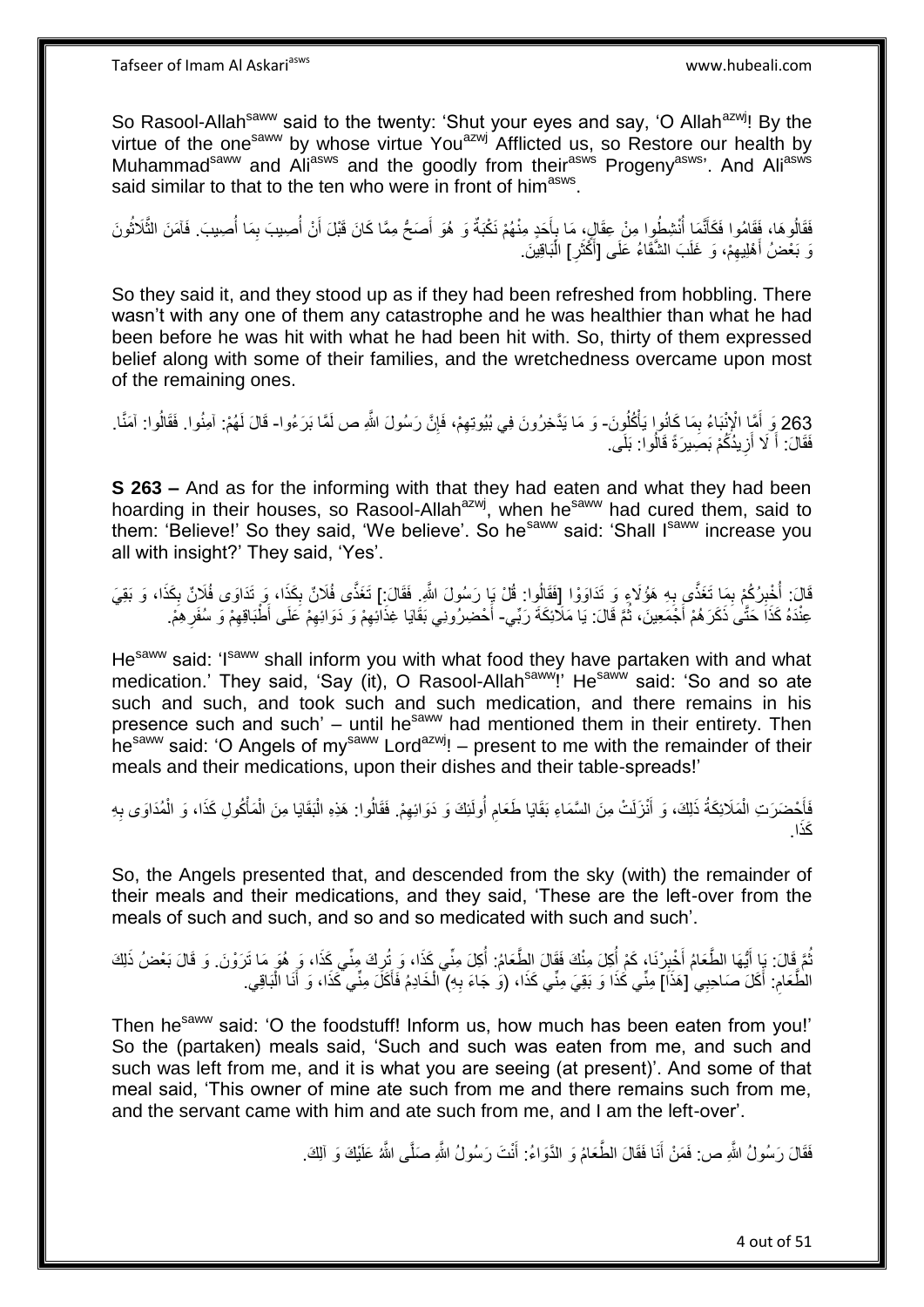So Rasool-Allah[saww] said to the twenty: 'Shut your eyes and say, 'O Allah[azwj]! By the virtue of the one[saww] by whose virtue You[azwj] Afflicted us, so Restore our health by Muhammad[saww] and Ali[asws] and the goodly from their[asws] Progeny[asws]'. And Ali[asws] said similar to that to the ten who were in front of him[asws].

فَقَالُوهَا، فَقَامُوا فَكَأَنَّمَا أُنْشِطُوا مِنْ عِقَالٍ، مَا بِأَحَدٍ مِنْهُمْ نَكْبَةٌ وَ هُوَ أَصَحُّ مِمَّا كَانَ قَبْلَ أَنْ أُصِيبَ بِمَا أُصِيبَ. فَآمَنَ الثَّلَاثُونَ وَ بَعْضُ أَهْلِيهِمْ، وَ غَلَبَ الشَّقَاءُ عَلَى [أَكْثَرِ] الْبَاقِينَ.

So they said it, and they stood up as if they had been refreshed from hobbling. There wasn't with any one of them any catastrophe and he was healthier than what he had been before he was hit with what he had been hit with. So, thirty of them expressed belief along with some of their families, and the wretchedness overcame upon most of the remaining ones.

263 وَ أَمَّا الْإِنْبَاءُ بِمَا كَانُوا يَأْكُلُونَ- وَ مَا يَدَّخِرُونَ فِي بُيُوتِهِمْ، فَإِنَّ رَسُولَ اللَّهِ ص لَمَّا بَرَءُوا- قَالَ لَهُمْ: آمِنُوا. فَقَالُوا: آمَنَّا. فَقَالَ: أَ لَا أَزِيدُكُمْ بَصِيرَةً قَالُوا: بَلَى.

**S 263 –** And as for the informing with that they had eaten and what they had been hoarding in their houses, so Rasool-Allah[azwj], when he[saww] had cured them, said to them: 'Believe!' So they said, 'We believe'. So he[saww] said: 'Shall I[saww] increase you all with insight?' They said, 'Yes'.

قَالَ: أُخْبِرُكُمْ بِمَا تَغَذَّى بِهِ هَؤُلَاءِ وَ تَدَاوَوْا [فَقَالُوا: قُلْ يَا رَسُولَ اللَّهِ. فَقَالَ:] تَغَذَّى فُلَانٌ بِكَذَا، وَ تَدَاوَى فُلَانٌ بِكَذَا، وَ بَقِيَ عِنْدَهُ كَذَا حَتَّى ذَكَرَهُمْ أَجْمَعِينَ، ثُمَّ قَالَ: يَا مَلَائِكَةَ رَبِّي- أَحْضِرُونِي بَقَايَا غِذَائِهِمْ وَ دَوَائِهِمْ عَلَى أَطْبَاقِهِمْ وَ سُفَرِهِمْ.

He[saww] said: 'I[saww] shall inform you with what food they have partaken with and what medication.' They said, 'Say (it), O Rasool-Allah[saww]!' He[saww] said: 'So and so ate such and such, and took such and such medication, and there remains in his presence such and such' – until he[saww] had mentioned them in their entirety. Then he[saww] said: 'O Angels of my[saww] Lord[azwj]! – present to me with the remainder of their meals and their medications, upon their dishes and their table-spreads!'

فَأَحْضَرَتِ الْمَلَائِكَةُ ذَلِكَ، وَ أَنْزَلَتْ مِنَ السَّمَاءِ بَقَايَا طَعَامِ أُولَئِكَ وَ دَوَائِهِمْ. فَقَالُوا: هَذِهِ الْبَقَايَا مِنَ الْمَأْكُولِ كَذَا، وَ الْمُدَاوَى بِهِ كَذَا.

So, the Angels presented that, and descended from the sky (with) the remainder of their meals and their medications, and they said, 'These are the left-over from the meals of such and such, and so and so medicated with such and such'.

ثُمَّ قَالَ: يَا أَيُّهَا الطَّعَامُ أَخْبِرْنَا، كَمْ أُكِلَ مِنْكَ فَقَالَ الطَّعَامُ: أُكِلَ مِنِّي كَذَا، وَ تُرِكَ مِنِّي كَذَا، وَ هُوَ مَا تَرَوْنَ. وَ قَالَ بَعْضُ ذَلِكَ الطَّعَامِ: أَكَلَ صَاحِبِي [هَذَا] مِنِّي كَذَا وَ بَقِيَ مِنِّي كَذَا، (وَ جَاءَ بِهِ) الْخَادِمُ فَأَكَلَ مِنِّي كَذَا، وَ أَنَا الْبَاقِي.

Then he[saww] said: 'O the foodstuff! Inform us, how much has been eaten from you!' So the (partaken) meals said, 'Such and such was eaten from me, and such and such was left from me, and it is what you are seeing (at present)'. And some of that meal said, 'This owner of mine ate such from me and there remains such from me, and the servant came with him and ate such from me, and I am the left-over'.

فَقَالَ رَسُولُ اللَّهِ ص: فَمَنْ أَنَا فَقَالَ الطَّعَامُ وَ الدَّوَاءُ: أَنْتَ رَسُولُ اللَّهِ صَلَّى اللَّهُ عَلَيْكَ وَ آلِكَ.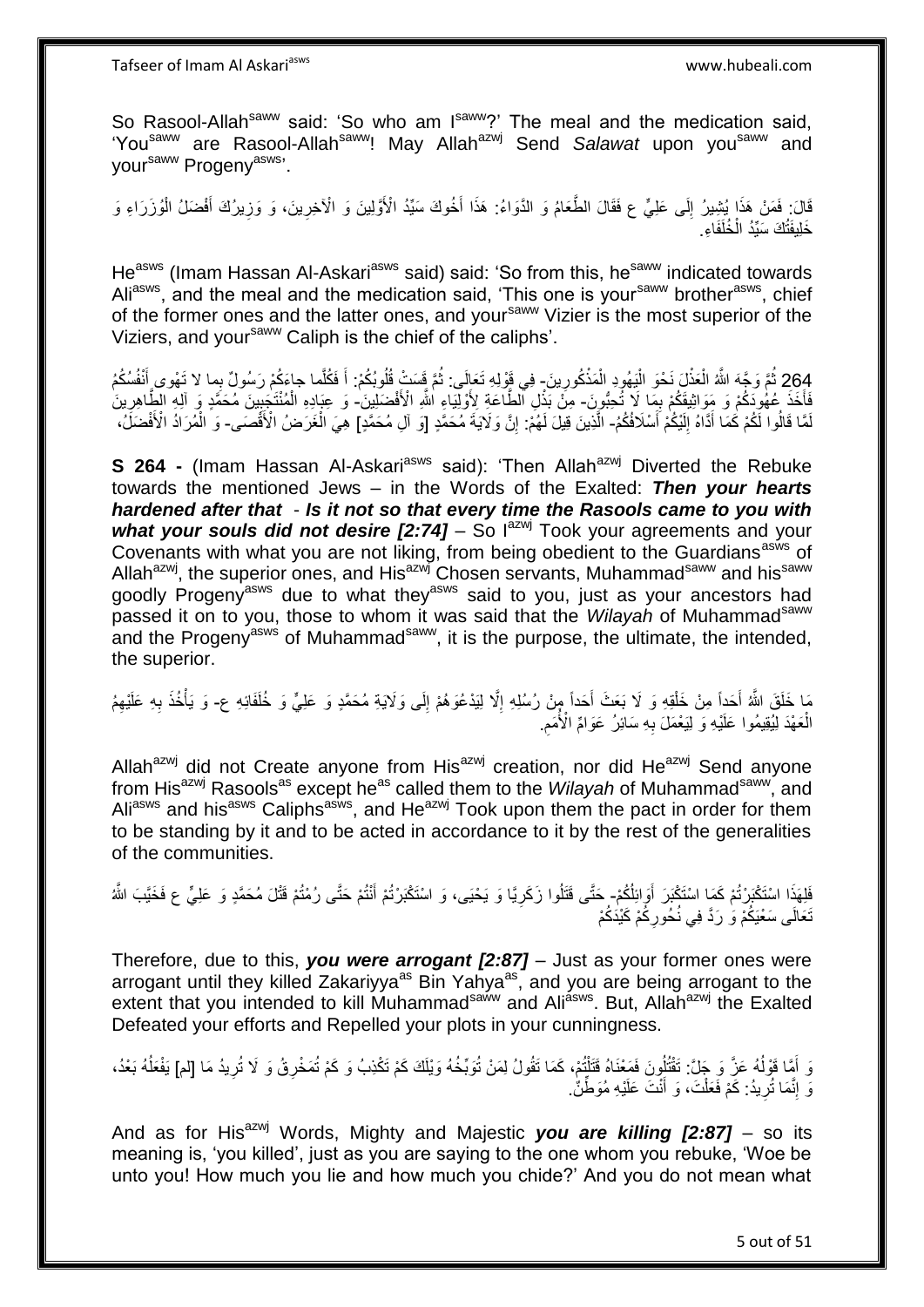So Rasool-Allah[saww] said: 'So who am I[saww]?' The meal and the medication said, 'You[saww] are Rasool-Allah[saww]! May Allah[azwj] Send *Salawat* upon you[saww] and your[saww] Progeny[asws]'.

قَالَ: فَمَنْ هَذَا يُشِيرُ إِلَى عَلِيٍّ ع فَقَالَ الطَّعَامُ وَ الدَّوَاءُ: هَذَا أَخُوكَ سَيِّدُ الْأَوَّلِينَ وَ الْآخِرِينَ، وَ وَزِيرُكَ أَفْضَلُ الْوُزَرَاءِ وَ خَلِيفَتُكَ سَيِّدُ الْخُلَفَاءِ.

He[asws] (Imam Hassan Al-Askari[asws] said) said: 'So from this, he[saww] indicated towards Ali[asws], and the meal and the medication said, 'This one is your[saww] brother[asws], chief of the former ones and the latter ones, and your[saww] Vizier is the most superior of the Viziers, and your[saww] Caliph is the chief of the caliphs'.

264 ثُمَّ وَجَّهَ اللَّهُ الْعَذْلَ نَحْوَ الْيَهُودِ الْمَذْكُورِينَ- فِي قَوْلِهِ تَعَالَى: ثُمَّ قَسَتْ قُلُوبُكُمْ: أَ فَكُلَّما جاءَكُمْ رَسُولٌ بِما لا تَهْوى أَنْفُسُكُمُ فَأَخَذَ عُهُودَكُمْ وَ مَوَاثِيقَكُمْ بِمَا لَا تُحِبُّونَ- مِنْ بَذْلِ الطَّاعَةِ لِأَوْلِيَاءِ اللَّهِ الْأَفْضَلِينَ- وَ عِبَادِهِ الْمُنْتَجَبِينَ مُحَمَّدٍ وَ آلِهِ الطَّاهِرِينَ لَمَّا قَالُوا لَكُمْ كَمَا أَدَّاهُ إِلَيْكُمْ أَسْلَافُكُمُ- الَّذِينَ قِيلَ لَهُمْ: إِنَّ وَلَايَةَ مُحَمَّدٍ [وَ آلِ مُحَمَّدٍ] هِيَ الْغَرَضُ الْأَقْصَى- وَ الْمُرَادُ الْأَفْضَلُ،

**S 264 -** (Imam Hassan Al-Askari[asws] said): 'Then Allah[azwj] Diverted the Rebuke towards the mentioned Jews – in the Words of the Exalted: ***Then your hearts hardened after that*** - ***Is it not so that every time the Rasools came to you with what your souls did not desire [2:74]*** – So I[azwj] Took your agreements and your Covenants with what you are not liking, from being obedient to the Guardians[asws] of Allah[azwj], the superior ones, and His[azwj] Chosen servants, Muhammad[saww] and his[saww] goodly Progeny[asws] due to what they[asws] said to you, just as your ancestors had passed it on to you, those to whom it was said that the *Wilayah* of Muhammad[saww] and the Progeny[asws] of Muhammad[saww], it is the purpose, the ultimate, the intended, the superior.

مَا خَلَقَ اللَّهُ أَحَداً مِنْ خَلْقِهِ وَ لَا بَعَثَ أَحَداً مِنْ رُسُلِهِ إِلَّا لِيَدْعُوَهُمْ إِلَى وَلَايَةِ مُحَمَّدٍ وَ عَلِيٍّ وَ خُلَفَائِهِ ع- وَ يَأْخُذَ بِهِ عَلَيْهِمُ الْعَهْدَ لِيُقِيمُوا عَلَيْهِ وَ لِيَعْمَلَ بِهِ سَائِرُ عَوَامِّ الْأُمَمِ.

Allah[azwj] did not Create anyone from His[azwj] creation, nor did He[azwj] Send anyone from His[azwj] Rasools[as] except he[as] called them to the *Wilayah* of Muhammad[saww], and Ali[asws] and his[asws] Caliphs[asws], and He[azwj] Took upon them the pact in order for them to be standing by it and to be acted in accordance to it by the rest of the generalities of the communities.

فَلِهَذَا اسْتَكْبَرْتُمْ كَمَا اسْتَكْبَرَ أَوَائِلُكُمْ- حَتَّى قَتَلُوا زَكَرِيَّا وَ يَحْيَى، وَ اسْتَكْبَرْتُمْ أَنْتُمْ حَتَّى رُمْتُمْ قَتْلَ مُحَمَّدٍ وَ عَلِيٍّ ع فَخَيَّبَ اللَّهُ تَعَالَى سَعْيَكُمْ وَ رَدَّ فِي نُحُورِكُمْ كَيْدَكُمْ

Therefore, due to this, ***you were arrogant [2:87]*** – Just as your former ones were arrogant until they killed Zakariyya[as] Bin Yahya[as], and you are being arrogant to the extent that you intended to kill Muhammad[saww] and Ali[asws]. But, Allah[azwj] the Exalted Defeated your efforts and Repelled your plots in your cunningness.

وَ أَمَّا قَوْلُهُ عَزَّ وَ جَلَّ: تَقْتُلُونَ فَمَعْنَاهُ قَتَلْتُمْ، كَمَا تَقُولُ لِمَنْ تُوَبِّخُهُ وَيْلَكَ كَمْ تَكْذِبُ وَ كَمْ تُمَخْرِقُ وَ لَا تُرِيدُ مَا [لم] يَفْعَلْهُ بَعْدُ، وَ إِنَّمَا تُرِيدُ: كَمْ فَعَلْتَ، وَ أَنْتَ عَلَيْهِ مُوَطِّنٌ.

And as for His[azwj] Words, Mighty and Majestic ***you are killing [2:87]*** – so its meaning is, 'you killed', just as you are saying to the one whom you rebuke, 'Woe be unto you! How much you lie and how much you chide?' And you do not mean what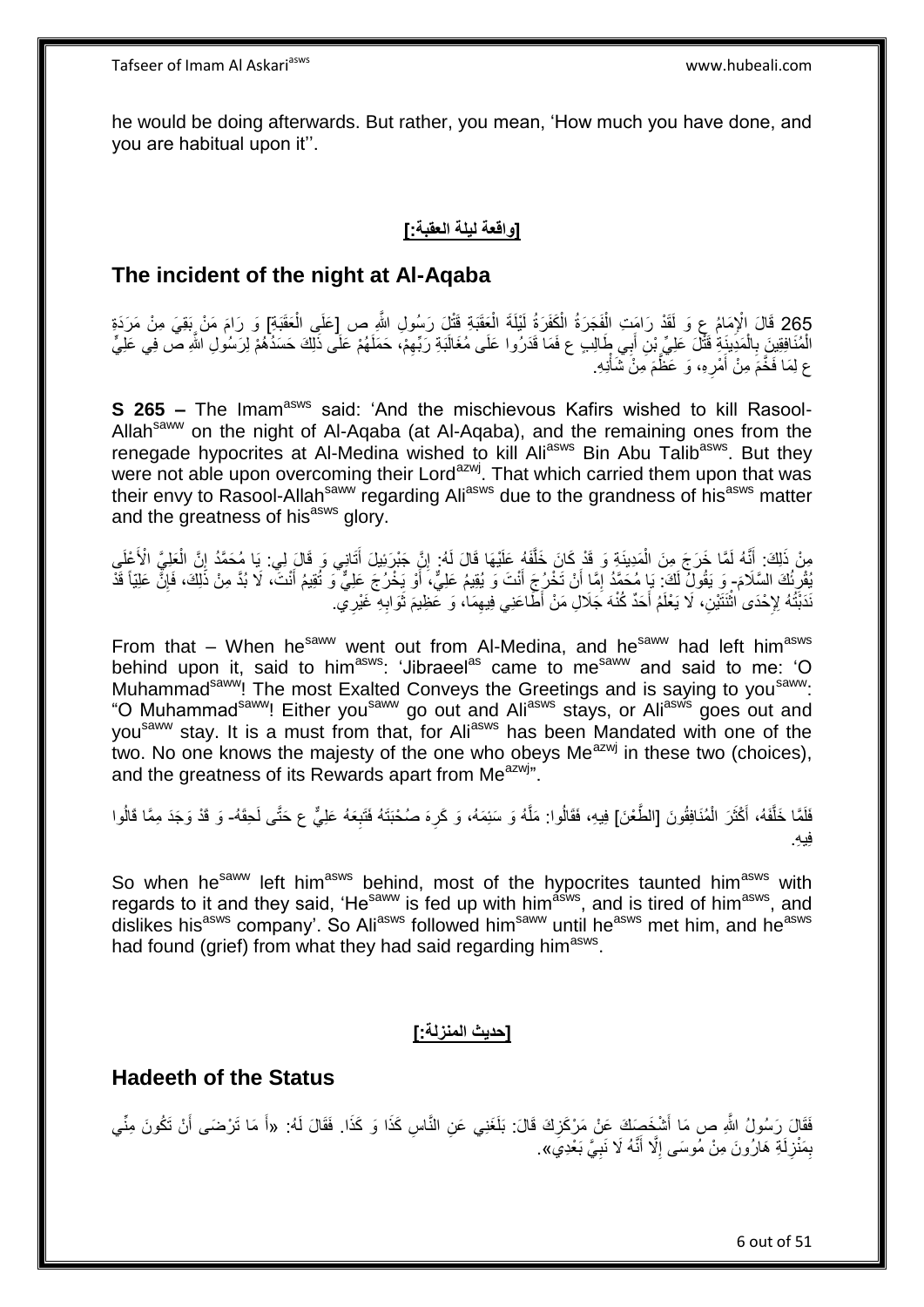he would be doing afterwards. But rather, you mean, 'How much you have done, and you are habitual upon it''.

## [واقعة ليلة العقبة:]

## The incident of the night at Al-Aqaba

265 قَالَ الْإِمَامُ ع وَ لَقَدْ رَامَتِ الْفَجَرَةُ الْكَفَرَةُ لَيْلَةَ الْعَقَبَةِ قَتْلَ رَسُولِ اللَّهِ ص [عَلَى الْعَقَبَةِ] وَ رَامَ مَنْ بَقِيَ مِنْ مَرَدَةِ الْمُنَافِقِينَ بِالْمَدِينَةِ قَتْلَ عَلِيِّ بْنِ أَبِي طَالِبٍ ع فَمَا قَدَرُوا عَلَى مُغَالَبَةِ رَبِّهِمْ، حَمَلَهُمْ عَلَى ذَلِكَ حَسَدُهُمْ لِرَسُولِ اللَّهِ ص فِي عَلِيٍّ ع لِمَا فَخَّمَ مِنْ أَمْرِهِ، وَ عَظَّمَ مِنْ شَأْنِهِ.

**S 265 –** The Imam[asws] said: 'And the mischievous Kafirs wished to kill Rasool-Allah[saww] on the night of Al-Aqaba (at Al-Aqaba), and the remaining ones from the renegade hypocrites at Al-Medina wished to kill Ali[asws] Bin Abu Talib[asws]. But they were not able upon overcoming their Lord[azwj]. That which carried them upon that was their envy to Rasool-Allah[saww] regarding Ali[asws] due to the grandness of his[asws] matter and the greatness of his[asws] glory.

مِنْ ذَلِكَ: أَنَّهُ لَمَّا خَرَجَ مِنَ الْمَدِينَةِ وَ قَدْ كَانَ خَلَّفَهُ عَلَيْهَا قَالَ لَهُ: إِنَّ جَبْرَئِيلَ أَتَانِي وَ قَالَ لِي: يَا مُحَمَّدُ إِنَّ الْعَلِيَّ الْأَعْلَى يُقْرِئُكَ السَّلَامَ- وَ يَقُولُ لَكَ: يَا مُحَمَّدُ إِمَّا أَنْ تَخْرُجَ أَنْتَ وَ يُقِيمُ عَلِيٌّ، أَوْ يَخْرُجَ عَلِيٌّ وَ تُقِيمُ أَنْتَ، لَا بُدَّ مِنْ ذَلِكَ، فَإِنَّ عَلِيّاً قَدْ نَدَبْتُهُ لِإِحْدَى اثْنَتَيْنِ، لَا يَعْلَمُ أَحَدٌ كُنْهَ جَلَالِ مَنْ أَطَاعَنِي فِيهِمَا، وَ عَظِيمَ ثَوَابِهِ غَيْرِي.

From that – When he[saww] went out from Al-Medina, and he[saww] had left him[asws] behind upon it, said to him[asws]: 'Jibraeel[as] came to me[saww] and said to me: 'O Muhammad[saww]! The most Exalted Conveys the Greetings and is saying to you[saww]: "O Muhammad[saww]! Either you[saww] go out and Ali[asws] stays, or Ali[asws] goes out and you[saww] stay. It is a must from that, for Ali[asws] has been Mandated with one of the two. No one knows the majesty of the one who obeys Me[azwj] in these two (choices), and the greatness of its Rewards apart from Me[azwj]".

فَلَمَّا خَلَّفَهُ، أَكْثَرَ الْمُنَافِقُونَ [الطَّعْنَ] فِيهِ، فَقَالُوا: مَلَّهُ وَ سَئِمَهُ، وَ كَرِهَ صُحْبَتَهُ فَتَبِعَهُ عَلِيٌّ ع حَتَّى لَحِقَهُ- وَ قَدْ وَجَدَ مِمَّا قَالُوا فِيهِ.

So when he[saww] left him[asws] behind, most of the hypocrites taunted him[asws] with regards to it and they said, 'He[saww] is fed up with him[asws], and is tired of him[asws], and dislikes his[asws] company'. So Ali[asws] followed him[saww] until he[asws] met him, and he[asws] had found (grief) from what they had said regarding him[asws].

## [حديث المنزلة:]

## Hadeeth of the Status

فَقَالَ رَسُولُ اللَّهِ ص مَا أَشْخَصَكَ عَنْ مَرْكَزِكَ قَالَ: بَلَغَنِي عَنِ النَّاسِ كَذَا وَ كَذَا. فَقَالَ لَهُ: «أَ مَا تَرْضَى أَنْ تَكُونَ مِنِّي بِمَنْزِلَةِ هَارُونَ مِنْ مُوسَى إِلَّا أَنَّهُ لَا نَبِيَّ بَعْدِي».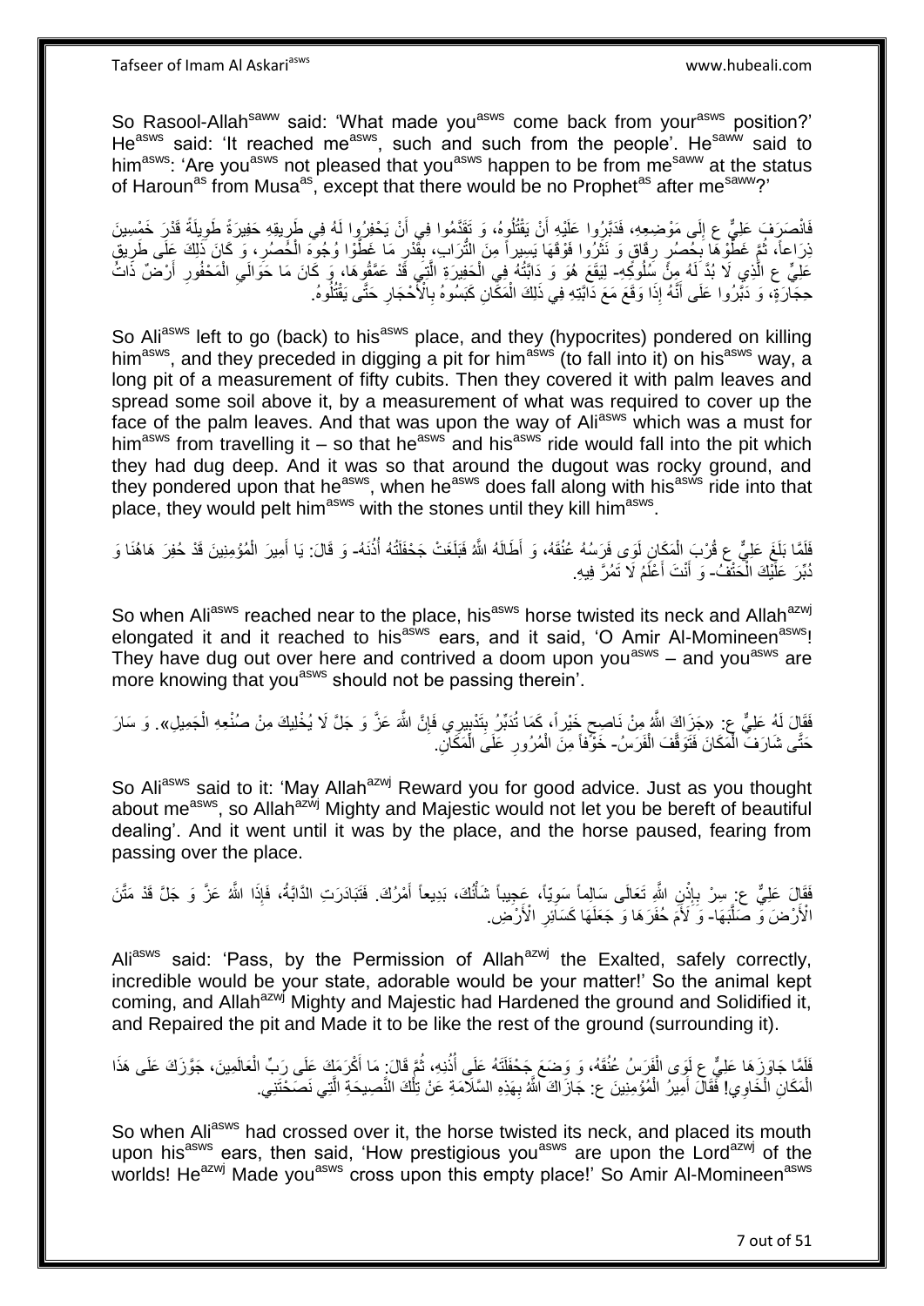So Rasool-Allah[saww] said: 'What made you[asws] come back from your[asws] position?' He[asws] said: 'It reached me[asws], such and such from the people'. He[saww] said to him[asws]: 'Are you[asws] not pleased that you[asws] happen to be from me[saww] at the status of Haroun[as] from Musa[as], except that there would be no Prophet[as] after me[saww]?'

فَانْصَرَفَ عَلِيٌّ ع إِلَى مَوْضِعِهِ، فَدَبَّرُوا عَلَيْهِ أَنْ يَقْتُلُوهُ، وَ تَقَدَّمُوا فِي أَنْ يَحْفِرُوا لَهُ فِي طَرِيقِهِ حَفِيرَةً طَوِيلَةً قَدْرَ خَمْسِينَ ذِرَاعاً، ثُمَّ غَطَّوْهَا بِحُصُرٍ رِقَاقٍ وَ نَثَرُوا فَوْقَهَا يَسِيراً مِنَ التُّرَابِ، بِقَدْرِ مَا غَطَّوْا وُجُوهَ الْحُصُرِ، وَ كَانَ ذَلِكَ عَلَى طَرِيقِ عَلِيٍّ ع الَّذِي لَا بُدَّ لَهُ مِنْ سُلُوكِهِ- لِيَقَعَ هُوَ وَ دَابَّتُهُ فِي الْحَفِيرَةِ الَّتِي قَدْ عَمَّقُوهَا، وَ كَانَ مَا حَوَالَيِ الْمَحْفُورِ أَرْضٌ ذَاتُ حِجَارَةٍ، وَ دَبَّرُوا عَلَى أَنَّهُ إِذَا وَقَعَ مَعَ دَابَّتِهِ فِي ذَلِكَ الْمَكَانِ كَبَسُوهُ بِالْأَحْجَارِ حَتَّى يَقْتُلُوهُ.

So Ali[asws] left to go (back) to his[asws] place, and they (hypocrites) pondered on killing him[asws], and they preceded in digging a pit for him[asws] (to fall into it) on his[asws] way, a long pit of a measurement of fifty cubits. Then they covered it with palm leaves and spread some soil above it, by a measurement of what was required to cover up the face of the palm leaves. And that was upon the way of Ali[asws] which was a must for him[asws] from travelling it – so that he[asws] and his[asws] ride would fall into the pit which they had dug deep. And it was so that around the dugout was rocky ground, and they pondered upon that he[asws], when he[asws] does fall along with his[asws] ride into that place, they would pelt him[asws] with the stones until they kill him[asws].

فَلَمَّا بَلَغَ عَلِيٌّ ع قُرْبَ الْمَكَانِ لَوَى فَرَسُهُ عُنُقَهُ، وَ أَطَالَهُ اللَّهُ فَبَلَغَتْ جَحْفَلَتُهُ أُذُنَهُ- وَ قَالَ: يَا أَمِيرَ الْمُؤْمِنِينَ قَدْ حُفِرَ هَاهُنَا وَ دُبِّرَ عَلَيْكَ الْحَتْفُ- وَ أَنْتَ أَعْلَمُ لَا تَمُرَّ فِيهِ.

So when Ali[asws] reached near to the place, his[asws] horse twisted its neck and Allah[azwj] elongated it and it reached to his[asws] ears, and it said, 'O Amir Al-Momineen[asws]! They have dug out over here and contrived a doom upon you[asws] – and you[asws] are more knowing that you[asws] should not be passing therein'.

فَقَالَ لَهُ عَلِيٌّ ع: «جَزَاكَ اللَّهُ مِنْ نَاصِحٍ خَيْراً، كَمَا تُدَبِّرُ بِتَدْبِيرِي فَإِنَّ اللَّهَ عَزَّ وَ جَلَّ لَا يُخْلِيكَ مِنْ صُنْعِهِ الْجَمِيلِ». وَ سَارَ حَتَّى شَارَفَ الْمَكَانَ فَتَوَقَّفَ الْفَرَسُ- خَوْفاً مِنَ الْمُرُورِ عَلَى الْمَكَانِ.

So Ali[asws] said to it: 'May Allah[azwj] Reward you for good advice. Just as you thought about me[asws], so Allah[azwj] Mighty and Majestic would not let you be bereft of beautiful dealing'. And it went until it was by the place, and the horse paused, fearing from passing over the place.

فَقَالَ عَلِيٌّ ع: سِرْ بِإِذْنِ اللَّهِ تَعَالَى سَالِماً سَوِيّاً، عَجِيباً شَأْنُكَ، بَدِيعاً أَمْرُكَ. فَتَبَادَرَتِ الدَّابَّةُ، فَإِذَا اللَّهُ عَزَّ وَ جَلَّ قَدْ مَتَّنَ الْأَرْضَ وَ صَلَّبَهَا- وَ لَأَمَ حُفَرَهَا وَ جَعَلَهَا كَسَائِرِ الْأَرْضِ.

Ali[asws] said: 'Pass, by the Permission of Allah[azwj] the Exalted, safely correctly, incredible would be your state, adorable would be your matter!' So the animal kept coming, and Allah[azwj] Mighty and Majestic had Hardened the ground and Solidified it, and Repaired the pit and Made it to be like the rest of the ground (surrounding it).

فَلَمَّا جَاوَزَهَا عَلِيٌّ ع لَوَى الْفَرَسُ عُنُقَهُ، وَ وَضَعَ جَحْفَلَتَهُ عَلَى أُذُنِهِ، ثُمَّ قَالَ: مَا أَكْرَمَكَ عَلَى رَبِّ الْعَالَمِينَ، جَوَّزَكَ عَلَى هَذَا الْمَكَانِ الْخَاوِي! فَقَالَ أَمِيرُ الْمُؤْمِنِينَ ع: جَازَاكَ اللَّهُ بِهَذِهِ السَّلَامَةِ عَنْ تِلْكَ النَّصِيحَةِ الَّتِي نَصَحْتَنِي.

So when Ali[asws] had crossed over it, the horse twisted its neck, and placed its mouth upon his[asws] ears, then said, 'How prestigious you[asws] are upon the Lord[azwj] of the worlds! He[azwj] Made you[asws] cross upon this empty place!' So Amir Al-Momineen[asws]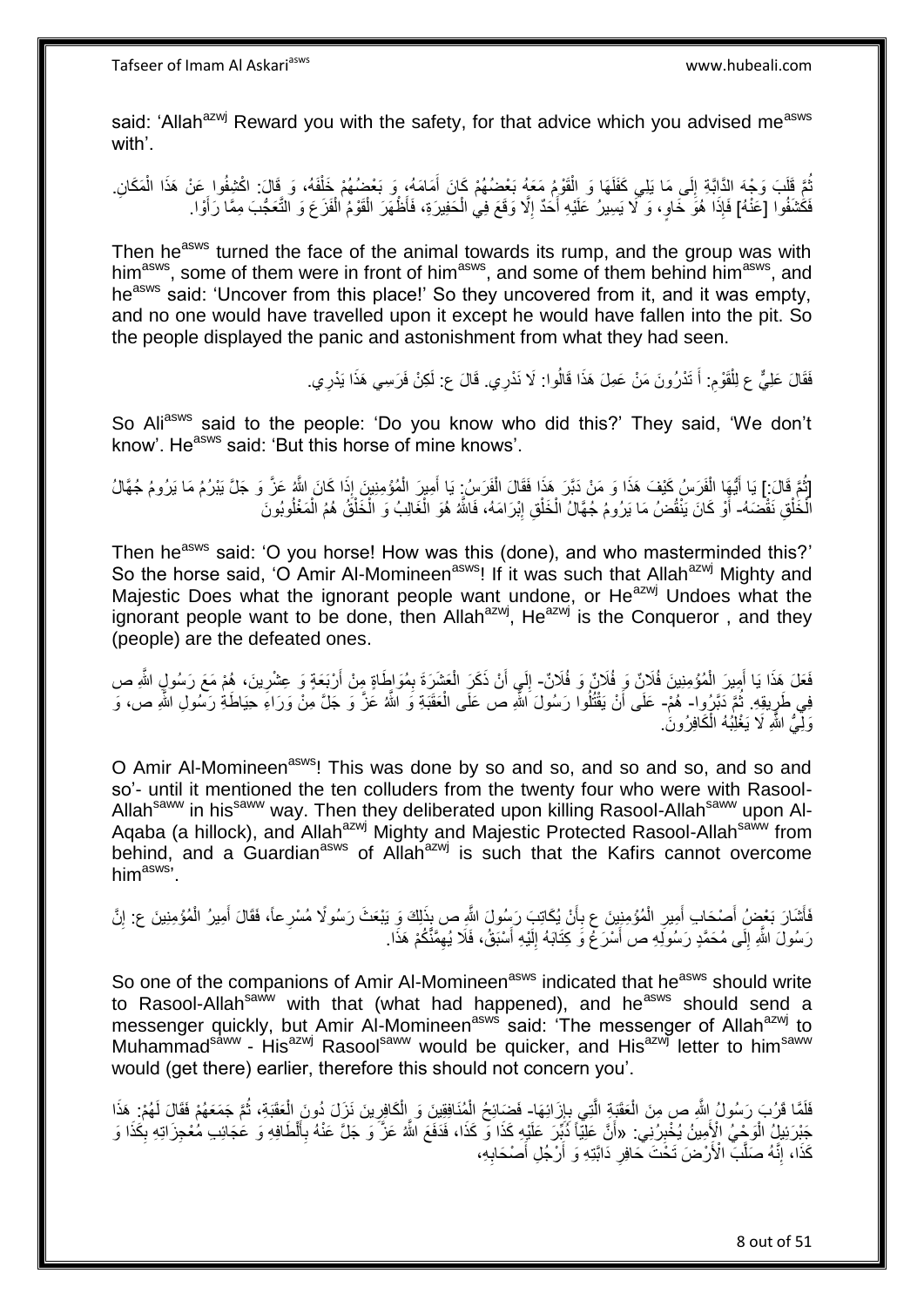said: 'Allah[azwj] Reward you with the safety, for that advice which you advised me[asws] with'.

ثُمَّ قَلَبَ وَجْهَ الدَّابَّةِ إِلَى مَا يَلِي كَفَلَهَا وَ الْقَوْمُ مَعَهُ بَعْضُهُمْ كَانَ أَمَامَهُ، وَ بَعْضُهُمْ خَلْفَهُ، وَ قَالَ: اكْشِفُوا عَنْ هَذَا الْمَكَانِ. فَكَشَفُوا [عَنْهُ] فَإِذَا هُوَ خَاوٍ، وَ لَا يَسِيرُ عَلَيْهِ أَحَدٌ إِلَّا وَقَعَ فِي الْحَفِيرَةِ، فَأَظْهَرَ الْقَوْمُ الْفَزَعَ وَ التَّعَجُّبَ مِمَّا رَأَوْا.

Then he[asws] turned the face of the animal towards its rump, and the group was with him[asws], some of them were in front of him[asws], and some of them behind him[asws], and he[asws] said: 'Uncover from this place!' So they uncovered from it, and it was empty, and no one would have travelled upon it except he would have fallen into the pit. So the people displayed the panic and astonishment from what they had seen.

فَقَالَ عَلِيٌّ ع لِلْقَوْمِ: أَ تَدْرُونَ مَنْ عَمِلَ هَذَا قَالُوا: لَا نَدْرِي. قَالَ ع: لَكِنْ فَرَسِي هَذَا يَدْرِي.

So Ali[asws] said to the people: 'Do you know who did this?' They said, 'We don't know'. He[asws] said: 'But this horse of mine knows'.

[ثُمَّ قَالَ:] يَا أَيُّهَا الْفَرَسُ كَيْفَ هَذَا وَ مَنْ دَبَّرَ هَذَا فَقَالَ الْفَرَسُ: يَا أَمِيرَ الْمُؤْمِنِينَ إِذَا كَانَ اللَّهُ عَزَّ وَ جَلَّ يَبْرُمُ مَا يَرُومُ جُهَّالُ الْخَلْقِ نَقْضَهُ- أَوْ كَانَ يَنْقُضُ مَا يَرُومُ جُهَّالُ الْخَلْقِ إِبْرَامَهُ، فَاللَّهُ هُوَ الْغَالِبُ وَ الْخَلْقُ هُمُ الْمَغْلُوبُونَ

Then he[asws] said: 'O you horse! How was this (done), and who masterminded this?' So the horse said, 'O Amir Al-Momineen[asws]! If it was such that Allah[azwj] Mighty and Majestic Does what the ignorant people want undone, or He[azwj] Undoes what the ignorant people want to be done, then Allah[azwj], He[azwj] is the Conqueror , and they (people) are the defeated ones.

فَعَلَ هَذَا يَا أَمِيرَ الْمُؤْمِنِينَ فُلَانٌ وَ فُلَانٌ وَ فُلَانٌ- إِلَى أَنْ ذَكَرَ الْعَشَرَةَ بِمُوَاطَاةٍ مِنْ أَرْبَعَةٍ وَ عِشْرِينَ، هُمْ مَعَ رَسُولِ اللَّهِ ص فِي طَرِيقِهِ. ثُمَّ دَبَّرُوا- هُمْ- عَلَى أَنْ يَقْتُلُوا رَسُولَ اللَّهِ ص عَلَى الْعَقَبَةِ وَ اللَّهُ عَزَّ وَ جَلَّ مِنْ وَرَاءِ حِيَاطَةِ رَسُولِ اللَّهِ ص، وَ وَلِيُّ اللَّهِ لَا يَغْلِبُهُ الْكَافِرُونَ.

O Amir Al-Momineen[asws]! This was done by so and so, and so and so, and so and so'- until it mentioned the ten colluders from the twenty four who were with Rasool-Allah[saww] in his[saww] way. Then they deliberated upon killing Rasool-Allah[saww] upon Al-Aqaba (a hillock), and Allah[azwj] Mighty and Majestic Protected Rasool-Allah[saww] from behind, and a Guardian[asws] of Allah[azwj] is such that the Kafirs cannot overcome him[asws]'.

فَأَشَارَ بَعْضُ أَصْحَابِ أَمِيرِ الْمُؤْمِنِينَ ع بِأَنْ يُكَاتِبَ رَسُولَ اللَّهِ ص بِذَلِكَ وَ يَبْعَثَ رَسُولًا مُسْرِعاً، فَقَالَ أَمِيرُ الْمُؤْمِنِينَ ع: إِنَّ رَسُولَ اللَّهِ إِلَى مُحَمَّدٍ رَسُولِهِ ص أَسْرَعُ وَ كِتَابَهُ إِلَيْهِ أَسْبَقُ، فَلَا يُهِمَّنَّكُمْ هَذَا.

So one of the companions of Amir Al-Momineen[asws] indicated that he[asws] should write to Rasool-Allah[saww] with that (what had happened), and he[asws] should send a messenger quickly, but Amir Al-Momineen[asws] said: 'The messenger of Allah[azwj] to Muhammad[saww] - His[azwj] Rasool[saww] would be quicker, and His[azwj] letter to him[saww] would (get there) earlier, therefore this should not concern you'.

فَلَمَّا قَرُبَ رَسُولُ اللَّهِ ص مِنَ الْعَقَبَةِ الَّتِي بِإِزَائِهَا- فَضَائِحُ الْمُنَافِقِينَ وَ الْكَافِرِينَ نَزَلَ دُونَ الْعَقَبَةِ، ثُمَّ جَمَعَهُمْ فَقَالَ لَهُمْ: هَذَا جَبْرَئِيلُ الْوَحْيُ الْأَمِينُ يُخْبِرُنِي: «أَنَّ عَلِيّاً دُبِّرَ عَلَيْهِ كَذَا وَ كَذَا، فَدَفَعَ اللَّهُ عَزَّ وَ جَلَّ عَنْهُ بِأَلْطَافِهِ وَ عَجَائِبِ مُعْجِزَاتِهِ بِكَذَا وَ كَذَا، إِنَّهُ صَلَّبَ الْأَرْضَ تَحْتَ حَافِرِ دَابَّتِهِ وَ أَرْجُلِ أَصْحَابِهِ،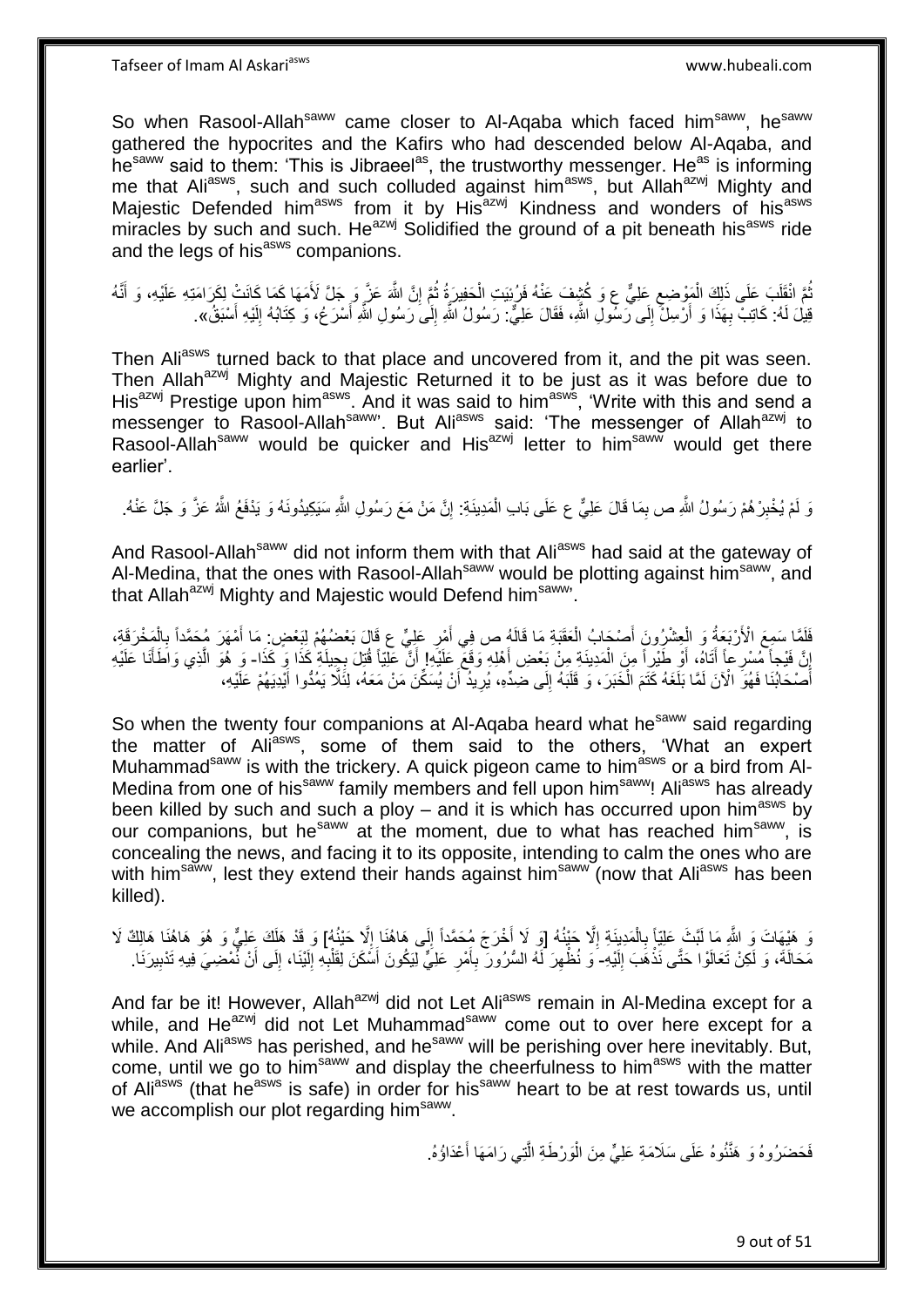So when Rasool-Allah[saww] came closer to Al-Aqaba which faced him[saww], he[saww] gathered the hypocrites and the Kafirs who had descended below Al-Aqaba, and he[saww] said to them: 'This is Jibraeel[as], the trustworthy messenger. He[as] is informing me that Ali[asws], such and such colluded against him[asws], but Allah[azwj] Mighty and Majestic Defended him[asws] from it by His[azwj] Kindness and wonders of his[asws] miracles by such and such. He[azwj] Solidified the ground of a pit beneath his[asws] ride and the legs of his[asws] companions.

ثُمَّ انْقَلَبَ عَلَى ذَلِكَ الْمَوْضِعِ عَلِيٌّ ع وَ كُشِفَ عَنْهُ فَرُئِيَتِ الْحَفِيرَةُ ثُمَّ إِنَّ اللَّهَ عَزَّ وَ جَلَّ لَأَمَهَا كَمَا كَانَتْ لِكَرَامَتِهِ عَلَيْهِ، وَ أَنَّهُ قِيلَ لَهُ: كَاتِبْ بِهَذَا وَ أَرْسِلْ إِلَى رَسُولِ اللَّهِ، فَقَالَ عَلِيٌّ: رَسُولُ اللَّهِ إِلَى رَسُولِ اللَّهِ أَسْرَعُ، وَ كِتَابُهُ إِلَيْهِ أَسْبَقُ».

Then Ali[asws] turned back to that place and uncovered from it, and the pit was seen. Then Allah[azwj] Mighty and Majestic Returned it to be just as it was before due to His[azwj] Prestige upon him[asws]. And it was said to him[asws], 'Write with this and send a messenger to Rasool-Allah[saww]'. But Ali[asws] said: 'The messenger of Allah[azwj] to Rasool-Allah[saww] would be quicker and His[azwj] letter to him[saww] would get there earlier'.

وَ لَمْ يُخْبِرْهُمْ رَسُولُ اللَّهِ ص بِمَا قَالَ عَلِيٌّ ع عَلَى بَابِ الْمَدِينَةِ: إِنَّ مَنْ مَعَ رَسُولِ اللَّهِ سَيَكِيدُونَهُ وَ يَدْفَعُ اللَّهُ عَزَّ وَ جَلَّ عَنْهُ.

And Rasool-Allah[saww] did not inform them with that Ali[asws] had said at the gateway of Al-Medina, that the ones with Rasool-Allah[saww] would be plotting against him[saww], and that Allah[azwj] Mighty and Majestic would Defend him[saww]'.

فَلَمَّا سَمِعَ الْأَرْبَعَةُ وَ الْعِشْرُونَ أَصْحَابُ الْعَقَبَةِ مَا قَالَهُ ص فِي أَمْرِ عَلِيٍّ ع قَالَ بَعْضُهُمْ لِبَعْضٍ: مَا أَمْهَرَ مُحَمَّداً بِالْمَخْرَقَةِ، إِنَّ فَيْجاً مُسْرِعاً أَتَاهُ، أَوْ طَيْراً مِنَ الْمَدِينَةِ مِنْ بَعْضِ أَهْلِهِ وَقَعَ عَلَيْهِ! أَنَّ عَلِيّاً قُتِلَ بِحِيلَةِ كَذَا وَ كَذَا- وَ هُوَ الَّذِي وَاطَأْنَا عَلَيْهِ أَصْحَابُنَا فَهُوَ الْآنَ لَمَّا بَلَغَهُ كَتَمَ الْخَبَرَ، وَ قَلَبَهُ إِلَى ضِدِّهِ، يُرِيدُ أَنْ يُسَكِّنَ مَنْ مَعَهُ، لِئَلَّا يَمُدُّوا أَيْدِيَهُمْ عَلَيْهِ،

So when the twenty four companions at Al-Aqaba heard what he[saww] said regarding the matter of Ali[asws], some of them said to the others, 'What an expert Muhammad[saww] is with the trickery. A quick pigeon came to him[asws] or a bird from Al-Medina from one of his[saww] family members and fell upon him[saww]! Ali[asws] has already been killed by such and such a ploy – and it is which has occurred upon him[asws] by our companions, but he[saww] at the moment, due to what has reached him[saww], is concealing the news, and facing it to its opposite, intending to calm the ones who are with him[saww], lest they extend their hands against him[saww] (now that Ali[asws] has been killed).

وَ هَيْهَاتَ وَ اللَّهِ مَا لَبَّثَ عَلِيّاً بِالْمَدِينَةِ إِلَّا حَيْنُهُ [وَ لَا أَخْرَجَ مُحَمَّداً إِلَى هَاهُنَا إِلَّا حَيْنُهُ] وَ قَدْ هَلَكَ عَلِيٌّ وَ هُوَ هَاهُنَا هَالِكٌ لَا مَحَالَةَ، وَ لَكِنْ تَعَالَوْا حَتَّى نَذْهَبَ إِلَيْهِ- وَ نُظْهِرَ لَهُ السُّرُورَ بِأَمْرِ عَلِيٍّ لِيَكُونَ أَسْكَنَ لِقَلْبِهِ إِلَيْنَا، إِلَى أَنْ نُمْضِيَ فِيهِ تَدْبِيرَنَا.

And far be it! However, Allah[azwj] did not Let Ali[asws] remain in Al-Medina except for a while, and He[azwj] did not Let Muhammad[saww] come out to over here except for a while. And Ali[asws] has perished, and he[saww] will be perishing over here inevitably. But, come, until we go to him[saww] and display the cheerfulness to him[asws] with the matter of Ali[asws] (that he[asws] is safe) in order for his[saww] heart to be at rest towards us, until we accomplish our plot regarding him[saww].

فَحَضَرُوهُ وَ هَنَّئُوهُ عَلَى سَلَامَةِ عَلِيٍّ مِنَ الْوَرْطَةِ الَّتِي رَامَهَا أَعْدَاؤُهُ.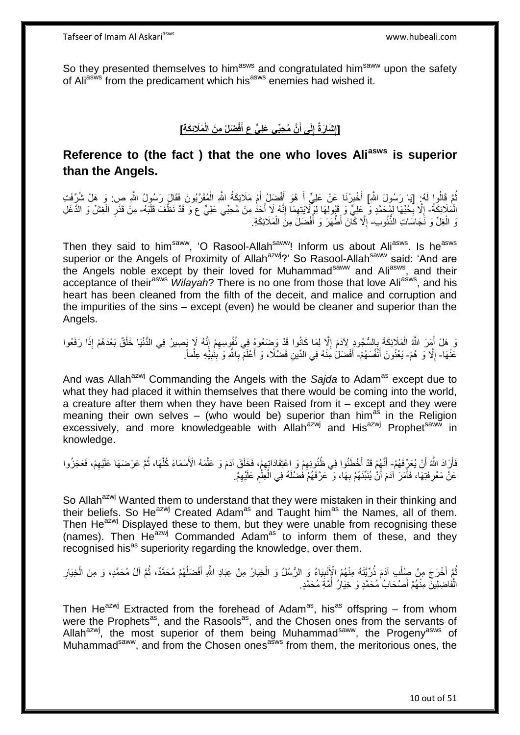So they presented themselves to him[asws] and congratulated him[saww] upon the safety of Ali[asws] from the predicament which his[asws] enemies had wished it.

## [إِشَارَةٌ إِلَى أَنَّ مُحِبِّي عَلِيٍّ ع أَفْضَلُ مِنَ الْمَلَائِكَةِ]

## Reference to (the fact ) that the one who loves Ali[asws] is superior than the Angels.

ثُمَّ قَالُوا لَهُ: [يَا رَسُولَ اللَّهِ] أَخْبِرْنَا عَنْ عَلِيٍّ أَ هُوَ أَفْضَلُ أَمْ مَلَائِكَةُ اللَّهِ الْمُقَرَّبُونَ فَقَالَ رَسُولُ اللَّهِ ص: وَ هَلْ شُرِّفَتِ الْمَلَائِكَةُ- إِلَّا بِحُبِّهَا لِمُحَمَّدٍ وَ عَلِيٍّ وَ قَبُولِهَا لِوَلَايَتِهِمَا إِنَّهُ لَا أَحَدَ مِنْ مُحِبِّي عَلِيٍّ ع وَ قَدْ نَظَّفَ قَلْبَهُ- مِنْ قَذَرِ الْغِشِّ وَ الدَّغَلِ وَ الْغِلِّ وَ نَجَاسَاتِ الذُّنُوبِ- إِلَّا كَانَ أَطْهَرَ وَ أَفْضَلَ مِنَ الْمَلَائِكَةِ.

Then they said to him[saww], 'O Rasool-Allah[saww]! Inform us about Ali[asws]. Is he[asws] superior or the Angels of Proximity of Allah[azwj]?' So Rasool-Allah[saww] said: 'And are the Angels noble except by their loved for Muhammad[saww] and Ali[asws], and their acceptance of their[asws] *Wilayah*? There is no one from those that love Ali[asws], and his heart has been cleaned from the filth of the deceit, and malice and corruption and the impurities of the sins – except (even) he would be cleaner and superior than the Angels.

وَ هَلْ أَمَرَ اللَّهُ الْمَلَائِكَةَ بِالسُّجُودِ لِآدَمَ إِلَّا لِمَا كَانُوا قَدْ وَضَعُوهُ فِي نُفُوسِهِمْ إِنَّهُ لَا يَصِيرُ فِي الدُّنْيَا خَلْقٌ بَعْدَهُمْ إِذَا رَفَعُوا عَنْهَا- إِلَّا وَ هُمْ- يَعْنُونَ أَنْفُسَهُمْ- أَفْضَلُ مِنْهُ فِي الدِّينِ فَضْلًا، وَ أَعْلَمُ بِاللَّهِ وَ بِنَبِيِّهِ عِلْماً.

And was Allah[azwj] Commanding the Angels with the *Sajda* to Adam[as] except due to what they had placed it within themselves that there would be coming into the world, a creature after them when they have been Raised from it – except and they were meaning their own selves – (who would be) superior than him[as] in the Religion excessively, and more knowledgeable with Allah[azwj] and His[azwj] Prophet[saww] in knowledge.

فَأَرَادَ اللَّهُ أَنْ يُعَرِّفَهُمْ- أَنَّهُمْ قَدْ أَخْطَئُوا فِي ظُنُونِهِمْ وَ اعْتِقَادَاتِهِمْ، فَخَلَقَ آدَمَ وَ عَلَّمَهُ الْأَسْمَاءَ كُلَّهَا، ثُمَّ عَرَضَهَا عَلَيْهِمْ، فَعَجَزُوا عَنْ مَعْرِفَتِهَا، فَأَمَرَ آدَمَ أَنْ يُنَبِّئَهُمْ بِهَا، وَ عَرَّفَهُمْ فَضْلَهُ فِي الْعِلْمِ عَلَيْهِمْ.

So Allah[azwj] Wanted them to understand that they were mistaken in their thinking and their beliefs. So He[azwj] Created Adam[as] and Taught him[as] the Names, all of them. Then He[azwj] Displayed these to them, but they were unable from recognising these (names). Then He[azwj] Commanded Adam[as] to inform them of these, and they recognised his[as] superiority regarding the knowledge, over them.

ثُمَّ أَخْرَجَ مِنْ صُلْبِ آدَمَ ذُرِّيَّتَهُ مِنْهُمُ الْأَنْبِيَاءُ وَ الرُّسُلُ وَ الْخِيَارُ مِنْ عِبَادِ اللَّهِ أَفْضَلُهُمْ مُحَمَّدٌ، ثُمَّ آلُ مُحَمَّدٍ، وَ مِنَ الْخِيَارِ الْفَاضِلِينَ مِنْهُمْ أَصْحَابُ مُحَمَّدٍ وَ خِيَارُ أُمَّةِ مُحَمَّدٍ.

Then He[azwj] Extracted from the forehead of Adam[as], his[as] offspring – from whom were the Prophets[as], and the Rasools[as], and the Chosen ones from the servants of Allah[azwj], the most superior of them being Muhammad[saww], the Progeny[asws] of Muhammad[saww], and from the Chosen ones[asws] from them, the meritorious ones, the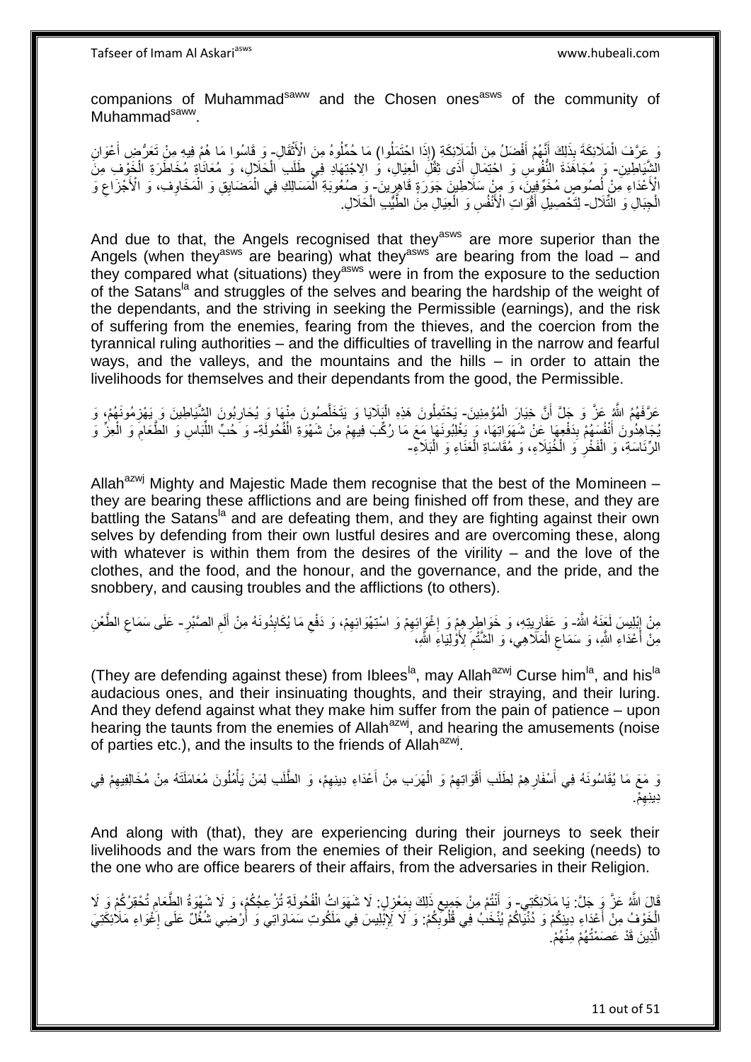companions of Muhammad[saww] and the Chosen ones[asws] of the community of Muhammad[saww].

وَ عَرَّفَ الْمَلَائِكَةَ بِذَلِكَ أَنَّهُمْ أَفْضَلُ مِنَ الْمَلَائِكَةِ (إِذَا احْتَمَلُوا) مَا حُمِّلُوهُ مِنَ الْأَثْقَالِ- وَ قَاسُوا مَا هُمْ فِيهِ مِنْ تَعَرُّضِ أَعْوَانِ الشَّيَاطِينِ- وَ مُجَاهَدَةِ النُّفُوسِ وَ احْتِمَالِ أَذَى ثِقْلِ الْعِيَالِ، وَ الِاجْتِهَادِ فِي طَلَبِ الْحَلَالِ، وَ مُعَانَاةِ مُخَاطَرَةِ الْخَوْفِ مِنَ الْأَعْدَاءِ مِنْ لُصُوصٍ مُخَوِّفِينَ، وَ مِنْ سَلَاطِينَ جَوَرَةٍ قَاهِرِينَ- وَ صُعُوبَةِ الْمَسَالِكِ فِي الْمَضَايِقِ وَ الْمَخَاوِفِ، وَ الْأَجْزَاعِ وَ الْجِبَالِ وَ التِّلَالِ- لِتَحْصِيلِ أَقْوَاتِ الْأَنْفُسِ وَ الْعِيَالِ مِنَ الطَّيِّبِ الْحَلَالِ.

And due to that, the Angels recognised that they[asws] are more superior than the Angels (when they[asws] are bearing) what they[asws] are bearing from the load – and they compared what (situations) they[asws] were in from the exposure to the seduction of the Satans[la] and struggles of the selves and bearing the hardship of the weight of the dependants, and the striving in seeking the Permissible (earnings), and the risk of suffering from the enemies, fearing from the thieves, and the coercion from the tyrannical ruling authorities – and the difficulties of travelling in the narrow and fearful ways, and the valleys, and the mountains and the hills – in order to attain the livelihoods for themselves and their dependants from the good, the Permissible.

عَرَّفَهُمُ اللَّهُ عَزَّ وَ جَلَّ أَنَّ خِيَارَ الْمُؤْمِنِينَ- يَحْتَمِلُونَ هَذِهِ الْبَلَايَا وَ يَتَخَلَّصُونَ مِنْهَا وَ يُحَارِبُونَ الشَّيَاطِينَ وَ يَهْزِمُونَهُمْ، وَ يُجَاهِدُونَ أَنْفُسَهُمْ بِدَفْعِهَا عَنْ شَهَوَاتِهَا، وَ يَغْلِبُونَهَا مَعَ مَا رُكِّبَ فِيهِمْ مِنْ شَهْوَةِ الْفُحُولَةِ- وَ حُبِّ اللِّبَاسِ وَ الطَّعَامِ وَ الْعِزِّ وَ الرِّئَاسَةِ، وَ الْفَخْرِ وَ الْخُيَلَاءِ، وَ مُقَاسَاةِ الْعَنَاءِ وَ الْبَلَاءِ-

Allah[azwj] Mighty and Majestic Made them recognise that the best of the Momineen – they are bearing these afflictions and are being finished off from these, and they are battling the Satans[la] and are defeating them, and they are fighting against their own selves by defending from their own lustful desires and are overcoming these, along with whatever is within them from the desires of the virility – and the love of the clothes, and the food, and the honour, and the governance, and the pride, and the snobbery, and causing troubles and the afflictions (to others).

مِنْ إِبْلِيسَ لَعَنَهُ اللَّهُ- وَ عَفَارِيتِهِ، وَ خَوَاطِرِهِمْ وَ إِغْوَائِهِمْ وَ اسْتِهْوَائِهِمْ، وَ دَفْعِ مَا يُكَابِدُونَهُ مِنْ أَلَمِ الصَّبْرِ- عَلَى سَمَاعِ الطَّعْنِ مِنْ أَعْدَاءِ اللَّهِ، وَ سَمَاعِ الْمَلَاهِي، وَ الشَّتْمِ لِأَوْلِيَاءِ اللَّهِ،

(They are defending against these) from Iblees[la], may Allah[azwj] Curse him[la], and his[la] audacious ones, and their insinuating thoughts, and their straying, and their luring. And they defend against what they make him suffer from the pain of patience – upon hearing the taunts from the enemies of Allah[azwj], and hearing the amusements (noise of parties etc.), and the insults to the friends of Allah[azwj].

وَ مَعَ مَا يُقَاسُونَهُ فِي أَسْفَارِهِمْ لِطَلَبِ أَقْوَاتِهِمْ وَ الْهَرَبِ مِنْ أَعْدَاءِ دِينِهِمْ، وَ الطَّلَبِ لِمَنْ يَأْمُلُونَ مُعَامَلَتَهُ مِنْ مُخَالِفِيهِمْ فِي دِينِهِمْ.

And along with (that), they are experiencing during their journeys to seek their livelihoods and the wars from the enemies of their Religion, and seeking (needs) to the one who are office bearers of their affairs, from the adversaries in their Religion.

قَالَ اللَّهُ عَزَّ وَ جَلَّ: يَا مَلَائِكَتِي- وَ أَنْتُمْ مِنْ جَمِيعِ ذَلِكَ بِمَعْزِلٍ: لَا شَهَوَاتُ الْفُحُولَةِ تُزْعِجُكُمْ، وَ لَا شَهْوَةُ الطَّعَامِ تُحْقِزُكُمْ وَ لَا الْخَوْفُ مِنْ أَعْدَاءِ دِينِكُمْ وَ دُنْيَاكُمْ يُنْخَبُ فِي قُلُوبِكُمْ: وَ لَا لِإِبْلِيسَ فِي مَلَكُوتِ سَمَاوَاتِي وَ أَرْضِي شُغُلٌ عَلَى إِغْوَاءِ مَلَائِكَتِيَ الَّذِينَ قَدْ عَصَمْتُهُمْ مِنْهُمْ.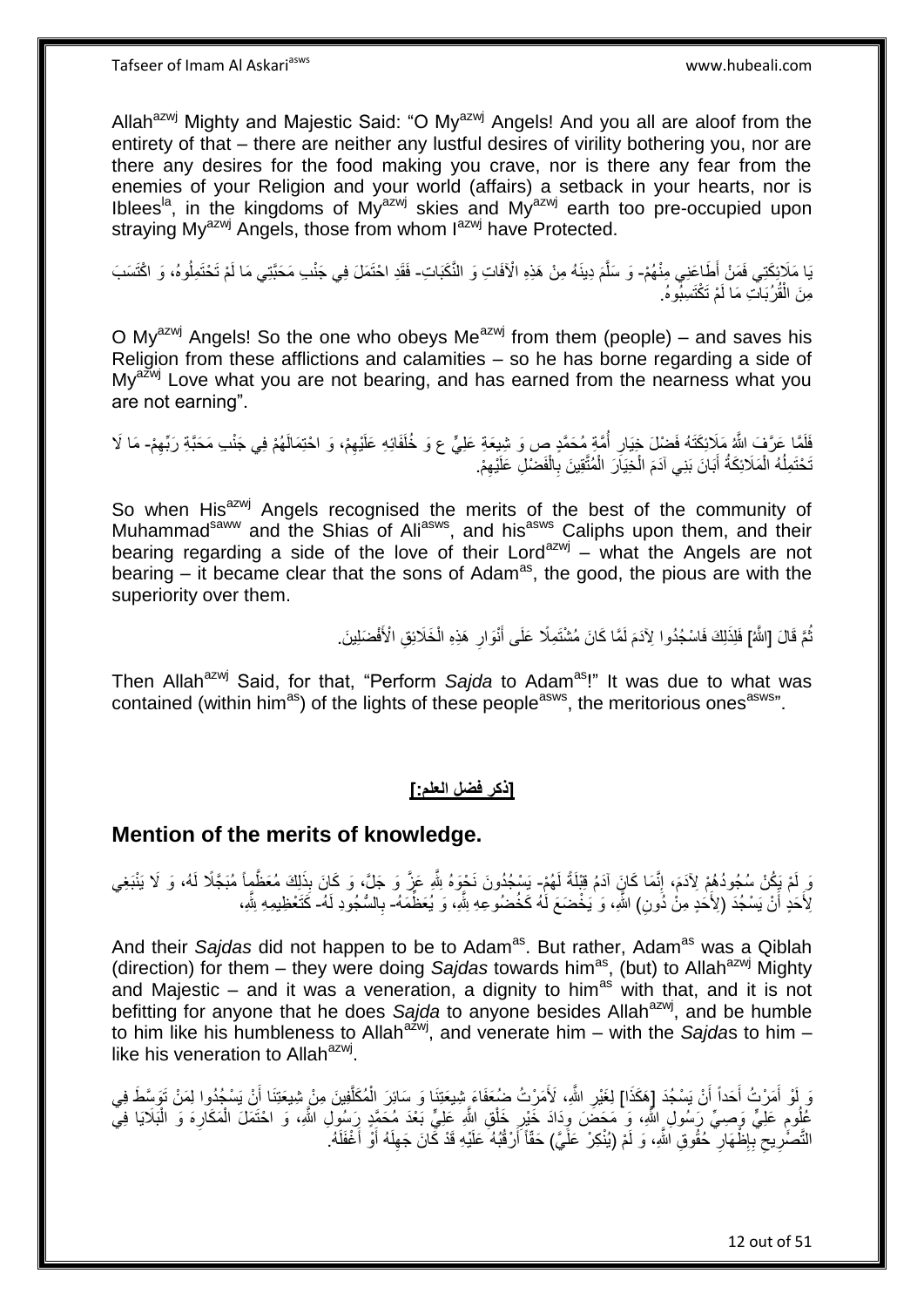Allah[azwj] Mighty and Majestic Said: "O My[azwj] Angels! And you all are aloof from the entirety of that – there are neither any lustful desires of virility bothering you, nor are there any desires for the food making you crave, nor is there any fear from the enemies of your Religion and your world (affairs) a setback in your hearts, nor is Iblees[la], in the kingdoms of My[azwj] skies and My[azwj] earth too pre-occupied upon straying My[azwj] Angels, those from whom I[azwj] have Protected.

يَا مَلَائِكَتِي فَمَنْ أَطَاعَنِي مِنْهُمْ- وَ سَلَّمَ دِينَهُ مِنْ هَذِهِ الْآفَاتِ وَ النَّكَبَاتِ- فَقَدِ احْتَمَلَ فِي جَنْبِ مَحَبَّتِي مَا لَمْ تَحْتَمِلُوهُ، وَ اكْتَسَبَ مِنَ الْقُرُبَاتِ مَا لَمْ تَكْتَسِبُوهُ.

O My[azwj] Angels! So the one who obeys Me[azwj] from them (people) – and saves his Religion from these afflictions and calamities – so he has borne regarding a side of My[azwj] Love what you are not bearing, and has earned from the nearness what you are not earning".

فَلَمَّا عَرَّفَ اللَّهُ مَلَائِكَتَهُ فَضْلَ خِيَارِ أُمَّةِ مُحَمَّدٍ ص وَ شِيعَةِ عَلِيٍّ ع وَ خُلَفَائِهِ عَلَيْهِمْ، وَ احْتِمَالَهُمْ فِي جَنْبِ مَحَبَّةِ رَبِّهِمْ- مَا لَا تَحْتَمِلُهُ الْمَلَائِكَةُ أَبَانَ بَنِي آدَمَ الْخِيَارَ الْمُتَّقِينَ بِالْفَضْلِ عَلَيْهِمْ.

So when His[azwj] Angels recognised the merits of the best of the community of Muhammad[saww] and the Shias of Ali[asws], and his[asws] Caliphs upon them, and their bearing regarding a side of the love of their Lord[azwj] – what the Angels are not bearing – it became clear that the sons of Adam[as], the good, the pious are with the superiority over them.

ثُمَّ قَالَ [اللَّهُ] فَلِذَلِكَ فَاسْجُدُوا لِآدَمَ لَمَّا كَانَ مُشْتَمِلًا عَلَى أَنْوَارِ هَذِهِ الْخَلَائِقِ الْأَفْضَلِينَ.

Then Allah[azwj] Said, for that, "Perform *Sajda* to Adam[as]!" It was due to what was contained (within him[as]) of the lights of these people[asws], the meritorious ones[asws]".

## [ذكر فضل العلم:]

## Mention of the merits of knowledge.

وَ لَمْ يَكُنْ سُجُودُهُمْ لِآدَمَ، إِنَّمَا كَانَ آدَمُ قِبْلَةً لَهُمْ- يَسْجُدُونَ نَحْوَهُ لِلَّهِ عَزَّ وَ جَلَّ، وَ كَانَ بِذَلِكَ مُعَظَّماً مُبَجَّلًا لَهُ، وَ لَا يَنْبَغِي لِأَحَدٍ أَنْ يَسْجُدَ (لِأَحَدٍ مِنْ دُونِ) اللَّهِ، وَ يَخْضَعَ لَهُ كَخُضُوعِهِ لِلَّهِ، وَ يُعَظِّمَهُ- بِالسُّجُودِ لَهُ- كَتَعْظِيمِهِ لِلَّهِ،

And their *Sajdas* did not happen to be to Adam[as]. But rather, Adam[as] was a Qiblah (direction) for them – they were doing *Sajdas* towards him[as], (but) to Allah[azwj] Mighty and Majestic – and it was a veneration, a dignity to him[as] with that, and it is not befitting for anyone that he does *Sajda* to anyone besides Allah[azwj], and be humble to him like his humbleness to Allah[azwj], and venerate him – with the *Sajdas* to him – like his veneration to Allah[azwj].

وَ لَوْ أَمَرْتُ أَحَداً أَنْ يَسْجُدَ [هَكَذَا] لِغَيْرِ اللَّهِ، لَأَمَرْتُ ضُعَفَاءَ شِيعَتِنَا وَ سَائِرَ الْمُكَلَّفِينَ مِنْ شِيعَتِنَا أَنْ يَسْجُدُوا لِمَنْ تَوَسَّطَ فِي عُلُومِ عَلِيٍّ وَصِيِّ رَسُولِ اللَّهِ، وَ مَحَضَ وِدَادَ خَيْرِ خَلْقِ اللَّهِ عَلِيٍّ بَعْدَ مُحَمَّدٍ رَسُولِ اللَّهِ، وَ احْتَمَلَ الْمَكَارِهَ وَ الْبَلَايَا فِي التَّصْرِيحِ بِإِظْهَارِ حُقُوقِ اللَّهِ، وَ لَمْ (يُنْكِرْ عَلَيَّ) حَقّاً أَرْقُبُهُ عَلَيْهِ قَدْ كَانَ جَهِلَهُ أَوْ أَغْفَلَهُ.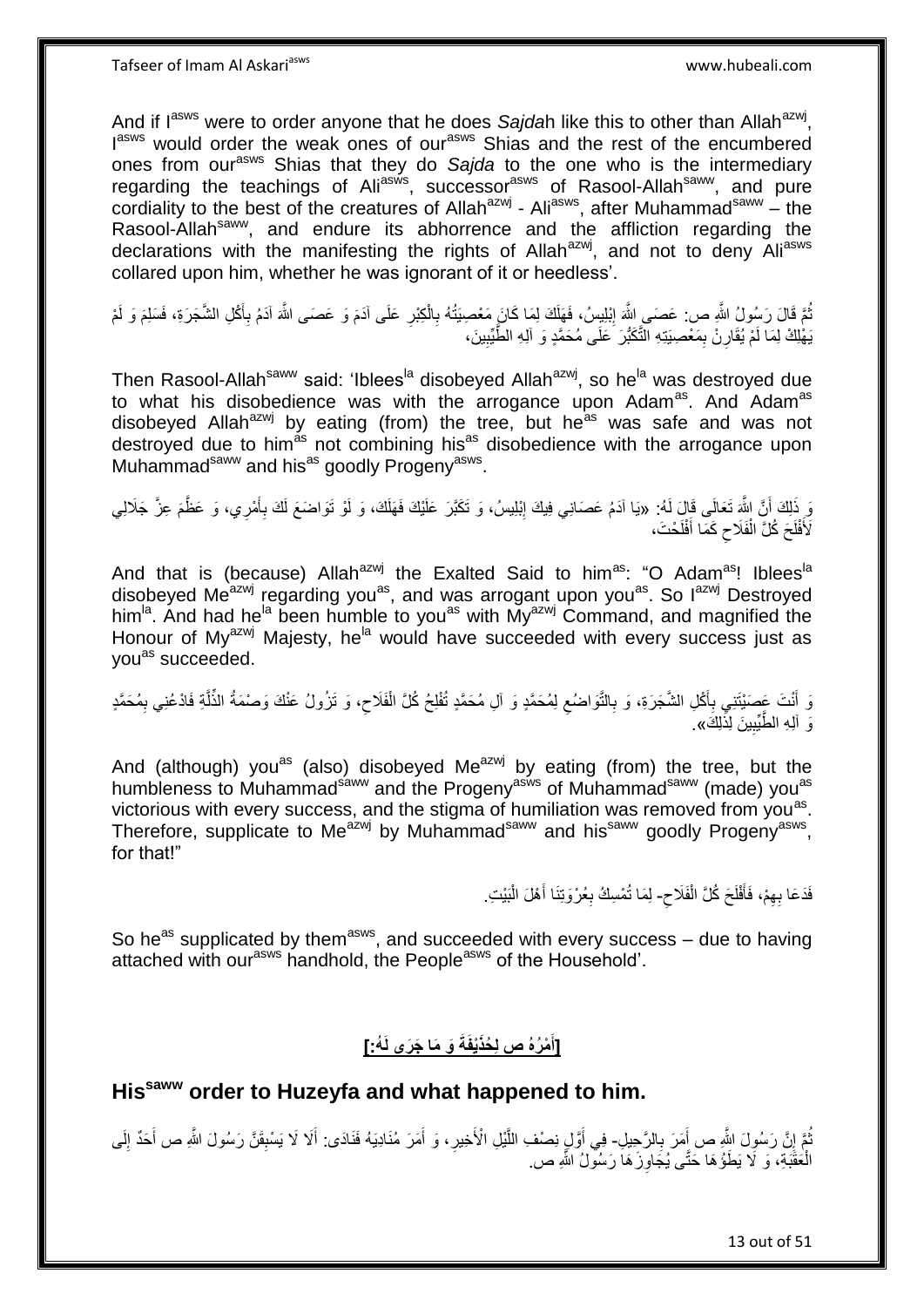And if I[asws] were to order anyone that he does *Sajdah* like this to other than Allah[azwj], I[asws] would order the weak ones of our[asws] Shias and the rest of the encumbered ones from our[asws] Shias that they do *Sajda* to the one who is the intermediary regarding the teachings of Ali[asws], successor[asws] of Rasool-Allah[saww], and pure cordiality to the best of the creatures of Allah[azwj] - Ali[asws], after Muhammad[saww] – the Rasool-Allah[saww], and endure its abhorrence and the affliction regarding the declarations with the manifesting the rights of Allah[azwj], and not to deny Ali[asws] collared upon him, whether he was ignorant of it or heedless'.

ثُمَّ قَالَ رَسُولُ اللَّهِ ص: عَصَى اللَّهَ إِبْلِيسُ، فَهَلَكَ لِمَا كَانَ مَعْصِيَتُهُ بِالْكِبْرِ عَلَى آدَمَ وَ عَصَى اللَّهَ آدَمُ بِأَكْلِ الشَّجَرَةِ، فَسَلِمَ وَ لَمْ يَهْلِكْ لِمَا لَمْ يُقَارِنْ بِمَعْصِيَتِهِ التَّكَبُّرَ عَلَى مُحَمَّدٍ وَ آلِهِ الطَّيِّبِينَ،

Then Rasool-Allah[saww] said: 'Iblees[la] disobeyed Allah[azwj], so he[la] was destroyed due to what his disobedience was with the arrogance upon Adam[as]. And Adam[as] disobeyed Allah[azwj] by eating (from) the tree, but he[as] was safe and was not destroyed due to him[as] not combining his[as] disobedience with the arrogance upon Muhammad[saww] and his[as] goodly Progeny[asws].

وَ ذَلِكَ أَنَّ اللَّهَ تَعَالَى قَالَ لَهُ: «يَا آدَمُ عَصَانِي فِيكَ إِبْلِيسُ، وَ تَكَبَّرَ عَلَيْكَ فَهَلَكَ، وَ لَوْ تَوَاضَعَ لَكَ بِأَمْرِي، وَ عَظَّمَ عِزَّ جَلَالِي لَأَفْلَحَ كُلَّ الْفَلَاحِ كَمَا أَفْلَحْتَ،

And that is (because) Allah[azwj] the Exalted Said to him[as]: "O Adam[as]! Iblees[la] disobeyed Me[azwj] regarding you[as], and was arrogant upon you[as]. So I[azwj] Destroyed him[la]. And had he[la] been humble to you[as] with My[azwj] Command, and magnified the Honour of My[azwj] Majesty, he[la] would have succeeded with every success just as you[as] succeeded.

وَ أَنْتَ عَصَيْتَنِي بِأَكْلِ الشَّجَرَةِ، وَ بِالتَّوَاضُعِ لِمُحَمَّدٍ وَ آلِ مُحَمَّدٍ تُفْلِحُ كُلَّ الْفَلَاحِ، وَ تَزُولُ عَنْكَ وَصْمَةُ الذِّلَّةِ فَادْعُنِي بِمُحَمَّدٍ وَ آلِهِ الطَّيِّبِينَ لِذَلِكَ».

And (although) you[as] (also) disobeyed Me[azwj] by eating (from) the tree, but the humbleness to Muhammad[saww] and the Progeny[asws] of Muhammad[saww] (made) you[as] victorious with every success, and the stigma of humiliation was removed from you[as]. Therefore, supplicate to Me[azwj] by Muhammad[saww] and his[saww] goodly Progeny[asws], for that!"

فَدَعَا بِهِمْ، فَأَفْلَحَ كُلَّ الْفَلَاحِ- لِمَا تُمْسِكُ بِعُرْوَتِنَا أَهْلَ الْبَيْتِ.

So he[as] supplicated by them[asws], and succeeded with every success – due to having attached with our[asws] handhold, the People[asws] of the Household'.

## [أَمْرُهُ ص لِحُذَيْفَةَ وَ مَا جَرَى لَهُ:]

## His[saww] order to Huzeyfa and what happened to him.

ثُمَّ إِنَّ رَسُولَ اللَّهِ ص أَمَرَ بِالرَّحِيلِ- فِي أَوَّلِ نِصْفِ اللَّيْلِ الْأَخِيرِ، وَ أَمَرَ مُنَادِيَهُ فَنَادَى: أَلَا لَا يَسْبِقَنَّ رَسُولَ اللَّهِ ص أَحَدٌ إِلَى الْعَقَبَةِ، وَ لَا يَطَؤُهَا حَتَّى يُجَاوِزَهَا رَسُولُ اللَّهِ ص.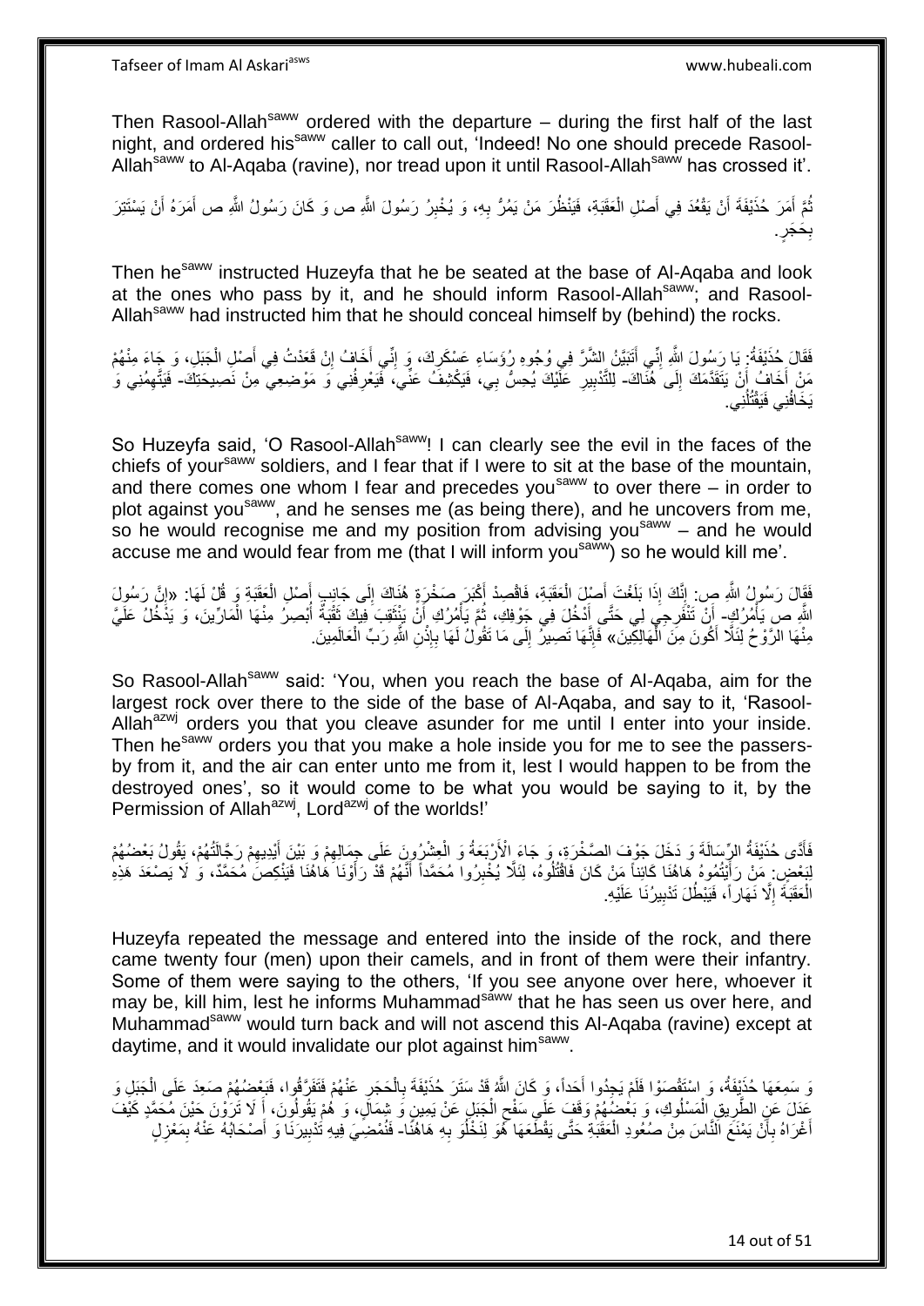Then Rasool-Allah[saww] ordered with the departure – during the first half of the last night, and ordered his[saww] caller to call out, 'Indeed! No one should precede Rasool-Allah[saww] to Al-Aqaba (ravine), nor tread upon it until Rasool-Allah[saww] has crossed it'.

ثُمَّ أَمَرَ حُذَيْفَةَ أَنْ يَقْعُدَ فِي أَصْلِ الْعَقَبَةِ، فَيَنْظُرَ مَنْ يَمُرُّ بِهِ، وَ يُخْبِرُ رَسُولَ اللَّهِ ص وَ كَانَ رَسُولُ اللَّهِ ص أَمَرَهُ أَنْ يَسْتَتِرَ بِحَجَرٍ.

Then he[saww] instructed Huzeyfa that he be seated at the base of Al-Aqaba and look at the ones who pass by it, and he should inform Rasool-Allah[saww]; and Rasool-Allah[saww] had instructed him that he should conceal himself by (behind) the rocks.

فَقَالَ حُذَيْفَةُ: يَا رَسُولَ اللَّهِ إِنِّي أَتَبَيَّنُ الشَّرَّ فِي وُجُوهِ رُؤَسَاءِ عَسْكَرِكَ، وَ إِنِّي أَخَافُ إِنْ قَعَدْتُ فِي أَصْلِ الْجَبَلِ، وَ جَاءَ مِنْهُمْ مَنْ أَخَافُ أَنْ يَتَقَدَّمَكَ إِلَى هُنَاكَ- لِلتَّدْبِيرِ عَلَيْكَ يُحِسُّ بِي، فَيَكْشِفُ عَنِّي، فَيَعْرِفُنِي وَ مَوْضِعِي مِنْ نَصِيحَتِكَ- فَيَتَّهِمُنِي وَ يَخَافُنِي فَيَقْتُلُنِي.

So Huzeyfa said, 'O Rasool-Allah[saww]! I can clearly see the evil in the faces of the chiefs of your[saww] soldiers, and I fear that if I were to sit at the base of the mountain, and there comes one whom I fear and precedes you[saww] to over there – in order to plot against you[saww], and he senses me (as being there), and he uncovers from me, so he would recognise me and my position from advising you[saww] – and he would accuse me and would fear from me (that I will inform you[saww]) so he would kill me'.

فَقَالَ رَسُولُ اللَّهِ ص: إِنَّكَ إِذَا بَلَغْتَ أَصْلَ الْعَقَبَةِ، فَاقْصِدْ أَكْبَرَ صَخْرَةٍ هُنَاكَ إِلَى جَانِبِ أَصْلِ الْعَقَبَةِ وَ قُلْ لَهَا: «إِنَّ رَسُولَ اللَّهِ ص يَأْمُرُكِ- أَنْ تَنْفَرِجِي لِي حَتَّى أَدْخُلَ فِي جَوْفِكِ، ثُمَّ يَأْمُرُكِ أَنْ يَنْثَقِبَ فِيكِ ثُقْبَةٌ أُبْصِرُ مِنْهَا الْمَارِّينَ، وَ يَدْخُلُ عَلَيَّ مِنْهَا الرَّوْحُ لِئَلَّا أَكُونَ مِنَ الْهَالِكِينَ» فَإِنَّهَا تَصِيرُ إِلَى مَا تَقُولُ لَهَا بِإِذْنِ اللَّهِ رَبِّ الْعَالَمِينَ.

So Rasool-Allah[saww] said: 'You, when you reach the base of Al-Aqaba, aim for the largest rock over there to the side of the base of Al-Aqaba, and say to it, 'Rasool-Allah[azwj] orders you that you cleave asunder for me until I enter into your inside. Then he[saww] orders you that you make a hole inside you for me to see the passers-by from it, and the air can enter unto me from it, lest I would happen to be from the destroyed ones', so it would come to be what you would be saying to it, by the Permission of Allah[azwj], Lord[azwj] of the worlds!'

فَأَدَّى حُذَيْفَةُ الرِّسَالَةَ وَ دَخَلَ جَوْفَ الصَّخْرَةِ، وَ جَاءَ الْأَرْبَعَةُ وَ الْعِشْرُونَ عَلَى جِمَالِهِمْ وَ بَيْنَ أَيْدِيهِمْ رَجَّالَتُهُمْ، يَقُولُ بَعْضُهُمْ لِبَعْضٍ: مَنْ رَأَيْتُمُوهُ هَاهُنَا كَائِناً مَنْ كَانَ فَاقْتُلُوهُ، لِئَلَّا يُخْبِرُوا مُحَمَّداً أَنَّهُمْ قَدْ رَأَوْنَا هَاهُنَا فَيَنْكِصَ مُحَمَّدٌ، وَ لَا يَصْعَدَ هَذِهِ الْعَقَبَةَ إِلَّا نَهَاراً، فَيَبْطُلَ تَدْبِيرُنَا عَلَيْهِ.

Huzeyfa repeated the message and entered into the inside of the rock, and there came twenty four (men) upon their camels, and in front of them were their infantry. Some of them were saying to the others, 'If you see anyone over here, whoever it may be, kill him, lest he informs Muhammad[saww] that he has seen us over here, and Muhammad[saww] would turn back and will not ascend this Al-Aqaba (ravine) except at daytime, and it would invalidate our plot against him[saww].

وَ سَمِعَهَا حُذَيْفَةُ، وَ اسْتَقْصَوْا فَلَمْ يَجِدُوا أَحَداً، وَ كَانَ اللَّهُ قَدْ سَتَرَ حُذَيْفَةَ بِالْحَجَرِ عَنْهُمْ فَتَفَرَّقُوا، فَبَعْضُهُمْ صَعِدَ عَلَى الْجَبَلِ وَ عَدَلَ عَنِ الطَّرِيقِ الْمَسْلُوكِ، وَ بَعْضُهُمْ وَقَفَ عَلَى سَفْحِ الْجَبَلِ عَنْ يَمِينٍ وَ شِمَالٍ، وَ هُمْ يَقُولُونَ، أَ لَا تَرَوْنَ حَيْنَ مُحَمَّدٍ كَيْفَ أَغْرَاهُ بِأَنْ يَمْنَعَ النَّاسَ مِنْ صُعُودِ الْعَقَبَةِ حَتَّى يَقْطَعَهَا هُوَ لِنَخْلُوَ بِهِ هَاهُنَا- فَنُمْضِيَ فِيهِ تَدْبِيرَنَا وَ أَصْحَابُهُ عَنْهُ بِمَعْزِلٍ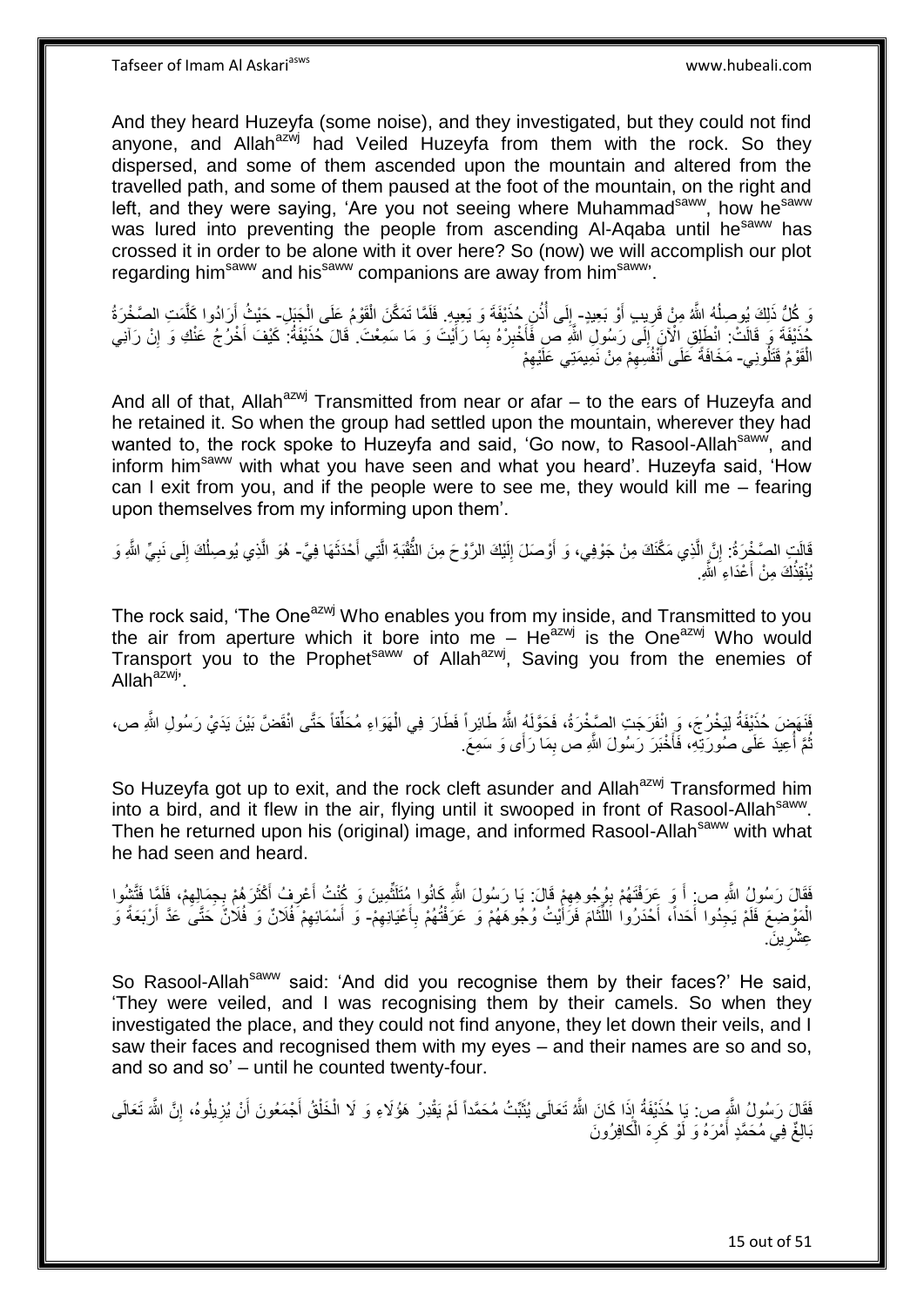And they heard Huzeyfa (some noise), and they investigated, but they could not find anyone, and Allah[azwj] had Veiled Huzeyfa from them with the rock. So they dispersed, and some of them ascended upon the mountain and altered from the travelled path, and some of them paused at the foot of the mountain, on the right and left, and they were saying, 'Are you not seeing where Muhammad[saww], how he[saww] was lured into preventing the people from ascending Al-Aqaba until he[saww] has crossed it in order to be alone with it over here? So (now) we will accomplish our plot regarding him[saww] and his[saww] companions are away from him[saww]'.

وَ كُلُّ ذَلِكَ يُوصِلُهُ اللَّهُ مِنْ قَرِيبٍ أَوْ بَعِيدٍ- إِلَى أُذُنِ حُذَيْفَةَ وَ يَعِيهِ. فَلَمَّا تَمَكَّنَ الْقَوْمُ عَلَى الْجَبَلِ- حَيْثُ أَرَادُوا كَلَّمَتِ الصَّخْرَةُ حُذَيْفَةَ وَ قَالَتْ: انْطَلِقِ الْآنَ إِلَى رَسُولِ اللَّهِ ص فَأَخْبِرْهُ بِمَا رَأَيْتَ وَ مَا سَمِعْتَ. قَالَ حُذَيْفَةُ: كَيْفَ أَخْرُجُ عَنْكِ وَ إِنْ رَآنِي الْقَوْمُ قَتَلُونِي- مَخَافَةً عَلَى أَنْفُسِهِمْ مِنْ نَمِيمَتِي عَلَيْهِمْ

And all of that, Allah[azwj] Transmitted from near or afar – to the ears of Huzeyfa and he retained it. So when the group had settled upon the mountain, wherever they had wanted to, the rock spoke to Huzeyfa and said, 'Go now, to Rasool-Allah[saww], and inform him[saww] with what you have seen and what you heard'. Huzeyfa said, 'How can I exit from you, and if the people were to see me, they would kill me – fearing upon themselves from my informing upon them'.

قَالَتِ الصَّخْرَةُ: إِنَّ الَّذِي مَكَّنَكَ مِنْ جَوْفِي، وَ أَوْصَلَ إِلَيْكَ الرَّوْحَ مِنَ الثُّقْبَةِ الَّتِي أَحْدَثَهَا فِيَّ- هُوَ الَّذِي يُوصِلُكَ إِلَى نَبِيِّ اللَّهِ وَ يُنْقِذُكَ مِنْ أَعْدَاءِ اللَّهِ.

The rock said, 'The One[azwj] Who enables you from my inside, and Transmitted to you the air from aperture which it bore into me – He[azwj] is the One[azwj] Who would Transport you to the Prophet[saww] of Allah[azwj], Saving you from the enemies of Allah[azwj]'.

فَنَهَضَ حُذَيْفَةُ لِيَخْرُجَ، وَ انْفَرَجَتِ الصَّخْرَةُ، فَحَوَّلَهُ اللَّهُ طَائِراً فَطَارَ فِي الْهَوَاءِ مُحَلِّقاً حَتَّى انْقَضَّ بَيْنَ يَدَيْ رَسُولِ اللَّهِ ص، ثُمَّ أُعِيدَ عَلَى صُورَتِهِ، فَأَخْبَرَ رَسُولَ اللَّهِ ص بِمَا رَأَى وَ سَمِعَ.

So Huzeyfa got up to exit, and the rock cleft asunder and Allah[azwj] Transformed him into a bird, and it flew in the air, flying until it swooped in front of Rasool-Allah[saww]. Then he returned upon his (original) image, and informed Rasool-Allah[saww] with what he had seen and heard.

فَقَالَ رَسُولُ اللَّهِ ص: أَ وَ عَرَفْتَهُمْ بِوُجُوهِهِمْ قَالَ: يَا رَسُولَ اللَّهِ كَانُوا مُتَلَثِّمِينَ وَ كُنْتُ أَعْرِفُ أَكْثَرَهُمْ بِجِمَالِهِمْ، فَلَمَّا فَتَّشُوا الْمَوْضِعَ فَلَمْ يَجِدُوا أَحَداً، أَحْدَرُوا اللِّثَامَ فَرَأَيْتُ وُجُوهَهُمْ وَ عَرَفْتُهُمْ بِأَعْيَانِهِمْ- وَ أَسْمَائِهِمْ فُلَانٌ وَ فُلَانٌ حَتَّى عَدَّ أَرْبَعَةً وَ عِشْرِينَ.

So Rasool-Allah[saww] said: 'And did you recognise them by their faces?' He said, 'They were veiled, and I was recognising them by their camels. So when they investigated the place, and they could not find anyone, they let down their veils, and I saw their faces and recognised them with my eyes – and their names are so and so, and so and so' – until he counted twenty-four.

فَقَالَ رَسُولُ اللَّهِ ص: يَا حُذَيْفَةُ إِذَا كَانَ اللَّهُ تَعَالَى يُثَبِّتُ مُحَمَّداً لَمْ يَقْدِرْ هَؤُلَاءِ وَ لَا الْخَلْقُ أَجْمَعُونَ أَنْ يُزِيلُوهُ، إِنَّ اللَّهَ تَعَالَى بَالِغٌ فِي مُحَمَّدٍ أَمْرَهُ وَ لَوْ كَرِهَ الْكَافِرُونَ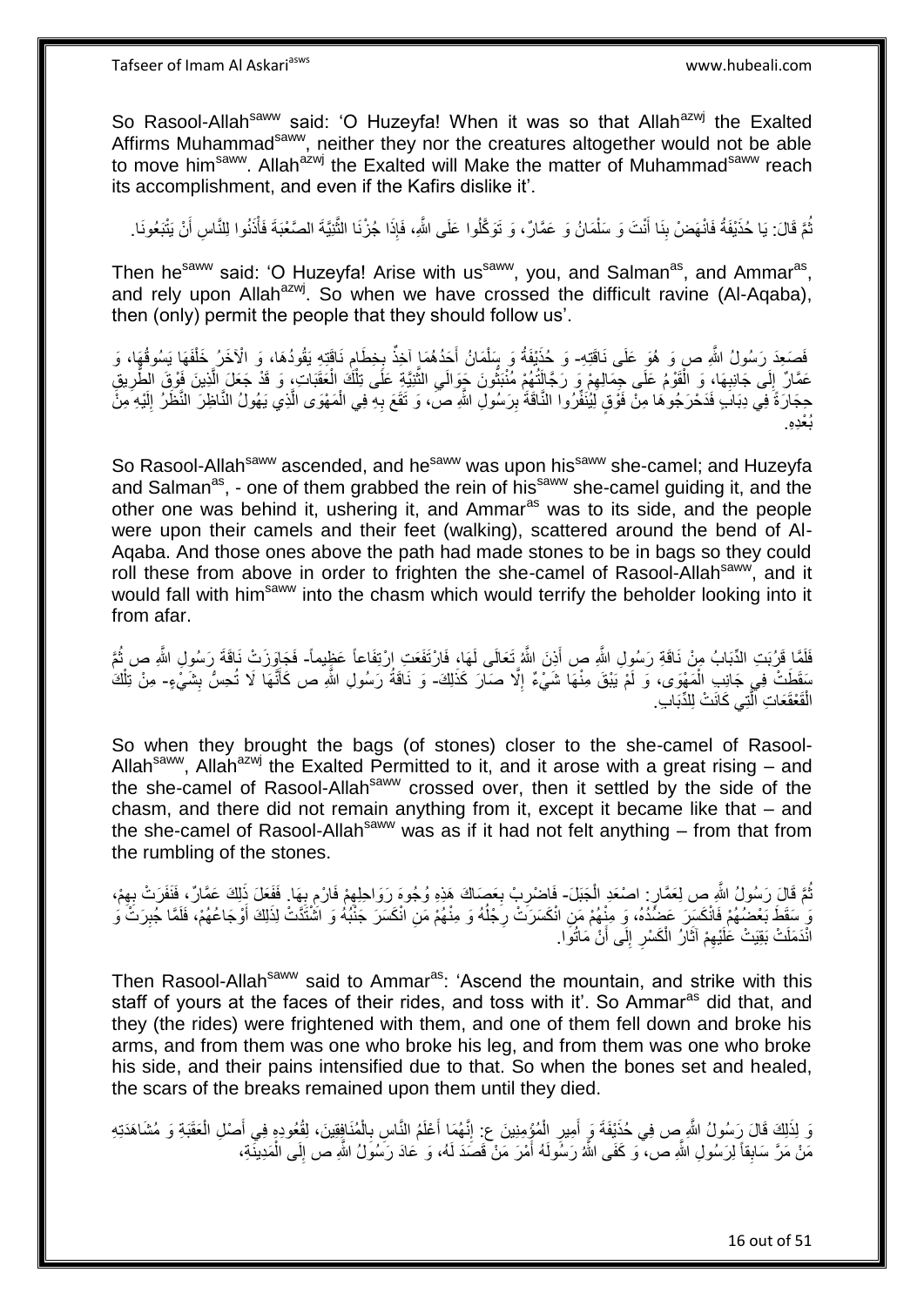So Rasool-Allah[saww] said: 'O Huzeyfa! When it was so that Allah[azwj] the Exalted Affirms Muhammad[saww], neither they nor the creatures altogether would not be able to move him[saww]. Allah[azwj] the Exalted will Make the matter of Muhammad[saww] reach its accomplishment, and even if the Kafirs dislike it'.

ثُمَّ قَالَ: يَا حُذَيْفَةُ فَانْهَضْ بِنَا أَنْتَ وَ سَلْمَانُ وَ عَمَّارٌ، وَ تَوَكَّلُوا عَلَى اللَّهِ، فَإِذَا جُزْنَا الثَّنِيَّةَ الصَّعْبَةَ فَأْذَنُوا لِلنَّاسِ أَنْ يَتْبَعُونَا.

Then he[saww] said: 'O Huzeyfa! Arise with us[saww], you, and Salman[as], and Ammar[as], and rely upon Allah[azwj]. So when we have crossed the difficult ravine (Al-Aqaba), then (only) permit the people that they should follow us'.

فَصَعِدَ رَسُولُ اللَّهِ ص وَ هُوَ عَلَى نَاقَتِهِ- وَ حُذَيْفَةُ وَ سَلْمَانُ أَحَدُهُمَا آخِذٌ بِخِطَامِ نَاقَتِهِ يَقُودُهَا، وَ الْآخَرُ خَلْفَهَا يَسُوقُهَا، وَ عَمَّارٌ إِلَى جَانِبِهَا، وَ الْقَوْمُ عَلَى جِمَالِهِمْ وَ رَجَّالَتُهُمْ مُنْبَثُّونَ حَوَالَيِ الثَّنِيَّةِ عَلَى تِلْكَ الْعَقَبَاتِ، وَ قَدْ جَعَلَ الَّذِينَ فَوْقَ الطَّرِيقِ حِجَارَةً فِي دِبَابٍ فَدَحْرَجُوهَا مِنْ فَوْقٍ لِيُنَفِّرُوا النَّاقَةَ بِرَسُولِ اللَّهِ ص، وَ تَقَعَ بِهِ فِي الْمَهْوَى الَّذِي يَهُولُ النَّاظِرَ النَّظَرُ إِلَيْهِ مِنْ بُعْدِهِ.

So Rasool-Allah[saww] ascended, and he[saww] was upon his[saww] she-camel; and Huzeyfa and Salman[as], - one of them grabbed the rein of his[saww] she-camel guiding it, and the other one was behind it, ushering it, and Ammar[as] was to its side, and the people were upon their camels and their feet (walking), scattered around the bend of Al-Aqaba. And those ones above the path had made stones to be in bags so they could roll these from above in order to frighten the she-camel of Rasool-Allah[saww], and it would fall with him[saww] into the chasm which would terrify the beholder looking into it from afar.

فَلَمَّا قَرُبَتِ الدِّبَابُ مِنْ نَاقَةِ رَسُولِ اللَّهِ ص أَذِنَ اللَّهُ تَعَالَى لَهَا، فَارْتَفَعَتِ ارْتِفَاعاً عَظِيماً- فَجَاوَزَتْ نَاقَةَ رَسُولِ اللَّهِ ص ثُمَّ سَقَطَتْ فِي جَانِبِ الْمَهْوَى، وَ لَمْ يَبْقَ مِنْهَا شَيْءٌ إِلَّا صَارَ كَذَلِكَ- وَ نَاقَةُ رَسُولِ اللَّهِ ص كَأَنَّهَا لَا تُحِسُّ بِشَيْءٍ- مِنْ تِلْكَ الْقَعْقَعَاتِ الَّتِي كَانَتْ لِلدِّبَابِ.

So when they brought the bags (of stones) closer to the she-camel of Rasool-Allah[saww], Allah[azwj] the Exalted Permitted to it, and it arose with a great rising – and the she-camel of Rasool-Allah[saww] crossed over, then it settled by the side of the chasm, and there did not remain anything from it, except it became like that – and the she-camel of Rasool-Allah[saww] was as if it had not felt anything – from that from the rumbling of the stones.

ثُمَّ قَالَ رَسُولُ اللَّهِ ص لِعَمَّارٍ: اصْعَدِ الْجَبَلَ- فَاضْرِبْ بِعَصَاكَ هَذِهِ وُجُوهَ رَوَاحِلِهِمْ فَارْمِ بِهَا. فَفَعَلَ ذَلِكَ عَمَّارٌ، فَنَفَرَتْ بِهِمْ، وَ سَقَطَ بَعْضُهُمْ فَانْكَسَرَ عَضُدُهُ، وَ مِنْهُمْ مَنِ انْكَسَرَتْ رِجْلُهُ وَ مِنْهُمْ مَنِ انْكَسَرَ جَنْبُهُ وَ اشْتَدَّتْ لِذَلِكَ أَوْجَاعُهُمْ، فَلَمَّا جُبِرَتْ وَ انْدَمَلَتْ بَقِيَتْ عَلَيْهِمْ آثَارُ الْكَسْرِ إِلَى أَنْ مَاتُوا.

Then Rasool-Allah[saww] said to Ammar[as]: 'Ascend the mountain, and strike with this staff of yours at the faces of their rides, and toss with it'. So Ammar[as] did that, and they (the rides) were frightened with them, and one of them fell down and broke his arms, and from them was one who broke his leg, and from them was one who broke his side, and their pains intensified due to that. So when the bones set and healed, the scars of the breaks remained upon them until they died.

وَ لِذَلِكَ قَالَ رَسُولُ اللَّهِ ص فِي حُذَيْفَةَ وَ أَمِيرِ الْمُؤْمِنِينَ ع: إِنَّهُمَا أَعْلَمُ النَّاسِ بِالْمُنَافِقِينَ، لِقُعُودِهِ فِي أَصْلِ الْعَقَبَةِ وَ مُشَاهَدَتِهِ مَنْ مَرَّ سَابِقاً لِرَسُولِ اللَّهِ ص، وَ كَفَى اللَّهُ رَسُولَهُ أَمْرَ مَنْ قَصَدَ لَهُ، وَ عَادَ رَسُولُ اللَّهِ ص إِلَى الْمَدِينَةِ،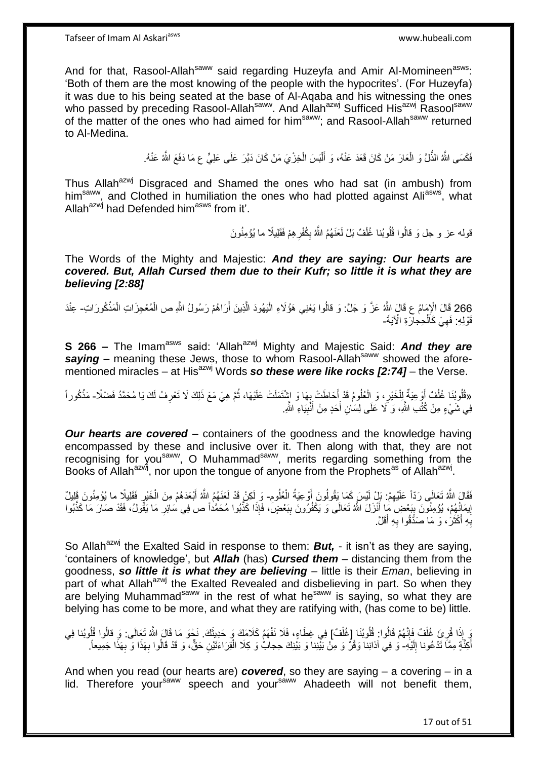And for that, Rasool-Allah[saww] said regarding Huzeyfa and Amir Al-Momineen[asws]: 'Both of them are the most knowing of the people with the hypocrites'. (For Huzeyfa) it was due to his being seated at the base of Al-Aqaba and his witnessing the ones who passed by preceding Rasool-Allah[saww]. And Allah[azwj] Sufficed His[azwj] Rasool[saww] of the matter of the ones who had aimed for him[saww]; and Rasool-Allah[saww] returned to Al-Medina.

فَكَسَى اللَّهُ الذُّلَّ وَ الْعَارَ مَنْ كَانَ قَعَدَ عَنْهُ، وَ أَلْبَسَ الْخِزْيَ مَنْ كَانَ دَبَّرَ عَلَى عَلِيٍّ ع مَا دَفَعَ اللَّهُ عَنْهُ.

Thus Allah[azwj] Disgraced and Shamed the ones who had sat (in ambush) from him[saww], and Clothed in humiliation the ones who had plotted against Ali[asws], what Allah[azwj] had Defended him[asws] from it'.

قوله عز و جل وَ قالُوا قُلُوبُنا غُلْفٌ بَلْ لَعَنَهُمُ اللَّهُ بِكُفْرِهِمْ فَقَلِيلًا ما يُؤْمِنُونَ

The Words of the Mighty and Majestic: ***And they are saying: Our hearts are covered. But, Allah Cursed them due to their Kufr; so little it is what they are believing [2:88]***

266 قَالَ الْإِمَامُ ع قَالَ اللَّهُ عَزَّ وَ جَلَّ: وَ قالُوا يَعْنِي هَؤُلَاءِ الْيَهُودَ الَّذِينَ أَرَاهُمْ رَسُولُ اللَّهِ ص الْمُعْجِزَاتِ الْمَذْكُورَاتِ- عِنْدَ قَوْلِهِ: فَهِيَ كَالْحِجارَةِ الْآيَةَ-

**S 266 –** The Imam[asws] said: 'Allah[azwj] Mighty and Majestic Said: ***And they are saying*** – meaning these Jews, those to whom Rasool-Allah[saww] showed the afore-mentioned miracles – at His[azwj] Words ***so these were like rocks [2:74]*** – the Verse.

«قُلُوبُنا غُلْفٌ أَوْعِيَةٌ لِلْخَيْرِ، وَ الْعُلُومُ قَدْ أَحَاطَتْ بِهَا وَ اشْتَمَلَتْ عَلَيْهَا، ثُمَّ هِيَ مَعَ ذَلِكَ لَا تَعْرِفُ لَكَ يَا مُحَمَّدُ فَضْلًا- مَذْكُوراً فِي شَيْءٍ مِنْ كُتُبِ اللَّهِ، وَ لَا عَلَى لِسَانِ أَحَدٍ مِنْ أَنْبِيَاءِ اللَّهِ.

***Our hearts are covered*** – containers of the goodness and the knowledge having encompassed by these and inclusive over it. Then along with that, they are not recognising for you[saww], O Muhammad[saww], merits regarding something from the Books of Allah[azwj], nor upon the tongue of anyone from the Prophets[as] of Allah[azwj].

فَقَالَ اللَّهُ تَعَالَى رَدّاً عَلَيْهِمْ: بَلْ لَيْسَ كَمَا يَقُولُونَ أَوْعِيَةُ الْعُلُومِ- وَ لَكِنْ قَدْ لَعَنَهُمُ اللَّهُ أَبْعَدَهُمْ مِنَ الْخَيْرِ فَقَلِيلًا ما يُؤْمِنُونَ قَلِيلٌ إِيمَانُهُمْ، يُؤْمِنُونَ بِبَعْضِ مَا أَنْزَلَ اللَّهُ تَعَالَى وَ يَكْفُرُونَ بِبَعْضٍ، فَإِذَا كَذَّبُوا مُحَمَّداً ص فِي سَائِرِ مَا يَقُولُ، فَقَدْ صَارَ مَا كَذَّبُوا بِهِ أَكْثَرَ، وَ مَا صَدَّقُوا بِهِ أَقَلَّ.

So Allah[azwj] the Exalted Said in response to them: ***But,*** - it isn't as they are saying, 'containers of knowledge', but ***Allah*** (has) ***Cursed them*** – distancing them from the goodness, ***so little it is what they are believing*** – little is their *Eman*, believing in part of what Allah[azwj] the Exalted Revealed and disbelieving in part. So when they are belying Muhammad[saww] in the rest of what he[saww] is saying, so what they are belying has come to be more, and what they are ratifying with, (has come to be) little.

وَ إِذَا قُرِئَ غُلْفٌ فَإِنَّهُمْ قَالُوا: قُلُوبُنَا [غُلْفٌ] فِي غِطَاءٍ، فَلَا نَفْهَمُ كَلَامَكَ وَ حَدِيثَكَ. نَحْوَ مَا قَالَ اللَّهُ تَعَالَى: وَ قالُوا قُلُوبُنا فِي أَكِنَّةٍ مِمَّا تَدْعُونا إِلَيْهِ- وَ فِي آذانِنا وَقْرٌ وَ مِنْ بَيْنِنا وَ بَيْنِكَ حِجابٌ وَ كِلَا الْقِرَاءَتَيْنِ حَقٌّ، وَ قَدْ قَالُوا بِهَذَا وَ بِهَذَا جَمِيعاً.

And when you read (our hearts are) ***covered***, so they are saying – a covering – in a lid. Therefore your[saww] speech and your[saww] Ahadeeth will not benefit them,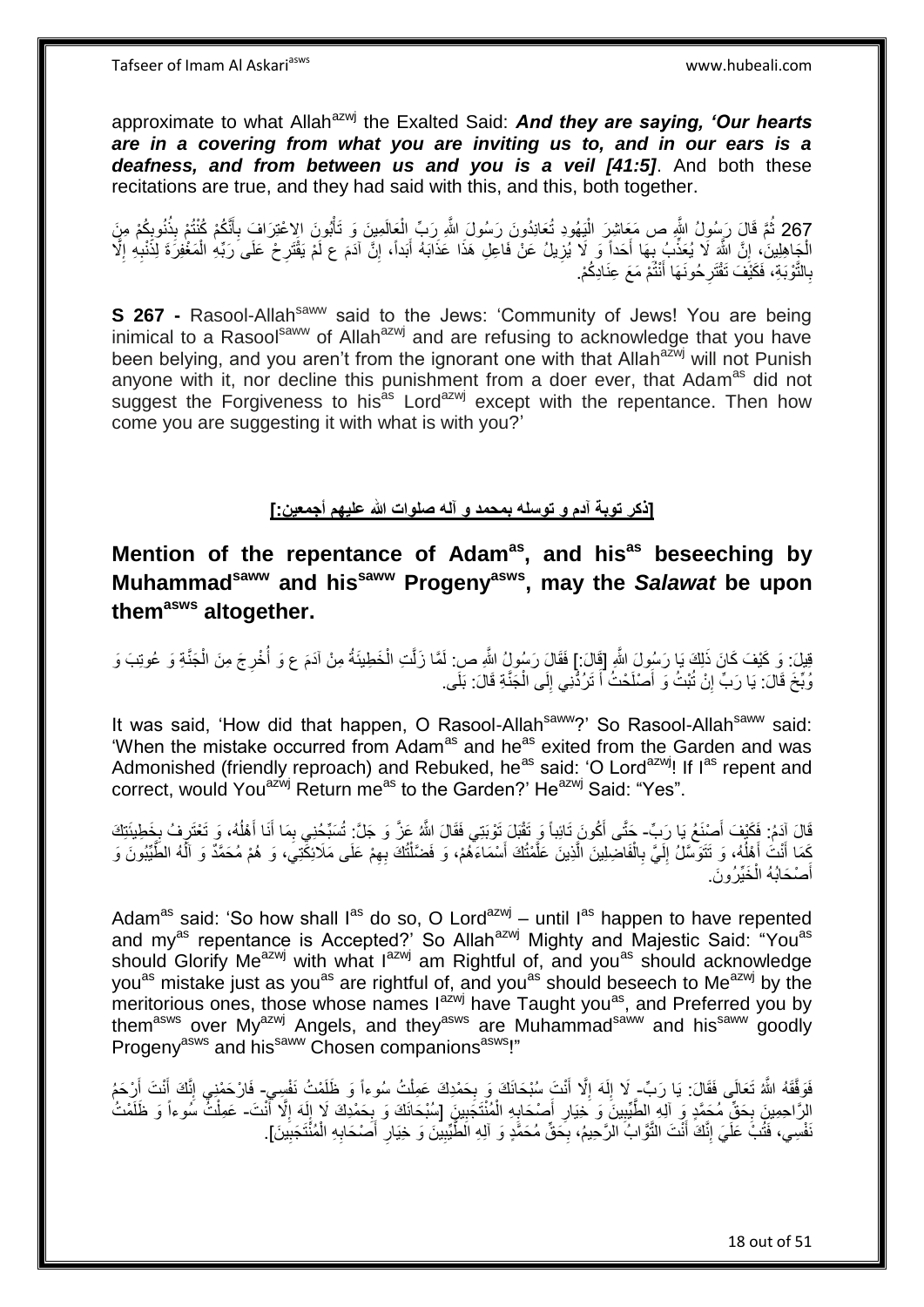approximate to what Allah[azwj] the Exalted Said: ***And they are saying, 'Our hearts are in a covering from what you are inviting us to, and in our ears is a deafness, and from between us and you is a veil [41:5]***. And both these recitations are true, and they had said with this, and this, both together.

267 ثُمَّ قَالَ رَسُولُ اللَّهِ ص مَعَاشِرَ الْيَهُودِ تُعَانِدُونَ رَسُولَ اللَّهِ رَبِّ الْعَالَمِينَ وَ تَأْبَوْنَ الِاعْتِرَافَ بِأَنَّكُمْ كُنْتُمْ بِذُنُوبِكُمْ مِنَ الْجَاهِلِينَ، إِنَّ اللَّهَ لَا يُعَذِّبُ بِهَا أَحَداً وَ لَا يُزِيلُ عَنْ فَاعِلِ هَذَا عَذَابَهُ أَبَداً، إِنَّ آدَمَ ع لَمْ يَقْتَرِحْ عَلَى رَبِّهِ الْمَغْفِرَةَ لِذَنْبِهِ إِلَّا بِالتَّوْبَةِ، فَكَيْفَ تَقْتَرِحُونَهَا أَنْتُمْ مَعَ عِنَادِكُمْ.

**S 267 -** Rasool-Allah[saww] said to the Jews: 'Community of Jews! You are being inimical to a Rasool[saww] of Allah[azwj] and are refusing to acknowledge that you have been belying, and you aren't from the ignorant one with that Allah[azwj] will not Punish anyone with it, nor decline this punishment from a doer ever, that Adam[as] did not suggest the Forgiveness to his[as] Lord[azwj] except with the repentance. Then how come you are suggesting it with what is with you?'

## [ذكر توبة آدم و توسله بمحمد و آله صلوات الله عليهم أجمعين:]

## Mention of the repentance of Adam[as], and his[as] beseeching by Muhammad[saww] and his[saww] Progeny[asws], may the *Salawat* be upon them[asws] altogether.

قِيلَ: وَ كَيْفَ كَانَ ذَلِكَ يَا رَسُولَ اللَّهِ [قَالَ:] فَقَالَ رَسُولُ اللَّهِ ص: لَمَّا زَلَّتِ الْخَطِيئَةُ مِنْ آدَمَ ع وَ أُخْرِجَ مِنَ الْجَنَّةِ وَ عُوتِبَ وَ وُبِّخَ قَالَ: يَا رَبِّ إِنْ تُبْتُ وَ أَصْلَحْتُ أَ تَرُدُّنِي إِلَى الْجَنَّةِ قَالَ: بَلَى.

It was said, 'How did that happen, O Rasool-Allah[saww]?' So Rasool-Allah[saww] said: 'When the mistake occurred from Adam[as] and he[as] exited from the Garden and was Admonished (friendly reproach) and Rebuked, he[as] said: 'O Lord[azwj]! If I[as] repent and correct, would You[azwj] Return me[as] to the Garden?' He[azwj] Said: "Yes".

قَالَ آدَمُ: فَكَيْفَ أَصْنَعُ يَا رَبِّ- حَتَّى أَكُونَ تَائِباً وَ تَقْبَلَ تَوْبَتِي فَقَالَ اللَّهُ عَزَّ وَ جَلَّ: تُسَبِّحُنِي بِمَا أَنَا أَهْلُهُ، وَ تَعْتَرِفُ بِخَطِيئَتِكَ كَمَا أَنْتَ أَهْلُهُ، وَ تَتَوَسَّلُ إِلَيَّ بِالْفَاضِلِينَ الَّذِينَ عَلَّمْتُكَ أَسْمَاءَهُمْ، وَ فَضَّلْتُكَ بِهِمْ عَلَى مَلَائِكَتِي، وَ هُمْ مُحَمَّدٌ وَ آلُهُ الطَّيِّبُونَ وَ أَصْحَابُهُ الْخَيِّرُونَ.

Adam[as] said: 'So how shall I[as] do so, O Lord[azwj] – until I[as] happen to have repented and my[as] repentance is Accepted?' So Allah[azwj] Mighty and Majestic Said: "You[as] should Glorify Me[azwj] with what I[azwj] am Rightful of, and you[as] should acknowledge you[as] mistake just as you[as] are rightful of, and you[as] should beseech to Me[azwj] by the meritorious ones, those whose names I[azwj] have Taught you[as], and Preferred you by them[asws] over My[azwj] Angels, and they[asws] are Muhammad[saww] and his[saww] goodly Progeny[asws] and his[saww] Chosen companions[asws]!"

فَوَفَّقَهُ اللَّهُ تَعَالَى فَقَالَ: يَا رَبِّ- لَا إِلَهَ إِلَّا أَنْتَ سُبْحَانَكَ وَ بِحَمْدِكَ عَمِلْتُ سُوءاً وَ ظَلَمْتُ نَفْسِي- فَارْحَمْنِي إِنَّكَ أَنْتَ أَرْحَمُ الرَّاحِمِينَ بِحَقِّ مُحَمَّدٍ وَ آلِهِ الطَّيِّبِينَ وَ خِيَارِ أَصْحَابِهِ الْمُنْتَجَبِينَ [سُبْحَانَكَ وَ بِحَمْدِكَ لَا إِلَهَ إِلَّا أَنْتَ- عَمِلْتُ سُوءاً وَ ظَلَمْتُ نَفْسِي، فَتُبْ عَلَيَّ إِنَّكَ أَنْتَ التَّوَّابُ الرَّحِيمُ، بِحَقِّ مُحَمَّدٍ وَ آلِهِ الطَّيِّبِينَ وَ خِيَارِ أَصْحَابِهِ الْمُنْتَجَبِينَ].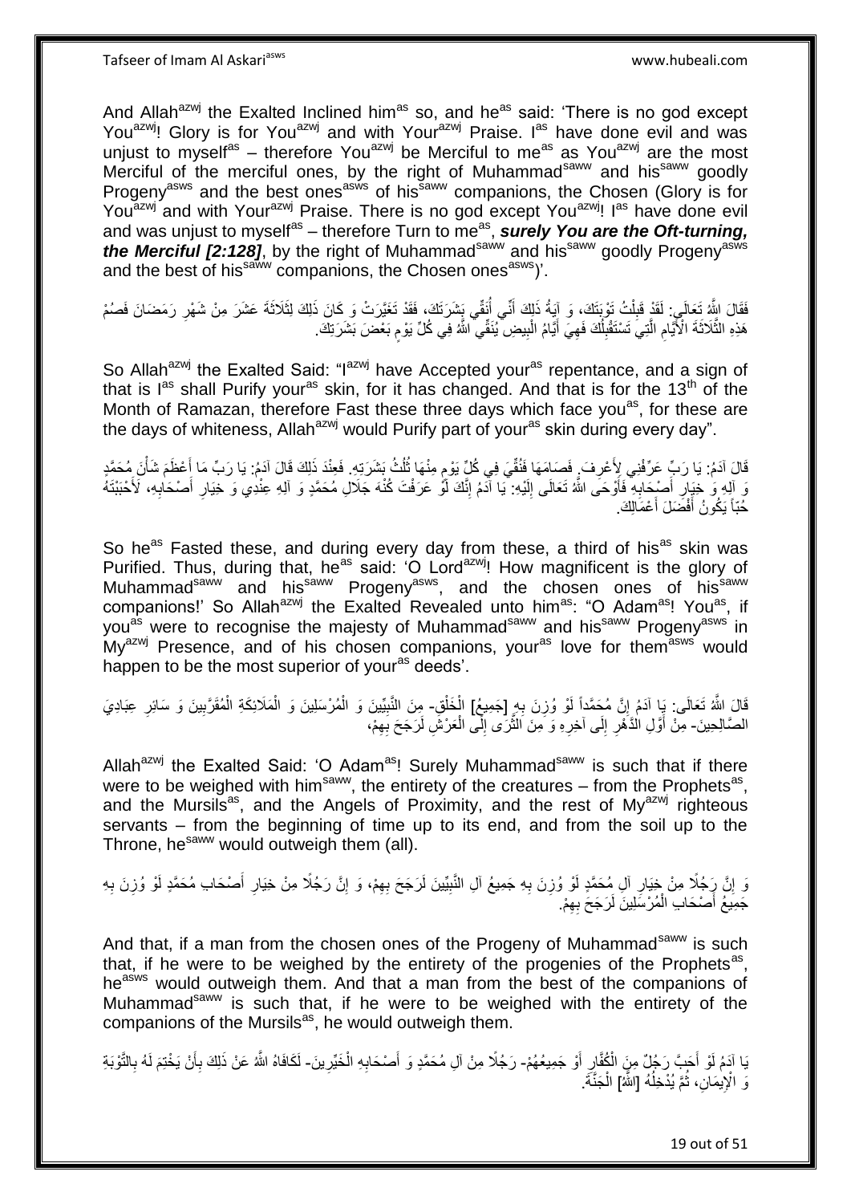And Allah[azwj] the Exalted Inclined him[as] so, and he[as] said: 'There is no god except You[azwj]! Glory is for You[azwj] and with Your[azwj] Praise. I[as] have done evil and was unjust to myself[as] – therefore You[azwj] be Merciful to me[as] as You[azwj] are the most Merciful of the merciful ones, by the right of Muhammad[saww] and his[saww] goodly Progeny[asws] and the best ones[asws] of his[saww] companions, the Chosen (Glory is for You[azwj] and with Your[azwj] Praise. There is no god except You[azwj]! I[as] have done evil and was unjust to myself[as] – therefore Turn to me[as], ***surely You are the Oft-turning, the Merciful [2:128]***, by the right of Muhammad[saww] and his[saww] goodly Progeny[asws] and the best of his[saww] companions, the Chosen ones[asws])'.

فَقَالَ اللَّهُ تَعَالَى: لَقَدْ قَبِلْتُ تَوْبَتَكَ، وَ آيَةُ ذَلِكَ أَنِّي أُنَقِّي بَشَرَتَكَ، فَقَدْ تَغَيَّرَتْ وَ كَانَ ذَلِكَ لِثَلَاثَةَ عَشَرَ مِنْ شَهْرِ رَمَضَانَ فَصُمْ هَذِهِ الثَّلَاثَةَ الْأَيَّامِ الَّتِي تَسْتَقْبِلُكَ فَهِيَ أَيَّامُ الْبِيضِ يُنَقِّي اللَّهُ فِي كُلِّ يَوْمٍ بَعْضَ بَشَرَتِكَ.

So Allah[azwj] the Exalted Said: "I[azwj] have Accepted your[as] repentance, and a sign of that is I[as] shall Purify your[as] skin, for it has changed. And that is for the 13[th] of the Month of Ramazan, therefore Fast these three days which face you[as], for these are the days of whiteness, Allah[azwj] would Purify part of your[as] skin during every day".

قَالَ آدَمُ: يَا رَبِّ عَرِّفْنِي لِأَعْرِفَ. فَصَامَهَا فَنُقِّيَ فِي كُلِّ يَوْمٍ مِنْهَا ثُلُثُ بَشَرَتِهِ. فَعِنْدَ ذَلِكَ قَالَ آدَمُ: يَا رَبِّ مَا أَعْظَمَ شَأْنَ مُحَمَّدٍ وَ آلِهِ وَ خِيَارِ أَصْحَابِهِ فَأَوْحَى اللَّهُ تَعَالَى إِلَيْهِ: يَا آدَمُ إِنَّكَ لَوْ عَرَفْتَ كُنْهَ جَلَالِ مُحَمَّدٍ وَ آلِهِ عِنْدِي وَ خِيَارِ أَصْحَابِهِ، لَأَحْبَبْتَهُ حُبّاً يَكُونُ أَفْضَلَ أَعْمَالِكَ.

So he[as] Fasted these, and during every day from these, a third of his[as] skin was Purified. Thus, during that, he[as] said: 'O Lord[azwj]! How magnificent is the glory of Muhammad[saww] and his[saww] Progeny[asws], and the chosen ones of his[saww] companions!' So Allah[azwj] the Exalted Revealed unto him[as]: "O Adam[as]! You[as], if you[as] were to recognise the majesty of Muhammad[saww] and his[saww] Progeny[asws] in My[azwj] Presence, and of his chosen companions, your[as] love for them[asws] would happen to be the most superior of your[as] deeds'.

قَالَ اللَّهُ تَعَالَى: يَا آدَمُ إِنَّ مُحَمَّداً لَوْ وُزِنَ بِهِ [جَمِيعُ] الْخَلْقِ- مِنَ النَّبِيِّينَ وَ الْمُرْسَلِينَ وَ الْمَلَائِكَةِ الْمُقَرَّبِينَ وَ سَائِرِ عِبَادِيَ الصَّالِحِينَ- مِنْ أَوَّلِ الدَّهْرِ إِلَى آخِرِهِ وَ مِنَ الثَّرَى إِلَى الْعَرْشِ لَرَجَحَ بِهِمْ،

Allah[azwj] the Exalted Said: 'O Adam[as]! Surely Muhammad[saww] is such that if there were to be weighed with him[saww], the entirety of the creatures – from the Prophets[as], and the Mursils[as], and the Angels of Proximity, and the rest of My[azwj] righteous servants – from the beginning of time up to its end, and from the soil up to the Throne, he[saww] would outweigh them (all).

وَ إِنَّ رَجُلًا مِنْ خِيَارِ آلِ مُحَمَّدٍ لَوْ وُزِنَ بِهِ جَمِيعُ آلِ النَّبِيِّينَ لَرَجَحَ بِهِمْ، وَ إِنَّ رَجُلًا مِنْ خِيَارِ أَصْحَابِ مُحَمَّدٍ لَوْ وُزِنَ بِهِ جَمِيعُ أَصْحَابِ الْمُرْسَلِينَ لَرَجَحَ بِهِمْ.

And that, if a man from the chosen ones of the Progeny of Muhammad[saww] is such that, if he were to be weighed by the entirety of the progenies of the Prophets[as], he[asws] would outweigh them. And that a man from the best of the companions of Muhammad[saww] is such that, if he were to be weighed with the entirety of the companions of the Mursils[as], he would outweigh them.

يَا آدَمُ لَوْ أَحَبَّ رَجُلٌ مِنَ الْكُفَّارِ أَوْ جَمِيعُهُمْ- رَجُلًا مِنْ آلِ مُحَمَّدٍ وَ أَصْحَابِهِ الْخَيِّرِينَ- لَكَافَاهُ اللَّهُ عَنْ ذَلِكَ بِأَنْ يَخْتِمَ لَهُ بِالتَّوْبَةِ وَ الْإِيمَانِ، ثُمَّ يُدْخِلُهُ [اللَّهُ] الْجَنَّةَ.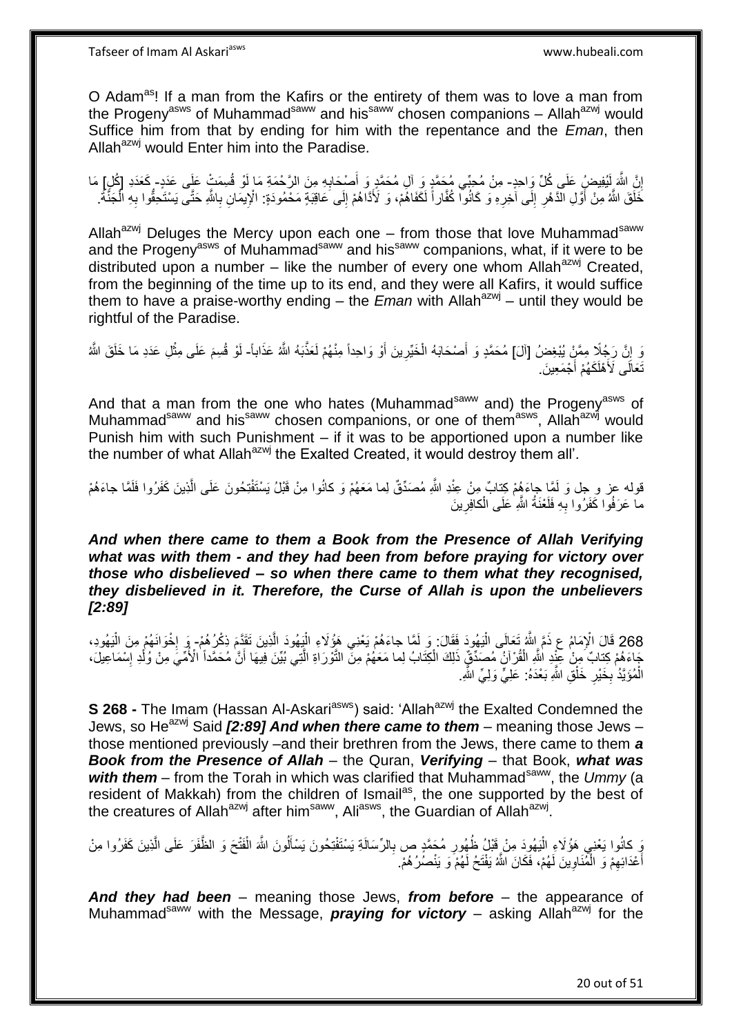O Adam[as]! If a man from the Kafirs or the entirety of them was to love a man from the Progeny[asws] of Muhammad[saww] and his[saww] chosen companions – Allah[azwj] would Suffice him from that by ending for him with the repentance and the *Eman*, then Allah[azwj] would Enter him into the Paradise.

إِنَّ اللَّهَ لَيُفِيضُ عَلَى كُلِّ وَاحِدٍ- مِنْ مُحِبِّي مُحَمَّدٍ وَ آلِ مُحَمَّدٍ وَ أَصْحَابِهِ مِنَ الرَّحْمَةِ مَا لَوْ قُسِمَتْ عَلَى عَدَدِ- كَعَدَدِ [كُلِّ] مَا خَلَقَ اللَّهُ مِنْ أَوَّلِ الدَّهْرِ إِلَى آخِرِهِ وَ كَانُوا كُفَّاراً لَكَفَاهُمْ، وَ لَأَدَّاهُمْ إِلَى عَاقِبَةٍ مَحْمُودَةٍ: الْإِيمَانِ بِاللَّهِ حَتَّى يَسْتَحِقُّوا بِهِ الْجَنَّةَ.

Allah[azwj] Deluges the Mercy upon each one – from those that love Muhammad[saww] and the Progeny[asws] of Muhammad[saww] and his[saww] companions, what, if it were to be distributed upon a number – like the number of every one whom Allah[azwj] Created, from the beginning of the time up to its end, and they were all Kafirs, it would suffice them to have a praise-worthy ending – the *Eman* with Allah[azwj] – until they would be rightful of the Paradise.

وَ إِنَّ رَجُلًا مِمَّنْ يُبْغِضُ [آلَ] مُحَمَّدٍ وَ أَصْحَابَهُ الْخَيِّرِينَ أَوْ وَاحِداً مِنْهُمْ لَعَذَّبَهُ اللَّهُ عَذَاباً- لَوْ قُسِمَ عَلَى مِثْلِ عَدَدِ مَا خَلَقَ اللَّهُ تَعَالَى لَأَهْلَكَهُمْ أَجْمَعِينَ.

And that a man from the one who hates (Muhammad[saww] and) the Progeny[asws] of Muhammad[saww] and his[saww] chosen companions, or one of them[asws], Allah[azwj] would Punish him with such Punishment – if it was to be apportioned upon a number like the number of what Allah[azwj] the Exalted Created, it would destroy them all'.

قوله عز و جل وَ لَمَّا جاءَهُمْ كِتابٌ مِنْ عِنْدِ اللَّهِ مُصَدِّقٌ لِما مَعَهُمْ وَ كانُوا مِنْ قَبْلُ يَسْتَفْتِحُونَ عَلَى الَّذِينَ كَفَرُوا فَلَمَّا جاءَهُمْ ما عَرَفُوا كَفَرُوا بِهِ فَلَعْنَةُ اللَّهِ عَلَى الْكافِرِينَ

***And when there came to them a Book from the Presence of Allah Verifying what was with them - and they had been from before praying for victory over those who disbelieved – so when there came to them what they recognised, they disbelieved in it. Therefore, the Curse of Allah is upon the unbelievers [2:89]***

268 قَالَ الْإِمَامُ ع ذَمَّ اللَّهُ تَعَالَى الْيَهُودَ فَقَالَ: وَ لَمَّا جاءَهُمْ يَعْنِي هَؤُلَاءِ الْيَهُودَ الَّذِينَ تَقَدَّمَ ذِكْرُهُمْ- وَ إِخْوَانَهُمْ مِنَ الْيَهُودِ، جَاءَهُمْ كِتابٌ مِنْ عِنْدِ اللَّهِ الْقُرْآنُ مُصَدِّقٌ ذَلِكَ الْكِتَابُ لِما مَعَهُمْ مِنَ التَّوْرَاةِ الَّتِي بُيِّنَ فِيهَا أَنَّ مُحَمَّداً الْأُمِّيَّ مِنْ وُلْدِ إِسْمَاعِيلَ، الْمُؤَيَّدُ بِخَيْرِ خَلْقِ اللَّهِ بَعْدَهُ: عَلِيٍّ وَلِيِّ اللَّهِ.

**S 268 -** The Imam (Hassan Al-Askari[asws]) said: 'Allah[azwj] the Exalted Condemned the Jews, so He[azwj] Said ***[2:89] And when there came to them*** – meaning those Jews – those mentioned previously –and their brethren from the Jews, there came to them ***a Book from the Presence of Allah*** – the Quran, ***Verifying*** – that Book, ***what was with them*** – from the Torah in which was clarified that Muhammad[saww], the *Ummy* (a resident of Makkah) from the children of Ismail[as], the one supported by the best of the creatures of Allah[azwj] after him[saww], Ali[asws], the Guardian of Allah[azwj].

وَ كانُوا يَعْنِي هَؤُلَاءِ الْيَهُودَ مِنْ قَبْلُ ظُهُورِ مُحَمَّدٍ ص بِالرِّسَالَةِ يَسْتَفْتِحُونَ يَسْأَلُونَ اللَّهَ الْفَتْحَ وَ الظَّفَرَ عَلَى الَّذِينَ كَفَرُوا مِنْ أَعْدَائِهِمْ وَ الْمُنَاوِينَ لَهُمْ، فَكَانَ اللَّهُ يَفْتَحُ لَهُمْ وَ يَنْصُرُهُمْ.

***And they had been*** – meaning those Jews, ***from before*** – the appearance of Muhammad[saww] with the Message, ***praying for victory*** – asking Allah[azwj] for the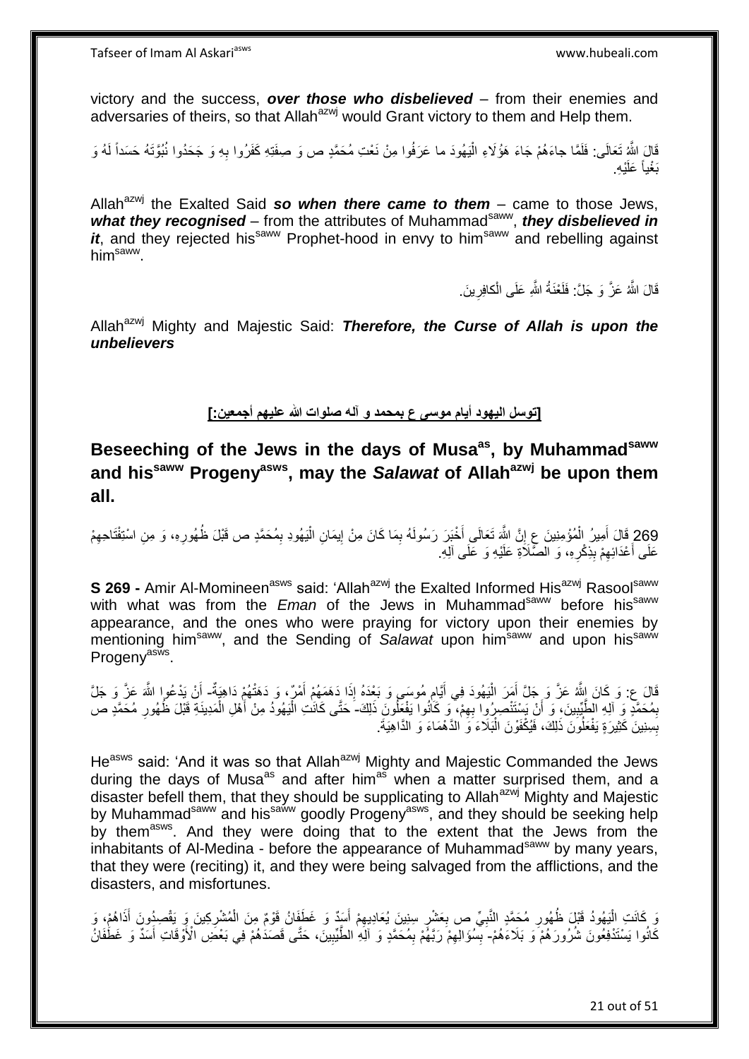victory and the success, ***over those who disbelieved*** – from their enemies and adversaries of theirs, so that Allah[azwj] would Grant victory to them and Help them.

قَالَ اللَّهُ تَعَالَى: فَلَمَّا جاءَهُمْ جَاءَ هَؤُلَاءِ الْيَهُودَ ما عَرَفُوا مِنْ نَعْتِ مُحَمَّدٍ ص وَ صِفَتِهِ كَفَرُوا بِهِ وَ جَحَدُوا نُبُوَّتَهُ حَسَداً لَهُ وَ بَغْياً عَلَيْهِ.

Allah[azwj] the Exalted Said ***so when there came to them*** – came to those Jews, ***what they recognised*** – from the attributes of Muhammad[saww], ***they disbelieved in it***, and they rejected his[saww] Prophet-hood in envy to him[saww] and rebelling against him[saww].

قَالَ اللَّهُ عَزَّ وَ جَلَّ: فَلَعْنَةُ اللَّهِ عَلَى الْكافِرِينَ.

Allah[azwj] Mighty and Majestic Said: ***Therefore, the Curse of Allah is upon the unbelievers***

## [توسل اليهود أيام موسى ع بمحمد و آله صلوات الله عليهم أجمعين:]

## Beseeching of the Jews in the days of Musa[as], by Muhammad[saww] and his[saww] Progeny[asws], may the *Salawat* of Allah[azwj] be upon them all.

269 قَالَ أَمِيرُ الْمُؤْمِنِينَ ع إِنَّ اللَّهَ تَعَالَى أَخْبَرَ رَسُولَهُ بِمَا كَانَ مِنْ إِيمَانِ الْيَهُودِ بِمُحَمَّدٍ ص قَبْلَ ظُهُورِهِ، وَ مِنِ اسْتِفْتَاحِهِمْ عَلَى أَعْدَائِهِمْ بِذِكْرِهِ، وَ الصَّلَاةِ عَلَيْهِ وَ عَلَى آلِهِ.

**S 269 -** Amir Al-Momineen[asws] said: 'Allah[azwj] the Exalted Informed His[azwj] Rasool[saww] with what was from the *Eman* of the Jews in Muhammad[saww] before his[saww] appearance, and the ones who were praying for victory upon their enemies by mentioning him[saww], and the Sending of *Salawat* upon him[saww] and upon his[saww] Progeny[asws].

قَالَ ع: وَ كَانَ اللَّهُ عَزَّ وَ جَلَّ أَمَرَ الْيَهُودَ فِي أَيَّامِ مُوسَى وَ بَعْدَهُ إِذَا دَهَمَهُمْ أَمْرٌ، وَ دَهَتْهُمْ دَاهِيَةٌ- أَنْ يَدْعُوا اللَّهَ عَزَّ وَ جَلَّ بِمُحَمَّدٍ وَ آلِهِ الطَّيِّبِينَ، وَ أَنْ يَسْتَنْصِرُوا بِهِمْ، وَ كَانُوا يَفْعَلُونَ ذَلِكَ- حَتَّى كَانَتِ الْيَهُودُ مِنْ أَهْلِ الْمَدِينَةِ قَبْلَ ظُهُورِ مُحَمَّدٍ ص بِسِنِينَ كَثِيرَةٍ يَفْعَلُونَ ذَلِكَ، فَيُكْفَوْنَ الْبَلَاءَ وَ الدَّهْمَاءَ وَ الدَّاهِيَةَ.

He[asws] said: 'And it was so that Allah[azwj] Mighty and Majestic Commanded the Jews during the days of Musa[as] and after him[as] when a matter surprised them, and a disaster befell them, that they should be supplicating to Allah[azwj] Mighty and Majestic by Muhammad[saww] and his[saww] goodly Progeny[asws], and they should be seeking help by them[asws]. And they were doing that to the extent that the Jews from the inhabitants of Al-Medina - before the appearance of Muhammad[saww] by many years, that they were (reciting) it, and they were being salvaged from the afflictions, and the disasters, and misfortunes.

وَ كَانَتِ الْيَهُودُ قَبْلَ ظُهُورِ مُحَمَّدٍ النَّبِيِّ ص بِعَشْرِ سِنِينَ يُعَادِيهِمْ أَسَدٌ وَ غَطَفَانُ قَوْمٌ مِنَ الْمُشْرِكِينَ وَ يَقْصِدُونَ أَذَاهُمْ، وَ كَانُوا يَسْتَدْفِعُونَ شُرُورَهُمْ وَ بَلَاءَهُمْ- بِسُؤَالِهِمْ رَبَّهُمْ بِمُحَمَّدٍ وَ آلِهِ الطَّيِّبِينَ، حَتَّى قَصَدَهُمْ فِي بَعْضِ الْأَوْقَاتِ أَسَدٌ وَ غَطَفَانُ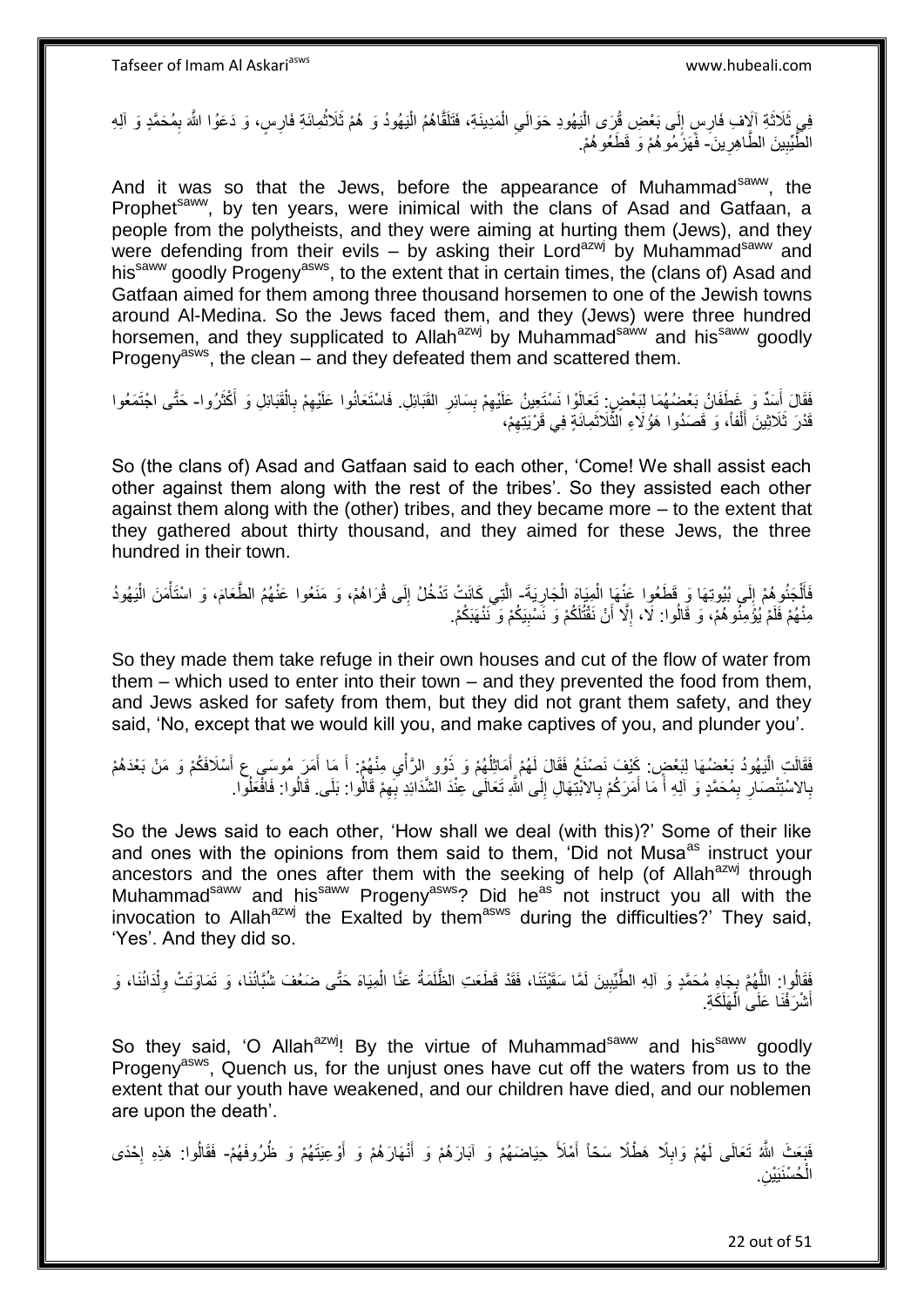فِي ثَلَاثَةِ آلَافِ فَارِسٍ إِلَى بَعْضِ قُرَى الْيَهُودِ حَوَالَيِ الْمَدِينَةِ، فَتَلَقَّاهُمُ الْيَهُودُ وَ هُمْ ثَلَاثُمِائَةِ فَارِسٍ، وَ دَعَوُا اللَّهَ بِمُحَمَّدٍ وَ آلِهِ الطَّيِّبِينَ الطَّاهِرِينَ- فَهَزَمُوهُمْ وَ قَطَعُوهُمْ.

And it was so that the Jews, before the appearance of Muhammad[saww], the Prophet[saww], by ten years, were inimical with the clans of Asad and Gatfaan, a people from the polytheists, and they were aiming at hurting them (Jews), and they were defending from their evils – by asking their Lord[azwj] by Muhammad[saww] and his[saww] goodly Progeny[asws], to the extent that in certain times, the (clans of) Asad and Gatfaan aimed for them among three thousand horsemen to one of the Jewish towns around Al-Medina. So the Jews faced them, and they (Jews) were three hundred horsemen, and they supplicated to Allah[azwj] by Muhammad[saww] and his[saww] goodly Progeny[asws], the clean – and they defeated them and scattered them.

فَقَالَ أَسَدٌ وَ غَطَفَانُ بَعْضُهُمَا لِبَعْضٍ: تَعَالَوْا نَسْتَعِينُ عَلَيْهِمْ بِسَائِرِ الْقَبَائِلِ. فَاسْتَعَانُوا عَلَيْهِمْ بِالْقَبَائِلِ وَ أَكْثَرُوا- حَتَّى اجْتَمَعُوا قَدْرَ ثَلَاثِينَ أَلْفاً، وَ قَصَدُوا هَؤُلَاءِ الثَّلَاثَمِائَةِ فِي قَرْيَتِهِمْ،

So (the clans of) Asad and Gatfaan said to each other, 'Come! We shall assist each other against them along with the rest of the tribes'. So they assisted each other against them along with the (other) tribes, and they became more – to the extent that they gathered about thirty thousand, and they aimed for these Jews, the three hundred in their town.

فَأَلْجَئُوهُمْ إِلَى بُيُوتِهَا وَ قَطَعُوا عَنْهَا الْمِيَاهَ الْجَارِيَةَ- الَّتِي كَانَتْ تَدْخُلُ إِلَى قُرَاهُمْ، وَ مَنَعُوا عَنْهُمُ الطَّعَامَ، وَ اسْتَأْمَنَ الْيَهُودُ مِنْهُمْ فَلَمْ يُؤْمِنُوهُمْ، وَ قَالُوا: لَا، إِلَّا أَنْ نَقْتُلَكُمْ وَ نَسْبِيَكُمْ وَ نَنْهَبَكُمْ.

So they made them take refuge in their own houses and cut of the flow of water from them – which used to enter into their town – and they prevented the food from them, and Jews asked for safety from them, but they did not grant them safety, and they said, 'No, except that we would kill you, and make captives of you, and plunder you'.

فَقَالَتِ الْيَهُودُ بَعْضُهَا لِبَعْضٍ: كَيْفَ نَصْنَعُ فَقَالَ لَهُمْ أَمَاثِلُهُمْ وَ ذَوُو الرَّأْيِ مِنْهُمْ: أَ مَا أَمَرَ مُوسَى ع أَسْلَافَكُمْ وَ مَنْ بَعْدَهُمْ بِالاسْتِنْصَارِ بِمُحَمَّدٍ وَ آلِهِ أَ مَا أَمَرَكُمْ بِالابْتِهَالِ إِلَى اللَّهِ تَعَالَى عِنْدَ الشَّدَائِدِ بِهِمْ قَالُوا: بَلَى. قَالُوا: فَافْعَلُوا.

So the Jews said to each other, 'How shall we deal (with this)?' Some of their like and ones with the opinions from them said to them, 'Did not Musa[as] instruct your ancestors and the ones after them with the seeking of help (of Allah[azwj] through Muhammad[saww] and his[saww] Progeny[asws]? Did he[as] not instruct you all with the invocation to Allah[azwj] the Exalted by them[asws] during the difficulties?' They said, 'Yes'. And they did so.

فَقَالُوا: اللَّهُمَّ بِجَاهِ مُحَمَّدٍ وَ آلِهِ الطَّيِّبِينَ لَمَّا سَقَيْتَنَا، فَقَدْ قَطَعَتِ الظَّلَمَةُ عَنَّا الْمِيَاهَ حَتَّى ضَعُفَ شُبَّانُنَا، وَ تَمَاوَتَتْ وِلْدَانُنَا، وَ أَشْرَفْنَا عَلَى الْهَلَكَةِ.

So they said, 'O Allah[azwj]! By the virtue of Muhammad[saww] and his[saww] goodly Progeny[asws], Quench us, for the unjust ones have cut off the waters from us to the extent that our youth have weakened, and our children have died, and our noblemen are upon the death'.

فَبَعَثَ اللَّهُ تَعَالَى لَهُمْ وَابِلًا هَطْلًا سَحّاً أَمْلَأَ حِيَاضَهُمْ وَ آبَارَهُمْ وَ أَنْهَارَهُمْ وَ أَوْعِيَتَهُمْ وَ ظُرُوفَهُمْ- فَقَالُوا: هَذِهِ إِحْدَى الْحُسْنَيَيْنِ.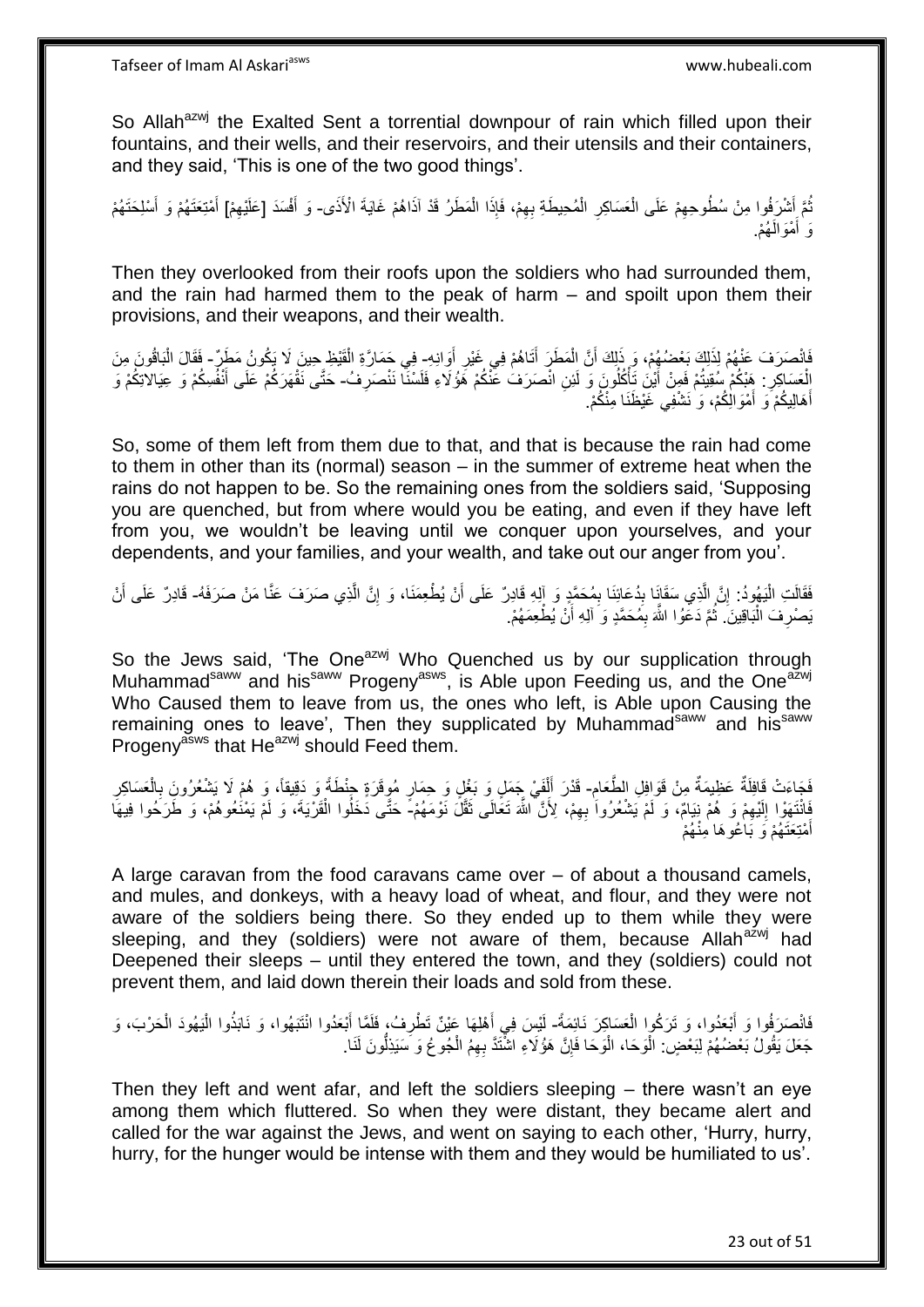So Allah[azwj] the Exalted Sent a torrential downpour of rain which filled upon their fountains, and their wells, and their reservoirs, and their utensils and their containers, and they said, 'This is one of the two good things'.

ثُمَّ أَشْرَفُوا مِنْ سُطُوحِهِمْ عَلَى الْعَسَاكِرِ الْمُحِيطَةِ بِهِمْ، فَإِذَا الْمَطَرُ قَدْ آذَاهُمْ غَايَةَ الْأَذَى- وَ أَفْسَدَ [عَلَيْهِمْ‏] أَمْتِعَتَهُمْ وَ أَسْلِحَتَهُمْ وَ أَمْوَالَهُمْ.

Then they overlooked from their roofs upon the soldiers who had surrounded them, and the rain had harmed them to the peak of harm – and spoilt upon them their provisions, and their weapons, and their wealth.

فَانْصَرَفَ عَنْهُمْ لِذَلِكَ بَعْضُهُمْ، وَ ذَلِكَ أَنَّ الْمَطَرَ أَتَاهُمْ فِي غَيْرِ أَوَانِهِ- فِي حَمَارَّةِ الْقَيْظِ حِينَ لَا يَكُونُ مَطَرٌ- فَقَالَ الْبَاقُونَ مِنَ الْعَسَاكِرِ: هَبْكُمْ سُقِيتُمْ فَمِنْ أَيْنَ تَأْكُلُونَ وَ لَئِنِ انْصَرَفَ عَنْكُمْ هَؤُلَاءِ فَلَسْنَا نَنْصَرِفُ- حَتَّى نَقْهَرَكُمْ عَلَى أَنْفُسِكُمْ وَ عِيَالاتِكُمْ وَ أَهَالِيكُمْ وَ أَمْوَالِكُمْ، وَ نَشْفِيَ غَيْظَنَا مِنْكُمْ.

So, some of them left from them due to that, and that is because the rain had come to them in other than its (normal) season – in the summer of extreme heat when the rains do not happen to be. So the remaining ones from the soldiers said, 'Supposing you are quenched, but from where would you be eating, and even if they have left from you, we wouldn't be leaving until we conquer upon yourselves, and your dependents, and your families, and your wealth, and take out our anger from you'.

فَقَالَتِ الْيَهُودُ: إِنَّ الَّذِي سَقَانَا بِدُعَائِنَا بِمُحَمَّدٍ وَ آلِهِ قَادِرٌ عَلَى أَنْ يُطْعِمَنَا، وَ إِنَّ الَّذِي صَرَفَ عَنَّا مَنْ صَرَفَهُ- قَادِرٌ عَلَى أَنْ يَصْرِفَ الْبَاقِينَ. ثُمَّ دَعَوُا اللَّهَ بِمُحَمَّدٍ وَ آلِهِ أَنْ يُطْعِمَهُمْ.

So the Jews said, 'The One[azwj] Who Quenched us by our supplication through Muhammad[saww] and his[saww] Progeny[asws], is Able upon Feeding us, and the One[azwj] Who Caused them to leave from us, the ones who left, is Able upon Causing the remaining ones to leave', Then they supplicated by Muhammad[saww] and his[saww] Progeny[asws] that He[azwj] should Feed them.

فَجَاءَتْ قَافِلَةٌ عَظِيمَةٌ مِنْ قَوَافِلِ الطَّعَامِ- قَدْرَ أَلْفَيْ جَمَلٍ وَ بَغْلٍ وَ حِمَارٍ مُوقَرَةٍ حِنْطَةً وَ دَقِيقاً، وَ هُمْ لَا يَشْعُرُونَ بِالْعَسَاكِرِ فَانْتَهَوْا إِلَيْهِمْ وَ هُمْ نِيَامٌ، وَ لَمْ يَشْعُرُوا بِهِمْ، لِأَنَّ اللَّهَ تَعَالَى ثَقَّلَ نَوْمَهُمْ- حَتَّى دَخَلُوا الْقَرْيَةَ، وَ لَمْ يَمْنَعُوهُمْ، وَ طَرَحُوا فِيهَا أَمْتِعَتَهُمْ وَ بَاعُوهَا مِنْهُمْ

A large caravan from the food caravans came over – of about a thousand camels, and mules, and donkeys, with a heavy load of wheat, and flour, and they were not aware of the soldiers being there. So they ended up to them while they were sleeping, and they (soldiers) were not aware of them, because Allah[azwj] had Deepened their sleeps – until they entered the town, and they (soldiers) could not prevent them, and laid down therein their loads and sold from these.

فَانْصَرَفُوا وَ أَبْعَدُوا، وَ تَرَكُوا الْعَسَاكِرَ نَائِمَةً- لَيْسَ فِي أَهْلِهَا عَيْنٌ تَطْرِفُ، فَلَمَّا أَبْعَدُوا انْتَبَهُوا، وَ نَابَذُوا الْيَهُودَ الْحَرْبَ، وَ جَعَلَ يَقُولُ بَعْضُهُمْ لِبَعْضٍ: الْوَحَا، الْوَحَا فَإِنَّ هَؤُلَاءِ اشْتَدَّ بِهِمُ الْجُوعُ وَ سَيَذِلُّونَ لَنَا.

Then they left and went afar, and left the soldiers sleeping – there wasn't an eye among them which fluttered. So when they were distant, they became alert and called for the war against the Jews, and went on saying to each other, 'Hurry, hurry, hurry, for the hunger would be intense with them and they would be humiliated to us'.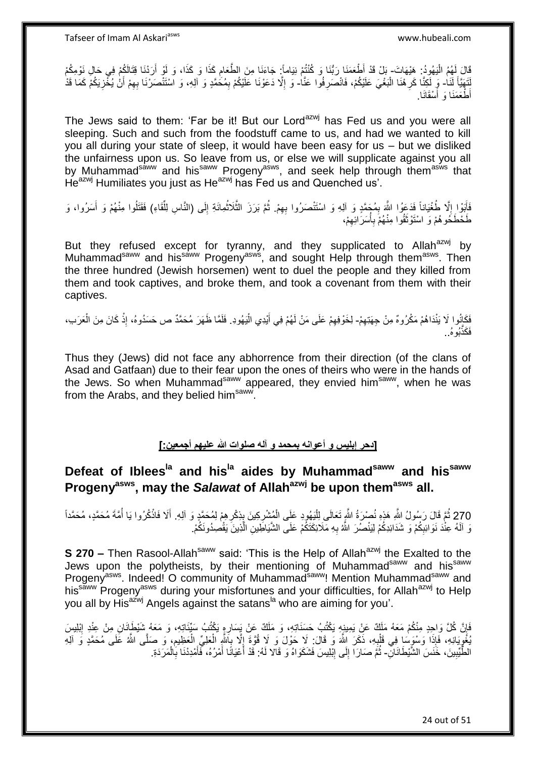قَالَ لَهُمُ الْيَهُودُ: هَيْهَاتَ- بَلْ قَدْ أَطْعَمَنَا رَبُّنَا وَ كُنْتُمْ نِيَاماً: جَاءَنَا مِنَ الطَّعَامِ كَذَا وَ كَذَا، وَ لَوْ أَرَدْنَا قِتَالَكُمْ فِي حَالِ نَوْمِكُمْ لَتَهَيَّأَ لَنَا- وَ لَكِنَّا كَرِهْنَا الْبَغْيَ عَلَيْكُمْ، فَانْصَرِفُوا عَنَّا- وَ إِلَّا دَعَوْنَا عَلَيْكُمْ بِمُحَمَّدٍ وَ آلِهِ، وَ اسْتَنْصَرْنَا بِهِمْ أَنْ يُخْزِيَكُمْ كَمَا قَدْ أَطْعَمَنَا وَ أَسْقَانَا.

The Jews said to them: 'Far be it! But our Lord[azwj] has Fed us and you were all sleeping. Such and such from the foodstuff came to us, and had we wanted to kill you all during your state of sleep, it would have been easy for us – but we disliked the unfairness upon us. So leave from us, or else we will supplicate against you all by Muhammad[saww] and his[saww] Progeny[asws], and seek help through them[asws] that He[azwj] Humiliates you just as He[azwj] has Fed us and Quenched us'.

فَأَبَوْا إِلَّا طُغْيَاناً فَدَعَوُا اللَّهَ بِمُحَمَّدٍ وَ آلِهِ وَ اسْتَنْصَرُوا بِهِمْ. ثُمَّ بَرَزَ الثَّلَاثُمِائَةِ إِلَى (النَّاسِ لِلِّقَاءِ) فَقَتَلُوا مِنْهُمْ وَ أَسَرُوا، وَ طَحْطَحُوهُمْ وَ اسْتَوْثَقُوا مِنْهُمْ بِأُسَرَائِهِمْ،

But they refused except for tyranny, and they supplicated to Allah[azwj] by Muhammad[saww] and his[saww] Progeny[asws], and sought Help through them[asws]. Then the three hundred (Jewish horsemen) went to duel the people and they killed from them and took captives, and broke them, and took a covenant from them with their captives.

فَكَانُوا لَا يَنْدَاهُمْ مَكْرُوهٌ مِنْ جِهَتِهِمْ- لِخَوْفِهِمْ عَلَى مَنْ لَهُمْ فِي أَيْدِي الْيَهُودِ. فَلَمَّا ظَهَرَ مُحَمَّدٌ ص حَسَدُوهُ، إِذْ كَانَ مِنَ الْعَرَبِ، فَكَذَّبُوهُ..

Thus they (Jews) did not face any abhorrence from their direction (of the clans of Asad and Gatfaan) due to their fear upon the ones of theirs who were in the hands of the Jews. So when Muhammad[saww] appeared, they envied him[saww], when he was from the Arabs, and they belied him[saww].

## [دحر إبليس و أعوانه بمحمد و آله صلوات الله عليهم أجمعين:]

## Defeat of Iblees[la] and his[la] aides by Muhammad[saww] and his[saww] Progeny[asws], may the *Salawat* of Allah[azwj] be upon them[asws] all.

270 ثُمَّ قَالَ رَسُولُ اللَّهِ هَذِهِ نُصْرَةُ اللَّهِ تَعَالَى لِلْيَهُودِ عَلَى الْمُشْرِكِينَ بِذِكْرِهِمْ لِمُحَمَّدٍ وَ آلِهِ. أَلَا فَاذْكُرُوا يَا أُمَّةَ مُحَمَّدٍ، مُحَمَّداً وَ آلَهُ عِنْدَ نَوَائِبِكُمْ وَ شَدَائِدِكُمْ لِيَنْصُرَ اللَّهُ بِهِ مَلَائِكَتَكُمْ عَلَى الشَّيَاطِينِ الَّذِينَ يَقْصِدُونَكُمْ.

**S 270 –** Then Rasool-Allah[saww] said: 'This is the Help of Allah[azwj] the Exalted to the Jews upon the polytheists, by their mentioning of Muhammad[saww] and his[saww] Progeny[asws]. Indeed! O community of Muhammad[saww]! Mention Muhammad[saww] and his[saww] Progeny[asws] during your misfortunes and your difficulties, for Allah[azwj] to Help you all by His[azwj] Angels against the satans[la] who are aiming for you'.

فَإِنَّ كُلَّ وَاحِدٍ مِنْكُمْ مَعَهُ مَلَكٌ عَنْ يَمِينِهِ يَكْتُبُ حَسَنَاتِهِ، وَ مَلَكٌ عَنْ يَسَارِهِ يَكْتُبُ سَيِّئَاتِهِ، وَ مَعَهُ شَيْطَانَانِ مِنْ عِنْدِ إِبْلِيسَ يُغْوِيَانِهِ، فَإِذَا وَسْوَسَا فِي قَلْبِهِ، ذَكَرَ اللَّهَ وَ قَالَ: لَا حَوْلَ وَ لَا قُوَّةَ إِلَّا بِاللَّهِ الْعَلِيِّ الْعَظِيمِ، وَ صَلَّى اللَّهُ عَلَى مُحَمَّدٍ وَ آلِهِ الطَّيِّبِينَ، خَنَسَ الشَّيْطَانَانِ- ثُمَّ صَارَا إِلَى إِبْلِيسَ فَشَكَوَاهُ وَ قَالا لَهُ: قَدْ أَعْيَانَا أَمْرُهُ، فَأَمِدَّنَا بِالْمَرَدَةِ.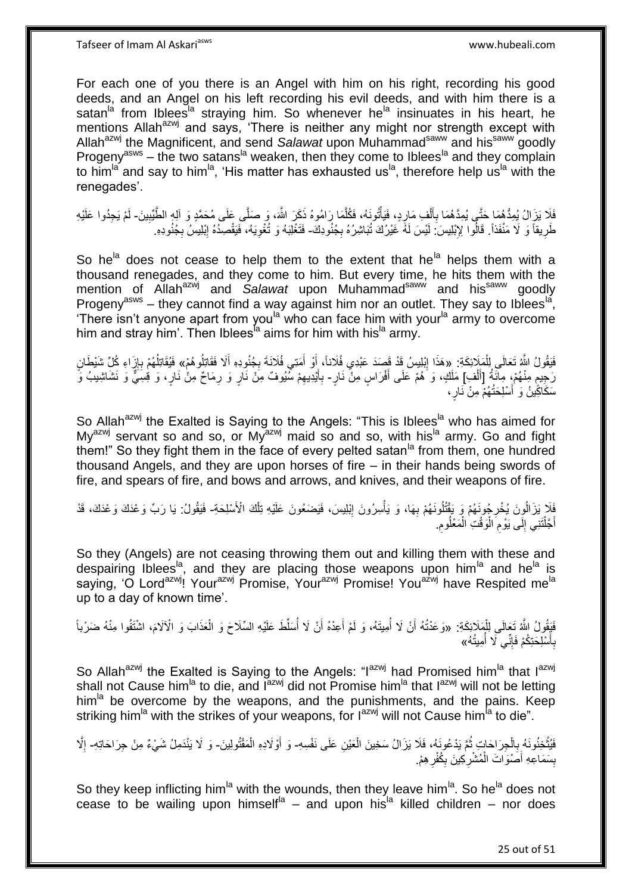For each one of you there is an Angel with him on his right, recording his good deeds, and an Angel on his left recording his evil deeds, and with him there is a satan[la] from Iblees[la] straying him. So whenever he[la] insinuates in his heart, he mentions Allah[azwj] and says, 'There is neither any might nor strength except with Allah[azwj] the Magnificent, and send *Salawat* upon Muhammad[saww] and his[saww] goodly Progeny[asws] – the two satans[la] weaken, then they come to Iblees[la] and they complain to him[la] and say to him[la], 'His matter has exhausted us[la], therefore help us[la] with the renegades'.

فَلَا يَزَالُ يُمِدُّهُمَا حَتَّى يُمِدَّهُمَا بِأَلْفِ مَارِدٍ، فَيَأْتُونَهُ، فَكُلَّمَا رَامُوهُ ذَكَرَ اللَّهَ، وَ صَلَّى عَلَى مُحَمَّدٍ وَ آلِهِ الطَّيِّبِينَ- لَمْ يَجِدُوا عَلَيْهِ طَرِيقاً وَ لَا مَنْفَذاً. قَالُوا لِإِبْلِيسَ: لَيْسَ لَهُ غَيْرُكَ تُبَاشِرُهُ بِجُنُودِكَ- فَتَغْلِبَهُ وَ تُغْوِيَهُ، فَيَقْصِدُهُ إِبْلِيسُ بِجُنُودِهِ.

So he[la] does not cease to help them to the extent that he[la] helps them with a thousand renegades, and they come to him. But every time, he hits them with the mention of Allah[azwj] and *Salawat* upon Muhammad[saww] and his[saww] goodly Progeny[asws] – they cannot find a way against him nor an outlet. They say to Iblees[la], 'There isn't anyone apart from you[la] who can face him with your[la] army to overcome him and stray him'. Then Iblees[la] aims for him with his[la] army.

فَيَقُولُ اللَّهُ تَعَالَى لِلْمَلَائِكَةِ: «هَذَا إِبْلِيسُ قَدْ قَصَدَ عَبْدِي فُلَاناً، أَوْ أَمَتِي فُلَانَةَ بِجُنُودِهِ أَلَا فَقَاتِلُوهُمْ» فَيُقَاتِلُهُمْ بِإِزَاءِ كُلِّ شَيْطَانٍ رَجِيمٍ مِنْهُمْ، مِائَةُ [أَلْفِ] مَلَكٍ، وَ هُمْ عَلَى أَفْرَاسٍ مِنْ نَارٍ- بِأَيْدِيهِمْ سُيُوفٌ مِنْ نَارٍ وَ رِمَاحٌ مِنْ نَارٍ، وَ قِسِيٌّ وَ نَشَاشِيبُ وَ سَكَاكِينُ وَ أَسْلِحَتُهُمْ مِنْ نَارٍ،

So Allah[azwj] the Exalted is Saying to the Angels: "This is Iblees[la] who has aimed for My[azwj] servant so and so, or My[azwj] maid so and so, with his[la] army. Go and fight them!" So they fight them in the face of every pelted satan[la] from them, one hundred thousand Angels, and they are upon horses of fire – in their hands being swords of fire, and spears of fire, and bows and arrows, and knives, and their weapons of fire.

فَلَا يَزَالُونَ يُخْرِجُونَهُمْ وَ يَقْتُلُونَهُمْ بِهَا، وَ يَأْسِرُونَ إِبْلِيسَ، فَيَضَعُونَ عَلَيْهِ تِلْكَ الْأَسْلِحَةِ- فَيَقُولُ: يَا رَبِّ وَعْدَكَ وَعْدَكَ، قَدْ أَجَّلْتَنِي إِلَى يَوْمِ الْوَقْتِ الْمَعْلُومِ.

So they (Angels) are not ceasing throwing them out and killing them with these and despairing Iblees[la], and they are placing those weapons upon him[la] and he[la] is saying, 'O Lord[azwj]! Your[azwj] Promise, Your[azwj] Promise! You[azwj] have Respited me[la] up to a day of known time'.

فَيَقُولُ اللَّهُ تَعَالَى لِلْمَلَائِكَةِ: «وَعَدْتُهُ أَنْ لَا أُمِيتَهُ، وَ لَمْ أَعِدْهُ أَنْ لَا أُسَلِّطَ عَلَيْهِ السِّلَاحَ وَ الْعَذَابَ وَ الْآلَامَ، اشْتَفُوا مِنْهُ ضَرْباً بِأَسْلِحَتِكُمْ فَإِنِّي لَا أُمِيتُهُ»

So Allah[azwj] the Exalted is Saying to the Angels: "I[azwj] had Promised him[la] that I[azwj] shall not Cause him[la] to die, and I[azwj] did not Promise him[la] that I[azwj] will not be letting him[la] be overcome by the weapons, and the punishments, and the pains. Keep striking him[la] with the strikes of your weapons, for I[azwj] will not Cause him[la] to die".

فَيُثْخِنُونَهُ بِالْجِرَاحَاتِ ثُمَّ يَدَعُونَهُ، فَلَا يَزَالُ سَخِينَ الْعَيْنِ عَلَى نَفْسِهِ- وَ أَوْلَادِهِ الْمَقْتُولِينَ- وَ لَا يَنْدَمِلُ شَيْءٌ مِنْ جِرَاحَاتِهِ- إِلَّا بِسَمَاعِهِ أَصْوَاتَ الْمُشْرِكِينَ بِكُفْرِهِمْ.

So they keep inflicting him[la] with the wounds, then they leave him[la]. So he[la] does not cease to be wailing upon himself[la] – and upon his[la] killed children – nor does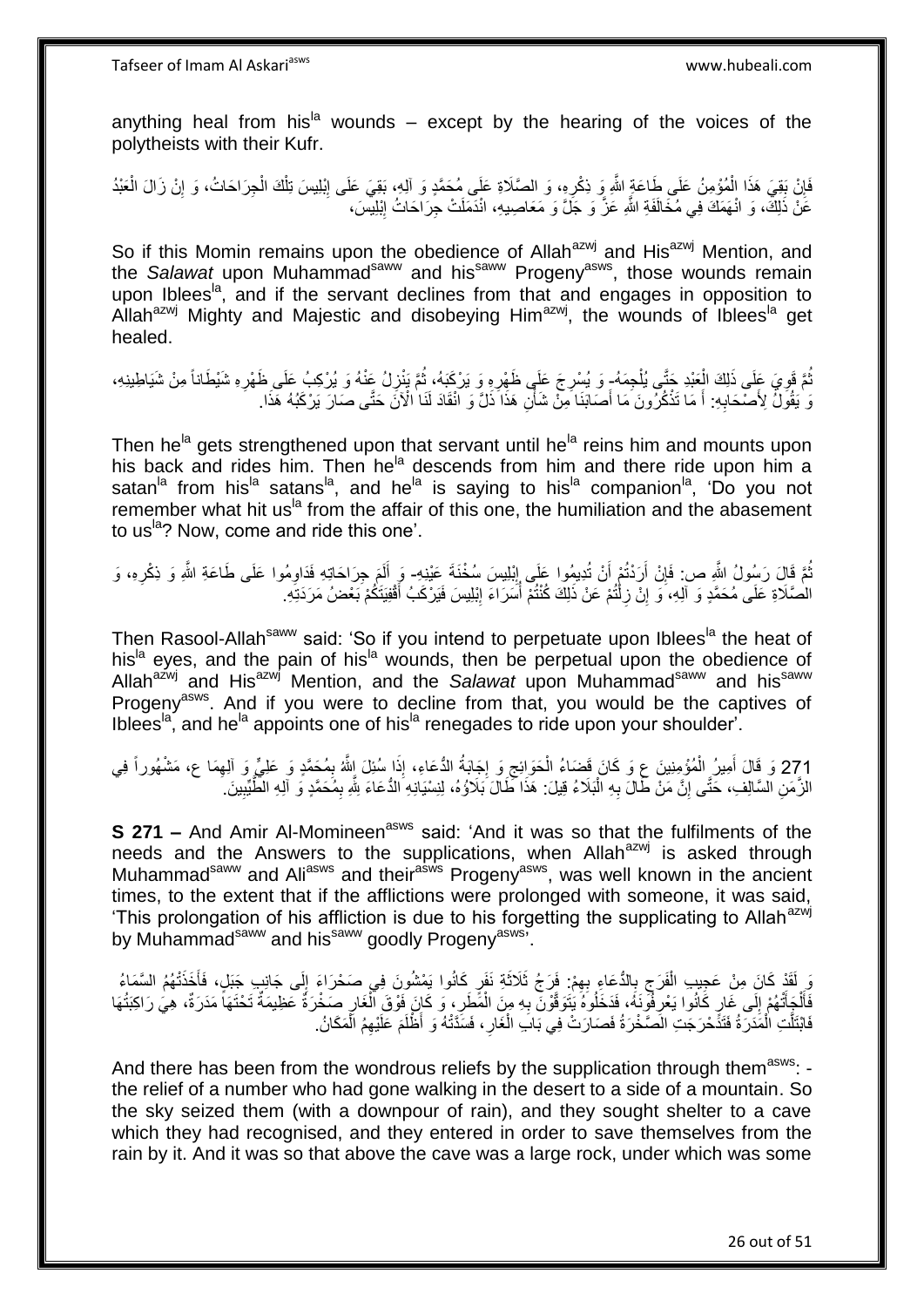anything heal from his[la] wounds – except by the hearing of the voices of the polytheists with their Kufr.

فَإِنْ بَقِيَ هَذَا الْمُؤْمِنُ عَلَى طَاعَةِ اللَّهِ وَ ذِكْرِهِ، وَ الصَّلَاةِ عَلَى مُحَمَّدٍ وَ آلِهِ، بَقِيَ عَلَى إِبْلِيسَ تِلْكَ الْجِرَاحَاتُ، وَ إِنْ زَالَ الْعَبْدُ عَنْ ذَلِكَ، وَ انْهَمَكَ فِي مُخَالَفَةِ اللَّهِ عَزَّ وَ جَلَّ وَ مَعَاصِيهِ، انْدَمَلَتْ جِرَاحَاتُ إِبْلِيسَ،

So if this Momin remains upon the obedience of Allah[azwj] and His[azwj] Mention, and the *Salawat* upon Muhammad[saww] and his[saww] Progeny[asws], those wounds remain upon Iblees[la], and if the servant declines from that and engages in opposition to Allah[azwj] Mighty and Majestic and disobeying Him[azwj], the wounds of Iblees[la] get healed.

ثُمَّ قَوِيَ عَلَى ذَلِكَ الْعَبْدِ حَتَّى يُلْجِمَهُ- وَ يُسْرِجَ عَلَى ظَهْرِهِ وَ يَرْكَبَهُ، ثُمَّ يَنْزِلُ عَنْهُ وَ يُرْكِبُ عَلَى ظَهْرِهِ شَيْطَاناً مِنْ شَيَاطِينِهِ، وَ يَقُولُ لِأَصْحَابِهِ: أَ مَا تَذْكُرُونَ مَا أَصَابَنَا مِنْ شَأْنِ هَذَا ذَلَّ وَ انْقَادَ لَنَا الْآنَ حَتَّى صَارَ يَرْكَبُهُ هَذَا.

Then he[la] gets strengthened upon that servant until he[la] reins him and mounts upon his back and rides him. Then he[la] descends from him and there ride upon him a satan[la] from his[la] satans[la], and he[la] is saying to his[la] companion[la], 'Do you not remember what hit us[la] from the affair of this one, the humiliation and the abasement to us[la]? Now, come and ride this one'.

ثُمَّ قَالَ رَسُولُ اللَّهِ ص: فَإِنْ أَرَدْتُمْ أَنْ تُدِيمُوا عَلَى إِبْلِيسَ سُخْنَةَ عَيْنِهِ- وَ أَلَمَ جِرَاحَاتِهِ فَدَاوِمُوا عَلَى طَاعَةِ اللَّهِ وَ ذِكْرِهِ، وَ الصَّلَاةِ عَلَى مُحَمَّدٍ وَ آلِهِ، وَ إِنْ زِلْتُمْ عَنْ ذَلِكَ كُنْتُمْ أَسَرَاءَ إِبْلِيسَ فَيَرْكَبُ أَقْفِيَتَكُمْ بَعْضُ مَرَدَتِهِ.

Then Rasool-Allah[saww] said: 'So if you intend to perpetuate upon Iblees[la] the heat of his[la] eyes, and the pain of his[la] wounds, then be perpetual upon the obedience of Allah[azwj] and His[azwj] Mention, and the *Salawat* upon Muhammad[saww] and his[saww] Progeny[asws]. And if you were to decline from that, you would be the captives of Iblees[la], and he[la] appoints one of his[la] renegades to ride upon your shoulder'.

271 وَ قَالَ أَمِيرُ الْمُؤْمِنِينَ ع وَ كَانَ قَضَاءُ الْحَوَائِجِ وَ إِجَابَةُ الدُّعَاءِ، إِذَا سُئِلَ اللَّهُ بِمُحَمَّدٍ وَ عَلِيٍّ وَ آلِهِمَا ع، مَشْهُوراً فِي الزَّمَنِ السَّالِفِ، حَتَّى إِنَّ مَنْ طَالَ بِهِ الْبَلَاءُ قِيلَ: هَذَا طَالَ بَلَاؤُهُ، لِنِسْيَانِهِ الدُّعَاءَ لِلَّهِ بِمُحَمَّدٍ وَ آلِهِ الطَّيِّبِينَ.

**S 271 –** And Amir Al-Momineen[asws] said: 'And it was so that the fulfilments of the needs and the Answers to the supplications, when Allah[azwj] is asked through Muhammad[saww] and Ali[asws] and their[asws] Progeny[asws], was well known in the ancient times, to the extent that if the afflictions were prolonged with someone, it was said, 'This prolongation of his affliction is due to his forgetting the supplicating to Allah[azwj] by Muhammad[saww] and his[saww] goodly Progeny[asws]'.

وَ لَقَدْ كَانَ مِنْ عَجِيبِ الْفَرَجِ بِالدُّعَاءِ بِهِمْ: فَرَجُ ثَلَاثَةِ نَفَرٍ كَانُوا يَمْشُونَ فِي صَحْرَاءَ إِلَى جَانِبِ جَبَلٍ، فَأَخَذَتْهُمُ السَّمَاءُ فَأَلْجَأَتْهُمْ إِلَى غَارٍ كَانُوا يَعْرِفُونَهُ، فَدَخَلُوهُ يَتَوَقَّوْنَ بِهِ مِنَ الْمَطَرِ، وَ كَانَ فَوْقَ الْغَارِ صَخْرَةٌ عَظِيمَةٌ تَحْتَهَا مَدَرَةٌ، هِيَ رَاكِبَتُهَا فَابْتَلَّتِ الْمَدَرَةُ فَتَدَحْرَجَتِ الصَّخْرَةُ فَصَارَتْ فِي بَابِ الْغَارِ، فَسَدَّتْهُ وَ أَظْلَمَ عَلَيْهِمُ الْمَكَانُ.

And there has been from the wondrous reliefs by the supplication through them[asws]: - the relief of a number who had gone walking in the desert to a side of a mountain. So the sky seized them (with a downpour of rain), and they sought shelter to a cave which they had recognised, and they entered in order to save themselves from the rain by it. And it was so that above the cave was a large rock, under which was some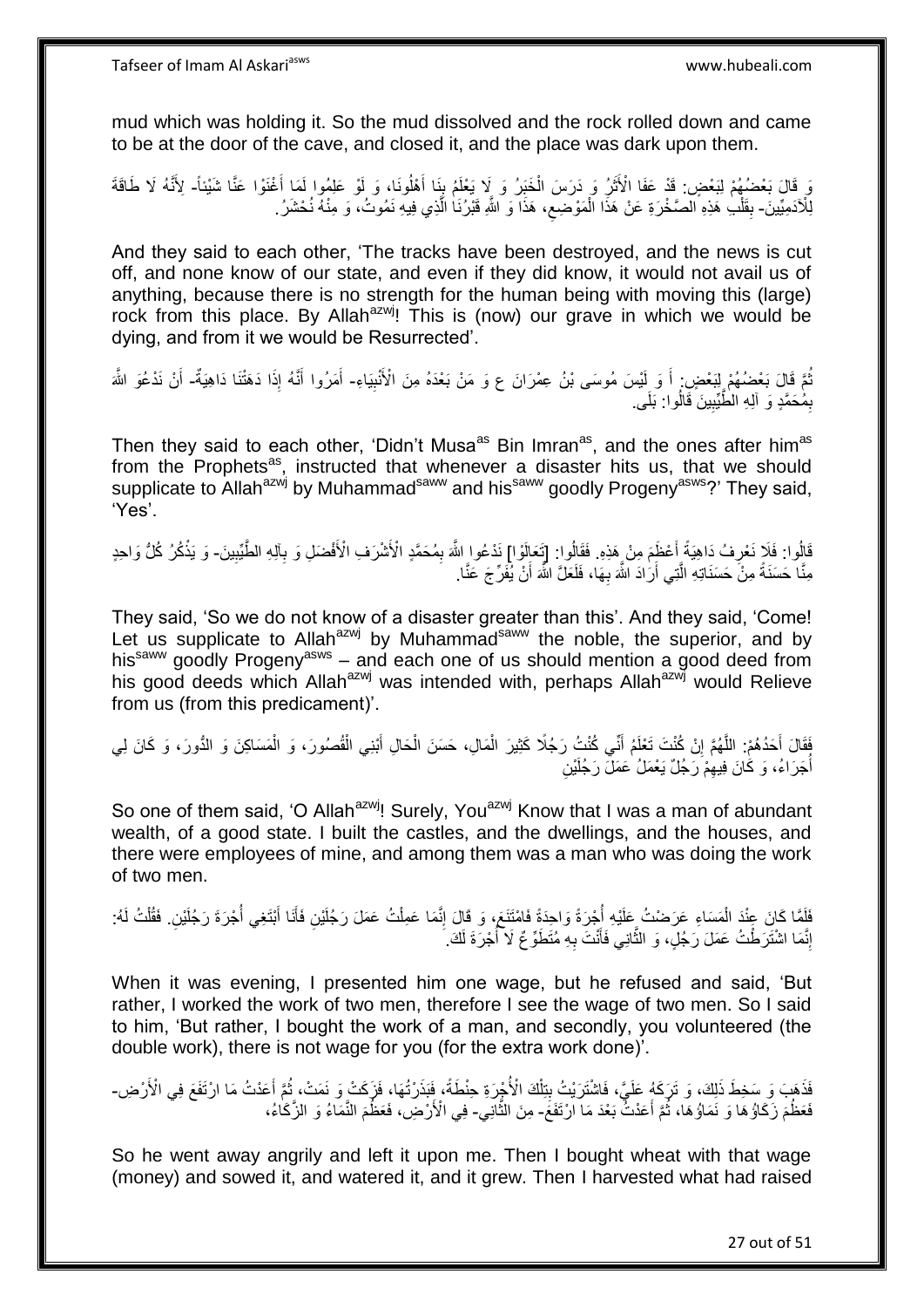mud which was holding it. So the mud dissolved and the rock rolled down and came to be at the door of the cave, and closed it, and the place was dark upon them.

وَ قَالَ بَعْضُهُمْ لِبَعْضٍ: قَدْ عَفَا الْأَثَرُ وَ دَرَسَ الْخَبَرُ وَ لَا يَعْلَمُ بِنَا أَهْلُونَا، وَ لَوْ عَلِمُوا لَمَا أَغْنَوْا عَنَّا شَيْئاً- لِأَنَّهُ لَا طَاقَةَ لِلْآدَمِيِّينَ- بِقَلْبِ هَذِهِ الصَّخْرَةِ عَنْ هَذَا الْمَوْضِعِ، هَذَا وَ اللَّهِ قَبْرُنَا الَّذِي فِيهِ نَمُوتُ، وَ مِنْهُ نُحْشَرُ.

And they said to each other, 'The tracks have been destroyed, and the news is cut off, and none know of our state, and even if they did know, it would not avail us of anything, because there is no strength for the human being with moving this (large) rock from this place. By Allah[azwj]! This is (now) our grave in which we would be dying, and from it we would be Resurrected'.

ثُمَّ قَالَ بَعْضُهُمْ لِبَعْضٍ: أَ وَ لَيْسَ مُوسَى بْنُ عِمْرَانَ ع وَ مَنْ بَعْدَهُ مِنَ الْأَنْبِيَاءِ- أَمَرُوا أَنَّهُ إِذَا دَهَتْنَا دَاهِيَةٌ- أَنْ نَدْعُوَ اللَّهَ بِمُحَمَّدٍ وَ آلِهِ الطَّيِّبِينَ قَالُوا: بَلَى.

Then they said to each other, 'Didn't Musa[as] Bin Imran[as], and the ones after him[as] from the Prophets[as], instructed that whenever a disaster hits us, that we should supplicate to Allah[azwj] by Muhammad[saww] and his[saww] goodly Progeny[asws]?' They said, 'Yes'.

قَالُوا: فَلَا نَعْرِفُ دَاهِيَةً أَعْظَمَ مِنْ هَذِهِ. فَقَالُوا: [تَعَالَوْا] نَدْعُوا اللَّهَ بِمُحَمَّدٍ الْأَشْرَفِ الْأَفْضَلِ وَ بِآلِهِ الطَّيِّبِينَ- وَ يَذْكُرُ كُلُّ وَاحِدٍ مِنَّا حَسَنَةً مِنْ حَسَنَاتِهِ الَّتِي أَرَادَ اللَّهَ بِهَا، فَلَعَلَّ اللَّهَ أَنْ يُفَرِّجَ عَنَّا.

They said, 'So we do not know of a disaster greater than this'. And they said, 'Come! Let us supplicate to Allah[azwj] by Muhammad[saww] the noble, the superior, and by his[saww] goodly Progeny[asws] – and each one of us should mention a good deed from his good deeds which Allah[azwj] was intended with, perhaps Allah[azwj] would Relieve from us (from this predicament)'.

فَقَالَ أَحَدُهُمْ: اللَّهُمَّ إِنْ كُنْتَ تَعْلَمُ أَنِّي كُنْتُ رَجُلًا كَثِيرَ الْمَالِ، حَسَنَ الْحَالِ أَبْنِي الْقُصُورَ، وَ الْمَسَاكِنَ وَ الدُّورَ، وَ كَانَ لِي أُجَرَاءُ، وَ كَانَ فِيهِمْ رَجُلٌ يَعْمَلُ عَمَلَ رَجُلَيْنِ

So one of them said, 'O Allah[azwj]! Surely, You[azwj] Know that I was a man of abundant wealth, of a good state. I built the castles, and the dwellings, and the houses, and there were employees of mine, and among them was a man who was doing the work of two men.

فَلَمَّا كَانَ عِنْدَ الْمَسَاءِ عَرَضْتُ عَلَيْهِ أُجْرَةً وَاحِدَةً فَامْتَنَعَ، وَ قَالَ إِنَّمَا عَمِلْتُ عَمَلَ رَجُلَيْنِ فَأَنَا أَبْتَغِي أُجْرَةَ رَجُلَيْنِ. فَقُلْتُ لَهُ: إِنَّمَا اشْتَرَطْتُ عَمَلَ رَجُلٍ، وَ الثَّانِي فَأَنْتَ بِهِ مُتَطَوِّعٌ لَا أَجْرَةَ لَكَ.

When it was evening, I presented him one wage, but he refused and said, 'But rather, I worked the work of two men, therefore I see the wage of two men. So I said to him, 'But rather, I bought the work of a man, and secondly, you volunteered (the double work), there is not wage for you (for the extra work done)'.

فَذَهَبَ وَ سَخِطَ ذَلِكَ، وَ تَرَكَهُ عَلَيَّ، فَاشْتَرَيْتُ بِتِلْكَ الْأُجْرَةِ حِنْطَةً، فَبَذَرْتُهَا، فَزَكَتْ وَ نَمَتْ، ثُمَّ أَعَدْتُ مَا ارْتَفَعَ فِي الْأَرْضِ- فَعَظُمَ زَكَاؤُهَا وَ نَمَاؤُهَا، ثُمَّ أَعَدْتُ بَعْدَ مَا ارْتَفَعَ- مِنَ الثَّانِي- فِي الْأَرْضِ، فَعَظُمَ النَّمَاءُ وَ الزَّكَاءُ،

So he went away angrily and left it upon me. Then I bought wheat with that wage (money) and sowed it, and watered it, and it grew. Then I harvested what had raised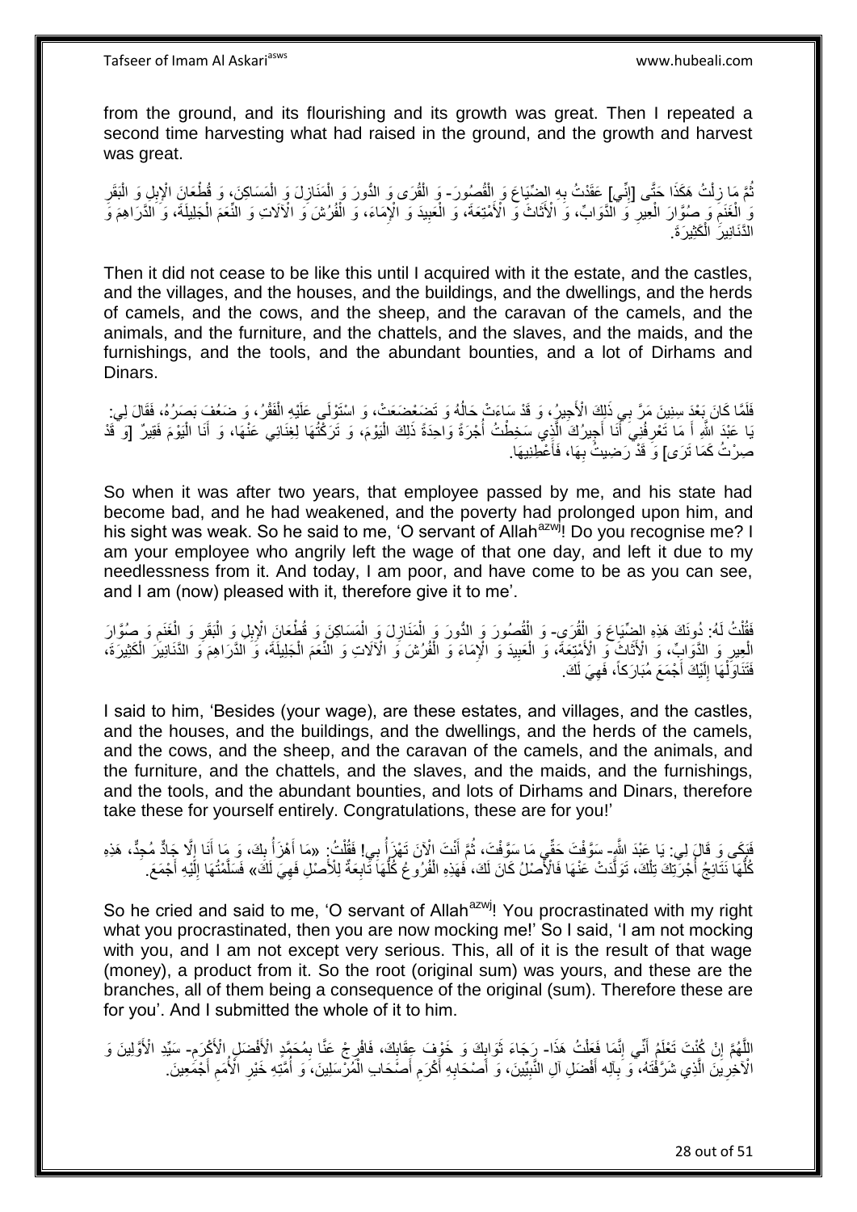from the ground, and its flourishing and its growth was great. Then I repeated a second time harvesting what had raised in the ground, and the growth and harvest was great.

ثُمَّ مَا زِلْتُ هَكَذَا حَتَّى [إِنِّي] عَقَدْتُ بِهِ الضِّيَاعَ وَ الْقُصُورَ- وَ الْقُرَى وَ الدُّورَ وَ الْمَنَازِلَ وَ الْمَسَاكِنَ، وَ قُطْعَانَ الْإِبِلِ وَ الْبَقَرِ وَ الْغَنَمِ وَ صُوَّارَ الْعِيرِ وَ الدَّوَابِّ، وَ الْأَثَاثَ وَ الْأَمْتِعَةَ، وَ الْعَبِيدَ وَ الْإِمَاءَ، وَ الْفُرُشَ وَ الْآلَاتِ وَ النِّعَمَ الْجَلِيلَةَ، وَ الدَّرَاهِمَ وَ الدَّنَانِيرَ الْكَثِيرَةَ.

Then it did not cease to be like this until I acquired with it the estate, and the castles, and the villages, and the houses, and the buildings, and the dwellings, and the herds of camels, and the cows, and the sheep, and the caravan of the camels, and the animals, and the furniture, and the chattels, and the slaves, and the maids, and the furnishings, and the tools, and the abundant bounties, and a lot of Dirhams and Dinars.

فَلَمَّا كَانَ بَعْدَ سِنِينَ مَرَّ بِي ذَلِكَ الْأَجِيرُ، وَ قَدْ سَاءَتْ حَالُهُ وَ تَضَعْضَعَتْ، وَ اسْتَوْلَى عَلَيْهِ الْفَقْرُ، وَ ضَعُفَ بَصَرُهُ، فَقَالَ لِي: يَا عَبْدَ اللَّهِ أَ مَا تَعْرِفُنِي أَنَا أَجِيرُكَ الَّذِي سَخِطْتُ أُجْرَةً وَاحِدَةً ذَلِكَ الْيَوْمَ، وَ تَرَكْتُهَا لِغِنَائِي عَنْهَا، وَ أَنَا الْيَوْمَ فَقِيرٌ [وَ قَدْ صِرْتُ كَمَا تَرَى] وَ قَدْ رَضِيتُ بِهَا، فَأَعْطِنِيهَا.

So when it was after two years, that employee passed by me, and his state had become bad, and he had weakened, and the poverty had prolonged upon him, and his sight was weak. So he said to me, 'O servant of Allah[azwj]! Do you recognise me? I am your employee who angrily left the wage of that one day, and left it due to my needlessness from it. And today, I am poor, and have come to be as you can see, and I am (now) pleased with it, therefore give it to me'.

فَقُلْتُ لَهُ: دُونَكَ هَذِهِ الضِّيَاعَ وَ الْقُرَى- وَ الْقُصُورَ وَ الدُّورَ وَ الْمَنَازِلَ وَ الْمَسَاكِنَ وَ قُطْعَانَ الْإِبِلِ وَ الْبَقَرِ وَ الْغَنَمِ وَ صُوَّارَ الْعِيرِ وَ الدَّوَابِّ، وَ الْأَثَاثَ وَ الْأَمْتِعَةَ، وَ الْعَبِيدَ وَ الْإِمَاءَ وَ الْفُرُشَ وَ الْآلَاتِ وَ النِّعَمَ الْجَلِيلَةَ، وَ الدَّرَاهِمَ وَ الدَّنَانِيرَ الْكَثِيرَةَ، فَتَنَاوَلْهَا إِلَيْكَ أَجْمَعَ مُبَارَكاً، فَهِيَ لَكَ.

I said to him, 'Besides (your wage), are these estates, and villages, and the castles, and the houses, and the buildings, and the dwellings, and the herds of the camels, and the cows, and the sheep, and the caravan of the camels, and the animals, and the furniture, and the chattels, and the slaves, and the maids, and the furnishings, and the tools, and the abundant bounties, and lots of Dirhams and Dinars, therefore take these for yourself entirely. Congratulations, these are for you!'

فَبَكَى وَ قَالَ لِي: يَا عَبْدَ اللَّهِ- سَوَّفْتَ حَقِّي مَا سَوَّفْتَ، ثُمَّ أَنْتَ الْآنَ تَهْزَأُ بِي! فَقُلْتُ: «مَا أَهْزَأُ بِكَ، وَ مَا أَنَا إِلَّا جَادٌّ مُجِدٌّ، هَذِهِ كُلُّهَا نَتَائِجُ أُجْرَتِكَ تِلْكَ، تَوَلَّدَتْ عَنْهَا فَالْأَصْلُ كَانَ لَكَ، فَهَذِهِ الْفُرُوعُ كُلُّهَا تَابِعَةٌ لِلْأَصْلِ فَهِيَ لَكَ» فَسَلَّمْتُهَا إِلَيْهِ أَجْمَعَ.

So he cried and said to me, 'O servant of Allah[azwj]! You procrastinated with my right what you procrastinated, then you are now mocking me!' So I said, 'I am not mocking with you, and I am not except very serious. This, all of it is the result of that wage (money), a product from it. So the root (original sum) was yours, and these are the branches, all of them being a consequence of the original (sum). Therefore these are for you'. And I submitted the whole of it to him.

اللَّهُمَّ إِنْ كُنْتَ تَعْلَمُ أَنِّي إِنَّمَا فَعَلْتُ هَذَا- رَجَاءَ ثَوَابِكَ وَ خَوْفَ عِقَابِكَ، فَافْرُجْ عَنَّا بِمُحَمَّدٍ الْأَفْضَلِ الْأَكْرَمِ- سَيِّدِ الْأَوَّلِينَ وَ الْآخِرِينَ الَّذِي شَرَّفْتَهُ، وَ بِآلِهِ أَفْضَلِ آلِ النَّبِيِّينَ، وَ أَصْحَابِهِ أَكْرَمِ أَصْحَابِ الْمُرْسَلِينَ، وَ أُمَّتِهِ خَيْرِ الْأُمَمِ أَجْمَعِينَ.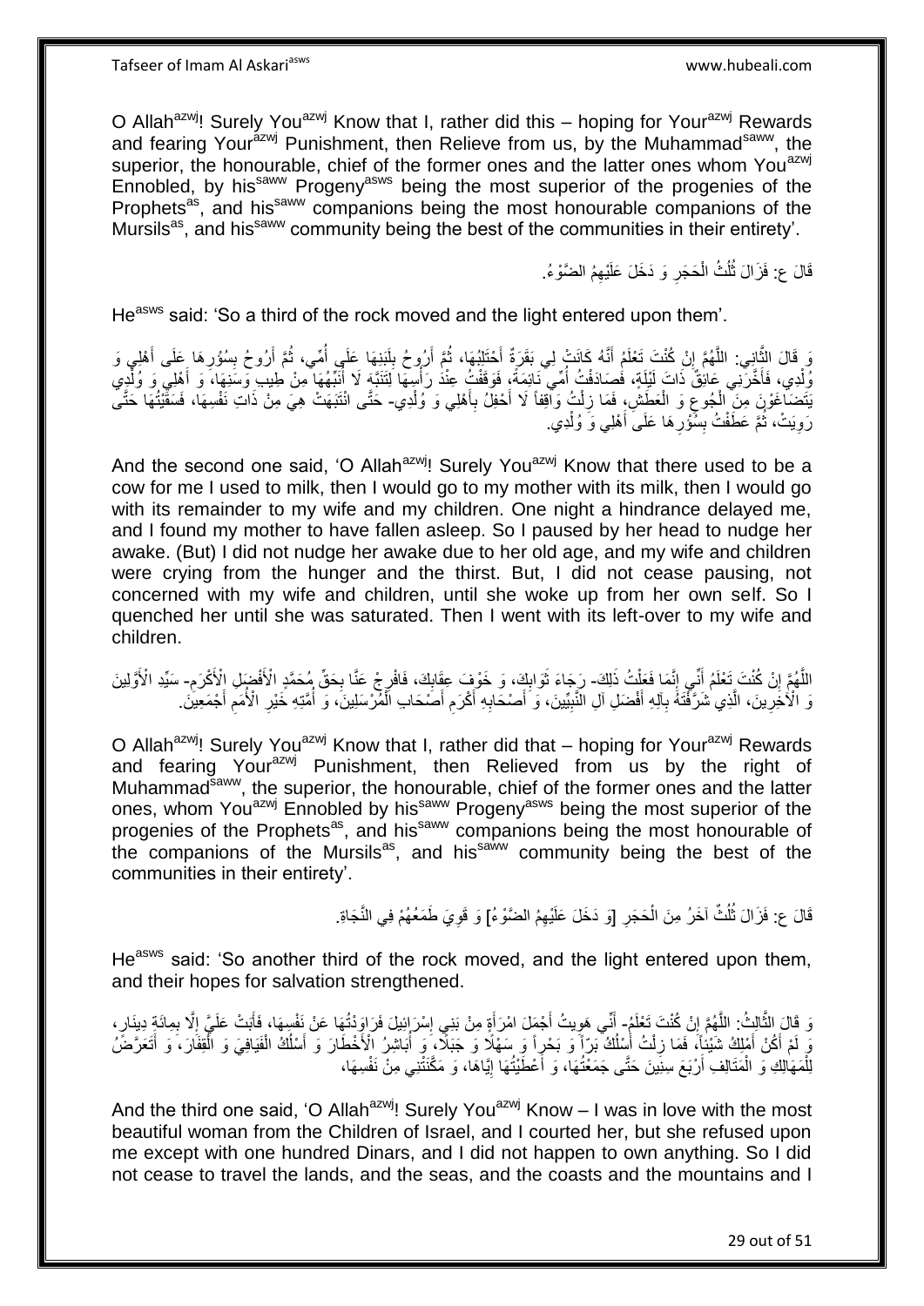O Allah[azwj]! Surely You[azwj] Know that I, rather did this – hoping for Your[azwj] Rewards and fearing Your[azwj] Punishment, then Relieve from us, by the Muhammad[saww], the superior, the honourable, chief of the former ones and the latter ones whom You[azwj] Ennobled, by his[saww] Progeny[asws] being the most superior of the progenies of the Prophets[as], and his[saww] companions being the most honourable companions of the Mursils[as], and his[saww] community being the best of the communities in their entirety'.

قَالَ ع: فَزَالَ ثُلُثُ الْحَجَرِ وَ دَخَلَ عَلَيْهِمُ الضَّوْءُ.

He[asws] said: 'So a third of the rock moved and the light entered upon them'.

وَ قَالَ الثَّانِي: اللَّهُمَّ إِنْ كُنْتَ تَعْلَمُ أَنَّهُ كَانَتْ لِي بَقَرَةٌ أَحْتَلِبُهَا، ثُمَّ أَرُوحُ بِلَبَنِهَا عَلَى أُمِّي، ثُمَّ أَرُوحُ بِسُؤْرِهَا عَلَى أَهْلِي وَ وُلْدِي، فَأَخَّرَنِي عَائِقٌ ذَاتَ لَيْلَةٍ، فَصَادَفْتُ أُمِّي نَائِمَةً، فَوَقَفْتُ عِنْدَ رَأْسِهَا لَا أُنَبِّهُهَا لِتَنْتَبِهَ مِنْ طِيبِ وَسَنِهَا، وَ أَهْلِي وَ وُلْدِي يَتَضَاغَوْنَ مِنَ الْجُوعِ وَ الْعَطَشِ، فَمَا زِلْتُ وَاقِفاً لَا أَحْفِلُ بِأَهْلِي وَ وُلْدِي- حَتَّى انْتَبَهَتْ هِيَ مِنْ ذَاتِ نَفْسِهَا، فَسَقَيْتُهَا حَتَّى رَوِيَتْ، ثُمَّ عَطَفْتُ بِسُؤْرِهَا عَلَى أَهْلِي وَ وُلْدِي.

And the second one said, 'O Allah[azwj]! Surely You[azwj] Know that there used to be a cow for me I used to milk, then I would go to my mother with its milk, then I would go with its remainder to my wife and my children. One night a hindrance delayed me, and I found my mother to have fallen asleep. So I paused by her head to nudge her awake. (But) I did not nudge her awake due to her old age, and my wife and children were crying from the hunger and the thirst. But, I did not cease pausing, not concerned with my wife and children, until she woke up from her own self. So I quenched her until she was saturated. Then I went with its left-over to my wife and children.

اللَّهُمَّ إِنْ كُنْتَ تَعْلَمُ أَنِّي إِنَّمَا فَعَلْتُ ذَلِكَ- رَجَاءَ ثَوَابِكَ، وَ خَوْفَ عِقَابِكَ، فَافْرِجْ عَنَّا بِحَقِّ مُحَمَّدٍ الْأَفْضَلِ الْأَكْرَمِ- سَيِّدِ الْأَوَّلِينَ وَ الْآخِرِينَ، الَّذِي شَرَّفْتَهُ بِآلِهِ أَفْضَلِ آلِ النَّبِيِّينَ، وَ أَصْحَابِهِ أَكْرَمِ أَصْحَابِ الْمُرْسَلِينَ، وَ أُمَّتِهِ خَيْرِ الْأُمَمِ أَجْمَعِينَ.

O Allah[azwj]! Surely You[azwj] Know that I, rather did that – hoping for Your[azwj] Rewards and fearing Your[azwj] Punishment, then Relieved from us by the right of Muhammad[saww], the superior, the honourable, chief of the former ones and the latter ones, whom You[azwj] Ennobled by his[saww] Progeny[asws] being the most superior of the progenies of the Prophets[as], and his[saww] companions being the most honourable of the companions of the Mursils[as], and his[saww] community being the best of the communities in their entirety'.

قَالَ ع: فَزَالَ ثُلُثٌ آخَرُ مِنَ الْحَجَرِ [وَ دَخَلَ عَلَيْهِمُ الضَّوْءُ] وَ قَوِيَ طَمَعُهُمْ فِي النَّجَاةِ.

He[asws] said: 'So another third of the rock moved, and the light entered upon them, and their hopes for salvation strengthened.

وَ قَالَ الثَّالِثُ: اللَّهُمَّ إِنْ كُنْتَ تَعْلَمُ- أَنِّي هَوِيتُ أَجْمَلَ امْرَأَةٍ مِنْ بَنِي إِسْرَائِيلَ فَرَاوَدْتُهَا عَنْ نَفْسِهَا، فَأَبَتْ عَلَيَّ إِلَّا بِمِائَةِ دِينَارٍ، وَ لَمْ أَكُنْ أَمْلِكُ شَيْئاً، فَمَا زِلْتُ أَسْلُكُ بَرّاً وَ بَحْراً وَ سَهْلًا وَ جَبَلًا، وَ أُبَاشِرُ الْأَخْطَارَ وَ أَسْلُكُ الْفَيَافِيَ وَ الْقِفَارَ، وَ أَتَعَرَّضُ لِلْمَهَالِكِ وَ الْمَتَالِفِ أَرْبَعَ سِنِينَ حَتَّى جَمَعْتُهَا، وَ أَعْطَيْتُهَا إِيَّاهَا، وَ مَكَّنَتْنِي مِنْ نَفْسِهَا،

And the third one said, 'O Allah[azwj]! Surely You[azwj] Know – I was in love with the most beautiful woman from the Children of Israel, and I courted her, but she refused upon me except with one hundred Dinars, and I did not happen to own anything. So I did not cease to travel the lands, and the seas, and the coasts and the mountains and I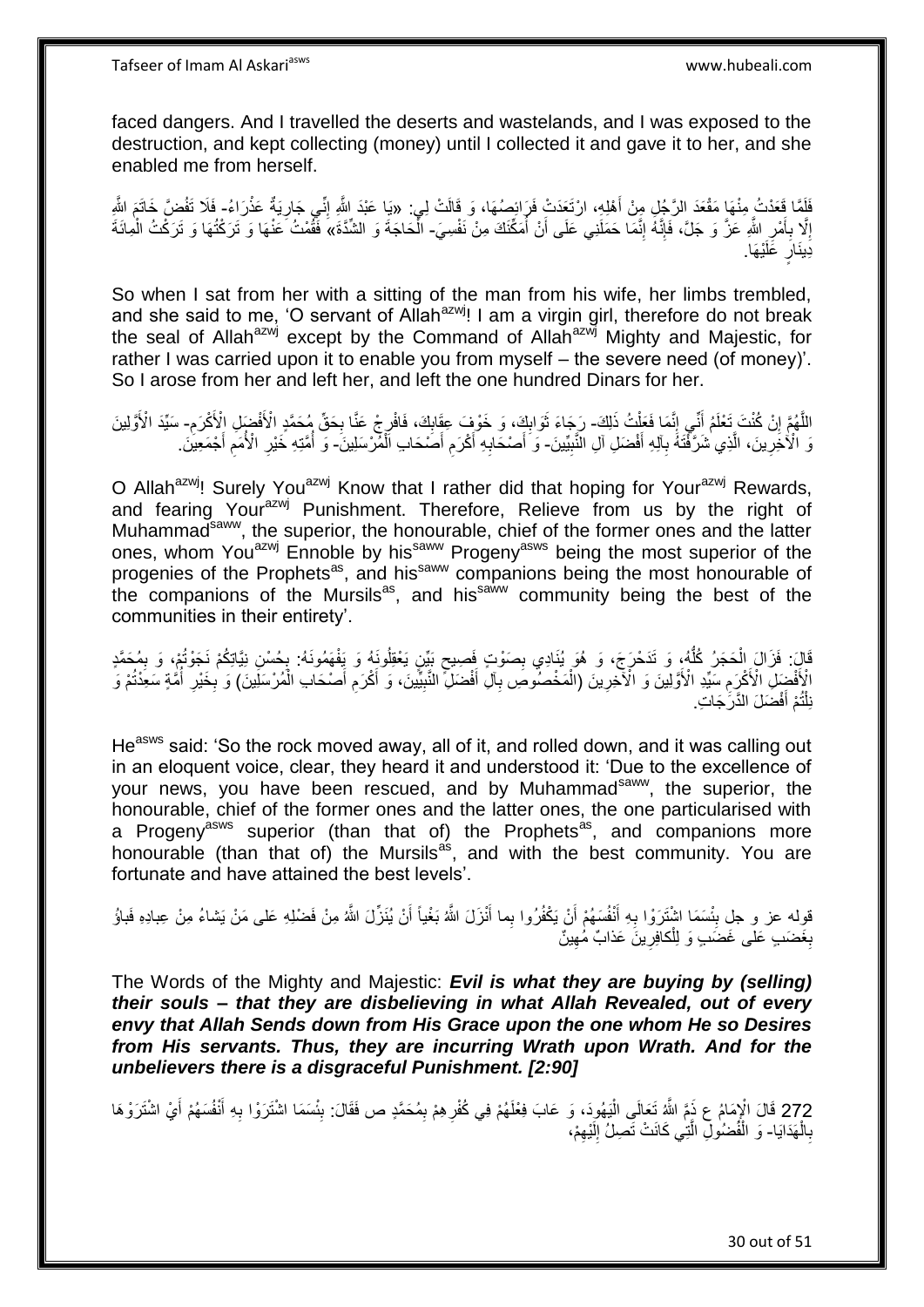faced dangers. And I travelled the deserts and wastelands, and I was exposed to the destruction, and kept collecting (money) until I collected it and gave it to her, and she enabled me from herself.

فَلَمَّا قَعَدْتُ مِنْهَا مَقْعَدَ الرَّجُلِ مِنْ أَهْلِهِ، ارْتَعَدَتْ فَرَائِصُهَا، وَ قَالَتْ لِي: «يَا عَبْدَ اللَّهِ إِنِّي جَارِيَةٌ عَذْرَاءُ- فَلَا تَفُضَّ خَاتَمَ اللَّهِ إِلَّا بِأَمْرِ اللَّهِ عَزَّ وَ جَلَّ، فَإِنَّهُ إِنَّمَا حَمَلَنِي عَلَى أَنْ أُمَكِّنَكَ مِنْ نَفْسِي- الْحَاجَةُ وَ الشِّدَّةُ» فَقُمْتُ عَنْهَا وَ تَرَكْتُهَا وَ تَرَكْتُ الْمِائَةَ دِينَارٍ عَلَيْهَا.

So when I sat from her with a sitting of the man from his wife, her limbs trembled, and she said to me, 'O servant of Allah[azwj]! I am a virgin girl, therefore do not break the seal of Allah[azwj] except by the Command of Allah[azwj] Mighty and Majestic, for rather I was carried upon it to enable you from myself – the severe need (of money)'. So I arose from her and left her, and left the one hundred Dinars for her.

اللَّهُمَّ إِنْ كُنْتَ تَعْلَمُ أَنِّي إِنَّمَا فَعَلْتُ ذَلِكَ- رَجَاءَ ثَوَابِكَ، وَ خَوْفَ عِقَابِكَ، فَافْرِجْ عَنَّا بِحَقِّ مُحَمَّدٍ الْأَفْضَلِ الْأَكْرَمِ- سَيِّدِ الْأَوَّلِينَ وَ الْآخِرِينَ، الَّذِي شَرَّفْتَهُ بِآلِهِ أَفْضَلِ آلِ النَّبِيِّينَ- وَ أَصْحَابِهِ أَكْرَمِ أَصْحَابِ الْمُرْسَلِينَ- وَ أُمَّتِهِ خَيْرِ الْأُمَمِ أَجْمَعِينَ.

O Allah[azwj]! Surely You[azwj] Know that I rather did that hoping for Your[azwj] Rewards, and fearing Your[azwj] Punishment. Therefore, Relieve from us by the right of Muhammad[saww], the superior, the honourable, chief of the former ones and the latter ones, whom You[azwj] Ennoble by his[saww] Progeny[asws] being the most superior of the progenies of the Prophets[as], and his[saww] companions being the most honourable of the companions of the Mursils[as], and his[saww] community being the best of the communities in their entirety'.

قَالَ: فَزَالَ الْحَجَرُ كُلُّهُ، وَ تَدَحْرَجَ، وَ هُوَ يُنَادِي بِصَوْتٍ فَصِيحٍ بَيِّنٍ يَعْقِلُونَهُ وَ يَفْهَمُونَهُ: بِحُسْنِ نِيَّاتِكُمْ نَجَوْتُمْ، وَ بِمُحَمَّدٍ الْأَفْضَلِ الْأَكْرَمِ سَيِّدِ الْأَوَّلِينَ وَ الْآخِرِينَ (الْمَخْصُوصِ بِآلٍ أَفْضَلَ النَّبِيِّينَ، وَ أَكْرَمِ أَصْحَابِ الْمُرْسَلِينَ) وَ بِخَيْرِ أُمَّةٍ سَعِدْتُمْ وَ نِلْتُمْ أَفْضَلَ الدَّرَجَاتِ.

He[asws] said: 'So the rock moved away, all of it, and rolled down, and it was calling out in an eloquent voice, clear, they heard it and understood it: 'Due to the excellence of your news, you have been rescued, and by Muhammad[saww], the superior, the honourable, chief of the former ones and the latter ones, the one particularised with a Progeny[asws] superior (than that of) the Prophets[as], and companions more honourable (than that of) the Mursils[as], and with the best community. You are fortunate and have attained the best levels'.

قوله عز و جل بِئْسَمَا اشْتَرَوْا بِهِ أَنْفُسَهُمْ أَنْ يَكْفُرُوا بِما أَنْزَلَ اللَّهُ بَغْياً أَنْ يُنَزِّلَ اللَّهُ مِنْ فَضْلِهِ عَلى مَنْ يَشاءُ مِنْ عِبادِهِ فَباؤُ بِغَضَبٍ عَلى غَضَبٍ وَ لِلْكافِرِينَ عَذابٌ مُهِينٌ

The Words of the Mighty and Majestic: ***Evil is what they are buying by (selling) their souls – that they are disbelieving in what Allah Revealed, out of every envy that Allah Sends down from His Grace upon the one whom He so Desires from His servants. Thus, they are incurring Wrath upon Wrath. And for the unbelievers there is a disgraceful Punishment. [2:90]***

272 قَالَ الْإِمَامُ ع ذَمَّ اللَّهُ تَعَالَى الْيَهُودَ، وَ عَابَ فِعْلَهُمْ فِي كُفْرِهِمْ بِمُحَمَّدٍ ص فَقَالَ: بِئْسَمَا اشْتَرَوْا بِهِ أَنْفُسَهُمْ أَيِ اشْتَرَوْهَا بِالْهَدَايَا- وَ الْفُضُولِ الَّتِي كَانَتْ تَصِلُ إِلَيْهِمْ،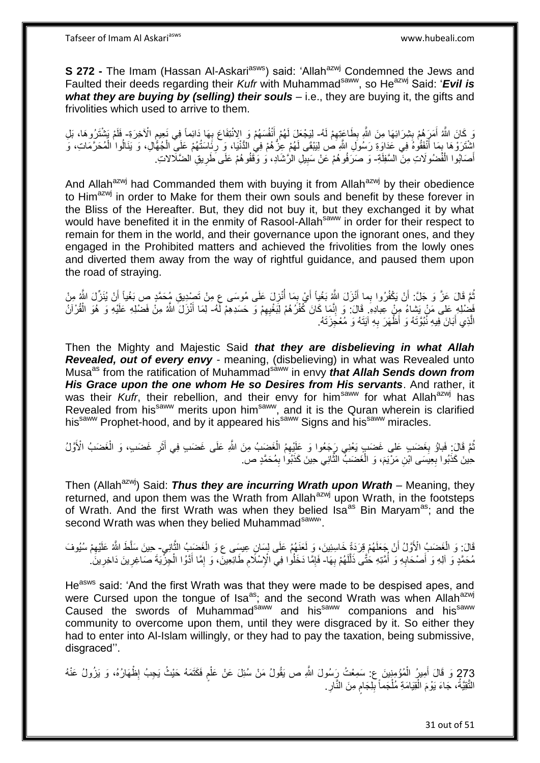**S 272 -** The Imam (Hassan Al-Askari[asws]) said: 'Allah[azwj] Condemned the Jews and Faulted their deeds regarding their *Kufr* with Muhammad[saww], so He[azwj] Said: '***Evil is what they are buying by (selling) their souls*** – i.e., they are buying it, the gifts and frivolities which used to arrive to them.

وَ كَانَ اللَّهُ أَمَرَهُمْ بِشِرَائِهَا مِنَ اللَّهِ بِطَاعَتِهِمْ لَهُ- لِيَجْعَلَ لَهُمْ أَنْفُسَهُمْ وَ الِانْتِفَاعَ بِهَا دَائِماً فِي نَعِيمِ الْآخِرَةِ- فَلَمْ يَشْتَرُوهَا، بَلِ اشْتَرَوْهَا بِمَا أَنْفَقُوهُ فِي عَدَاوَةِ رَسُولِ اللَّهِ ص لِيَبْقَى لَهُمْ عِزُّهُمْ فِي الدُّنْيَا، وَ رِئَاسَتُهُمْ عَلَى الْجُهَّالِ، وَ يَنَالُوا الْمُحَرَّمَاتِ، وَ أَصَابُوا الْفُضُولَاتِ مِنَ السَّفِلَةِ- وَ صَرَفُوهُمْ عَنْ سَبِيلِ الرَّشَادِ، وَ وَقَفُوهُمْ عَلَى طَرِيقِ الضَّلَالاتِ.

And Allah[azwj] had Commanded them with buying it from Allah[azwj] by their obedience to Him[azwj] in order to Make for them their own souls and benefit by these forever in the Bliss of the Hereafter. But, they did not buy it, but they exchanged it by what would have benefited it in the enmity of Rasool-Allah[saww] in order for their respect to remain for them in the world, and their governance upon the ignorant ones, and they engaged in the Prohibited matters and achieved the frivolities from the lowly ones and diverted them away from the way of rightful guidance, and paused them upon the road of straying.

ثُمَّ قَالَ عَزَّ وَ جَلَّ: أَنْ يَكْفُرُوا بِما أَنْزَلَ اللَّهُ بَغْياً أَيْ بِمَا أُنْزِلَ عَلَى مُوسَى ع مِنْ تَصْدِيقِ مُحَمَّدٍ ص بَغْياً أَنْ يُنَزِّلَ اللَّهُ مِنْ فَضْلِهِ عَلى مَنْ يَشاءُ مِنْ عِبادِهِ. قَالَ: وَ إِنَّمَا كَانَ كُفْرُهُمْ لِبَغْيِهِمْ وَ حَسَدِهِمْ لَهُ- لِمَا أَنْزَلَ اللَّهُ مِنْ فَضْلِهِ عَلَيْهِ وَ هُوَ الْقُرْآنُ الَّذِي أَبَانَ فِيهِ نُبُوَّتَهُ وَ أَظْهَرَ بِهِ آيَتَهُ وَ مُعْجِزَتَهُ.

Then the Mighty and Majestic Said ***that they are disbelieving in what Allah Revealed, out of every envy*** - meaning, (disbelieving) in what was Revealed unto Musa[as] from the ratification of Muhammad[saww] in envy ***that Allah Sends down from His Grace upon the one whom He so Desires from His servants***. And rather, it was their *Kufr*, their rebellion, and their envy for him[saww] for what Allah[azwj] has Revealed from his[saww] merits upon him[saww], and it is the Quran wherein is clarified his[saww] Prophet-hood, and by it appeared his[saww] Signs and his[saww] miracles.

ثُمَّ قَالَ: فَباؤُ بِغَضَبٍ عَلى غَضَبٍ يَعْنِي رَجَعُوا وَ عَلَيْهِمُ الْغَضَبُ مِنَ اللَّهِ عَلَى غَضَبٍ فِي أَثَرِ غَضَبٍ، وَ الْغَضَبُ الْأَوَّلُ حِينَ كَذَّبُوا بِعِيسَى ابْنِ مَرْيَمَ، وَ الْغَضَبُ الثَّانِي حِينَ كَذَّبُوا بِمُحَمَّدٍ ص.

Then (Allah[azwj]) Said: ***Thus they are incurring Wrath upon Wrath*** – Meaning, they returned, and upon them was the Wrath from Allah[azwj] upon Wrath, in the footsteps of Wrath. And the first Wrath was when they belied Isa[as] Bin Maryam[as]; and the second Wrath was when they belied Muhammad[saww]'.

قَالَ: وَ الْغَضَبُ الْأَوَّلُ أَنْ جَعَلَهُمْ قِرَدَةً خَاسِئِينَ، وَ لَعَنَهُمْ عَلَى لِسَانِ عِيسَى ع وَ الْغَضَبُ الثَّانِي- حِينَ سَلَّطَ اللَّهُ عَلَيْهِمْ سُيُوفَ مُحَمَّدٍ وَ آلِهِ وَ أَصْحَابِهِ وَ أُمَّتِهِ حَتَّى ذَلَّلَهُمْ بِهَا- فَإِمَّا دَخَلُوا فِي الْإِسْلَامِ طَائِعِينَ، وَ إِمَّا أَدَّوُا الْجِزْيَةَ صَاغِرِينَ دَاخِرِينَ.

He[asws] said: 'And the first Wrath was that they were made to be despised apes, and were Cursed upon the tongue of Isa[as]; and the second Wrath was when Allah[azwj] Caused the swords of Muhammad[saww] and his[saww] companions and his[saww] community to overcome upon them, until they were disgraced by it. So either they had to enter into Al-Islam willingly, or they had to pay the taxation, being submissive, disgraced''.

273 وَ قَالَ أَمِيرُ الْمُؤْمِنِينَ ع: سَمِعْتُ رَسُولَ اللَّهِ ص يَقُولُ مَنْ سُئِلَ عَنْ عِلْمٍ فَكَتَمَهُ حَيْثُ يَجِبُ إِظْهَارُهُ، وَ يَزُولُ عَنْهُ التَّقِيَّةُ، جَاءَ يَوْمَ الْقِيَامَةِ مُلْجَماً بِلِجَامٍ مِنَ النَّارِ.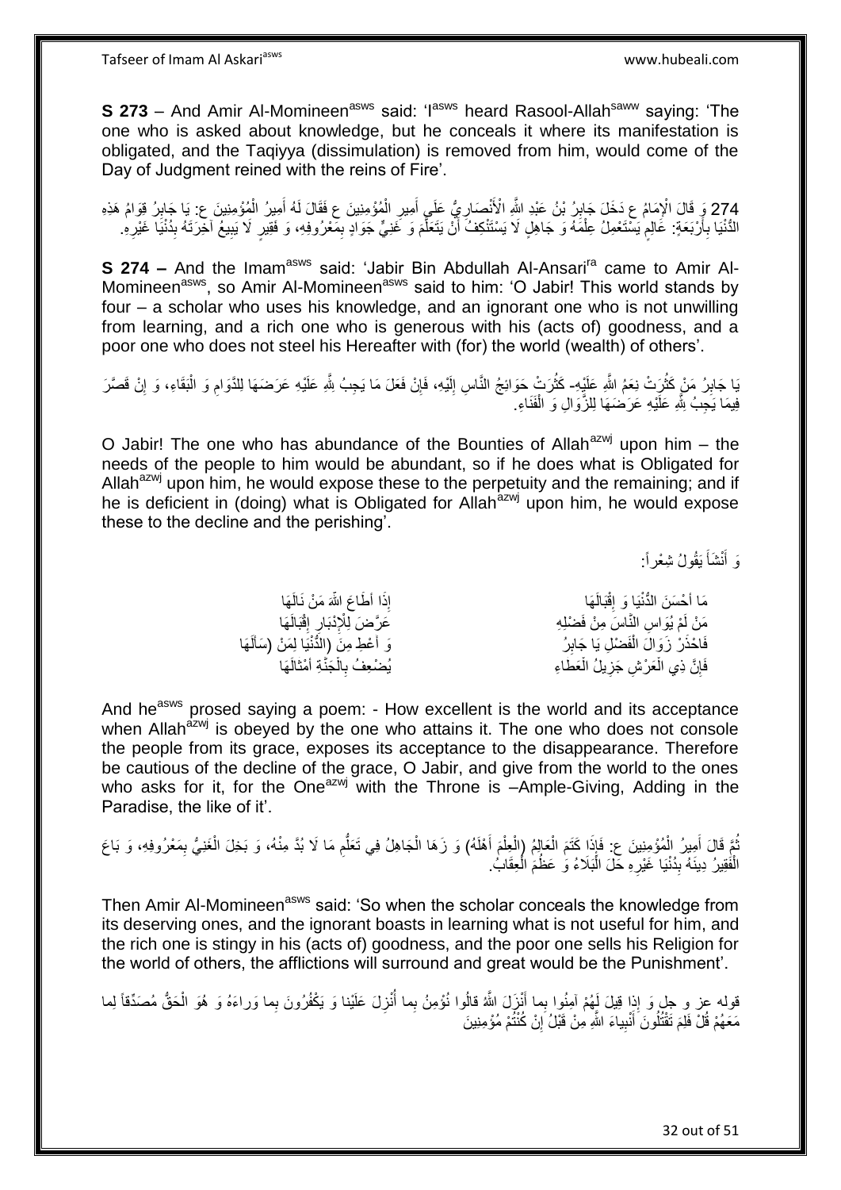**S 273** – And Amir Al-Momineen[asws] said: 'I[asws] heard Rasool-Allah[saww] saying: 'The one who is asked about knowledge, but he conceals it where its manifestation is obligated, and the Taqiyya (dissimulation) is removed from him, would come of the Day of Judgment reined with the reins of Fire'.

274 وَ قَالَ الْإِمَامُ ع دَخَلَ جَابِرُ بْنُ عَبْدِ اللَّهِ الْأَنْصَارِيُّ عَلَى أَمِيرِ الْمُؤْمِنِينَ ع فَقَالَ لَهُ أَمِيرُ الْمُؤْمِنِينَ ع: يَا جَابِرُ قِوَامُ هَذِهِ الدُّنْيَا بِأَرْبَعَةٍ: عَالِمٍ يَسْتَعْمِلُ عِلْمَهُ وَ جَاهِلٍ لَا يَسْتَنْكِفُ أَنْ يَتَعَلَّمَ وَ غَنِيٍّ جَوَادٍ بِمَعْرُوفِهِ، وَ فَقِيرٍ لَا يَبِيعُ آخِرَتَهُ بِدُنْيَا غَيْرِهِ.

**S 274 –** And the Imam[asws] said: 'Jabir Bin Abdullah Al-Ansari[ra] came to Amir Al-Momineen[asws], so Amir Al-Momineen[asws] said to him: 'O Jabir! This world stands by four – a scholar who uses his knowledge, and an ignorant one who is not unwilling from learning, and a rich one who is generous with his (acts of) goodness, and a poor one who does not steel his Hereafter with (for) the world (wealth) of others'.

يَا جَابِرُ مَنْ كَثُرَتْ نِعَمُ اللَّهِ عَلَيْهِ- كَثُرَتْ حَوَائِجُ النَّاسِ إِلَيْهِ، فَإِنْ فَعَلَ مَا يَجِبُ لِلَّهِ عَلَيْهِ عَرَضَهَا لِلدَّوَامِ وَ الْبَقَاءِ، وَ إِنْ قَصَّرَ فِيمَا يَجِبُ لِلَّهِ عَلَيْهِ عَرَضَهَا لِلزَّوَالِ وَ الْفَنَاءِ.

O Jabir! The one who has abundance of the Bounties of Allah[azwj] upon him – the needs of the people to him would be abundant, so if he does what is Obligated for Allah[azwj] upon him, he would expose these to the perpetuity and the remaining; and if he is deficient in (doing) what is Obligated for Allah[azwj] upon him, he would expose these to the decline and the perishing'.

وَ أَنْشَأَ يَقُولُ شِعْراً:

| | |
|---|---|
| مَا أَحْسَنَ الدُّنْيَا وَ إِقْبَالَهَا | إِذَا أَطَاعَ اللَّهَ مَنْ نَالَهَا |
| مَنْ لَمْ يُوَاسِ النَّاسَ مِنْ فَضْلِهِ | عَرَّضَ لِلْإِدْبَارِ إِقْبَالَهَا |
| فَاحْذَرْ زَوَالَ الْفَضْلِ يَا جَابِرُ | وَ أَعْطِ مِنَ (الدُّنْيَا لِمَنْ (سَأَلَهَا |
| فَإِنَّ ذِي الْعَرْشِ جَزِيلُ الْعَطَاءِ | يُضْعِفُ بِالْجَنَّةِ أَمْثَالَهَا |

And he[asws] prosed saying a poem: - How excellent is the world and its acceptance when Allah[azwj] is obeyed by the one who attains it. The one who does not console the people from its grace, exposes its acceptance to the disappearance. Therefore be cautious of the decline of the grace, O Jabir, and give from the world to the ones who asks for it, for the One[azwj] with the Throne is –Ample-Giving, Adding in the Paradise, the like of it'.

ثُمَّ قَالَ أَمِيرُ الْمُؤْمِنِينَ ع: فَإِذَا كَتَمَ الْعَالِمُ (الْعِلْمَ أَهْلَهُ) وَ زَهَا الْجَاهِلُ فِي تَعَلُّمِ مَا لَا بُدَّ مِنْهُ، وَ بَخِلَ الْغَنِيُّ بِمَعْرُوفِهِ، وَ بَاعَ الْفَقِيرُ دِينَهُ بِدُنْيَا غَيْرِهِ حَلَّ الْبَلَاءُ وَ عَظُمَ الْعِقَابُ.

Then Amir Al-Momineen[asws] said: 'So when the scholar conceals the knowledge from its deserving ones, and the ignorant boasts in learning what is not useful for him, and the rich one is stingy in his (acts of) goodness, and the poor one sells his Religion for the world of others, the afflictions will surround and great would be the Punishment'.

قوله عز و جل وَ إِذا قِيلَ لَهُمْ آمِنُوا بِما أَنْزَلَ اللَّهُ قالُوا نُؤْمِنُ بِما أُنْزِلَ عَلَيْنا وَ يَكْفُرُونَ بِما وَراءَهُ وَ هُوَ الْحَقُّ مُصَدِّقاً لِما مَعَهُمْ قُلْ فَلِمَ تَقْتُلُونَ أَنْبِياءَ اللَّهِ مِنْ قَبْلُ إِنْ كُنْتُمْ مُؤْمِنِينَ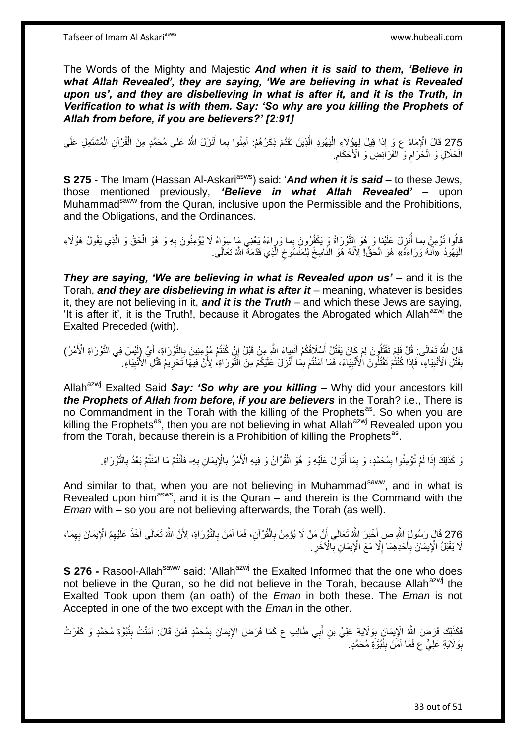The Words of the Mighty and Majestic ***And when it is said to them, 'Believe in what Allah Revealed', they are saying, 'We are believing in what is Revealed upon us', and they are disbelieving in what is after it, and it is the Truth, in Verification to what is with them. Say: 'So why are you killing the Prophets of Allah from before, if you are believers?' [2:91]***

275 قَالَ الْإِمَامُ ع وَ إِذا قِيلَ لِهَؤُلَاءِ الْيَهُودِ الَّذِينَ تَقَدَّمَ ذِكْرُهُمْ: آمِنُوا بِما أَنْزَلَ اللَّهُ عَلَى مُحَمَّدٍ مِنَ الْقُرْآنِ الْمُشْتَمِلِ عَلَى الْحَلَالِ وَ الْحَرَامِ وَ الْفَرَائِضِ وَ الْأَحْكَامِ.

**S 275 -** The Imam (Hassan Al-Askari[asws]) said: '***And when it is said*** – to these Jews, those mentioned previously, ***'Believe in what Allah Revealed'*** – upon Muhammad[saww] from the Quran, inclusive upon the Permissible and the Prohibitions, and the Obligations, and the Ordinances.

قالُوا نُؤْمِنُ بِما أُنْزِلَ عَلَيْنا وَ هُوَ التَّوْرَاةُ وَ يَكْفُرُونَ بِما وَراءَهُ يَعْنِي مَا سِوَاهُ لَا يُؤْمِنُونَ بِهِ وَ هُوَ الْحَقُّ وَ الَّذِي يَقُولُ هَؤُلَاءِ الْيَهُودُ «أَنَّهُ وَرَاءَهُ» هُوَ الْحَقُّ! لِأَنَّهُ هُوَ النَّاسِخُ لِلْمَنْسُوخِ الَّذِي قَدَّمَهُ اللَّهُ تَعَالَى.

***They are saying, 'We are believing in what is Revealed upon us'*** – and it is the Torah, ***and they are disbelieving in what is after it*** – meaning, whatever is besides it, they are not believing in it, ***and it is the Truth*** – and which these Jews are saying, 'It is after it', it is the Truth!, because it Abrogates the Abrogated which Allah[azwj] the Exalted Preceded (with).

قَالَ اللَّهُ تَعَالَى: قُلْ فَلِمَ تَقْتُلُونَ لِمَ كَانَ يَقْتُلُ أَسْلَافُكُمْ أَنْبِياءَ اللَّهِ مِنْ قَبْلُ إِنْ كُنْتُمْ مُؤْمِنِينَ بِالتَّوْرَاةِ، أَيْ (لَيْسَ فِي التَّوْرَاةِ الْأَمْرُ) بِقَتْلِ الْأَنْبِيَاءِ، فَإِذَا كُنْتُمْ تَقْتُلُونَ الْأَنْبِيَاءَ، فَمَا آمَنْتُمْ بِمَا أُنْزِلَ عَلَيْكُمْ مِنَ التَّوْرَاةِ، لِأَنَّ فِيهَا تَحْرِيمُ قَتْلِ الْأَنْبِيَاءِ.

Allah[azwj] Exalted Said ***Say: 'So why are you killing*** – Why did your ancestors kill ***the Prophets of Allah from before, if you are believers*** in the Torah? i.e., There is no Commandment in the Torah with the killing of the Prophets[as]. So when you are killing the Prophets[as], then you are not believing in what Allah[azwj] Revealed upon you from the Torah, because therein is a Prohibition of killing the Prophets[as].

وَ كَذَلِكَ إِذَا لَمْ تُؤْمِنُوا بِمُحَمَّدٍ، وَ بِمَا أُنْزِلَ عَلَيْهِ وَ هُوَ الْقُرْآنُ وَ فِيهِ الْأَمْرُ بِالْإِيمَانِ بِهِ- فَأَنْتُمْ مَا آمَنْتُمْ بَعْدُ بِالتَّوْرَاةِ.

And similar to that, when you are not believing in Muhammad[saww], and in what is Revealed upon him[asws], and it is the Quran – and therein is the Command with the *Eman* with – so you are not believing afterwards, the Torah (as well).

276 قَالَ رَسُولُ اللَّهِ ص أَخْبَرَ اللَّهُ تَعَالَى أَنَّ مَنْ لَا يُؤْمِنُ بِالْقُرْآنِ، فَمَا آمَنَ بِالتَّوْرَاةِ، لِأَنَّ اللَّهَ تَعَالَى أَخَذَ عَلَيْهِمُ الْإِيمَانَ بِهِمَا، لَا يَقْبَلُ الْإِيمَانَ بِأَحَدِهِمَا إِلَّا مَعَ الْإِيمَانِ بِالْآخَرِ.

**S 276 -** Rasool-Allah[saww] said: 'Allah[azwj] the Exalted Informed that the one who does not believe in the Quran, so he did not believe in the Torah, because Allah[azwj] the Exalted Took upon them (an oath) of the *Eman* in both these. The *Eman* is not Accepted in one of the two except with the *Eman* in the other.

فَكَذَلِكَ فَرَضَ اللَّهُ الْإِيمَانَ بِوَلَايَةِ عَلِيِّ بْنِ أَبِي طَالِبٍ ع كَمَا فَرَضَ الْإِيمَانَ بِمُحَمَّدٍ فَمَنْ قَالَ: آمَنْتُ بِنُبُوَّةِ مُحَمَّدٍ وَ كَفَرْتُ بِوَلَايَةِ عَلِيٍّ ع فَمَا آمَنَ بِنُبُوَّةِ مُحَمَّدٍ.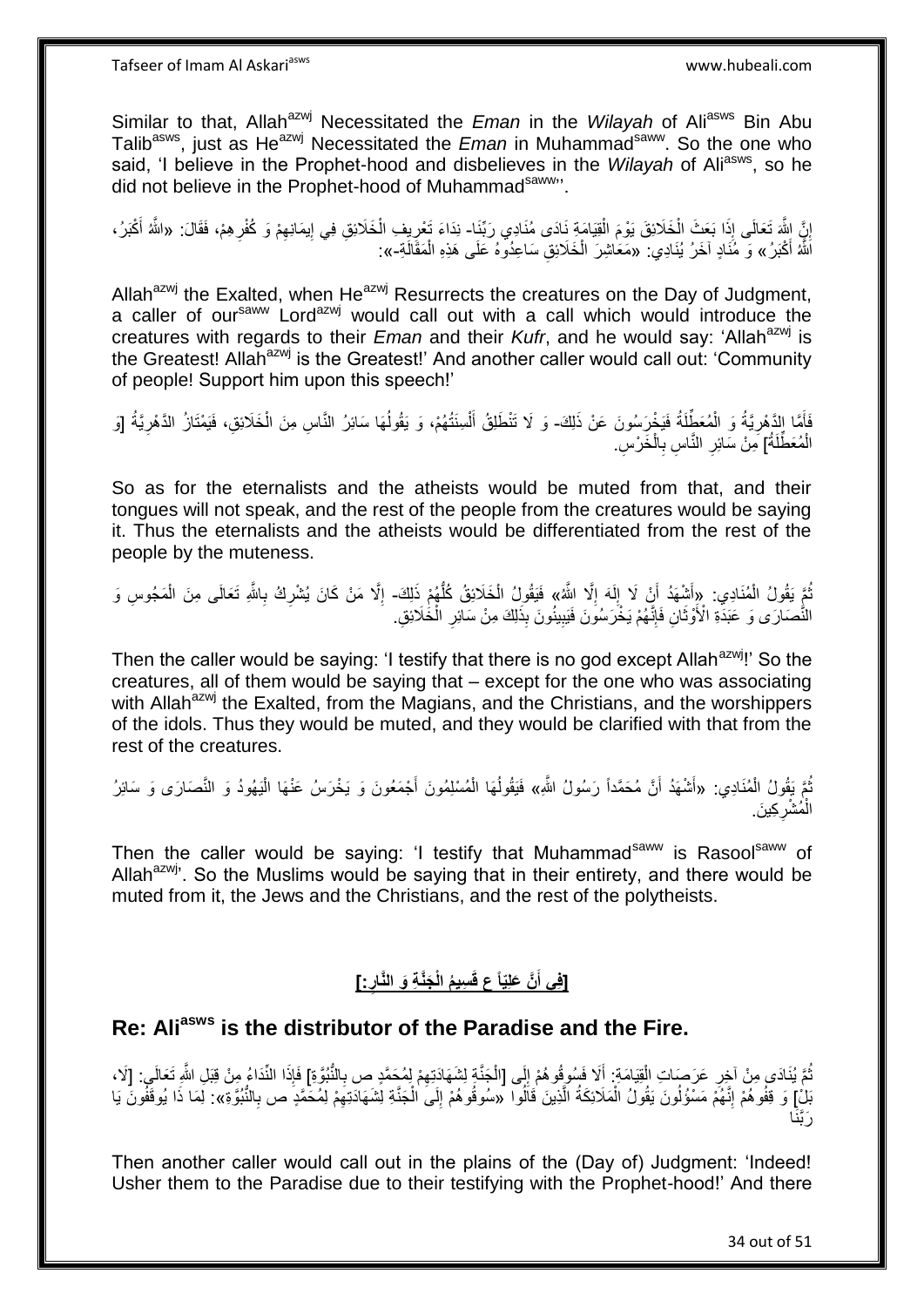Similar to that, Allah[azwj] Necessitated the *Eman* in the *Wilayah* of Ali[asws] Bin Abu Talib[asws], just as He[azwj] Necessitated the *Eman* in Muhammad[saww]. So the one who said, 'I believe in the Prophet-hood and disbelieves in the *Wilayah* of Ali[asws], so he did not believe in the Prophet-hood of Muhammad[saww]'.

إِنَّ اللَّهَ تَعَالَى إِذَا بَعَثَ الْخَلَائِقَ يَوْمَ الْقِيَامَةِ نَادَى مُنَادِي رَبِّنَا- نِدَاءَ تَعْرِيفِ الْخَلَائِقِ فِي إِيمَانِهِمْ وَ كُفْرِهِمْ، فَقَالَ: «اللَّهُ أَكْبَرُ، اللَّهُ أَكْبَرُ» وَ مُنَادٍ آخَرُ يُنَادِي: «مَعَاشِرَ الْخَلَائِقِ سَاعِدُوهُ عَلَى هَذِهِ الْمَقَالَةِ-»:

Allah[azwj] the Exalted, when He[azwj] Resurrects the creatures on the Day of Judgment, a caller of our[saww] Lord[azwj] would call out with a call which would introduce the creatures with regards to their *Eman* and their *Kufr*, and he would say: 'Allah[azwj] is the Greatest! Allah[azwj] is the Greatest!' And another caller would call out: 'Community of people! Support him upon this speech!'

فَأَمَّا الدَّهْرِيَّةُ وَ الْمُعَطِّلَةُ فَيَخْرَسُونَ عَنْ ذَلِكَ- وَ لَا تَنْطَلِقُ أَلْسِنَتُهُمْ، وَ يَقُولُهَا سَائِرُ النَّاسِ مِنَ الْخَلَائِقِ، فَيَمْتَازُ الدَّهْرِيَّةُ [وَ الْمُعَطِّلَةُ] مِنْ سَائِرِ النَّاسِ بِالْخَرَسِ.

So as for the eternalists and the atheists would be muted from that, and their tongues will not speak, and the rest of the people from the creatures would be saying it. Thus the eternalists and the atheists would be differentiated from the rest of the people by the muteness.

ثُمَّ يَقُولُ الْمُنَادِي: «أَشْهَدُ أَنْ لَا إِلَهَ إِلَّا اللَّهُ» فَيَقُولُ الْخَلَائِقُ كُلُّهُمْ ذَلِكَ- إِلَّا مَنْ كَانَ يُشْرِكُ بِاللَّهِ تَعَالَى مِنَ الْمَجُوسِ وَ النَّصَارَى وَ عَبَدَةِ الْأَوْثَانِ فَإِنَّهُمْ يَخْرَسُونَ فَيَبِينُونَ بِذَلِكَ مِنْ سَائِرِ الْخَلَائِقِ.

Then the caller would be saying: 'I testify that there is no god except Allah[azwj]!' So the creatures, all of them would be saying that – except for the one who was associating with Allah[azwj] the Exalted, from the Magians, and the Christians, and the worshippers of the idols. Thus they would be muted, and they would be clarified with that from the rest of the creatures.

ثُمَّ يَقُولُ الْمُنَادِي: «أَشْهَدُ أَنَّ مُحَمَّداً رَسُولُ اللَّهِ» فَيَقُولُهَا الْمُسْلِمُونَ أَجْمَعُونَ وَ يَخْرَسُ عَنْهَا الْيَهُودُ وَ النَّصَارَى وَ سَائِرُ الْمُشْرِكِينَ.

Then the caller would be saying: 'I testify that Muhammad[saww] is Rasool[saww] of Allah[azwj]'. So the Muslims would be saying that in their entirety, and there would be muted from it, the Jews and the Christians, and the rest of the polytheists.

## [فِي أَنَّ عَلِيّاً ع قَسِيمُ الْجَنَّةِ وَ النَّارِ:]

## Re: Ali[asws] is the distributor of the Paradise and the Fire.

ثُمَّ يُنَادَى مِنْ آخِرِ عَرَصَاتِ الْقِيَامَةِ: أَلَا فَسُوقُوهُمْ إِلَى [الْجَنَّةِ لِشَهَادَتِهِمْ لِمُحَمَّدٍ ص بِالنُّبُوَّةِ] فَإِذَا النِّدَاءُ مِنْ قِبَلِ اللَّهِ تَعَالَى: [لَا، بَلْ] وَ قِفُوهُمْ إِنَّهُمْ مَسْؤُلُونَ يَقُولُ الْمَلَائِكَةُ الَّذِينَ قَالُوا «سُوقُوهُمْ إِلَى الْجَنَّةِ لِشَهَادَتِهِمْ لِمُحَمَّدٍ ص بِالنُّبُوَّةِ»: لِمَا ذَا يُوقَفُونَ يَا رَبَّنَا

Then another caller would call out in the plains of the (Day of) Judgment: 'Indeed! Usher them to the Paradise due to their testifying with the Prophet-hood!' And there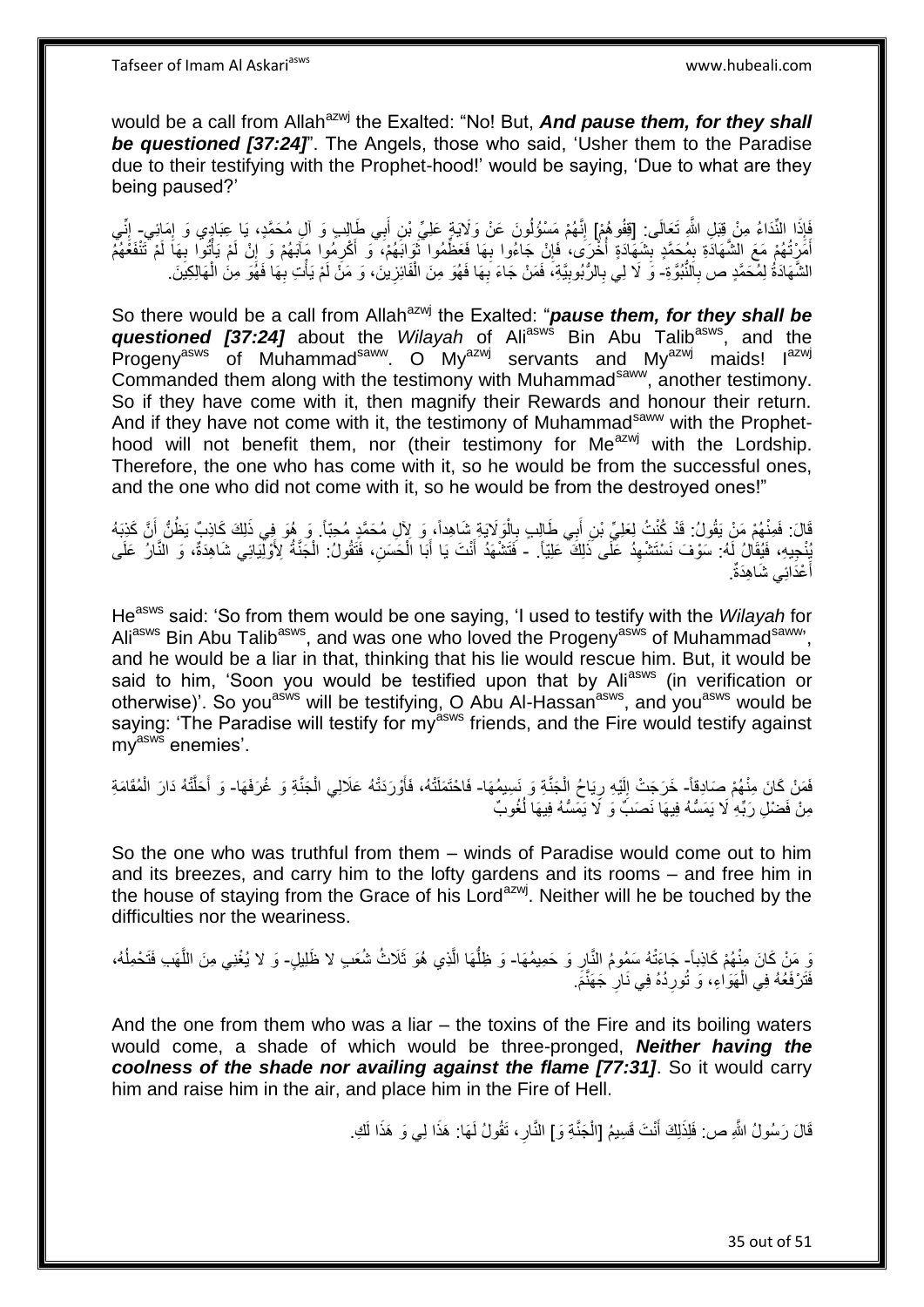would be a call from Allah[azwj] the Exalted: "No! But, ***And pause them, for they shall be questioned [37:24]***". The Angels, those who said, 'Usher them to the Paradise due to their testifying with the Prophet-hood!' would be saying, 'Due to what are they being paused?'

فَإِذَا النِّدَاءُ مِنْ قِبَلِ اللَّهِ تَعَالَى: [قِفُوهُمْ] إِنَّهُمْ مَسْؤُلُونَ عَنْ وَلَايَةِ عَلِيِّ بْنِ أَبِي طَالِبٍ وَ آلِ مُحَمَّدٍ، يَا عِبَادِي وَ إِمَائِي- إِنِّي أَمَرْتُهُمْ مَعَ الشَّهَادَةِ بِمُحَمَّدٍ بِشَهَادَةٍ أُخْرَى، فَإِنْ جَاءُوا بِهَا فَعَظِّمُوا ثَوَابَهُمْ، وَ أَكْرِمُوا مَآبَهُمْ وَ إِنْ لَمْ يَأْتُوا بِهَا لَمْ تَنْفَعْهُمُ الشَّهَادَةُ لِمُحَمَّدٍ ص بِالنُّبُوَّةِ- وَ لَا لِي بِالرُّبُوبِيَّةِ، فَمَنْ جَاءَ بِهَا فَهُوَ مِنَ الْفَائِزِينَ، وَ مَنْ لَمْ يَأْتِ بِهَا فَهُوَ مِنَ الْهَالِكِينَ.

So there would be a call from Allah[azwj] the Exalted: "***pause them, for they shall be questioned [37:24]*** about the *Wilayah* of Ali[asws] Bin Abu Talib[asws], and the Progeny[asws] of Muhammad[saww]. O My[azwj] servants and My[azwj] maids! I[azwj] Commanded them along with the testimony with Muhammad[saww], another testimony. So if they have come with it, then magnify their Rewards and honour their return. And if they have not come with it, the testimony of Muhammad[saww] with the Prophet-hood will not benefit them, nor (their testimony for Me[azwj] with the Lordship. Therefore, the one who has come with it, so he would be from the successful ones, and the one who did not come with it, so he would be from the destroyed ones!"

قَالَ: فَمِنْهُمْ مَنْ يَقُولُ: قَدْ كُنْتُ لِعَلِيِّ بْنِ أَبِي طَالِبٍ بِالْوَلَايَةِ شَاهِداً، وَ لِآلِ مُحَمَّدٍ مُحِبّاً. وَ هُوَ فِي ذَلِكَ كَاذِبٌ يَظُنُّ أَنَّ كَذِبَهُ يُنْجِيهِ، فَيُقَالُ لَهُ: سَوْفَ نَسْتَشْهِدُ عَلَى ذَلِكَ عَلِيّاً. - فَتَشْهَدُ أَنْتَ يَا أَبَا الْحَسَنِ، فَتَقُولُ: الْجَنَّةُ لِأَوْلِيَائِي شَاهِدَةٌ، وَ النَّارُ عَلَى أَعْدَائِي شَاهِدَةٌ.

He[asws] said: 'So from them would be one saying, 'I used to testify with the *Wilayah* for Ali[asws] Bin Abu Talib[asws], and was one who loved the Progeny[asws] of Muhammad[saww]', and he would be a liar in that, thinking that his lie would rescue him. But, it would be said to him, 'Soon you would be testified upon that by Ali[asws] (in verification or otherwise)'. So you[asws] will be testifying, O Abu Al-Hassan[asws], and you[asws] would be saying: 'The Paradise will testify for my[asws] friends, and the Fire would testify against my[asws] enemies'.

فَمَنْ كَانَ مِنْهُمْ صَادِقاً- خَرَجَتْ إِلَيْهِ رِيَاحُ الْجَنَّةِ وَ نَسِيمُهَا- فَاحْتَمَلَتْهُ، فَأَوْرَدَتْهُ عَلَالِيَ الْجَنَّةِ وَ غُرَفَهَا- وَ أَحَلَّتْهُ دَارَ الْمُقَامَةِ مِنْ فَضْلِ رَبِّهِ لَا يَمَسُّهُ فِيهَا نَصَبٌ وَ لَا يَمَسُّهُ فِيهَا لُغُوبٌ

So the one who was truthful from them – winds of Paradise would come out to him and its breezes, and carry him to the lofty gardens and its rooms – and free him in the house of staying from the Grace of his Lord[azwj]. Neither will he be touched by the difficulties nor the weariness.

وَ مَنْ كَانَ مِنْهُمْ كَاذِباً- جَاءَتْهُ سَمُومُ النَّارِ وَ حَمِيمُهَا- وَ ظِلُّهَا الَّذِي هُوَ ثَلَاثُ شُعَبٍ لا ظَلِيلٍ- وَ لا يُغْنِي مِنَ اللَّهَبِ فَتَحْمِلُهُ، فَتَرْفَعُهُ فِي الْهَوَاءِ، وَ تُورِدُهُ فِي نَارِ جَهَنَّمَ.

And the one from them who was a liar – the toxins of the Fire and its boiling waters would come, a shade of which would be three-pronged, ***Neither having the coolness of the shade nor availing against the flame [77:31]***. So it would carry him and raise him in the air, and place him in the Fire of Hell.

قَالَ رَسُولُ اللَّهِ ص: فَلِذَلِكَ أَنْتَ قَسِيمُ [الْجَنَّةِ وَ] النَّارِ، تَقُولُ لَهَا: هَذَا لِي وَ هَذَا لَكِ.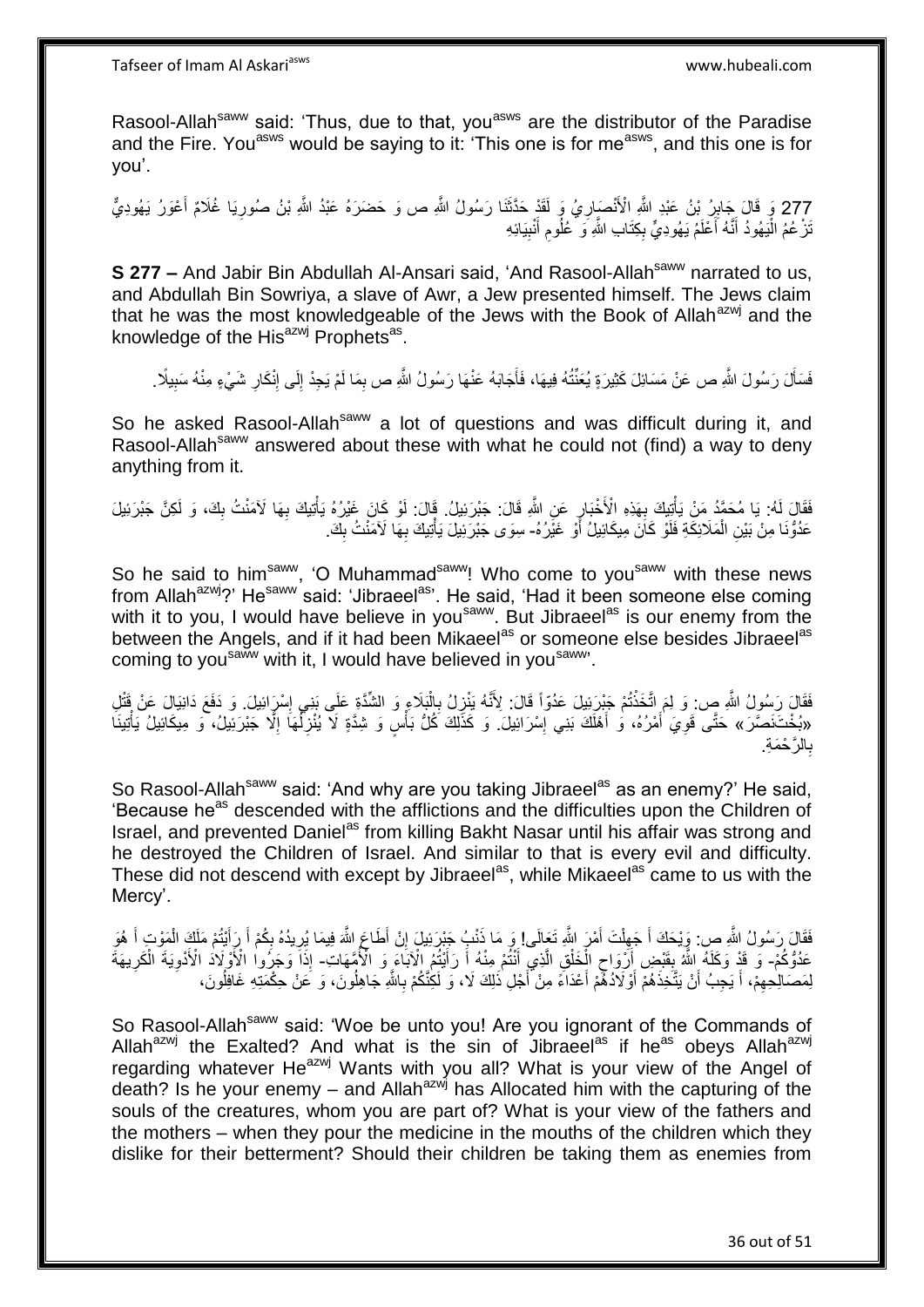Rasool-Allah[saww] said: 'Thus, due to that, you[asws] are the distributor of the Paradise and the Fire. You[asws] would be saying to it: 'This one is for me[asws], and this one is for you'.

277 وَ قَالَ جَابِرُ بْنُ عَبْدِ اللَّهِ الْأَنْصَارِيُّ وَ لَقَدْ حَدَّثَنَا رَسُولُ اللَّهِ ص وَ حَضَرَهُ عَبْدُ اللَّهِ بْنُ صُورِيَا غُلَامٌ أَعْوَرُ يَهُودِيٌّ تَزْعُمُ الْيَهُودُ أَنَّهُ أَعْلَمُ يَهُودِيٍّ بِكِتَابِ اللَّهِ وَ عُلُومِ أَنْبِيَائِهِ

**S 277 –** And Jabir Bin Abdullah Al-Ansari said, 'And Rasool-Allah[saww] narrated to us, and Abdullah Bin Sowriya, a slave of Awr, a Jew presented himself. The Jews claim that he was the most knowledgeable of the Jews with the Book of Allah[azwj] and the knowledge of the His[azwj] Prophets[as].

فَسَأَلَ رَسُولَ اللَّهِ ص عَنْ مَسَائِلَ كَثِيرَةٍ يُعَنِّتُهُ فِيهَا، فَأَجَابَهُ عَنْهَا رَسُولُ اللَّهِ ص بِمَا لَمْ يَجِدْ إِلَى إِنْكَارِ شَيْءٍ مِنْهُ سَبِيلًا.

So he asked Rasool-Allah[saww] a lot of questions and was difficult during it, and Rasool-Allah[saww] answered about these with what he could not (find) a way to deny anything from it.

فَقَالَ لَهُ: يَا مُحَمَّدُ مَنْ يَأْتِيكَ بِهَذِهِ الْأَخْبَارِ عَنِ اللَّهِ قَالَ: جَبْرَئِيلُ. قَالَ: لَوْ كَانَ غَيْرُهُ يَأْتِيكَ بِهَا لَآمَنْتُ بِكَ، وَ لَكِنَّ جَبْرَئِيلَ عَدُوُّنَا مِنْ بَيْنِ الْمَلَائِكَةِ فَلَوْ كَانَ مِيكَائِيلُ أَوْ غَيْرُهُ- سِوَى جَبْرَئِيلَ يَأْتِيكَ بِهَا لَآمَنْتُ بِكَ.

So he said to him[saww], 'O Muhammad[saww]! Who come to you[saww] with these news from Allah[azwj]?' He[saww] said: 'Jibraeel[as]'. He said, 'Had it been someone else coming with it to you, I would have believe in you[saww]. But Jibraeel[as] is our enemy from the between the Angels, and if it had been Mikaeel[as] or someone else besides Jibraeel[as] coming to you[saww] with it, I would have believed in you[saww]'.

فَقَالَ رَسُولُ اللَّهِ ص: وَ لِمَ اتَّخَذْتُمْ جَبْرَئِيلَ عَدُوّاً قَالَ: لِأَنَّهُ يَنْزِلُ بِالْبَلَاءِ وَ الشِّدَّةِ عَلَى بَنِي إِسْرَائِيلَ. وَ دَفَعَ دَانِيَالَ عَنْ قَتْلِ «بُخْتَنَصَّرَ» حَتَّى قَوِيَ أَمْرُهُ، وَ أَهْلَكَ بَنِي إِسْرَائِيلَ. وَ كَذَلِكَ كُلُّ بَأْسٍ وَ شِدَّةٍ لَا يُنْزِلُهَا إِلَّا جَبْرَئِيلُ، وَ مِيكَائِيلُ يَأْتِينَا بِالرَّحْمَةِ.

So Rasool-Allah[saww] said: 'And why are you taking Jibraeel[as] as an enemy?' He said, 'Because he[as] descended with the afflictions and the difficulties upon the Children of Israel, and prevented Daniel[as] from killing Bakht Nasar until his affair was strong and he destroyed the Children of Israel. And similar to that is every evil and difficulty. These did not descend with except by Jibraeel[as], while Mikaeel[as] came to us with the Mercy'.

فَقَالَ رَسُولُ اللَّهِ ص: وَيْحَكَ أَ جَهِلْتَ أَمْرَ اللَّهِ تَعَالَى! وَ مَا ذَنْبُ جَبْرَئِيلَ إِنْ أَطَاعَ اللَّهَ فِيمَا يُرِيدُهُ بِكُمْ أَ رَأَيْتُمْ مَلَكَ الْمَوْتِ أَ هُوَ عَدُوُّكُمْ- وَ قَدْ وَكَلَهُ اللَّهُ بِقَبْضِ أَرْوَاحِ الْخَلْقِ الَّذِي أَنْتُمْ مِنْهُ أَ رَأَيْتُمُ الْآبَاءَ وَ الْأُمَّهَاتِ- إِذَا وَجَرُوا الْأَوْلَادَ الْأَدْوِيَةَ الْكَرِيهَةَ لِمَصَالِحِهِمْ، أَ يَجِبُ أَنْ يَتَّخِذَهُمْ أَوْلَادُهُمْ أَعْدَاءً مِنْ أَجْلِ ذَلِكَ لَا، وَ لَكِنَّكُمْ بِاللَّهِ جَاهِلُونَ، وَ عَنْ حِكْمَتِهِ غَافِلُونَ،

So Rasool-Allah[saww] said: 'Woe be unto you! Are you ignorant of the Commands of Allah[azwj] the Exalted? And what is the sin of Jibraeel[as] if he[as] obeys Allah[azwj] regarding whatever He[azwj] Wants with you all? What is your view of the Angel of death? Is he your enemy – and Allah[azwj] has Allocated him with the capturing of the souls of the creatures, whom you are part of? What is your view of the fathers and the mothers – when they pour the medicine in the mouths of the children which they dislike for their betterment? Should their children be taking them as enemies from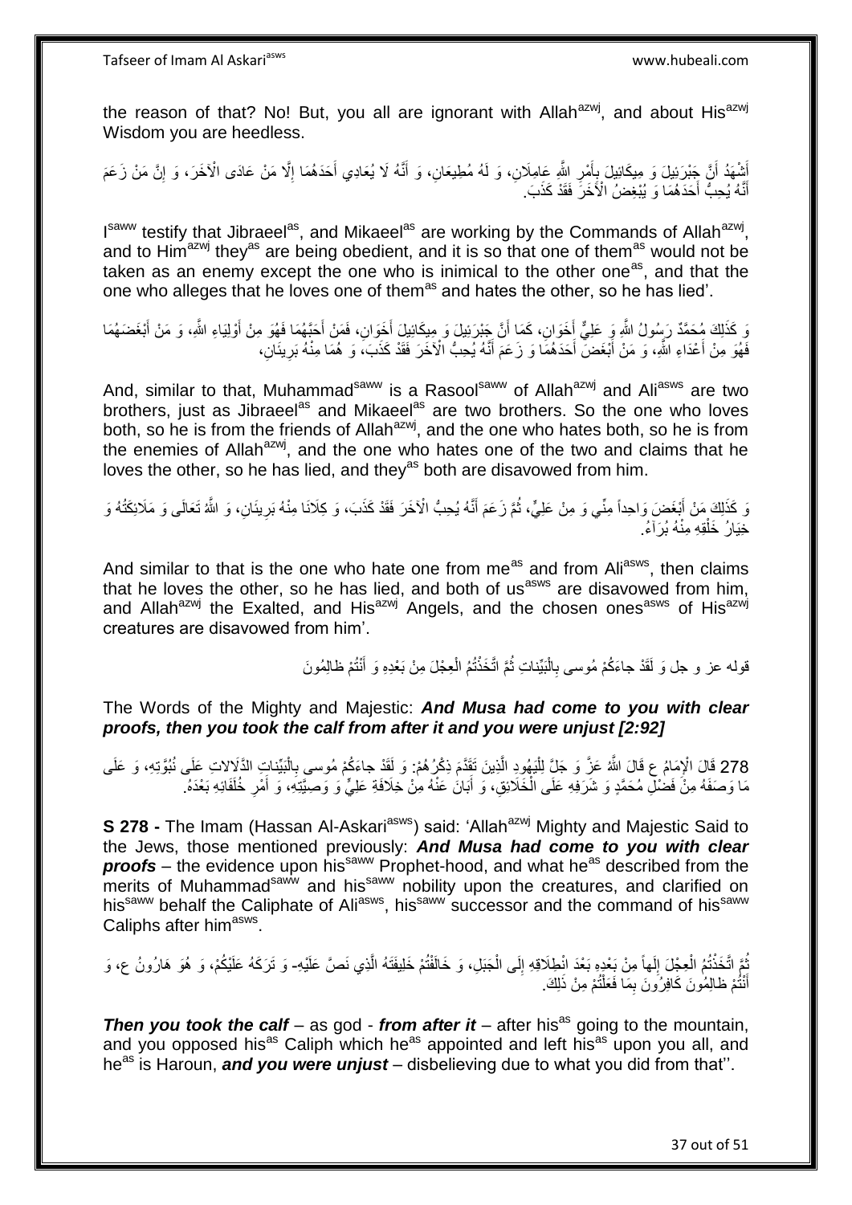the reason of that? No! But, you all are ignorant with Allah[azwj], and about His[azwj] Wisdom you are heedless.

أَشْهَدُ أَنَّ جَبْرَئِيلَ وَ مِيكَائِيلَ بِأَمْرِ اللَّهِ عَامِلَانِ، وَ لَهُ مُطِيعَانِ، وَ أَنَّهُ لَا يُعَادِي أَحَدَهُمَا إِلَّا مَنْ عَادَى الْآخَرَ، وَ إِنَّ مَنْ زَعَمَ أَنَّهُ يُحِبُّ أَحَدَهُمَا وَ يُبْغِضُ الْآخَرَ فَقَدْ كَذَبَ.

I[saww] testify that Jibraeel[as], and Mikaeel[as] are working by the Commands of Allah[azwj], and to Him[azwj] they[as] are being obedient, and it is so that one of them[as] would not be taken as an enemy except the one who is inimical to the other one[as], and that the one who alleges that he loves one of them[as] and hates the other, so he has lied'.

وَ كَذَلِكَ مُحَمَّدٌ رَسُولُ اللَّهِ وَ عَلِيٌّ أَخَوَانِ، كَمَا أَنَّ جَبْرَئِيلَ وَ مِيكَائِيلَ أَخَوَانِ، فَمَنْ أَحَبَّهُمَا فَهُوَ مِنْ أَوْلِيَاءِ اللَّهِ، وَ مَنْ أَبْغَضَهُمَا فَهُوَ مِنْ أَعْدَاءِ اللَّهِ، وَ مَنْ أَبْغَضَ أَحَدَهُمَا وَ زَعَمَ أَنَّهُ يُحِبُّ الْآخَرَ فَقَدْ كَذَبَ، وَ هُمَا مِنْهُ بَرِيئَانِ،

And, similar to that, Muhammad[saww] is a Rasool[saww] of Allah[azwj] and Ali[asws] are two brothers, just as Jibraeel[as] and Mikaeel[as] are two brothers. So the one who loves both, so he is from the friends of Allah[azwj], and the one who hates both, so he is from the enemies of Allah[azwj], and the one who hates one of the two and claims that he loves the other, so he has lied, and they[as] both are disavowed from him.

وَ كَذَلِكَ مَنْ أَبْغَضَ وَاحِداً مِنِّي وَ مِنْ عَلِيٍّ، ثُمَّ زَعَمَ أَنَّهُ يُحِبُّ الْآخَرَ فَقَدْ كَذَبَ، وَ كِلَانَا مِنْهُ بَرِيئَانِ، وَ اللَّهُ تَعَالَى وَ مَلَائِكَتُهُ وَ خِيَارُ خَلْقِهِ مِنْهُ بُرَآءُ.

And similar to that is the one who hate one from me[as] and from Ali[asws], then claims that he loves the other, so he has lied, and both of us[asws] are disavowed from him, and Allah[azwj] the Exalted, and His[azwj] Angels, and the chosen ones[asws] of His[azwj] creatures are disavowed from him'.

قوله عز و جل وَ لَقَدْ جاءَكُمْ مُوسى بِالْبَيِّناتِ ثُمَّ اتَّخَذْتُمُ الْعِجْلَ مِنْ بَعْدِهِ وَ أَنْتُمْ ظالِمُونَ

The Words of the Mighty and Majestic: ***And Musa had come to you with clear proofs, then you took the calf from after it and you were unjust [2:92]***

278 قَالَ الْإِمَامُ ع قَالَ اللَّهُ عَزَّ وَ جَلَّ لِلْيَهُودِ الَّذِينَ تَقَدَّمَ ذِكْرُهُمْ: وَ لَقَدْ جاءَكُمْ مُوسى بِالْبَيِّناتِ الدَّلَالاتِ عَلَى نُبُوَّتِهِ، وَ عَلَى مَا وَصَفَهُ مِنْ فَضْلِ مُحَمَّدٍ وَ شَرَفِهِ عَلَى الْخَلَائِقِ، وَ أَبَانَ عَنْهُ مِنْ خِلَافَةِ عَلِيٍّ وَ وَصِيَّتِهِ، وَ أَمْرِ خُلَفَائِهِ بَعْدَهُ.

**S 278 -** The Imam (Hassan Al-Askari[asws]) said: 'Allah[azwj] Mighty and Majestic Said to the Jews, those mentioned previously: ***And Musa had come to you with clear proofs*** – the evidence upon his[saww] Prophet-hood, and what he[as] described from the merits of Muhammad[saww] and his[saww] nobility upon the creatures, and clarified on his[saww] behalf the Caliphate of Ali[asws], his[saww] successor and the command of his[saww] Caliphs after him[asws].

ثُمَّ اتَّخَذْتُمُ الْعِجْلَ إِلَهاً مِنْ بَعْدِهِ بَعْدَ انْطِلَاقِهِ إِلَى الْجَبَلِ، وَ خَالَفْتُمْ خَلِيفَتَهُ الَّذِي نَصَّ عَلَيْهِ- وَ تَرَكَهُ عَلَيْكُمْ، وَ هُوَ هَارُونُ ع، وَ أَنْتُمْ ظالِمُونَ كَافِرُونَ بِمَا فَعَلْتُمْ مِنْ ذَلِكَ.

***Then you took the calf*** – as god - ***from after it*** – after his[as] going to the mountain, and you opposed his[as] Caliph which he[as] appointed and left his[as] upon you all, and he[as] is Haroun, ***and you were unjust*** – disbelieving due to what you did from that''.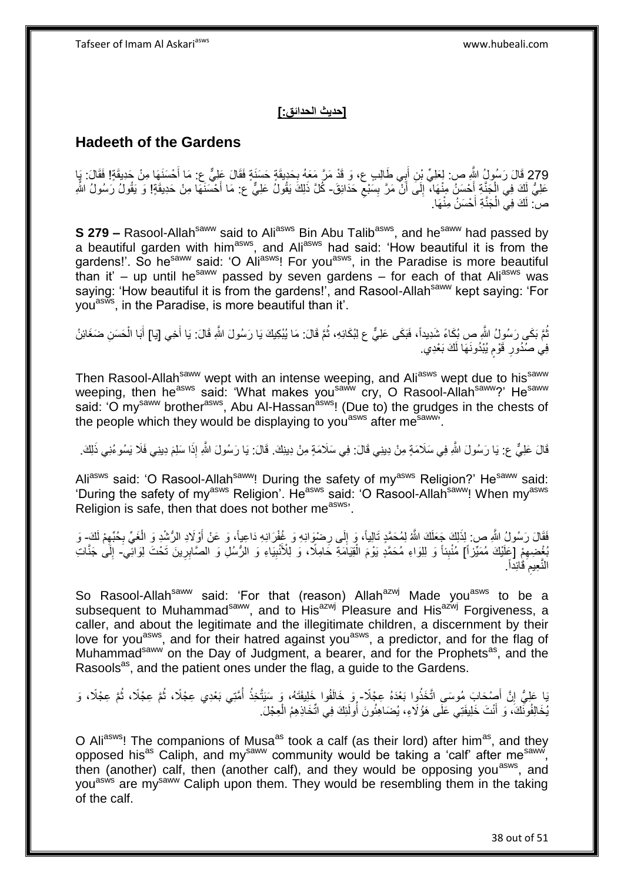**[حديث الحدائق:]**

## Hadeeth of the Gardens

279 قَالَ رَسُولُ اللَّهِ ص: لِعَلِيِّ بْنِ أَبِي طَالِبٍ ع، وَ قَدْ مَرَّ مَعَهُ بِحَدِيقَةٍ حَسَنَةٍ فَقَالَ عَلِيٌّ ع: مَا أَحْسَنَهَا مِنْ حَدِيقَةٍ! فَقَالَ: يَا عَلِيُّ لَكَ فِي الْجَنَّةِ أَحْسَنُ مِنْهَا، إِلَى أَنْ مَرَّ بِسَبْعِ حَدَائِقَ- كُلَّ ذَلِكَ يَقُولُ عَلِيٌّ ع: مَا أَحْسَنَهَا مِنْ حَدِيقَةٍ! وَ يَقُولُ رَسُولُ اللَّهِ ص: لَكَ فِي الْجَنَّةِ أَحْسَنُ مِنْهَا.

**S 279 –** Rasool-Allah[saww] said to Ali[asws] Bin Abu Talib[asws], and he[saww] had passed by a beautiful garden with him[asws], and Ali[asws] had said: 'How beautiful it is from the gardens!'. So he[saww] said: 'O Ali[asws]! For you[asws], in the Paradise is more beautiful than it' – up until he[saww] passed by seven gardens – for each of that Ali[asws] was saying: 'How beautiful it is from the gardens!', and Rasool-Allah[saww] kept saying: 'For you[asws], in the Paradise, is more beautiful than it'.

ثُمَّ بَكَى رَسُولُ اللَّهِ ص بُكَاءً شَدِيداً، فَبَكَى عَلِيٌّ ع لِبُكَائِهِ، ثُمَّ قَالَ: مَا يُبْكِيكَ يَا رَسُولَ اللَّهِ قَالَ: يَا أَخِي [يَا] أَبَا الْحَسَنِ ضَغَائِنُ فِي صُدُورِ قَوْمٍ يُبْدُونَهَا لَكَ بَعْدِي.

Then Rasool-Allah[saww] wept with an intense weeping, and Ali[asws] wept due to his[saww] weeping, then he[asws] said: 'What makes you[saww] cry, O Rasool-Allah[saww]?' He[saww] said: 'O my[saww] brother[asws], Abu Al-Hassan[asws]! (Due to) the grudges in the chests of the people which they would be displaying to you[asws] after me[saww]'.

قَالَ عَلِيٌّ ع: يَا رَسُولَ اللَّهِ فِي سَلَامَةٍ مِنْ دِينِي قَالَ: فِي سَلَامَةٍ مِنْ دِينِكَ. قَالَ: يَا رَسُولَ اللَّهِ إِذَا سَلِمَ دِينِي فَلَا يَسُوءُنِي ذَلِكَ.

Ali[asws] said: 'O Rasool-Allah[saww]! During the safety of my[asws] Religion?' He[saww] said: 'During the safety of my[asws] Religion'. He[asws] said: 'O Rasool-Allah[saww]! When my[asws] Religion is safe, then that does not bother me[asws]'.

فَقَالَ رَسُولُ اللَّهِ ص: لِذَلِكَ جَعَلَكَ اللَّهُ لِمُحَمَّدٍ تَالِياً، وَ إِلَى رِضْوَانِهِ وَ غُفْرَانِهِ دَاعِياً، وَ عَنْ أَوْلَادِ الرُّشْدِ وَ الْغَيِّ بِحُبِّهِمْ لَكَ- وَ بُغْضِهِمْ [عَلَيْكَ مُمَيِّزاً] مُنْبِئاً وَ لِلِوَاءِ مُحَمَّدٍ يَوْمَ الْقِيَامَةِ حَامِلًا، وَ لِلْأَنْبِيَاءِ وَ الرُّسُلِ وَ الصَّابِرِينَ تَحْتَ لِوَائِي- إِلَى جَنَّاتِ النَّعِيمِ قَائِداً.

So Rasool-Allah[saww] said: 'For that (reason) Allah[azwj] Made you[asws] to be a subsequent to Muhammad[saww], and to His[azwj] Pleasure and His[azwj] Forgiveness, a caller, and about the legitimate and the illegitimate children, a discernment by their love for you[asws], and for their hatred against you[asws], a predictor, and for the flag of Muhammad[saww] on the Day of Judgment, a bearer, and for the Prophets[as], and the Rasools[as], and the patient ones under the flag, a guide to the Gardens.

يَا عَلِيُّ إِنَّ أَصْحَابَ مُوسَى اتَّخَذُوا بَعْدَهُ عِجْلًا- وَ خَالَفُوا خَلِيفَتَهُ، وَ سَيَتَّخِذُ أُمَّتِي بَعْدِي عِجْلًا، ثُمَّ عِجْلًا، ثُمَّ عِجْلًا، وَ يُخَالِفُونَكَ، وَ أَنْتَ خَلِيفَتِي عَلَى هَؤُلَاءِ، يُضَاهِئُونَ أُولَئِكَ فِي اتِّخَاذِهِمُ الْعِجْلَ.

O Ali[asws]! The companions of Musa[as] took a calf (as their lord) after him[as], and they opposed his[as] Caliph, and my[saww] community would be taking a 'calf' after me[saww], then (another) calf, then (another calf), and they would be opposing you[asws], and you[asws] are my[saww] Caliph upon them. They would be resembling them in the taking of the calf.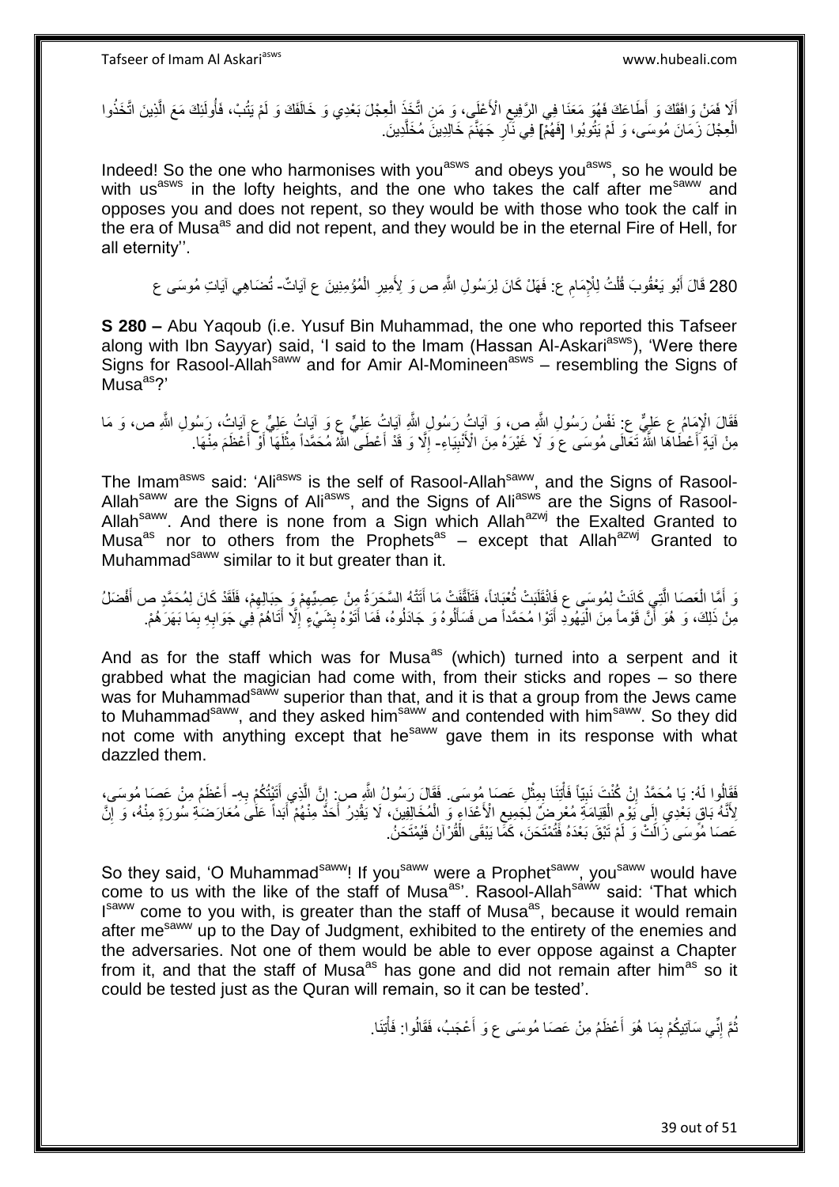أَلَا فَمَنْ وَافَقَكَ وَ أَطَاعَكَ فَهُوَ مَعَنَا فِي الرَّفِيعِ الْأَعْلَى، وَ مَنِ اتَّخَذَ الْعِجْلَ بَعْدِي وَ خَالَفَكَ وَ لَمْ يَتُبْ، فَأُولَئِكَ مَعَ الَّذِينَ اتَّخَذُوا الْعِجْلَ زَمَانَ مُوسَى، وَ لَمْ يَتُوبُوا [فَهُمْ] فِي نَارِ جَهَنَّمَ خَالِدِينَ مُخَلَّدِينَ.

Indeed! So the one who harmonises with you[asws] and obeys you[asws], so he would be with us[asws] in the lofty heights, and the one who takes the calf after me[saww] and opposes you and does not repent, so they would be with those who took the calf in the era of Musa[as] and did not repent, and they would be in the eternal Fire of Hell, for all eternity''.

280 قَالَ أَبُو يَعْقُوبَ قُلْتُ لِلْإِمَامِ ع: فَهَلْ كَانَ لِرَسُولِ اللَّهِ ص وَ لِأَمِيرِ الْمُؤْمِنِينَ ع آيَاتٌ- تُضَاهِي آيَاتِ مُوسَى ع

**S 280 –** Abu Yaqoub (i.e. Yusuf Bin Muhammad, the one who reported this Tafseer along with Ibn Sayyar) said, 'I said to the Imam (Hassan Al-Askari[asws]), 'Were there Signs for Rasool-Allah[saww] and for Amir Al-Momineen[asws] – resembling the Signs of Musa[as]?'

فَقَالَ الْإِمَامُ ع عَلِيٌّ ع: نَفْسُ رَسُولِ اللَّهِ ص، وَ آيَاتُ رَسُولِ اللَّهِ آيَاتُ عَلِيٍّ ع وَ آيَاتُ عَلِيٍّ ع آيَاتُ، رَسُولِ اللَّهِ ص، وَ مَا مِنْ آيَةٍ أَعْطَاهَا اللَّهُ تَعَالَى مُوسَى ع وَ لَا غَيْرَهُ مِنَ الْأَنْبِيَاءِ- إِلَّا وَ قَدْ أَعْطَى اللَّهُ مُحَمَّداً مِثْلَهَا أَوْ أَعْظَمَ مِنْهَا.

The Imam[asws] said: 'Ali[asws] is the self of Rasool-Allah[saww], and the Signs of Rasool-Allah[saww] are the Signs of Ali[asws], and the Signs of Ali[asws] are the Signs of Rasool-Allah[saww]. And there is none from a Sign which Allah[azwj] the Exalted Granted to Musa[as] nor to others from the Prophets[as] – except that Allah[azwj] Granted to Muhammad[saww] similar to it but greater than it.

وَ أَمَّا الْعَصَا الَّتِي كَانَتْ لِمُوسَى ع فَانْقَلَبَتْ ثُعْبَاناً، فَتَلَقَّفَتْ مَا أَتَتْهُ السَّحَرَةُ مِنْ عِصِيِّهِمْ وَ حِبَالِهِمْ. فَلَقَدْ كَانَ لِمُحَمَّدٍ ص أَفْضَلُ مِنْ ذَلِكَ، وَ هُوَ أَنَّ قَوْماً مِنَ الْيَهُودِ أَتَوْا مُحَمَّداً ص فَسَأَلُوهُ وَ جَادَلُوهُ، فَمَا أَتَوْهُ بِشَيْءٍ إِلَّا أَتَاهُمْ فِي جَوَابِهِ بِمَا بَهَرَهُمْ.

And as for the staff which was for Musa[as] (which) turned into a serpent and it grabbed what the magician had come with, from their sticks and ropes – so there was for Muhammad[saww] superior than that, and it is that a group from the Jews came to Muhammad[saww], and they asked him[saww] and contended with him[saww]. So they did not come with anything except that he[saww] gave them in its response with what dazzled them.

فَقَالُوا لَهُ: يَا مُحَمَّدُ إِنْ كُنْتَ نَبِيّاً فَأْتِنَا بِمِثْلِ عَصَا مُوسَى. فَقَالَ رَسُولُ اللَّهِ ص: إِنَّ الَّذِي أَتَيْتُكُمْ بِهِ- أَعْظَمُ مِنْ عَصَا مُوسَى، لِأَنَّهُ بَاقٍ بَعْدِي إِلَى يَوْمِ الْقِيَامَةِ مُعَرَّضٌ لِجَمِيعِ الْأَعْدَاءِ وَ الْمُخَالِفِينَ، لَا يَقْدِرُ أَحَدٌ مِنْهُمْ أَبَداً عَلَى مُعَارَضَةِ سُورَةٍ مِنْهُ، وَ إِنَّ عَصَا مُوسَى زَالَتْ وَ لَمْ تَبْقَ بَعْدَهُ فَتُمْتَحَنَ، كَمَا يَبْقَى الْقُرْآنُ فَيُمْتَحَنُ.

So they said, 'O Muhammad[saww]! If you[saww] were a Prophet[saww], you[saww] would have come to us with the like of the staff of Musa[as]'. Rasool-Allah[saww] said: 'That which I[saww] come to you with, is greater than the staff of Musa[as], because it would remain after me[saww] up to the Day of Judgment, exhibited to the entirety of the enemies and the adversaries. Not one of them would be able to ever oppose against a Chapter from it, and that the staff of Musa[as] has gone and did not remain after him[as] so it could be tested just as the Quran will remain, so it can be tested'.

ثُمَّ إِنِّي سَآتِيكُمْ بِمَا هُوَ أَعْظَمُ مِنْ عَصَا مُوسَى ع وَ أَعْجَبُ، فَقَالُوا: فَأْتِنَا.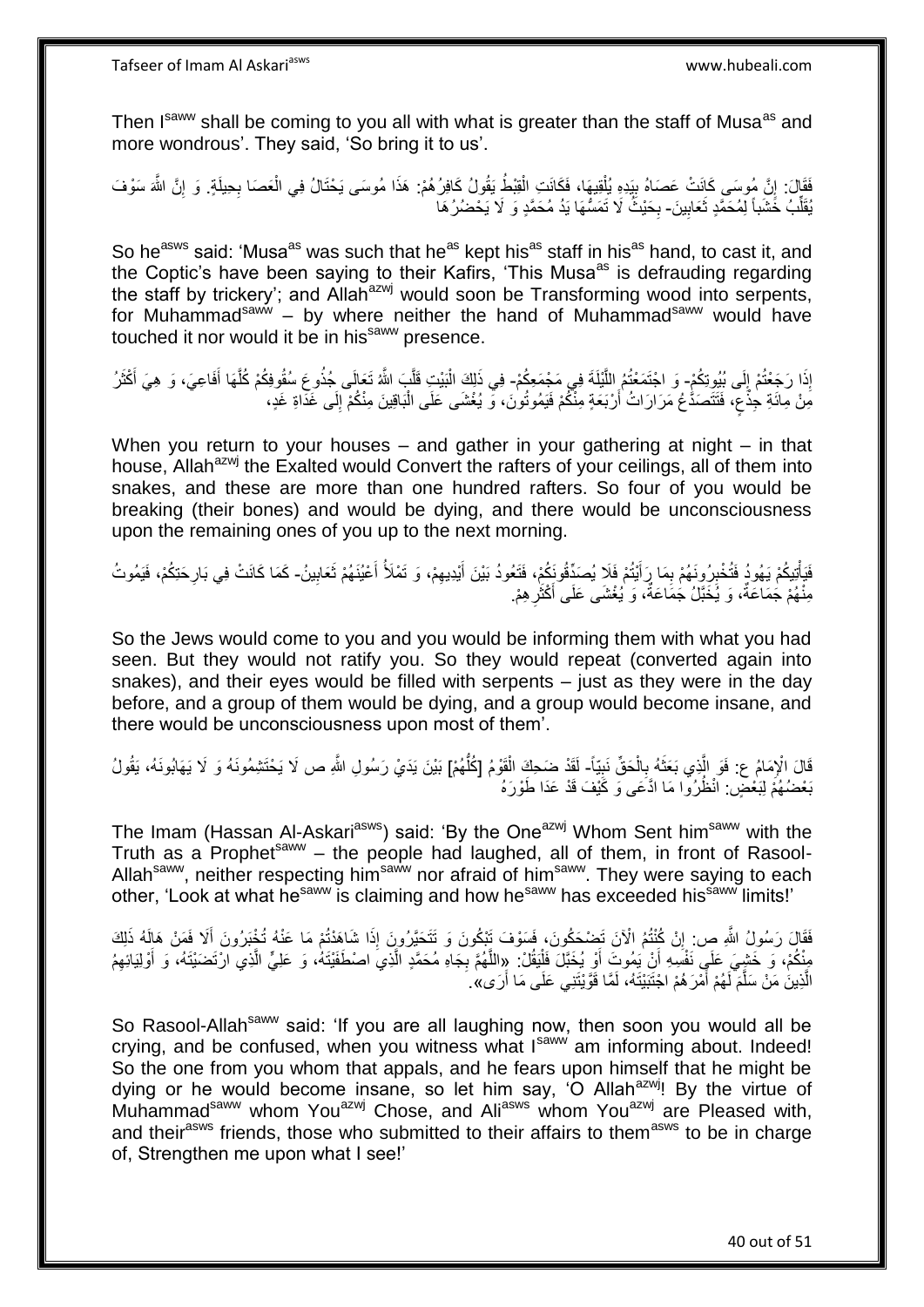Then I[saww] shall be coming to you all with what is greater than the staff of Musa[as] and more wondrous'. They said, 'So bring it to us'.

فَقَالَ: إِنَّ مُوسَى كَانَتْ عَصَاهُ بِيَدِهِ يُلْقِيهَا، فَكَانَتِ الْقِبْطُ يَقُولُ كَافِرُهُمْ: هَذَا مُوسَى يَحْتَالُ فِي الْعَصَا بِحِيلَةٍ. وَ إِنَّ اللَّهَ سَوْفَ يُقَلِّبُ خَشَباً لِمُحَمَّدٍ ثَعَابِينَ- بِحَيْثُ لَا تَمَسُّهَا يَدُ مُحَمَّدٍ وَ لَا يَحْضُرُهَا

So he[asws] said: 'Musa[as] was such that he[as] kept his[as] staff in his[as] hand, to cast it, and the Coptic's have been saying to their Kafirs, 'This Musa[as] is defrauding regarding the staff by trickery'; and Allah[azwj] would soon be Transforming wood into serpents, for Muhammad[saww] – by where neither the hand of Muhammad[saww] would have touched it nor would it be in his[saww] presence.

إِذَا رَجَعْتُمْ إِلَى بُيُوتِكُمْ- وَ اجْتَمَعْتُمُ اللَّيْلَةَ فِي مَجْمَعِكُمْ- فِي ذَلِكَ الْبَيْتِ قَلَّبَ اللَّهُ تَعَالَى جُذُوعَ سُقُوفِكُمْ كُلَّهَا أَفَاعِيَ، وَ هِيَ أَكْثَرُ مِنْ مِائَةِ جِذْعٍ، فَتَتَصَدَّعُ مَرَارَاتُ أَرْبَعَةٍ مِنْكُمْ فَيَمُوتُونَ، وَ يُغْشَى عَلَى الْبَاقِينَ مِنْكُمْ إِلَى غَدَاةِ غَدٍ،

When you return to your houses – and gather in your gathering at night – in that house, Allah[azwj] the Exalted would Convert the rafters of your ceilings, all of them into snakes, and these are more than one hundred rafters. So four of you would be breaking (their bones) and would be dying, and there would be unconsciousness upon the remaining ones of you up to the next morning.

فَيَأْتِيكُمْ يَهُودُ فَتُخْبِرُونَهُمْ بِمَا رَأَيْتُمْ فَلَا يُصَدِّقُونَكُمْ، فَتَعُودُ بَيْنَ أَيْدِيهِمْ، وَ تَمْلَأُ أَعْيُنَهُمْ ثَعَابِينُ- كَمَا كَانَتْ فِي بَارِحَتِكُمْ، فَيَمُوتُ مِنْهُمْ جَمَاعَةٌ، وَ يُخَبَّلُ جَمَاعَةٌ، وَ يُغْشَى عَلَى أَكْثَرِهِمْ.

So the Jews would come to you and you would be informing them with what you had seen. But they would not ratify you. So they would repeat (converted again into snakes), and their eyes would be filled with serpents – just as they were in the day before, and a group of them would be dying, and a group would become insane, and there would be unconsciousness upon most of them'.

قَالَ الْإِمَامُ ع: فَوَ الَّذِي بَعَثَهُ بِالْحَقِّ نَبِيّاً- لَقَدْ ضَحِكَ الْقَوْمُ [كُلُّهُمْ] بَيْنَ يَدَيْ رَسُولِ اللَّهِ ص لَا يَحْتَشِمُونَهُ وَ لَا يَهَابُونَهُ، يَقُولُ بَعْضُهُمْ لِبَعْضٍ: انْظُرُوا مَا ادَّعَى وَ كَيْفَ قَدْ عَدَا طَوْرَهُ

The Imam (Hassan Al-Askari[asws]) said: 'By the One[azwj] Whom Sent him[saww] with the Truth as a Prophet[saww] – the people had laughed, all of them, in front of Rasool-Allah[saww], neither respecting him[saww] nor afraid of him[saww]. They were saying to each other, 'Look at what he[saww] is claiming and how he[saww] has exceeded his[saww] limits!'

فَقَالَ رَسُولُ اللَّهِ ص: إِنْ كُنْتُمُ الْآنَ تَضْحَكُونَ، فَسَوْفَ تَبْكُونَ وَ تَتَحَيَّرُونَ إِذَا شَاهَدْتُمْ مَا عَنْهُ تُخْبَرُونَ أَلَا فَمَنْ هَالَهُ ذَلِكَ مِنْكُمْ، وَ خَشِيَ عَلَى نَفْسِهِ أَنْ يَمُوتَ أَوْ يُخَبَّلَ فَلْيَقُلْ: «اللَّهُمَّ بِجَاهِ مُحَمَّدٍ الَّذِي اصْطَفَيْتَهُ، وَ عَلِيٍّ الَّذِي ارْتَضَيْتَهُ، وَ أَوْلِيَائِهِمُ الَّذِينَ مَنْ سَلَّمَ لَهُمْ أَمْرَهُمُ اجْتَبَيْتَهُ، لَمَّا قَوَّيْتَنِي عَلَى مَا أَرَى».

So Rasool-Allah[saww] said: 'If you are all laughing now, then soon you would all be crying, and be confused, when you witness what I[saww] am informing about. Indeed! So the one from you whom that appals, and he fears upon himself that he might be dying or he would become insane, so let him say, 'O Allah[azwj]! By the virtue of Muhammad[saww] whom You[azwj] Chose, and Ali[asws] whom You[azwj] are Pleased with, and their[asws] friends, those who submitted to their affairs to them[asws] to be in charge of, Strengthen me upon what I see!'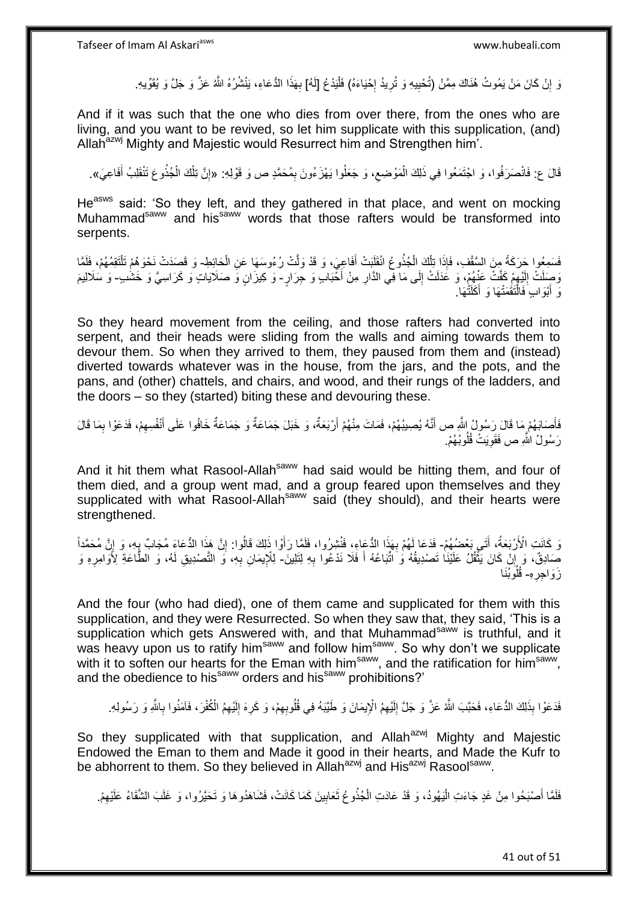وَ إِنْ كَانَ مَنْ يَمُوتُ هُنَاكَ مِمَّنْ (تُحِبِيهِ وَ تُرِيدُ إِحْيَاءَهُ) فَلْيَدْعُ [لَهُ] بِهَذَا الدُّعَاءِ، يَنْشُرُهُ اللَّهُ عَزَّ وَ جَلَّ وَ يُقَوِّيهِ.

And if it was such that the one who dies from over there, from the ones who are living, and you want to be revived, so let him supplicate with this supplication, (and) Allah[azwj] Mighty and Majestic would Resurrect him and Strengthen him'.

قَالَ ع: فَانْصَرَفُوا، وَ اجْتَمَعُوا فِي ذَلِكَ الْمَوْضِعِ، وَ جَعَلُوا يَهْزَءُونَ بِمُحَمَّدٍ ص وَ قَوْلِهِ: «إِنَّ تِلْكَ الْجُذُوعَ تَنْقَلِبُ أَفَاعِيَ».

He[asws] said: 'So they left, and they gathered in that place, and went on mocking Muhammad[saww] and his[saww] words that those rafters would be transformed into serpents.

فَسَمِعُوا حَرَكَةً مِنَ السَّقْفِ، فَإِذَا تِلْكَ الْجُذُوعُ انْقَلَبَتْ أَفَاعِيَ، وَ قَدْ وَلَّتْ رُءُوسَهَا عَنِ الْحَائِطِ- وَ قَصَدَتْ نَحْوَهُمْ تَلْتَقِمُهُمْ، فَلَمَّا وَصَلَتْ إِلَيْهِمْ كَفَّتْ عَنْهُمْ، وَ عَدَلَتْ إِلَى مَا فِي الدَّارِ مِنْ أَحْبَابٍ وَ جِرَارٍ- وَ كِيزَانٍ وَ صَلَايَاتٍ وَ كَرَاسِيَّ وَ خَشَبٍ- وَ سَلَالِيمَ وَ أَبْوَابٍ فَالْتَقَمَتْهَا وَ أَكَلَتْهَا.

So they heard movement from the ceiling, and those rafters had converted into serpent, and their heads were sliding from the walls and aiming towards them to devour them. So when they arrived to them, they paused from them and (instead) diverted towards whatever was in the house, from the jars, and the pots, and the pans, and (other) chattels, and chairs, and wood, and their rungs of the ladders, and the doors – so they (started) biting these and devouring these.

فَأَصَابَهُمْ مَا قَالَ رَسُولُ اللَّهِ ص أَنَّهُ يُصِيبُهُمْ، فَمَاتَ مِنْهُمْ أَرْبَعَةٌ، وَ خَبَلَ جَمَاعَةٌ وَ جَمَاعَةٌ خَافُوا عَلَى أَنْفُسِهِمْ، فَدَعَوْا بِمَا قَالَ رَسُولُ اللَّهِ ص فَقَوِيَتْ قُلُوبُهُمْ.

And it hit them what Rasool-Allah[saww] had said would be hitting them, and four of them died, and a group went mad, and a group feared upon themselves and they supplicated with what Rasool-Allah[saww] said (they should), and their hearts were strengthened.

وَ كَانَتِ الْأَرْبَعَةُ، أَتَى بَعْضُهُمْ- فَدَعَا لَهُمْ بِهَذَا الدُّعَاءِ، فَنُشِرُوا، فَلَمَّا رَأَوْا ذَلِكَ قَالُوا: إِنَّ هَذَا الدُّعَاءَ مُجَابٌ بِهِ، وَ إِنَّ مُحَمَّداً صَادِقٌ، وَ إِنْ كَانَ يَثْقُلُ عَلَيْنَا تَصْدِيقُهُ وَ اتِّبَاعُهُ أَ فَلَا نَدْعُوا بِهِ لِتَلِينَ- لِلْإِيمَانِ بِهِ، وَ التَّصْدِيقِ لَهُ، وَ الطَّاعَةِ لِأَوَامِرِهِ وَ زَوَاجِرِهِ- قُلُوبُنَا

And the four (who had died), one of them came and supplicated for them with this supplication, and they were Resurrected. So when they saw that, they said, 'This is a supplication which gets Answered with, and that Muhammad[saww] is truthful, and it was heavy upon us to ratify him[saww] and follow him[saww]. So why don't we supplicate with it to soften our hearts for the Eman with him[saww], and the ratification for him[saww], and the obedience to his[saww] orders and his[saww] prohibitions?'

فَدَعَوْا بِذَلِكَ الدُّعَاءِ، فَحَبَّبَ اللَّهُ عَزَّ وَ جَلَّ إِلَيْهِمُ الْإِيمَانَ وَ طَيَّبَهُ فِي قُلُوبِهِمْ، وَ كَرِهَ إِلَيْهِمُ الْكُفْرَ، فَآمَنُوا بِاللَّهِ وَ رَسُولِهِ.

So they supplicated with that supplication, and Allah[azwj] Mighty and Majestic Endowed the Eman to them and Made it good in their hearts, and Made the Kufr to be abhorrent to them. So they believed in Allah[azwj] and His[azwj] Rasool[saww].

فَلَمَّا أَصْبَحُوا مِنْ غَدٍ جَاءَتِ الْيَهُودُ، وَ قَدْ عَادَتِ الْجُذُوعُ ثَعَابِينَ كَمَا كَانَتْ، فَشَاهَدُوهَا وَ تَحَيَّرُوا، وَ غَلَبَ الشَّقَاءُ عَلَيْهِمْ.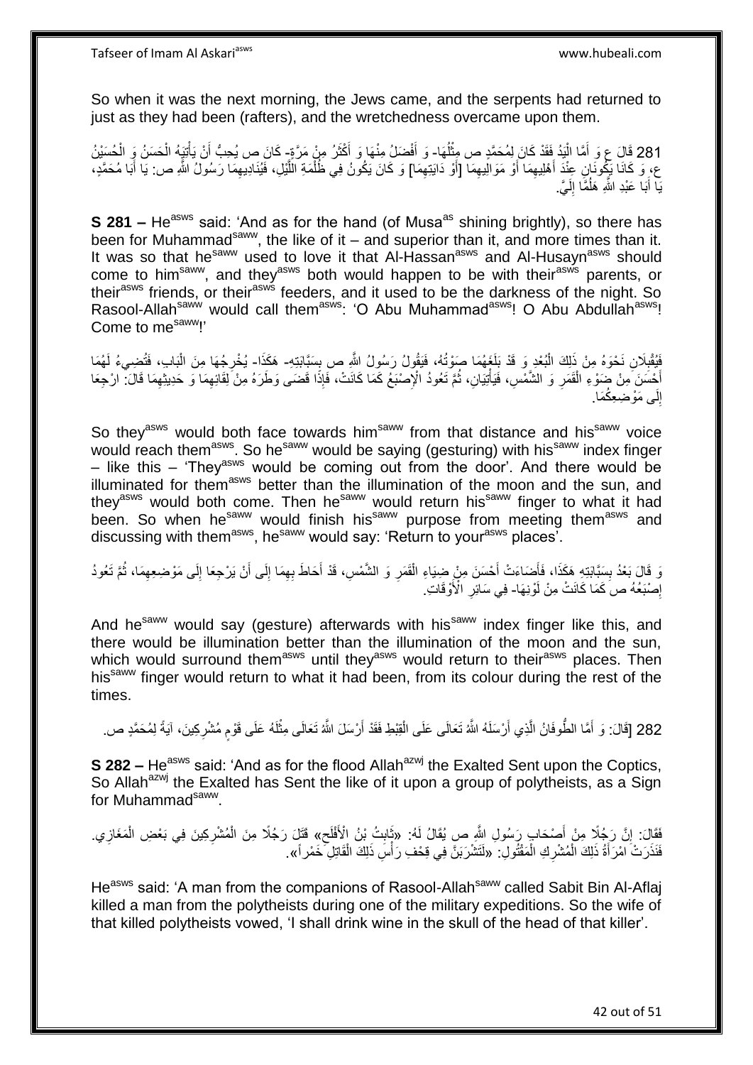So when it was the next morning, the Jews came, and the serpents had returned to just as they had been (rafters), and the wretchedness overcame upon them.

281 قَالَ ع وَ أَمَّا الْيَدُ فَقَدْ كَانَ لِمُحَمَّدٍ ص مِثْلُهَا- وَ أَفْضَلُ مِنْهَا وَ أَكْثَرُ مِنْ مَرَّةٍ- كَانَ ص يُحِبُّ أَنْ يَأْتِيَهُ الْحَسَنُ وَ الْحُسَيْنُ ع، وَ كَانَا يَكُونَانِ عِنْدَ أَهْلِيهِمَا أَوْ مَوَالِيهِمَا [أَوْ دَايَتِهِمَا] وَ كَانَ يَكُونُ فِي ظُلْمَةِ اللَّيْلِ، فَيُنَادِيهِمَا رَسُولُ اللَّهِ ص: يَا أَبَا مُحَمَّدٍ، يَا أَبَا عَبْدِ اللَّهِ هَلُمَّا إِلَيَّ.

**S 281 –** He[asws] said: 'And as for the hand (of Musa[as] shining brightly), so there has been for Muhammad[saww], the like of it – and superior than it, and more times than it. It was so that he[saww] used to love it that Al-Hassan[asws] and Al-Husayn[asws] should come to him[saww], and they[asws] both would happen to be with their[asws] parents, or their[asws] friends, or their[asws] feeders, and it used to be the darkness of the night. So Rasool-Allah[saww] would call them[asws]: 'O Abu Muhammad[asws]! O Abu Abdullah[asws]! Come to me[saww]!'

فَيُقْبِلَانِ نَحْوَهُ مِنْ ذَلِكَ الْبُعْدِ وَ قَدْ بَلَغَهُمَا صَوْتُهُ، فَيَقُولُ رَسُولُ اللَّهِ ص بِسَبَّابَتِهِ- هَكَذَا- يُخْرِجُهَا مِنَ الْبَابِ، فَتُضِيءُ لَهُمَا أَحْسَنَ مِنْ ضَوْءِ الْقَمَرِ وَ الشَّمْسِ، فَيَأْتِيَانِ، ثُمَّ تَعُودُ الْإِصْبَعُ كَمَا كَانَتْ، فَإِذَا قَضَى وَطَرَهُ مِنْ لِقَائِهِمَا وَ حَدِيثِهِمَا قَالَ: ارْجِعَا إِلَى مَوْضِعِكُمَا.

So they[asws] would both face towards him[saww] from that distance and his[saww] voice would reach them[asws]. So he[saww] would be saying (gesturing) with his[saww] index finger – like this – 'They[asws] would be coming out from the door'. And there would be illuminated for them[asws] better than the illumination of the moon and the sun, and they[asws] would both come. Then he[saww] would return his[saww] finger to what it had been. So when he[saww] would finish his[saww] purpose from meeting them[asws] and discussing with them[asws], he[saww] would say: 'Return to your[asws] places'.

وَ قَالَ بَعْدُ بِسَبَّابَتِهِ هَكَذَا، فَأَضَاءَتْ أَحْسَنَ مِنْ ضِيَاءِ الْقَمَرِ وَ الشَّمْسِ، قَدْ أَحَاطَ بِهِمَا إِلَى أَنْ يَرْجِعَا إِلَى مَوْضِعِهِمَا، ثُمَّ تَعُودُ إِصْبَعُهُ ص كَمَا كَانَتْ مِنْ لَوْنِهَا- فِي سَائِرِ الْأَوْقَاتِ.

And he[saww] would say (gesture) afterwards with his[saww] index finger like this, and there would be illumination better than the illumination of the moon and the sun, which would surround them[asws] until they[asws] would return to their[asws] places. Then his[saww] finger would return to what it had been, from its colour during the rest of the times.

282 [قَالَ: وَ أَمَّا الطُّوفَانُ الَّذِي أَرْسَلَهُ اللَّهُ تَعَالَى عَلَى الْقِبْطِ فَقَدْ أَرْسَلَ اللَّهُ تَعَالَى مِثْلَهُ عَلَى قَوْمٍ مُشْرِكِينَ، آيَةً لِمُحَمَّدٍ ص.

**S 282 –** He[asws] said: 'And as for the flood Allah[azwj] the Exalted Sent upon the Coptics, So Allah[azwj] the Exalted has Sent the like of it upon a group of polytheists, as a Sign for Muhammad[saww].

فَقَالَ: إِنَّ رَجُلًا مِنْ أَصْحَابِ رَسُولِ اللَّهِ ص يُقَالُ لَهُ: «ثَابِتُ بْنُ الْأَفْلَحِ» قَتَلَ رَجُلًا مِنَ الْمُشْرِكِينَ فِي بَعْضِ الْمَغَازِي. فَنَذَرَتْ امْرَأَةُ ذَلِكَ الْمُشْرِكِ الْمَقْتُولِ: «لَتَشْرَبَنَّ فِي قِحْفِ رَأْسِ ذَلِكَ الْقَاتِلِ خَمْراً».

He[asws] said: 'A man from the companions of Rasool-Allah[saww] called Sabit Bin Al-Aflaj killed a man from the polytheists during one of the military expeditions. So the wife of that killed polytheists vowed, 'I shall drink wine in the skull of the head of that killer'.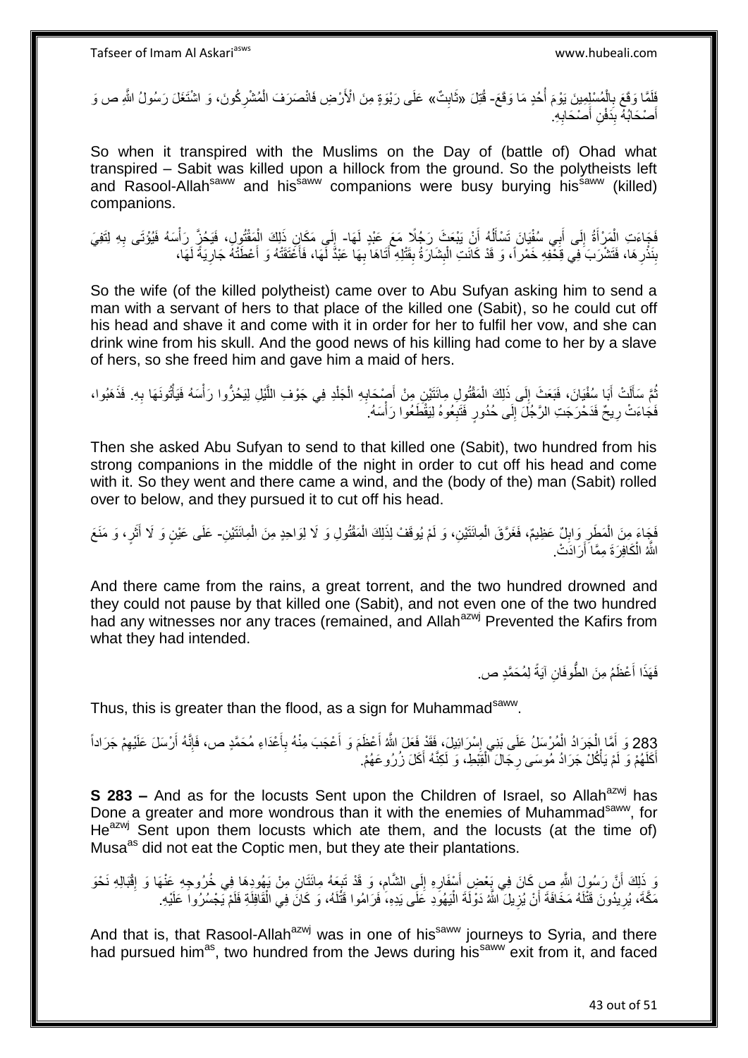فَلَمَّا وَقَعَ بِالْمُسْلِمِينَ يَوْمَ أُحُدٍ مَا وَقَعَ- قُتِلَ «ثَابِتٌ» عَلَى رَبْوَةٍ مِنَ الْأَرْضِ فَانْصَرَفَ الْمُشْرِكُونَ، وَ اشْتَغَلَ رَسُولُ اللَّهِ ص وَ أَصْحَابُهُ بِدَفْنِ أَصْحَابِهِ.

So when it transpired with the Muslims on the Day of (battle of) Ohad what transpired – Sabit was killed upon a hillock from the ground. So the polytheists left and Rasool-Allah[saww] and his[saww] companions were busy burying his[saww] (killed) companions.

فَجَاءَتِ الْمَرْأَةُ إِلَى أَبِي سُفْيَانَ تَسْأَلُهُ أَنْ يَبْعَثَ رَجُلًا مَعَ عَبْدٍ لَهَا- إِلَى مَكَانِ ذَلِكَ الْمَقْتُولِ، فَيَجُزَّ رَأْسَهُ فَيُؤْتَى بِهِ لِتَفِيَ بِنَذْرِهَا، فَتَشْرَبَ فِي قِحْفِهِ خَمْراً، وَ قَدْ كَانَتِ الْبِشَارَةُ بِقَتْلِهِ أَتَاهَا بِهَا عَبْدٌ لَهَا، فَأَعْتَقَتْهُ وَ أَعْطَتْهُ جَارِيَةً لَهَا،

So the wife (of the killed polytheist) came over to Abu Sufyan asking him to send a man with a servant of hers to that place of the killed one (Sabit), so he could cut off his head and shave it and come with it in order for her to fulfil her vow, and she can drink wine from his skull. And the good news of his killing had come to her by a slave of hers, so she freed him and gave him a maid of hers.

ثُمَّ سَأَلَتْ أَبَا سُفْيَانَ، فَبَعَثَ إِلَى ذَلِكَ الْمَقْتُولِ مِائَتَيْنِ مِنْ أَصْحَابِهِ الْجَلْدِ فِي جَوْفِ اللَّيْلِ لِيَجُزُّوا رَأْسَهُ فَيَأْتُونَهَا بِهِ. فَذَهَبُوا، فَجَاءَتْ رِيحٌ فَدَحْرَجَتِ الرَّجُلَ إِلَى حُدُورٍ فَتَبِعُوهُ لِيَقْطَعُوا رَأْسَهُ.

Then she asked Abu Sufyan to send to that killed one (Sabit), two hundred from his strong companions in the middle of the night in order to cut off his head and come with it. So they went and there came a wind, and the (body of the) man (Sabit) rolled over to below, and they pursued it to cut off his head.

فَجَاءَ مِنَ الْمَطَرِ وَابِلٌ عَظِيمٌ، فَغَرَّقَ الْمِائَتَيْنِ، وَ لَمْ يُوقَفْ لِذَلِكَ الْمَقْتُولِ وَ لَا لِوَاحِدٍ مِنَ الْمِائَتَيْنِ- عَلَى عَيْنٍ وَ لَا أَثَرٍ، وَ مَنَعَ اللَّهُ الْكَافِرَةَ مِمَّا أَرَادَتْ.

And there came from the rains, a great torrent, and the two hundred drowned and they could not pause by that killed one (Sabit), and not even one of the two hundred had any witnesses nor any traces (remained, and Allah[azwj] Prevented the Kafirs from what they had intended.

فَهَذَا أَعْظَمُ مِنَ الطُّوفَانِ آيَةً لِمُحَمَّدٍ ص.

Thus, this is greater than the flood, as a sign for Muhammad[saww].

283 وَ أَمَّا الْجَرَادُ الْمُرْسَلُ عَلَى بَنِي إِسْرَائِيلَ، فَقَدْ فَعَلَ اللَّهُ أَعْظَمَ وَ أَعْجَبَ مِنْهُ بِأَعْدَاءِ مُحَمَّدٍ ص، فَإِنَّهُ أَرْسَلَ عَلَيْهِمْ جَرَاداً أَكَلَهُمْ وَ لَمْ يَأْكُلْ جَرَادُ مُوسَى رِجَالَ الْقِبْطِ، وَ لَكِنَّهُ أَكَلَ زُرُوعَهُمْ.

**S 283 –** And as for the locusts Sent upon the Children of Israel, so Allah[azwj] has Done a greater and more wondrous than it with the enemies of Muhammad[saww], for He[azwj] Sent upon them locusts which ate them, and the locusts (at the time of) Musa[as] did not eat the Coptic men, but they ate their plantations.

وَ ذَلِكَ أَنَّ رَسُولَ اللَّهِ ص كَانَ فِي بَعْضِ أَسْفَارِهِ إِلَى الشَّامِ، وَ قَدْ تَبِعَهُ مِائَتَانِ مِنْ يَهُودِهَا فِي خُرُوجِهِ عَنْهَا وَ إِقْبَالِهِ نَحْوَ مَكَّةَ، يُرِيدُونَ قَتْلَهُ مَخَافَةَ أَنْ يُزِيلَ اللَّهُ دَوْلَةَ الْيَهُودِ عَلَى يَدِهِ، فَرَامُوا قَتْلَهُ، وَ كَانَ فِي الْقَافِلَةِ فَلَمْ يَجْسُرُوا عَلَيْهِ.

And that is, that Rasool-Allah[azwj] was in one of his[saww] journeys to Syria, and there had pursued him[as], two hundred from the Jews during his[saww] exit from it, and faced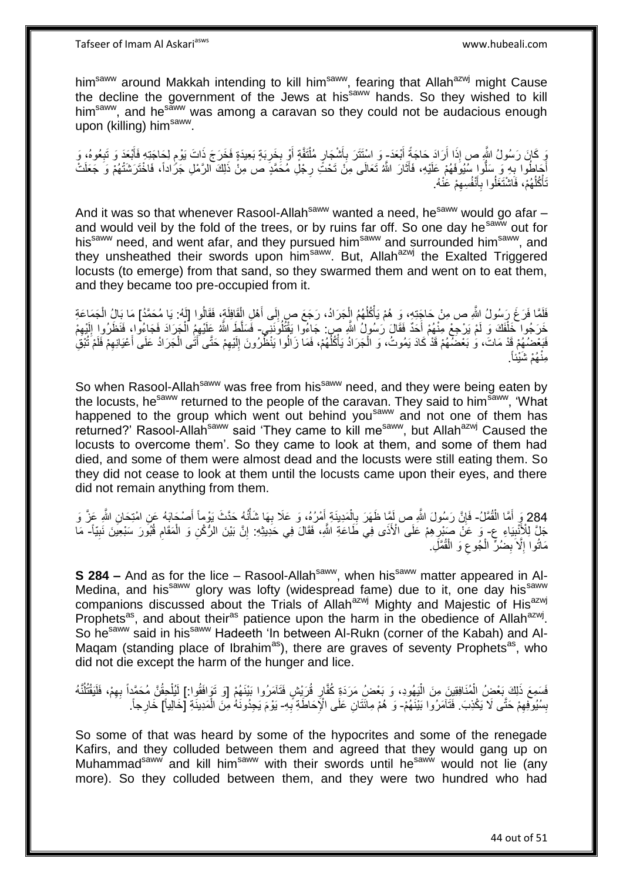him[saww] around Makkah intending to kill him[saww], fearing that Allah[azwj] might Cause the decline the government of the Jews at his[saww] hands. So they wished to kill him[saww], and he[saww] was among a caravan so they could not be audacious enough upon (killing) him[saww].

وَ كَانَ رَسُولُ اللَّهِ ص إِذَا أَرَادَ حَاجَةً أَبْعَدَ- وَ اسْتَتَرَ بِأَشْجَارٍ مُلْتَفَّةٍ أَوْ بِخَرِبَةٍ بَعِيدَةٍ فَخَرَجَ ذَاتَ يَوْمٍ لِحَاجَتِهِ فَأَبْعَدَ وَ تَبِعُوهُ، وَ أَحَاطُوا بِهِ وَ سَلُّوا سُيُوفَهُمْ عَلَيْهِ، فَأَثَارَ اللَّهُ تَعَالَى مِنْ تَحْتِ رِجْلِ مُحَمَّدٍ ص مِنْ ذَلِكَ الرَّمْلِ جَرَاداً، فَاحْتَوَشَتْهُمْ وَ جَعَلَتْ تَأْكُلُهُمْ، فَاشْتَغَلُوا بِأَنْفُسِهِمْ عَنْهُ.

And it was so that whenever Rasool-Allah[saww] wanted a need, he[saww] would go afar – and would veil by the fold of the trees, or by ruins far off. So one day he[saww] out for his[saww] need, and went afar, and they pursued him[saww] and surrounded him[saww], and they unsheathed their swords upon him[saww]. But, Allah[azwj] the Exalted Triggered locusts (to emerge) from that sand, so they swarmed them and went on to eat them, and they became too pre-occupied from it.

فَلَمَّا فَرَغَ رَسُولُ اللَّهِ ص مِنْ حَاجَتِهِ، وَ هُمْ يَأْكُلُهُمُ الْجَرَادُ، رَجَعَ ص إِلَى أَهْلِ الْقَافِلَةِ، فَقَالُوا [لَهُ: يَا مُحَمَّدُ] مَا بَالُ الْجَمَاعَةِ خَرَجُوا خَلْفَكَ وَ لَمْ يَرْجِعْ مِنْهُمْ أَحَدٌ فَقَالَ رَسُولُ اللَّهِ ص: جَاءُوا يَقْتُلُونَنِي- فَسَلَّطَ اللَّهُ عَلَيْهِمُ الْجَرَادَ فَجَاءُوا، فَنَظَرُوا إِلَيْهِمْ فَبَعْضُهُمْ قَدْ مَاتَ، وَ بَعْضُهُمْ قَدْ كَادَ يَمُوتُ، وَ الْجَرَادُ يَأْكُلُهُمْ، فَمَا زَالُوا يَنْظُرُونَ إِلَيْهِمْ حَتَّى أَتَى الْجَرَادُ عَلَى أَعْيَانِهِمْ فَلَمْ تُبْقِ مِنْهُمْ شَيْئاً.

So when Rasool-Allah[saww] was free from his[saww] need, and they were being eaten by the locusts, he[saww] returned to the people of the caravan. They said to him[saww], 'What happened to the group which went out behind you[saww] and not one of them has returned?' Rasool-Allah[saww] said 'They came to kill me[saww], but Allah[azwj] Caused the locusts to overcome them'. So they came to look at them, and some of them had died, and some of them were almost dead and the locusts were still eating them. So they did not cease to look at them until the locusts came upon their eyes, and there did not remain anything from them.

284 وَ أَمَّا الْقُمَّلُ- فَإِنَّ رَسُولَ اللَّهِ ص لَمَّا ظَهَرَ بِالْمَدِينَةِ أَمْرُهُ، وَ عَلَا بِهَا شَأْنُهُ حَدَّثَ يَوْماً أَصْحَابَهُ عَنِ امْتِحَانِ اللَّهِ عَزَّ وَ جَلَّ لِلْأَنْبِيَاءِ ع- وَ عَنْ صَبْرِهِمْ عَلَى الْأَذَى فِي طَاعَةِ اللَّهِ، فَقَالَ فِي حَدِيثِهِ: إِنَّ بَيْنَ الرُّكْنِ وَ الْمَقَامِ قُبُورَ سَبْعِينَ نَبِيّاً- مَا مَاتُوا إِلَّا بِضُرِّ الْجُوعِ وَ الْقُمَّلِ.

**S 284 –** And as for the lice – Rasool-Allah[saww], when his[saww] matter appeared in Al-Medina, and his[saww] glory was lofty (widespread fame) due to it, one day his[saww] companions discussed about the Trials of Allah[azwj] Mighty and Majestic of His[azwj] Prophets[as], and about their[as] patience upon the harm in the obedience of Allah[azwj]. So he[saww] said in his[saww] Hadeeth 'In between Al-Rukn (corner of the Kabah) and Al-Maqam (standing place of Ibrahim[as]), there are graves of seventy Prophets[as], who did not die except the harm of the hunger and lice.

فَسَمِعَ ذَلِكَ بَعْضُ الْمُنَافِقِينَ مِنَ الْيَهُودِ، وَ بَعْضُ مَرَدَةِ كُفَّارِ قُرَيْشٍ فَتَآمَرُوا بَيْنَهُمْ [وَ تَوَافَقُوا:] لَيَلْحَقُنَّ مُحَمَّداً بِهِمْ، فَلَيَقْتُلُنَّهُ بِسُيُوفِهِمْ حَتَّى لَا يَكْذِبَ. فَتَآمَرُوا بَيْنَهُمْ- وَ هُمْ مِائَتَانِ عَلَى الْإِحَاطَةِ بِهِ- يَوْمَ يَجِدُونَهُ مِنَ الْمَدِينَةِ [خَالِياً] خَارِجاً.

So some of that was heard by some of the hypocrites and some of the renegade Kafirs, and they colluded between them and agreed that they would gang up on Muhammad[saww] and kill him[saww] with their swords until he[saww] would not lie (any more). So they colluded between them, and they were two hundred who had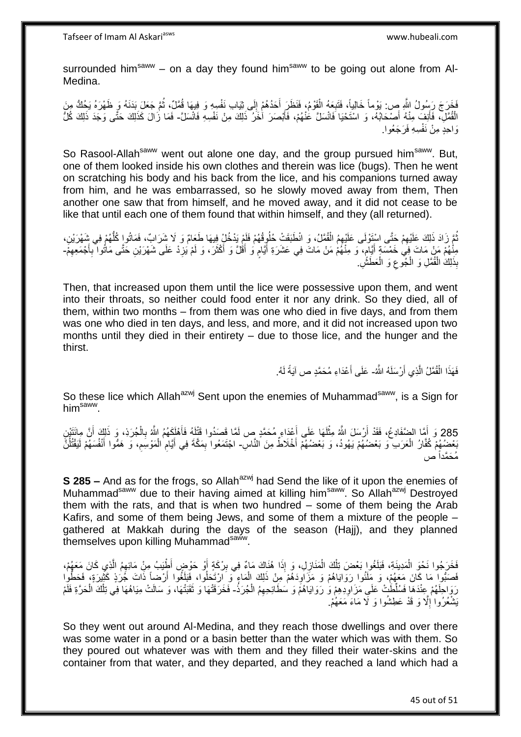surrounded him[saww] – on a day they found him[saww] to be going out alone from Al-Medina.

فَخَرَجَ رَسُولُ اللَّهِ ص: يَوْماً خَالِياً، فَتَبِعَهُ الْقَوْمُ، فَنَظَرَ أَحَدُهُمْ إِلَى ثِيَابِ نَفْسِهِ وَ فِيهَا قُمَّلٌ، ثُمَّ جَعَلَ بَدَنَهُ وَ ظَهْرَهُ يَحُكُّ مِنَ الْقُمَّلِ، فَأَنِفَ مِنْهُ أَصْحَابُهُ، وَ اسْتَحْيَا فَانْسَلَّ عَنْهُمْ، فَأَبْصَرَ آخَرُ ذَلِكَ مِنْ نَفْسِهِ فَانْسَلَّ- فَمَا زَالَ كَذَلِكَ حَتَّى وَجَدَ ذَلِكَ كُلُّ وَاحِدٍ مِنْ نَفْسِهِ فَرَجَعُوا.

So Rasool-Allah[saww] went out alone one day, and the group pursued him[saww]. But, one of them looked inside his own clothes and therein was lice (bugs). Then he went on scratching his body and his back from the lice, and his companions turned away from him, and he was embarrassed, so he slowly moved away from them, Then another one saw that from himself, and he moved away, and it did not cease to be like that until each one of them found that within himself, and they (all returned).

ثُمَّ زَادَ ذَلِكَ عَلَيْهِمْ حَتَّى اسْتَوْلَى عَلَيْهِمُ الْقُمَّلُ، وَ انْطَبَقَتْ حُلُوقُهُمْ فَلَمْ يَدْخُلْ فِيهَا طَعَامٌ وَ لَا شَرَابٌ، فَمَاتُوا كُلُّهُمْ فِي شَهْرَيْنِ، مِنْهُمْ مَنْ مَاتَ فِي خَمْسَةِ أَيَّامٍ، وَ مِنْهُمْ مَنْ مَاتَ فِي عَشَرَةِ أَيَّامٍ وَ أَقَلَّ وَ أَكْثَرَ، وَ لَمْ يَزِدْ عَلَى شَهْرَيْنِ حَتَّى مَاتُوا بِأَجْمَعِهِمْ- بِذَلِكَ الْقُمَّلِ وَ الْجُوعِ وَ الْعَطَشِ.

Then, that increased upon them until the lice were possessive upon them, and went into their throats, so neither could food enter it nor any drink. So they died, all of them, within two months – from them was one who died in five days, and from them was one who died in ten days, and less, and more, and it did not increased upon two months until they died in their entirety – due to those lice, and the hunger and the thirst.

فَهَذَا الْقُمَّلُ الَّذِي أَرْسَلَهُ اللَّهُ- عَلَى أَعْدَاءِ مُحَمَّدٍ ص آيَةً لَهُ.

So these lice which Allah[azwj] Sent upon the enemies of Muhammad[saww], is a Sign for him[saww].

285 وَ أَمَّا الضَّفَادِعُ، فَقَدْ أَرْسَلَ اللَّهُ مِثْلَهَا عَلَى أَعْدَاءِ مُحَمَّدٍ ص لَمَّا قَصَدُوا قَتْلَهُ فَأَهْلَكَهُمُ اللَّهُ بِالْجُرَذِ، وَ ذَلِكَ أَنَّ مِائَتَيْنِ بَعْضُهُمْ كُفَّارُ الْعَرَبِ وَ بَعْضُهُمْ يَهُودُ، وَ بَعْضُهُمْ أَخْلَاطٌ مِنَ النَّاسِ- اجْتَمَعُوا بِمَكَّةَ فِي أَيَّامِ الْمَوْسِمِ، وَ هَمُّوا أَنْفُسَهُمْ لَيَقْتُلُنَّ مُحَمَّداً ص

**S 285 –** And as for the frogs, so Allah[azwj] had Send the like of it upon the enemies of Muhammad[saww] due to their having aimed at killing him[saww]. So Allah[azwj] Destroyed them with the rats, and that is when two hundred – some of them being the Arab Kafirs, and some of them being Jews, and some of them a mixture of the people – gathered at Makkah during the days of the season (Hajj), and they planned themselves upon killing Muhammad[saww].

فَخَرَجُوا نَحْوَ الْمَدِينَةِ، فَبَلَغُوا بَعْضَ تِلْكَ الْمَنَازِلِ، وَ إِذَا هُنَاكَ مَاءٌ فِي بِرْكَةٍ أَوْ حَوْضٍ أَطْيَبُ مِنْ مَائِهِمُ الَّذِي كَانَ مَعَهُمْ، فَصَبُّوا مَا كَانَ مَعَهُمْ، وَ مَلَئُوا رَوَايَاهُمْ وَ مَزَاوِدَهُمْ مِنْ ذَلِكَ الْمَاءِ وَ ارْتَحَلُوا، فَبَلَغُوا أَرْضاً ذَاتَ جُرَذٍ كَثِيرَةٍ، فَحَطُّوا رَوَاحِلَهُمْ عِنْدَهَا فَسُلِّطَتْ عَلَى مَزَاوِدِهِمْ وَ رَوَايَاهُمْ وَ سَطَائِحِهِمُ الْجُرَذُ- فَخَرَقَتْهَا وَ ثَقَبَتْهَا، وَ سَالَتْ مِيَاهُهَا فِي تِلْكَ الْحَرَّةِ فَلَمْ يَشْعُرُوا إِلَّا وَ قَدْ عَطِشُوا وَ لَا مَاءَ مَعَهُمْ.

So they went out around Al-Medina, and they reach those dwellings and over there was some water in a pond or a basin better than the water which was with them. So they poured out whatever was with them and they filled their water-skins and the container from that water, and they departed, and they reached a land which had a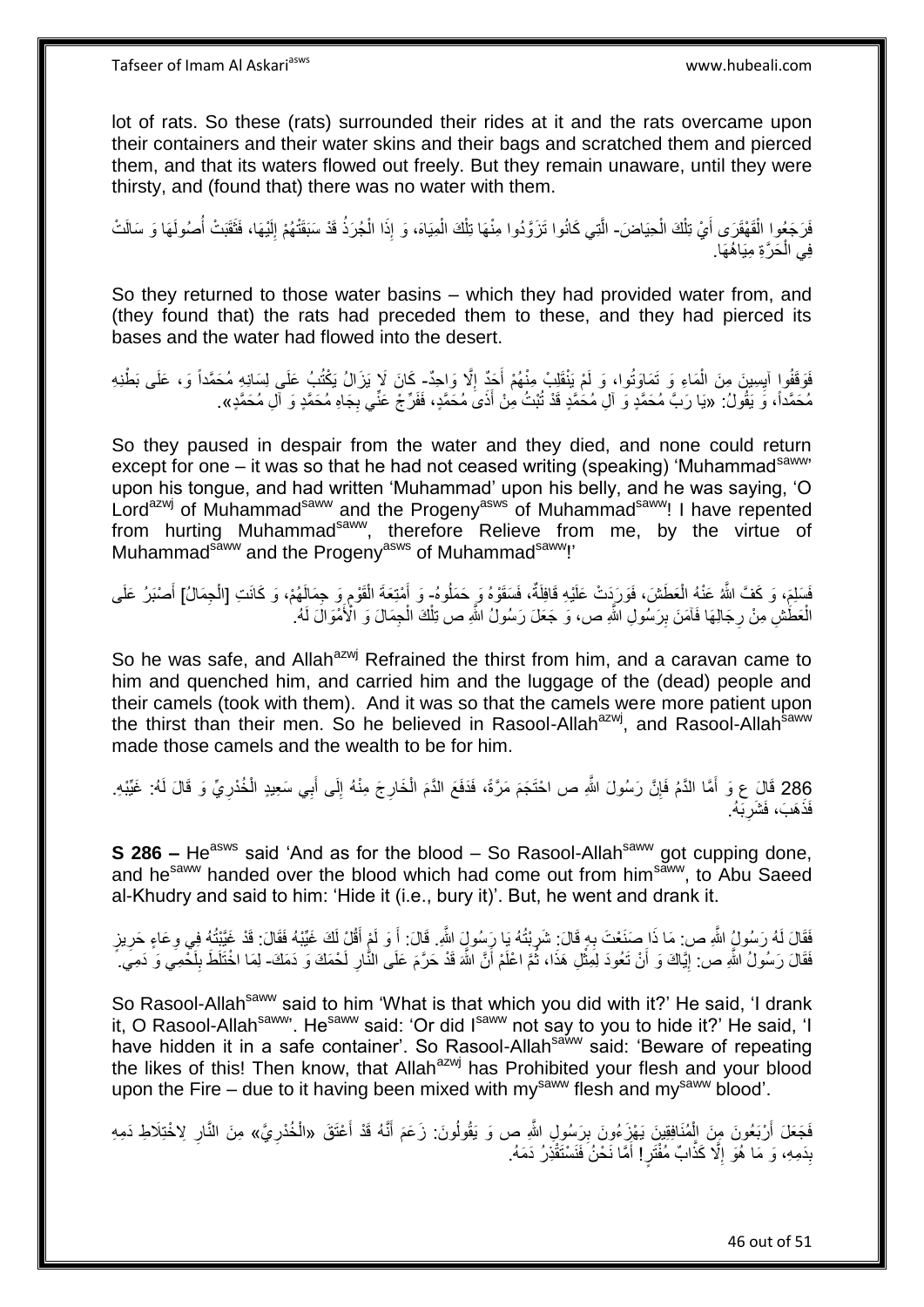lot of rats. So these (rats) surrounded their rides at it and the rats overcame upon their containers and their water skins and their bags and scratched them and pierced them, and that its waters flowed out freely. But they remain unaware, until they were thirsty, and (found that) there was no water with them.

فَرَجَعُوا الْقَهْقَرَى أَيْ تِلْكَ الْحِيَاضَ- الَّتِي كَانُوا تَزَوَّدُوا مِنْهَا تِلْكَ الْمِيَاهَ، وَ إِذَا الْجُرَذُ قَدْ سَبَقَتْهُمْ إِلَيْهَا، فَثَقَبَتْ أُصُولَهَا وَ سَالَتْ فِي الْحَرَّةِ مِيَاهُهَا.

So they returned to those water basins – which they had provided water from, and (they found that) the rats had preceded them to these, and they had pierced its bases and the water had flowed into the desert.

فَوَقَفُوا آيِسِينَ مِنَ الْمَاءِ وَ تَمَاوَتُوا، وَ لَمْ يَنْقَلِبْ مِنْهُمْ أَحَدٌ إِلَّا وَاحِدٌ- كَانَ لَا يَزَالُ يَكْتُبُ عَلَى لِسَانِهِ مُحَمَّداً وَ، عَلَى بَطْنِهِ مُحَمَّداً، وَ يَقُولُ: «يَا رَبَّ مُحَمَّدٍ وَ آلِ مُحَمَّدٍ قَدْ تُبْتُ مِنْ أَذَى مُحَمَّدٍ، فَفَرِّجْ عَنِّي بِجَاهِ مُحَمَّدٍ وَ آلِ مُحَمَّدٍ».

So they paused in despair from the water and they died, and none could return except for one – it was so that he had not ceased writing (speaking) 'Muhammad[saww]' upon his tongue, and had written 'Muhammad' upon his belly, and he was saying, 'O Lord[azwj] of Muhammad[saww] and the Progeny[asws] of Muhammad[saww]! I have repented from hurting Muhammad[saww], therefore Relieve from me, by the virtue of Muhammad[saww] and the Progeny[asws] of Muhammad[saww]!'

فَسَلِمَ، وَ كَفَّ اللَّهُ عَنْهُ الْعَطَشَ، فَوَرَدَتْ عَلَيْهِ قَافِلَةٌ، فَسَقَوْهُ وَ حَمَلُوهُ- وَ أَمْتِعَةَ الْقَوْمِ وَ جِمَالَهُمْ، وَ كَانَتِ [الْجِمَالُ] أَصْبَرُ عَلَى الْعَطَشِ مِنْ رِجَالِهَا فَآمَنَ بِرَسُولِ اللَّهِ ص، وَ جَعَلَ رَسُولُ اللَّهِ ص تِلْكَ الْجِمَالَ وَ الْأَمْوَالَ لَهُ.

So he was safe, and Allah[azwj] Refrained the thirst from him, and a caravan came to him and quenched him, and carried him and the luggage of the (dead) people and their camels (took with them). And it was so that the camels were more patient upon the thirst than their men. So he believed in Rasool-Allah[azwj], and Rasool-Allah[saww] made those camels and the wealth to be for him.

286 قَالَ ع وَ أَمَّا الدَّمُ فَإِنَّ رَسُولَ اللَّهِ ص احْتَجَمَ مَرَّةً، فَدَفَعَ الدَّمَ الْخَارِجَ مِنْهُ إِلَى أَبِي سَعِيدٍ الْخُدْرِيِّ وَ قَالَ لَهُ: غَيِّبْهِ. فَذَهَبَ، فَشَرِبَهُ.

**S 286 –** He[asws] said 'And as for the blood – So Rasool-Allah[saww] got cupping done, and he[saww] handed over the blood which had come out from him[saww], to Abu Saeed al-Khudry and said to him: 'Hide it (i.e., bury it)'. But, he went and drank it.

فَقَالَ لَهُ رَسُولُ اللَّهِ ص: مَا ذَا صَنَعْتَ بِهِ قَالَ: شَرِبْتُهُ يَا رَسُولَ اللَّهِ. قَالَ: أَ وَ لَمْ أَقُلْ لَكَ غَيِّبْهُ فَقَالَ: قَدْ غَيَّبْتُهُ فِي وِعَاءٍ حَرِيزٍ فَقَالَ رَسُولُ اللَّهِ ص: إِيَّاكَ وَ أَنْ تَعُودَ لِمِثْلِ هَذَا، ثُمَّ اعْلَمْ أَنَّ اللَّهَ قَدْ حَرَّمَ عَلَى النَّارِ لَحْمَكَ وَ دَمَكَ- لِمَا اخْتَلَطَ بِلَحْمِي وَ دَمِي.

So Rasool-Allah[saww] said to him 'What is that which you did with it?' He said, 'I drank it, O Rasool-Allah[saww]'. He[saww] said: 'Or did I[saww] not say to you to hide it?' He said, 'I have hidden it in a safe container'. So Rasool-Allah[saww] said: 'Beware of repeating the likes of this! Then know, that Allah[azwj] has Prohibited your flesh and your blood upon the Fire – due to it having been mixed with my[saww] flesh and my[saww] blood'.

فَجَعَلَ أَرْبَعُونَ مِنَ الْمُنَافِقِينَ يَهْزَءُونَ بِرَسُولِ اللَّهِ ص وَ يَقُولُونَ: زَعَمَ أَنَّهُ قَدْ أَعْتَقَ «الْخُدْرِيَّ» مِنَ النَّارِ لِاخْتِلَاطِ دَمِهِ بِدَمِهِ، وَ مَا هُوَ إِلَّا كَذَّابٌ مُفْتَرٍ! أَمَّا نَحْنُ فَنَسْتَقْذِرُ دَمَهُ.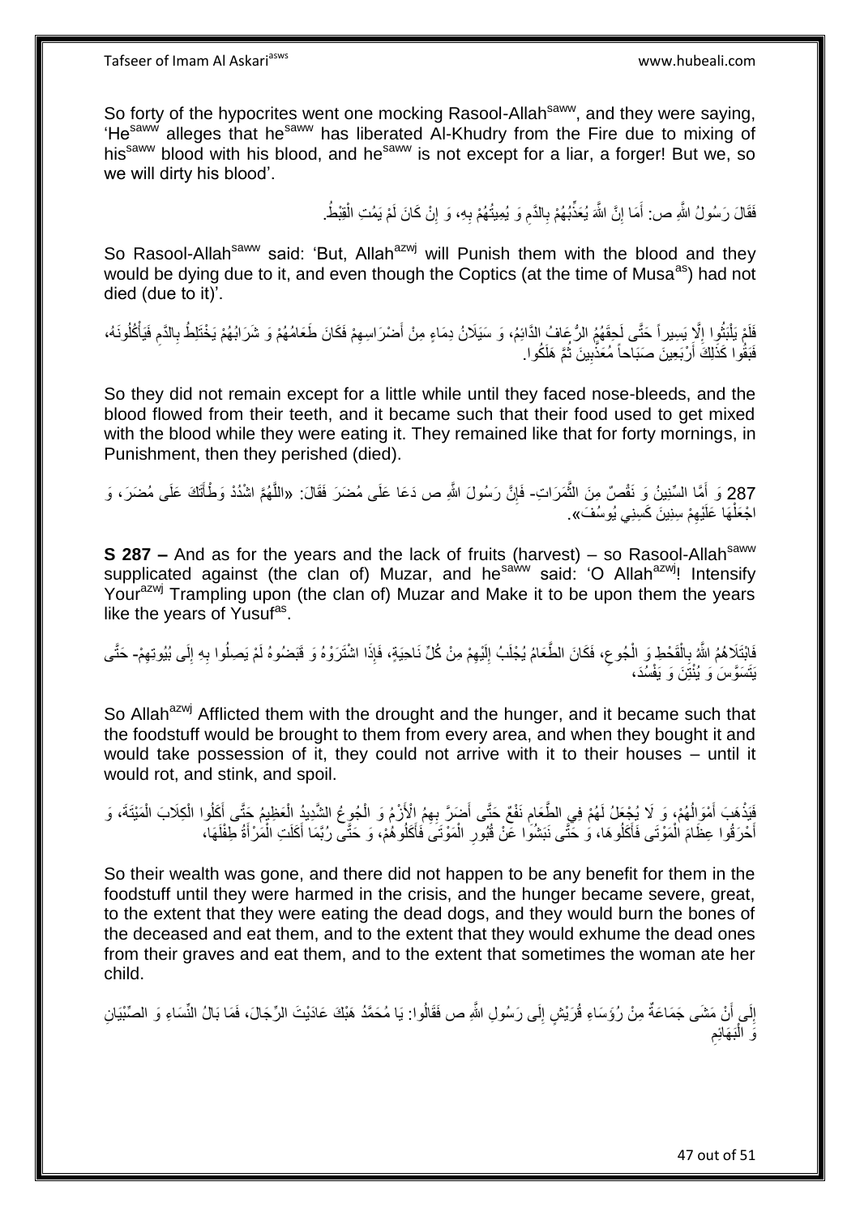So forty of the hypocrites went one mocking Rasool-Allah[saww], and they were saying, 'He[saww] alleges that he[saww] has liberated Al-Khudry from the Fire due to mixing of his[saww] blood with his blood, and he[saww] is not except for a liar, a forger! But we, so we will dirty his blood'.

فَقَالَ رَسُولُ اللَّهِ ص: أَمَا إِنَّ اللَّهَ يُعَذِّبُهُمْ بِالدَّمِ وَ يُمِيتُهُمْ بِهِ، وَ إِنْ كَانَ لَمْ يَمُتِ الْقِبْطُ.

So Rasool-Allah[saww] said: 'But, Allah[azwj] will Punish them with the blood and they would be dying due to it, and even though the Coptics (at the time of Musa[as]) had not died (due to it)'.

فَلَمْ يَلْبَثُوا إِلَّا يَسِيراً حَتَّى لَحِقَهُمُ الرُّعَافُ الدَّائِمُ، وَ سَيَلَانُ دِمَاءٍ مِنْ أَضْرَاسِهِمْ فَكَانَ طَعَامُهُمْ وَ شَرَابُهُمْ يَخْتَلِطُ بِالدَّمِ فَيَأْكُلُونَهُ، فَبَقُوا كَذَلِكَ أَرْبَعِينَ صَبَاحاً مُعَذَّبِينَ ثُمَّ هَلَكُوا.

So they did not remain except for a little while until they faced nose-bleeds, and the blood flowed from their teeth, and it became such that their food used to get mixed with the blood while they were eating it. They remained like that for forty mornings, in Punishment, then they perished (died).

287 وَ أَمَّا السِّنِينُ وَ نَقْصٌ مِنَ الثَّمَرَاتِ- فَإِنَّ رَسُولَ اللَّهِ ص دَعَا عَلَى مُضَرَ فَقَالَ: «اللَّهُمَّ اشْدُدْ وَطْأَتَكَ عَلَى مُضَرَ، وَ اجْعَلْهَا عَلَيْهِمْ سِنِينَ كَسِنِي يُوسُفَ».

**S 287 –** And as for the years and the lack of fruits (harvest) – so Rasool-Allah[saww] supplicated against (the clan of) Muzar, and he[saww] said: 'O Allah[azwj]! Intensify Your[azwj] Trampling upon (the clan of) Muzar and Make it to be upon them the years like the years of Yusuf[as].

فَابْتَلَاهُمُ اللَّهُ بِالْقَحْطِ وَ الْجُوعِ، فَكَانَ الطَّعَامُ يُجْلَبُ إِلَيْهِمْ مِنْ كُلِّ نَاحِيَةٍ، فَإِذَا اشْتَرَوْهُ وَ قَبَضُوهُ لَمْ يَصِلُوا بِهِ إِلَى بُيُوتِهِمْ- حَتَّى يَتَسَوَّسَ وَ يُنْتِنَ وَ يَفْسُدَ،

So Allah[azwj] Afflicted them with the drought and the hunger, and it became such that the foodstuff would be brought to them from every area, and when they bought it and would take possession of it, they could not arrive with it to their houses – until it would rot, and stink, and spoil.

فَيَذْهَبَ أَمْوَالُهُمْ، وَ لَا يُجْعَلُ لَهُمْ فِي الطَّعَامِ نَفْعٌ حَتَّى أَضَرَّ بِهِمُ الْأَزْمُ وَ الْجُوعُ الشَّدِيدُ الْعَظِيمُ حَتَّى أَكَلُوا الْكِلَابَ الْمَيْتَةَ، وَ أَحْرَقُوا عِظَامَ الْمَوْتَى فَأَكَلُوهَا، وَ حَتَّى نَبَشُوا عَنْ قُبُورِ الْمَوْتَى فَأَكَلُوهُمْ، وَ حَتَّى رُبَّمَا أَكَلَتِ الْمَرْأَةُ طِفْلَهَا،

So their wealth was gone, and there did not happen to be any benefit for them in the foodstuff until they were harmed in the crisis, and the hunger became severe, great, to the extent that they were eating the dead dogs, and they would burn the bones of the deceased and eat them, and to the extent that they would exhume the dead ones from their graves and eat them, and to the extent that sometimes the woman ate her child.

إِلَى أَنْ مَشَى جَمَاعَةٌ مِنْ رُؤَسَاءِ قُرَيْشٍ إِلَى رَسُولِ اللَّهِ ص فَقَالُوا: يَا مُحَمَّدُ هَبْكَ عَادَيْتَ الرِّجَالَ، فَمَا بَالُ النِّسَاءِ وَ الصِّبْيَانِ وَ الْبَهَائِمِ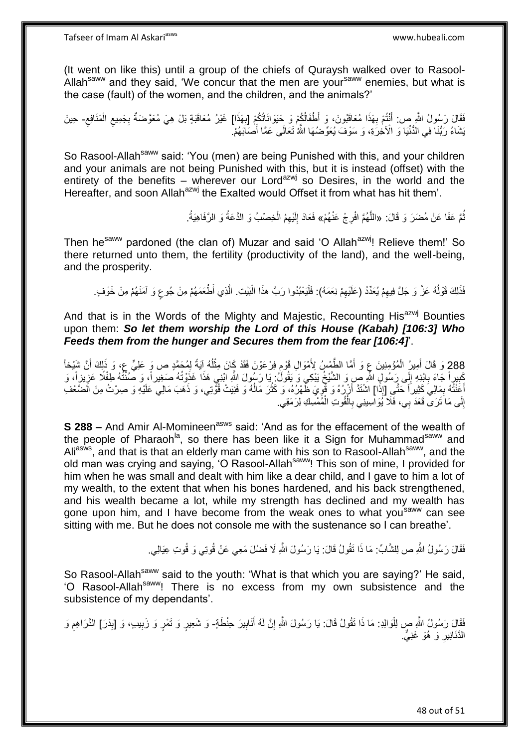(It went on like this) until a group of the chiefs of Quraysh walked over to Rasool-Allah[saww] and they said, 'We concur that the men are your[saww] enemies, but what is the case (fault) of the women, and the children, and the animals?'

فَقَالَ رَسُولُ اللَّهِ ص: أَنْتُمْ بِهَذَا مُعَاقَبُونَ، وَ أَطْفَالُكُمْ وَ حَيَوَانَاتُكُمْ [بِهَذَا] غَيْرُ مُعَاقَبَةٍ بَلْ هِيَ مُعَوَّضَةٌ بِجَمِيعِ الْمَنَافِعِ- حِينَ يَشَاءُ رَبُّنَا فِي الدُّنْيَا وَ الْآخِرَةِ، وَ سَوْفَ يُعَوِّضُهَا اللَّهُ تَعَالَى عَمَّا أَصَابَهُمْ.

So Rasool-Allah[saww] said: 'You (men) are being Punished with this, and your children and your animals are not being Punished with this, but it is instead (offset) with the entirety of the benefits – wherever our Lord[azwj] so Desires, in the world and the Hereafter, and soon Allah[azwj] the Exalted would Offset it from what has hit them'.

ثُمَّ عَفَا عَنْ مُضَرَ وَ قَالَ: «اللَّهُمَّ افْرِجْ عَنْهُمْ» فَعَادَ إِلَيْهِمُ الْخِصْبُ وَ الدَّعَةُ وَ الرَّفَاهِيَةُ.

Then he[saww] pardoned (the clan of) Muzar and said 'O Allah[azwj]! Relieve them!' So there returned unto them, the fertility (productivity of the land), and the well-being, and the prosperity.

فَذَلِكَ قَوْلُهُ عَزَّ وَ جَلَّ فِيهِمْ يُعَدِّدُ (عَلَيْهِمْ نِعَمَهُ): فَلْيَعْبُدُوا رَبَّ هذَا الْبَيْتِ. الَّذِي أَطْعَمَهُمْ مِنْ جُوعٍ وَ آمَنَهُمْ مِنْ خَوْفٍ.

And that is in the Words of the Mighty and Majestic, Recounting His[azwj] Bounties upon them: ***So let them worship the Lord of this House (Kabah) [106:3] Who Feeds them from the hunger and Secures them from the fear [106:4]***'.

288 وَ قَالَ أَمِيرُ الْمُؤْمِنِينَ ع وَ أَمَّا الطَّمْسُ لِأَمْوَالِ قَوْمِ فِرْعَوْنَ فَقَدْ كَانَ مِثْلُهُ آيَةً لِمُحَمَّدٍ ص وَ عَلِيٍّ ع، وَ ذَلِكَ أَنَّ شَيْخاً كَبِيراً جَاءَ بِابْنِهِ إِلَى رَسُولِ اللَّهِ ص وَ الشَّيْخُ يَبْكِي وَ يَقُولُ: يَا رَسُولَ اللَّهِ ابْنِي هَذَا غَذَوْتُهُ صَغِيراً، وَ صُنْتُهُ طِفْلًا عَزِيزاً، وَ أَعَنْتُهُ بِمَالِي كَثِيراً حَتَّى [إِذَا] اشْتَدَّ أَزْرُهُ وَ قَوِيَ ظَهْرُهُ، وَ كَثُرَ مَالُهُ وَ فَنِيَتْ قُوَّتِي، وَ ذَهَبَ مَالِي عَلَيْهِ وَ صِرْتُ مِنَ الضَّعْفِ إِلَى مَا تَرَى قَعَدَ بِي، فَلَا يُوَاسِينِي بِالْقُوتِ الْمُمْسِكِ لِرَمَقِي.

**S 288 –** And Amir Al-Momineen[asws] said: 'And as for the effacement of the wealth of the people of Pharaoh[la], so there has been like it a Sign for Muhammad[saww] and Ali[asws], and that is that an elderly man came with his son to Rasool-Allah[saww], and the old man was crying and saying, 'O Rasool-Allah[saww]! This son of mine, I provided for him when he was small and dealt with him like a dear child, and I gave to him a lot of my wealth, to the extent that when his bones hardened, and his back strengthened, and his wealth became a lot, while my strength has declined and my wealth has gone upon him, and I have become from the weak ones to what you[saww] can see sitting with me. But he does not console me with the sustenance so I can breathe'.

فَقَالَ رَسُولُ اللَّهِ ص لِلشَّابِّ: مَا ذَا تَقُولُ قَالَ: يَا رَسُولَ اللَّهِ لَا فَضْلَ مَعِي عَنْ قُوتِي وَ قُوتِ عِيَالِي.

So Rasool-Allah[saww] said to the youth: 'What is that which you are saying?' He said, 'O Rasool-Allah[saww]! There is no excess from my own subsistence and the subsistence of my dependants'.

فَقَالَ رَسُولُ اللَّهِ ص لِلْوَالِدِ: مَا ذَا تَقُولُ قَالَ: يَا رَسُولَ اللَّهِ إِنَّ لَهُ أَنَابِيرَ حِنْطَةٍ- وَ شَعِيرٍ وَ تَمْرٍ وَ زَبِيبٍ، وَ [بِدَرَ] الدَّرَاهِمِ وَ الدَّنَانِيرِ وَ هُوَ غَنِيٌّ.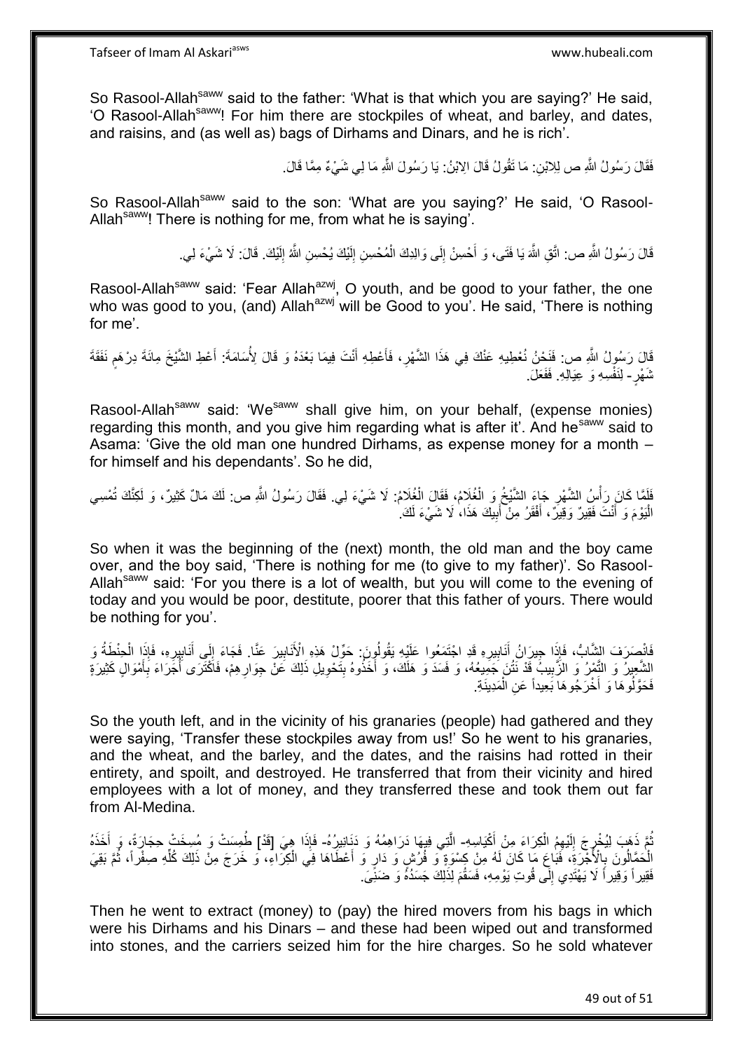So Rasool-Allah[saww] said to the father: 'What is that which you are saying?' He said, 'O Rasool-Allah[saww]! For him there are stockpiles of wheat, and barley, and dates, and raisins, and (as well as) bags of Dirhams and Dinars, and he is rich'.

فَقَالَ رَسُولُ اللَّهِ ص لِلِابْنِ: مَا تَقُولُ قَالَ الِابْنُ: يَا رَسُولَ اللَّهِ مَا لِي شَيْءٌ مِمَّا قَالَ.

So Rasool-Allah[saww] said to the son: 'What are you saying?' He said, 'O Rasool-Allah[saww]! There is nothing for me, from what he is saying'.

قَالَ رَسُولُ اللَّهِ ص: اتَّقِ اللَّهَ يَا فَتَى، وَ أَحْسِنْ إِلَى وَالِدِكَ الْمُحْسِنِ إِلَيْكَ يُحْسِنِ اللَّهُ إِلَيْكَ. قَالَ: لَا شَيْءَ لِي.

Rasool-Allah[saww] said: 'Fear Allah[azwj], O youth, and be good to your father, the one who was good to you, (and) Allah[azwj] will be Good to you'. He said, 'There is nothing for me'.

قَالَ رَسُولُ اللَّهِ ص: فَنَحْنُ نُعْطِيهِ عَنْكَ فِي هَذَا الشَّهْرِ، فَأَعْطِهِ أَنْتَ فِيمَا بَعْدَهُ وَ قَالَ لِأُسَامَةَ: أَعْطِ الشَّيْخَ مِائَةَ دِرْهَمٍ نَفَقَةَ شَهْرٍ- لِنَفْسِهِ وَ عِيَالِهِ. فَفَعَلَ.

Rasool-Allah[saww] said: 'We[saww] shall give him, on your behalf, (expense monies) regarding this month, and you give him regarding what is after it'. And he[saww] said to Asama: 'Give the old man one hundred Dirhams, as expense money for a month – for himself and his dependants'. So he did,

فَلَمَّا كَانَ رَأْسُ الشَّهْرِ جَاءَ الشَّيْخُ وَ الْغُلَامُ، فَقَالَ الْغُلَامُ: لَا شَيْءَ لِي. فَقَالَ رَسُولُ اللَّهِ ص: لَكَ مَالٌ كَثِيرٌ، وَ لَكِنَّكَ تُمْسِي الْيَوْمَ وَ أَنْتَ فَقِيرٌ وَقِيرٌ، أَفْقَرُ مِنْ أَبِيكَ هَذَا، لَا شَيْءَ لَكَ.

So when it was the beginning of the (next) month, the old man and the boy came over, and the boy said, 'There is nothing for me (to give to my father)'. So Rasool-Allah[saww] said: 'For you there is a lot of wealth, but you will come to the evening of today and you would be poor, destitute, poorer that this father of yours. There would be nothing for you'.

فَانْصَرَفَ الشَّابُّ، فَإِذَا جِيرَانُ أَنَابِيرِهِ قَدِ اجْتَمَعُوا عَلَيْهِ يَقُولُونَ: حَوِّلْ هَذِهِ الْأَنَابِيرَ عَنَّا. فَجَاءَ إِلَى أَنَابِيرِهِ، فَإِذَا الْحِنْطَةُ وَ الشَّعِيرُ وَ التَّمْرُ وَ الزَّبِيبُ قَدْ نَتُنَ جَمِيعُهُ، وَ فَسَدَ وَ هَلَكَ، وَ أَخَذُوهُ بِتَحْوِيلِ ذَلِكَ عَنْ جِوَارِهِمْ، فَاكْتَرَى أُجَرَاءَ بِأَمْوَالٍ كَثِيرَةٍ فَحَوَّلُوهَا وَ أَخْرَجُوهَا بَعِيداً عَنِ الْمَدِينَةِ.

So the youth left, and in the vicinity of his granaries (people) had gathered and they were saying, 'Transfer these stockpiles away from us!' So he went to his granaries, and the wheat, and the barley, and the dates, and the raisins had rotted in their entirety, and spoilt, and destroyed. He transferred that from their vicinity and hired employees with a lot of money, and they transferred these and took them out far from Al-Medina.

ثُمَّ ذَهَبَ لِيُخْرِجَ إِلَيْهِمُ الْكِرَاءَ مِنْ أَكْيَاسِهِ- الَّتِي فِيهَا دَرَاهِمُهُ وَ دَنَانِيرُهُ- فَإِذَا هِيَ [قَدْ] طُمِسَتْ وَ مُسِخَتْ حِجَارَةً، وَ أَخَذَهُ الْحَمَّالُونَ بِالْأُجْرَةِ، فَبَاعَ مَا كَانَ لَهُ مِنْ كِسْوَةٍ وَ فُرُشٍ وَ دَارٍ وَ أَعْطَاهَا فِي الْكِرَاءِ، وَ خَرَجَ مِنْ ذَلِكَ كُلِّهِ صِفْراً، ثُمَّ بَقِيَ فَقِيراً وَقِيراً لَا يَهْتَدِي إِلَى قُوتِ يَوْمِهِ، فَسَقُمَ لِذَلِكَ جَسَدُهُ وَ ضَنِيَ.

Then he went to extract (money) to (pay) the hired movers from his bags in which were his Dirhams and his Dinars – and these had been wiped out and transformed into stones, and the carriers seized him for the hire charges. So he sold whatever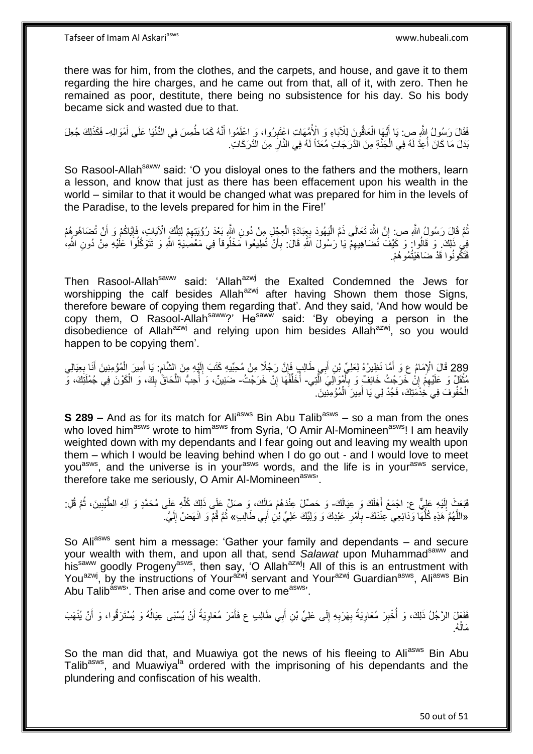there was for him, from the clothes, and the carpets, and house, and gave it to them regarding the hire charges, and he came out from that, all of it, with zero. Then he remained as poor, destitute, there being no subsistence for his day. So his body became sick and wasted due to that.

فَقَالَ رَسُولُ اللَّهِ ص: يَا أَيُّهَا الْعَاقُّونَ لِلْآبَاءِ وَ الْأُمَّهَاتِ اعْتَبِرُوا، وَ اعْلَمُوا أَنَّهُ كَمَا طُمِسَ فِي الدُّنْيَا عَلَى أَمْوَالِهِ- فَكَذَلِكَ جُعِلَ بَدَلَ مَا كَانَ أُعِدَّ لَهُ فِي الْجَنَّةِ مِنَ الدَّرَجَاتِ مُعَدّاً لَهُ فِي النَّارِ مِنَ الدَّرَكَاتِ.

So Rasool-Allah[saww] said: 'O you disloyal ones to the fathers and the mothers, learn a lesson, and know that just as there has been effacement upon his wealth in the world – similar to that it would be changed what was prepared for him in the levels of the Paradise, to the levels prepared for him in the Fire!'

ثُمَّ قَالَ رَسُولُ اللَّهِ ص: إِنَّ اللَّهَ تَعَالَى ذَمَّ الْيَهُودَ بِعِبَادَةِ الْعِجْلِ مِنْ دُونِ اللَّهِ بَعْدَ رُؤْيَتِهِمْ لِتِلْكَ الْآيَاتِ، فَإِيَّاكُمْ وَ أَنْ تُضَاهُوهُمْ فِي ذَلِكَ. وَ قَالُوا: وَ كَيْفَ نُضَاهِيهِمْ يَا رَسُولَ اللَّهِ قَالَ: بِأَنْ تُطِيعُوا مَخْلُوقاً فِي مَعْصِيَةِ اللَّهِ وَ تَتَوَكَّلُوا عَلَيْهِ مِنْ دُونِ اللَّهِ، فَتَكُونُوا قَدْ ضَاهَيْتُمُوهُمْ.

Then Rasool-Allah[saww] said: 'Allah[azwj] the Exalted Condemned the Jews for worshipping the calf besides Allah[azwj] after having Shown them those Signs, therefore beware of copying them regarding that'. And they said, 'And how would be copy them, O Rasool-Allah[saww]?' He[saww] said: 'By obeying a person in the disobedience of Allah[azwj] and relying upon him besides Allah[azwj], so you would happen to be copying them'.

289 قَالَ الْإِمَامُ ع وَ أَمَّا نَظِيرُهُ لِعَلِيِّ بْنِ أَبِي طَالِبٍ فَإِنَّ رَجُلًا مِنْ مُحِبِّيهِ كَتَبَ إِلَيْهِ مِنَ الشَّامِ: يَا أَمِيرَ الْمُؤْمِنِينَ أَنَا بِعِيَالِي مُثْقَلٌ وَ عَلَيْهِمْ إِنْ خَرَجْتُ خَائِفٌ وَ بِأَمْوَالِيَ الَّتِي- أُخَلِّفُهَا إِنْ خَرَجْتُ- ضَنِينٌ، وَ أُحِبُّ اللَّحَاقَ بِكَ، وَ الْكَوْنَ فِي جُمْلَتِكَ، وَ الْحُفُوفَ فِي خِدْمَتِكَ، فَجُدْ لِي يَا أَمِيرَ الْمُؤْمِنِينَ.

**S 289 –** And as for its match for Ali[asws] Bin Abu Talib[asws] – so a man from the ones who loved him[asws] wrote to him[asws] from Syria, 'O Amir Al-Momineen[asws]! I am heavily weighted down with my dependants and I fear going out and leaving my wealth upon them – which I would be leaving behind when I do go out - and I would love to meet you[asws], and the universe is in your[asws] words, and the life is in your[asws] service, therefore take me seriously, O Amir Al-Momineen[asws]'.

فَبَعَثَ إِلَيْهِ عَلِيٌّ ع: اجْمَعْ أَهْلَكَ وَ عِيَالَكَ- وَ حَصِّلْ عِنْدَهُمْ مَالَكَ، وَ صَلِّ عَلَى ذَلِكَ كُلِّهِ عَلَى مُحَمَّدٍ وَ آلِهِ الطَّيِّبِينَ، ثُمَّ قُلِ: «اللَّهُمَّ هَذِهِ كُلُّهَا وَدَائِعِي عِنْدَكَ- بِأَمْرِ عَبْدِكَ وَ وَلِيِّكَ عَلِيِّ بْنِ أَبِي طَالِبٍ» ثُمَّ قُمْ وَ انْهَضْ إِلَيَّ.

So Ali[asws] sent him a message: 'Gather your family and dependants – and secure your wealth with them, and upon all that, send *Salawat* upon Muhammad[saww] and his[saww] goodly Progeny[asws], then say, 'O Allah[azwj]! All of this is an entrustment with You[azwj], by the instructions of Your[azwj] servant and Your[azwj] Guardian[asws], Ali[asws] Bin Abu Talib[asws]'. Then arise and come over to me[asws]'.

فَفَعَلَ الرَّجُلُ ذَلِكَ، وَ أُخْبِرَ مُعَاوِيَةُ بِهَرَبِهِ إِلَى عَلِيِّ بْنِ أَبِي طَالِبٍ ع فَأَمَرَ مُعَاوِيَةُ أَنْ يُسْبَى عِيَالُهُ وَ يُسْتَرَقُّوا، وَ أَنْ يُنْهَبَ مَالُهُ.

So the man did that, and Muawiya got the news of his fleeing to Ali[asws] Bin Abu Talib[asws], and Muawiya[la] ordered with the imprisoning of his dependants and the plundering and confiscation of his wealth.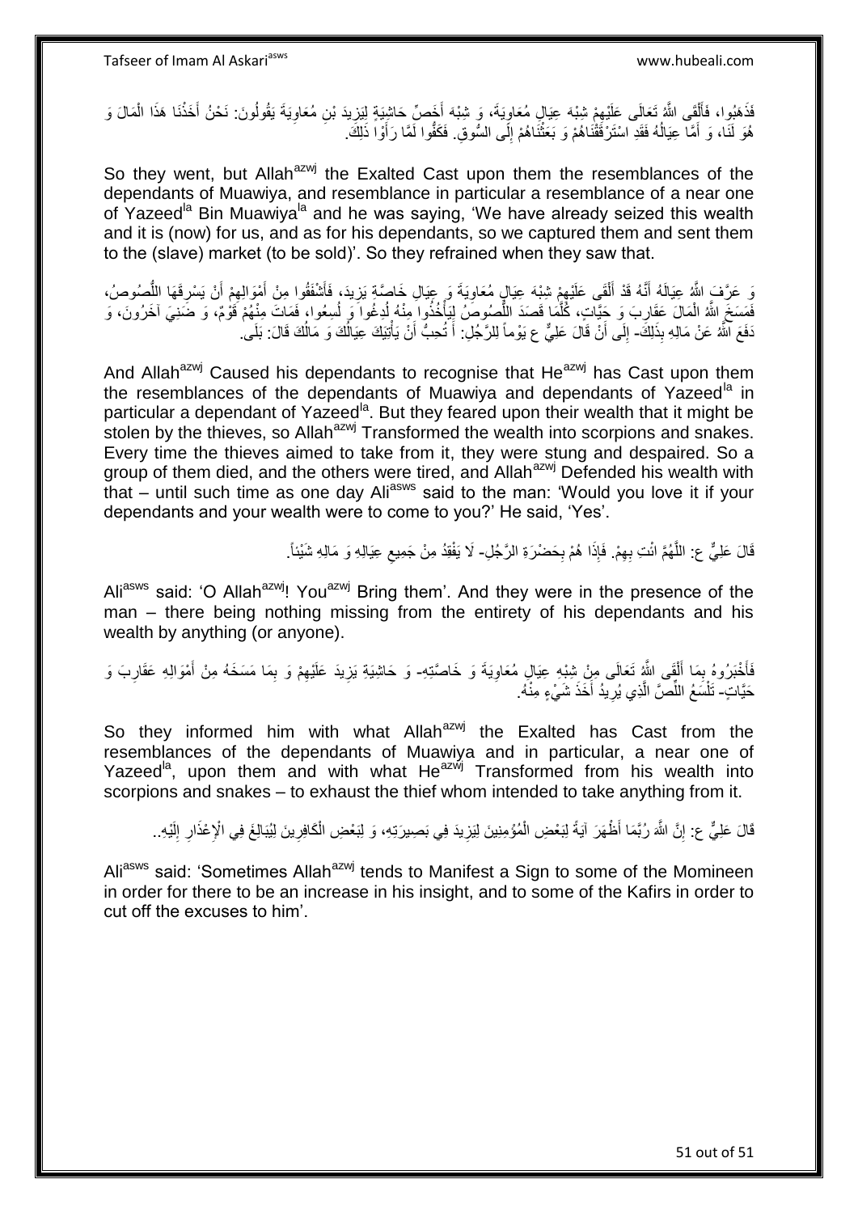فَذَهَبُوا، فَأَلْقَى اللَّهُ تَعَالَى عَلَيْهِمْ شِبْهَ عِيَالِ مُعَاوِيَةَ، وَ شِبْهَ أَخَصِّ حَاشِيَةٍ لِيَزِيدَ بْنِ مُعَاوِيَةَ يَقُولُونَ: نَحْنُ أَخَذْنَا هَذَا الْمَالَ وَ هُوَ لَنَا، وَ أَمَّا عِيَالُهُ فَقَدِ اسْتَرْقَقْنَاهُمْ وَ بَعَثْنَاهُمْ إِلَى السُّوقِ. فَكَفُّوا لَمَّا رَأَوْا ذَلِكَ.

So they went, but Allah[azwj] the Exalted Cast upon them the resemblances of the dependants of Muawiya, and resemblance in particular a resemblance of a near one of Yazeed[la] Bin Muawiya[la] and he was saying, 'We have already seized this wealth and it is (now) for us, and as for his dependants, so we captured them and sent them to the (slave) market (to be sold)'. So they refrained when they saw that.

وَ عَرَّفَ اللَّهُ عِيَالَهُ أَنَّهُ قَدْ أَلْقَى عَلَيْهِمْ شِبْهَ عِيَالِ مُعَاوِيَةَ وَ عِيَالِ خَاصَّةِ يَزِيدَ، فَأَشْفَقُوا مِنْ أَمْوَالِهِمْ أَنْ يَسْرِقَهَا اللُّصُوصُ، فَمَسَخَ اللَّهُ الْمَالَ عَقَارِبَ وَ حَيَّاتٍ، كُلَّمَا قَصَدَ اللُّصُوصُ لِيَأْخُذُوا مِنْهُ لُدِغُوا وَ لُسِعُوا، فَمَاتَ مِنْهُمْ قَوْمٌ، وَ ضَنِيَ آخَرُونَ، وَ دَفَعَ اللَّهُ عَنْ مَالِهِ بِذَلِكَ- إِلَى أَنْ قَالَ عَلِيٌّ ع يَوْماً لِلرَّجُلِ: أَ تُحِبُّ أَنْ يَأْتِيَكَ عِيَالُكَ وَ مَالُكَ قَالَ: بَلَى.

And Allah[azwj] Caused his dependants to recognise that He[azwj] has Cast upon them the resemblances of the dependants of Muawiya and dependants of Yazeed[la] in particular a dependant of Yazeed[la]. But they feared upon their wealth that it might be stolen by the thieves, so Allah[azwj] Transformed the wealth into scorpions and snakes. Every time the thieves aimed to take from it, they were stung and despaired. So a group of them died, and the others were tired, and Allah[azwj] Defended his wealth with that – until such time as one day Ali[asws] said to the man: 'Would you love it if your dependants and your wealth were to come to you?' He said, 'Yes'.

قَالَ عَلِيٌّ ع: اللَّهُمَّ ائْتِ بِهِمْ. فَإِذَا هُمْ بِحَضْرَةِ الرَّجُلِ- لَا يَفْقِدُ مِنْ جَمِيعِ عِيَالِهِ وَ مَالِهِ شَيْئاً.

Ali[asws] said: 'O Allah[azwj]! You[azwj] Bring them'. And they were in the presence of the man – there being nothing missing from the entirety of his dependants and his wealth by anything (or anyone).

فَأَخْبَرُوهُ بِمَا أَلْقَى اللَّهُ تَعَالَى مِنْ شِبْهِ عِيَالِ مُعَاوِيَةَ وَ خَاصَّتِهِ- وَ حَاشِيَةِ يَزِيدَ عَلَيْهِمْ وَ بِمَا مَسَخَهُ مِنْ أَمْوَالِهِ عَقَارِبَ وَ حَيَّاتٍ- تَلْسَعُ اللِّصَّ الَّذِي يُرِيدُ أَخْذَ شَيْءٍ مِنْهُ.

So they informed him with what Allah[azwj] the Exalted has Cast from the resemblances of the dependants of Muawiya and in particular, a near one of Yazeed[la], upon them and with what He[azwj] Transformed from his wealth into scorpions and snakes – to exhaust the thief whom intended to take anything from it.

قَالَ عَلِيٌّ ع: إِنَّ اللَّهَ رُبَّمَا أَظْهَرَ آيَةً لِبَعْضِ الْمُؤْمِنِينَ لِيَزِيدَ فِي بَصِيرَتِهِ، وَ لِبَعْضِ الْكَافِرِينَ لِيُبَالِغَ فِي الْإِعْذَارِ إِلَيْهِ..

Ali[asws] said: 'Sometimes Allah[azwj] tends to Manifest a Sign to some of the Momineen in order for there to be an increase in his insight, and to some of the Kafirs in order to cut off the excuses to him'.